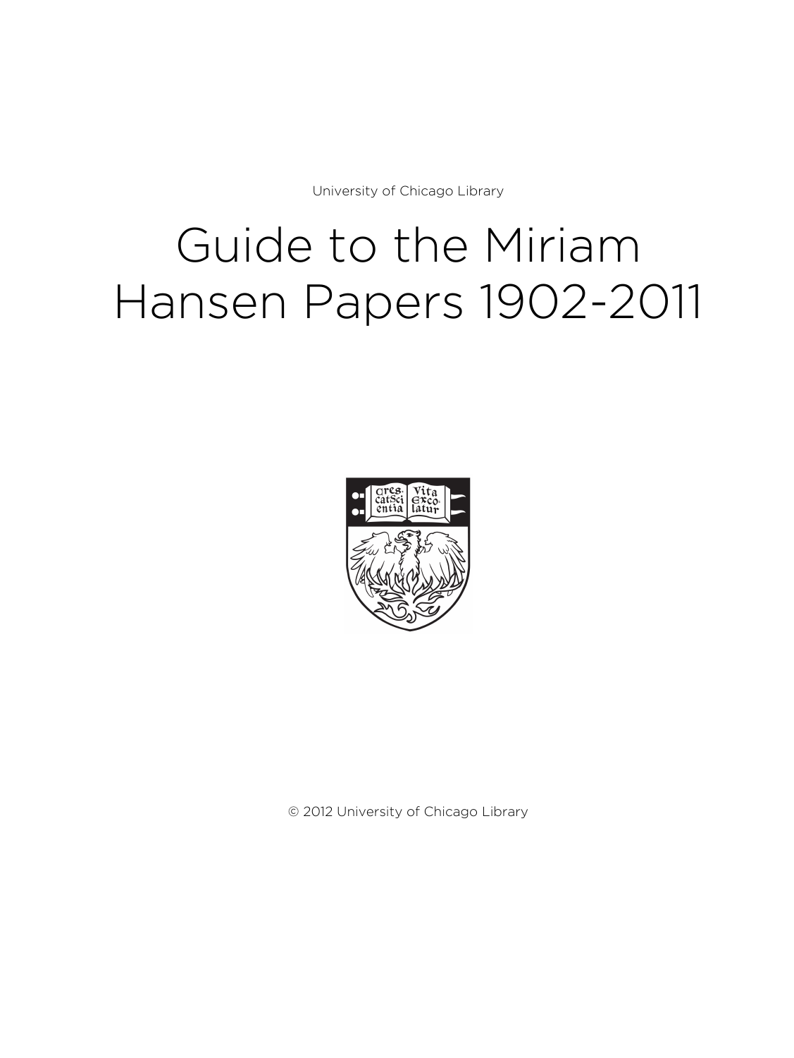University of Chicago Library

# Guide to the Miriam Hansen Papers 1902-2011

© 2012 University of Chicago Library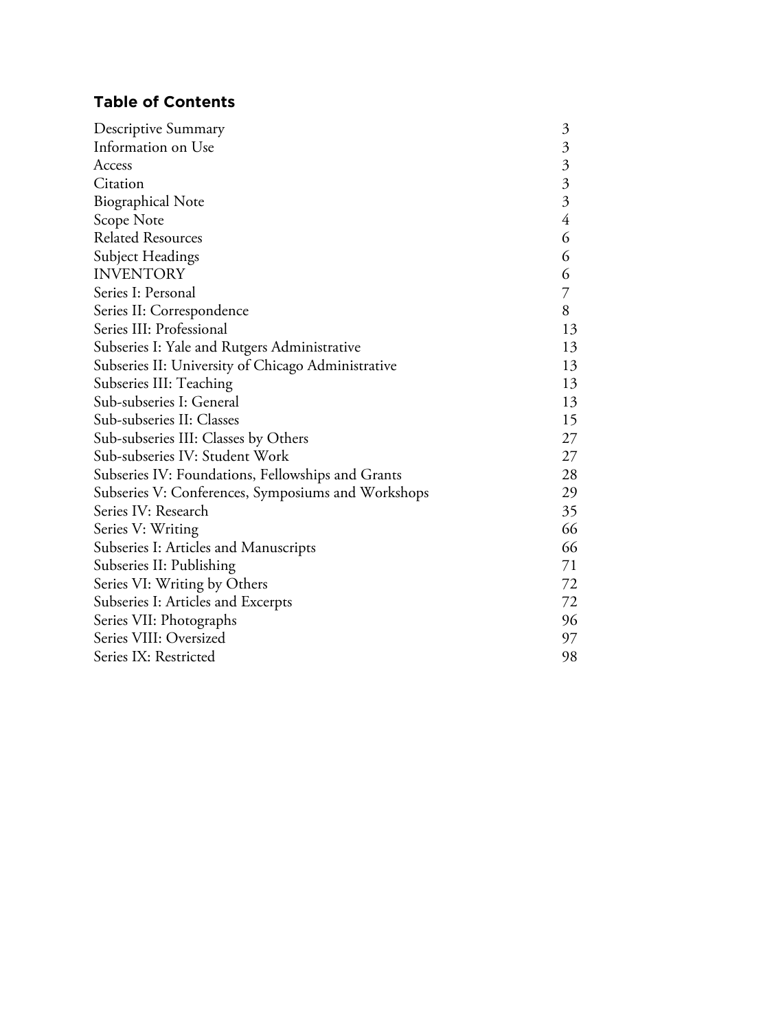## Table of Contents

| | |
|---|---|
| Descriptive Summary | 3 |
| Information on Use | 3 |
| Access | 3 |
| Citation | 3 |
| Biographical Note | 3 |
| Scope Note | 4 |
| Related Resources | 6 |
| Subject Headings | 6 |
| INVENTORY | 6 |
| Series I: Personal | 7 |
| Series II: Correspondence | 8 |
| Series III: Professional | 13 |
| Subseries I: Yale and Rutgers Administrative | 13 |
| Subseries II: University of Chicago Administrative | 13 |
| Subseries III: Teaching | 13 |
| Sub-subseries I: General | 13 |
| Sub-subseries II: Classes | 15 |
| Sub-subseries III: Classes by Others | 27 |
| Sub-subseries IV: Student Work | 27 |
| Subseries IV: Foundations, Fellowships and Grants | 28 |
| Subseries V: Conferences, Symposiums and Workshops | 29 |
| Series IV: Research | 35 |
| Series V: Writing | 66 |
| Subseries I: Articles and Manuscripts | 66 |
| Subseries II: Publishing | 71 |
| Series VI: Writing by Others | 72 |
| Subseries I: Articles and Excerpts | 72 |
| Series VII: Photographs | 96 |
| Series VIII: Oversized | 97 |
| Series IX: Restricted | 98 |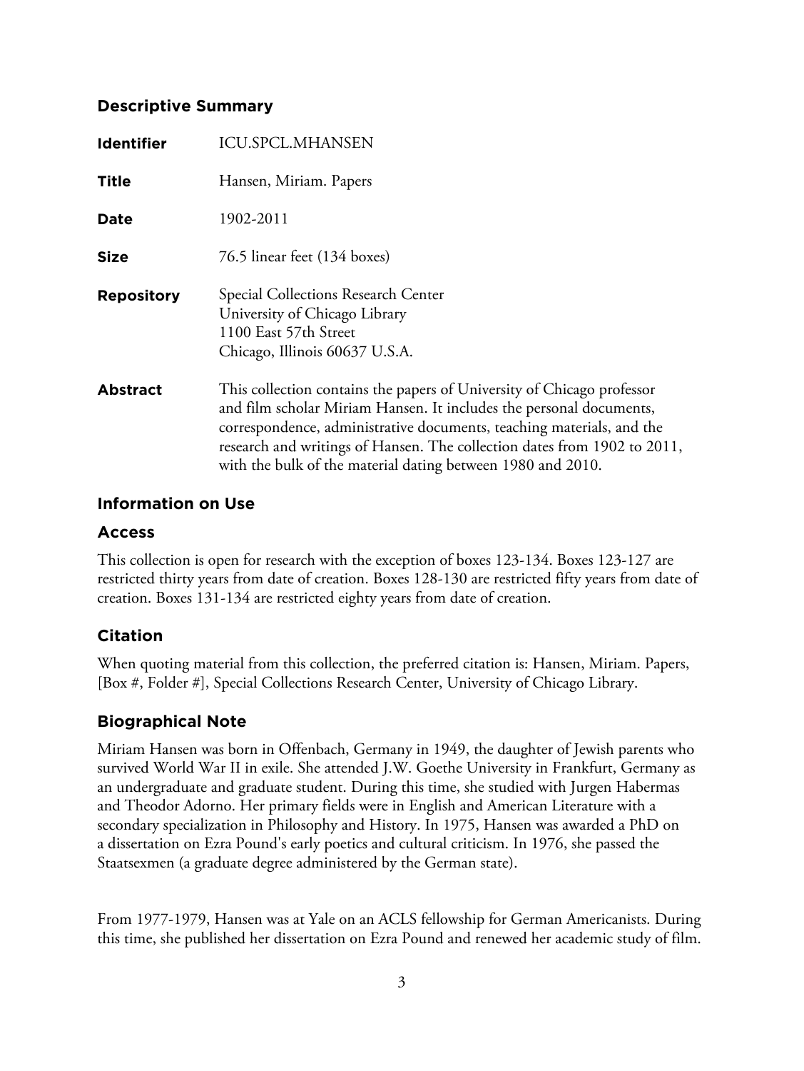## Descriptive Summary

| | |
|---|---|
| **Identifier** | ICU.SPCL.MHANSEN |
| **Title** | Hansen, Miriam. Papers |
| **Date** | 1902-2011 |
| **Size** | 76.5 linear feet (134 boxes) |
| **Repository** | Special Collections Research Center<br>University of Chicago Library<br>1100 East 57th Street<br>Chicago, Illinois 60637 U.S.A. |
| **Abstract** | This collection contains the papers of University of Chicago professor and film scholar Miriam Hansen. It includes the personal documents, correspondence, administrative documents, teaching materials, and the research and writings of Hansen. The collection dates from 1902 to 2011, with the bulk of the material dating between 1980 and 2010. |

## Information on Use

### Access

This collection is open for research with the exception of boxes 123-134. Boxes 123-127 are restricted thirty years from date of creation. Boxes 128-130 are restricted fifty years from date of creation. Boxes 131-134 are restricted eighty years from date of creation.

### Citation

When quoting material from this collection, the preferred citation is: Hansen, Miriam. Papers, [Box #, Folder #], Special Collections Research Center, University of Chicago Library.

## Biographical Note

Miriam Hansen was born in Offenbach, Germany in 1949, the daughter of Jewish parents who survived World War II in exile. She attended J.W. Goethe University in Frankfurt, Germany as an undergraduate and graduate student. During this time, she studied with Jurgen Habermas and Theodor Adorno. Her primary fields were in English and American Literature with a secondary specialization in Philosophy and History. In 1975, Hansen was awarded a PhD on a dissertation on Ezra Pound's early poetics and cultural criticism. In 1976, she passed the Staatsexmen (a graduate degree administered by the German state).

From 1977-1979, Hansen was at Yale on an ACLS fellowship for German Americanists. During this time, she published her dissertation on Ezra Pound and renewed her academic study of film.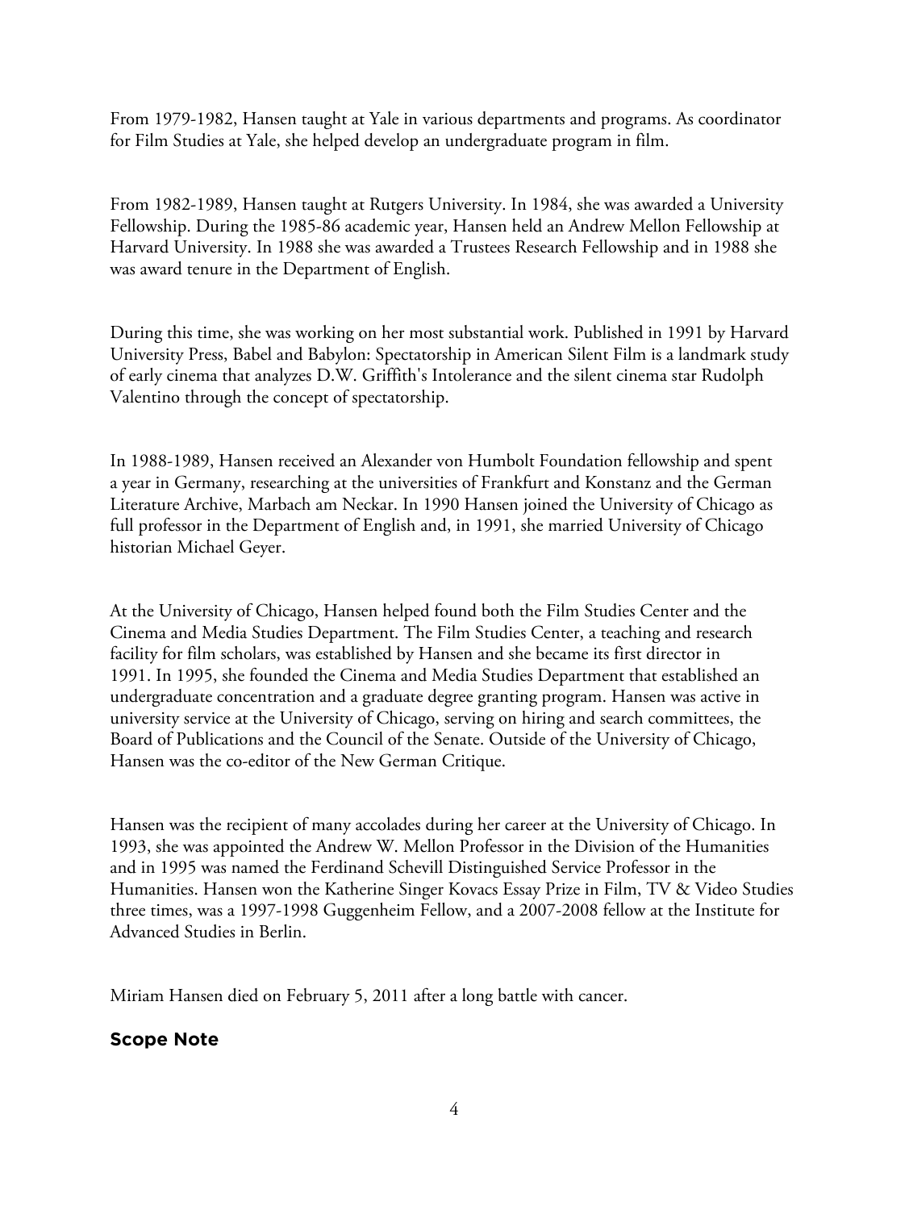From 1979-1982, Hansen taught at Yale in various departments and programs. As coordinator for Film Studies at Yale, she helped develop an undergraduate program in film.

From 1982-1989, Hansen taught at Rutgers University. In 1984, she was awarded a University Fellowship. During the 1985-86 academic year, Hansen held an Andrew Mellon Fellowship at Harvard University. In 1988 she was awarded a Trustees Research Fellowship and in 1988 she was award tenure in the Department of English.

During this time, she was working on her most substantial work. Published in 1991 by Harvard University Press, Babel and Babylon: Spectatorship in American Silent Film is a landmark study of early cinema that analyzes D.W. Griffith's Intolerance and the silent cinema star Rudolph Valentino through the concept of spectatorship.

In 1988-1989, Hansen received an Alexander von Humbolt Foundation fellowship and spent a year in Germany, researching at the universities of Frankfurt and Konstanz and the German Literature Archive, Marbach am Neckar. In 1990 Hansen joined the University of Chicago as full professor in the Department of English and, in 1991, she married University of Chicago historian Michael Geyer.

At the University of Chicago, Hansen helped found both the Film Studies Center and the Cinema and Media Studies Department. The Film Studies Center, a teaching and research facility for film scholars, was established by Hansen and she became its first director in 1991. In 1995, she founded the Cinema and Media Studies Department that established an undergraduate concentration and a graduate degree granting program. Hansen was active in university service at the University of Chicago, serving on hiring and search committees, the Board of Publications and the Council of the Senate. Outside of the University of Chicago, Hansen was the co-editor of the New German Critique.

Hansen was the recipient of many accolades during her career at the University of Chicago. In 1993, she was appointed the Andrew W. Mellon Professor in the Division of the Humanities and in 1995 was named the Ferdinand Schevill Distinguished Service Professor in the Humanities. Hansen won the Katherine Singer Kovacs Essay Prize in Film, TV & Video Studies three times, was a 1997-1998 Guggenheim Fellow, and a 2007-2008 fellow at the Institute for Advanced Studies in Berlin.

Miriam Hansen died on February 5, 2011 after a long battle with cancer.

## Scope Note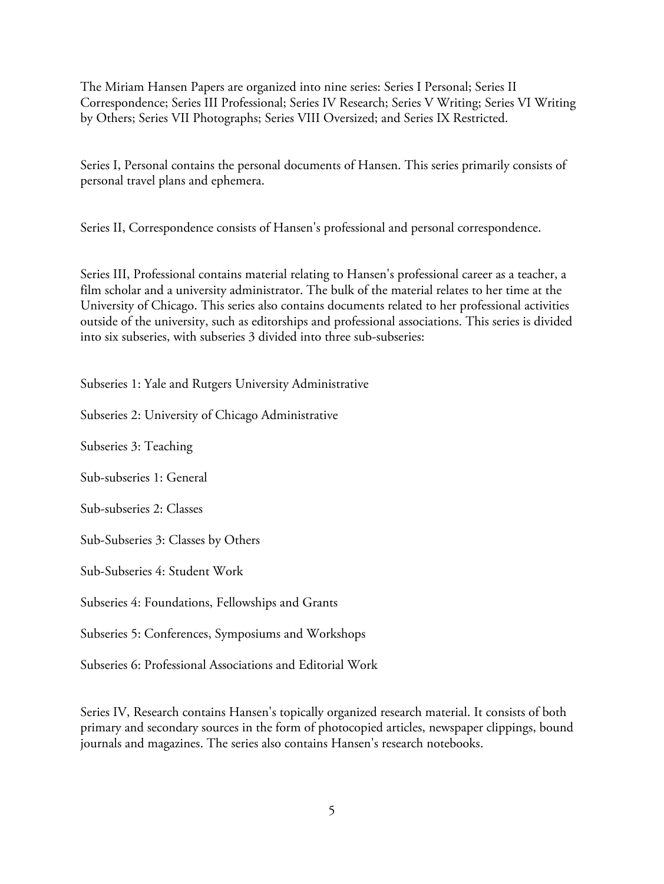The Miriam Hansen Papers are organized into nine series: Series I Personal; Series II Correspondence; Series III Professional; Series IV Research; Series V Writing; Series VI Writing by Others; Series VII Photographs; Series VIII Oversized; and Series IX Restricted.

Series I, Personal contains the personal documents of Hansen. This series primarily consists of personal travel plans and ephemera.

Series II, Correspondence consists of Hansen's professional and personal correspondence.

Series III, Professional contains material relating to Hansen's professional career as a teacher, a film scholar and a university administrator. The bulk of the material relates to her time at the University of Chicago. This series also contains documents related to her professional activities outside of the university, such as editorships and professional associations. This series is divided into six subseries, with subseries 3 divided into three sub-subseries:

Subseries 1: Yale and Rutgers University Administrative

Subseries 2: University of Chicago Administrative

Subseries 3: Teaching

Sub-subseries 1: General

Sub-subseries 2: Classes

Sub-Subseries 3: Classes by Others

Sub-Subseries 4: Student Work

Subseries 4: Foundations, Fellowships and Grants

Subseries 5: Conferences, Symposiums and Workshops

Subseries 6: Professional Associations and Editorial Work

Series IV, Research contains Hansen's topically organized research material. It consists of both primary and secondary sources in the form of photocopied articles, newspaper clippings, bound journals and magazines. The series also contains Hansen's research notebooks.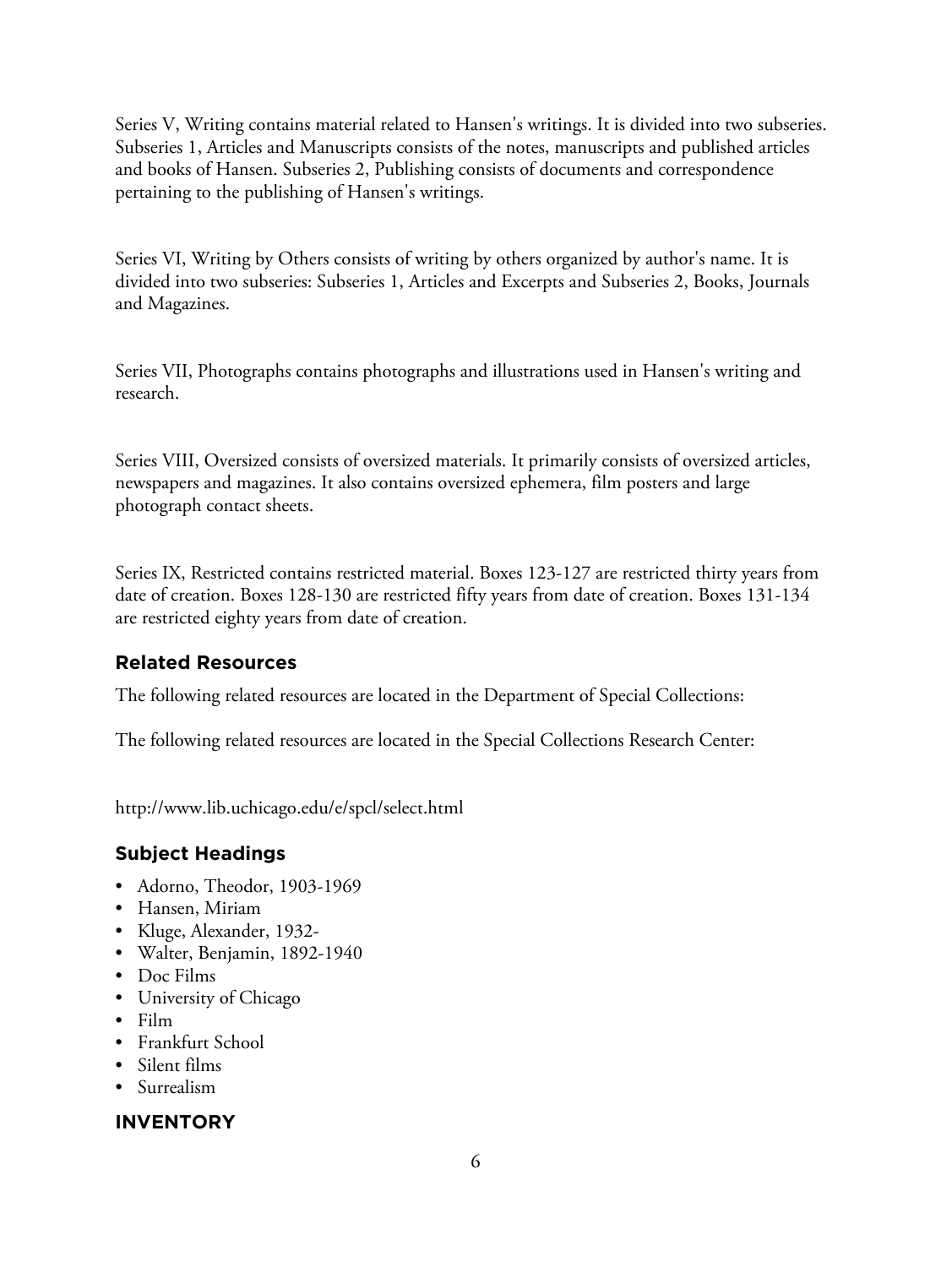Series V, Writing contains material related to Hansen's writings. It is divided into two subseries. Subseries 1, Articles and Manuscripts consists of the notes, manuscripts and published articles and books of Hansen. Subseries 2, Publishing consists of documents and correspondence pertaining to the publishing of Hansen's writings.

Series VI, Writing by Others consists of writing by others organized by author's name. It is divided into two subseries: Subseries 1, Articles and Excerpts and Subseries 2, Books, Journals and Magazines.

Series VII, Photographs contains photographs and illustrations used in Hansen's writing and research.

Series VIII, Oversized consists of oversized materials. It primarily consists of oversized articles, newspapers and magazines. It also contains oversized ephemera, film posters and large photograph contact sheets.

Series IX, Restricted contains restricted material. Boxes 123-127 are restricted thirty years from date of creation. Boxes 128-130 are restricted fifty years from date of creation. Boxes 131-134 are restricted eighty years from date of creation.

## Related Resources

The following related resources are located in the Department of Special Collections:

The following related resources are located in the Special Collections Research Center:

http://www.lib.uchicago.edu/e/spcl/select.html

## Subject Headings

- Adorno, Theodor, 1903-1969
- Hansen, Miriam
- Kluge, Alexander, 1932-
- Walter, Benjamin, 1892-1940
- Doc Films
- University of Chicago
- Film
- Frankfurt School
- Silent films
- Surrealism

## INVENTORY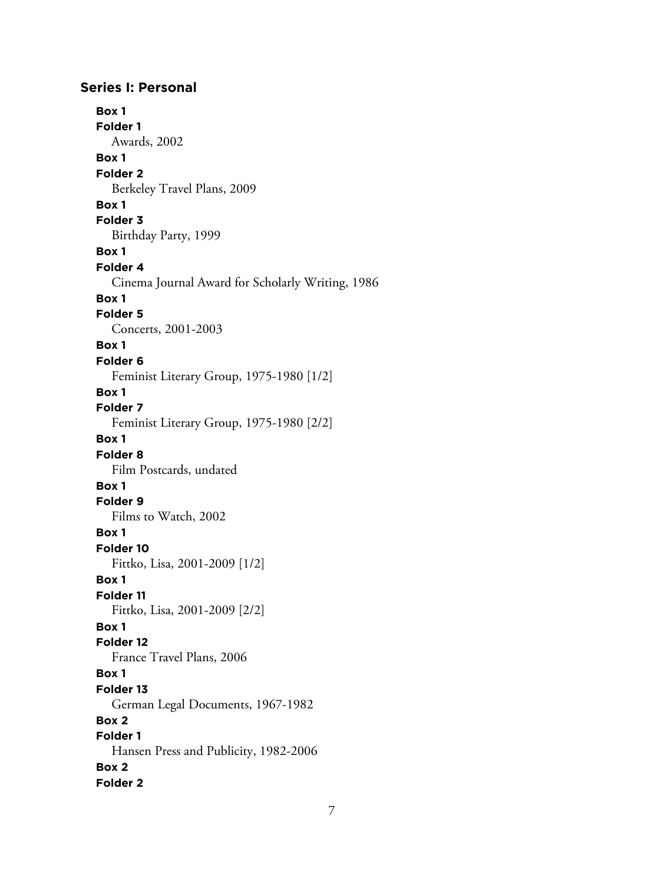## Series I: Personal

**Box 1**
**Folder 1**
Awards, 2002

**Box 1**
**Folder 2**
Berkeley Travel Plans, 2009

**Box 1**
**Folder 3**
Birthday Party, 1999

**Box 1**
**Folder 4**
Cinema Journal Award for Scholarly Writing, 1986

**Box 1**
**Folder 5**
Concerts, 2001-2003

**Box 1**
**Folder 6**
Feminist Literary Group, 1975-1980 [1/2]

**Box 1**
**Folder 7**
Feminist Literary Group, 1975-1980 [2/2]

**Box 1**
**Folder 8**
Film Postcards, undated

**Box 1**
**Folder 9**
Films to Watch, 2002

**Box 1**
**Folder 10**
Fittko, Lisa, 2001-2009 [1/2]

**Box 1**
**Folder 11**
Fittko, Lisa, 2001-2009 [2/2]

**Box 1**
**Folder 12**
France Travel Plans, 2006

**Box 1**
**Folder 13**
German Legal Documents, 1967-1982

**Box 2**
**Folder 1**
Hansen Press and Publicity, 1982-2006

**Box 2**
**Folder 2**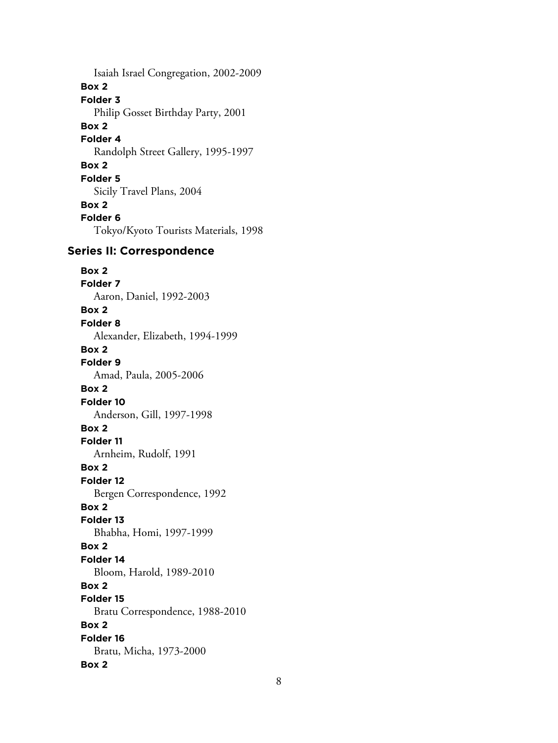Isaiah Israel Congregation, 2002-2009

**Box 2**

**Folder 3**

Philip Gosset Birthday Party, 2001

**Box 2**

**Folder 4**

Randolph Street Gallery, 1995-1997

**Box 2**

**Folder 5**

Sicily Travel Plans, 2004

**Box 2**

**Folder 6**

Tokyo/Kyoto Tourists Materials, 1998

## Series II: Correspondence

**Box 2**

**Folder 7**

Aaron, Daniel, 1992-2003

**Box 2**

**Folder 8**

Alexander, Elizabeth, 1994-1999

**Box 2**

**Folder 9**

Amad, Paula, 2005-2006

**Box 2**

**Folder 10**

Anderson, Gill, 1997-1998

**Box 2**

**Folder 11**

Arnheim, Rudolf, 1991

**Box 2**

**Folder 12**

Bergen Correspondence, 1992

**Box 2**

**Folder 13**

Bhabha, Homi, 1997-1999

**Box 2**

**Folder 14**

Bloom, Harold, 1989-2010

**Box 2**

**Folder 15**

Bratu Correspondence, 1988-2010

**Box 2**

**Folder 16**

Bratu, Micha, 1973-2000

**Box 2**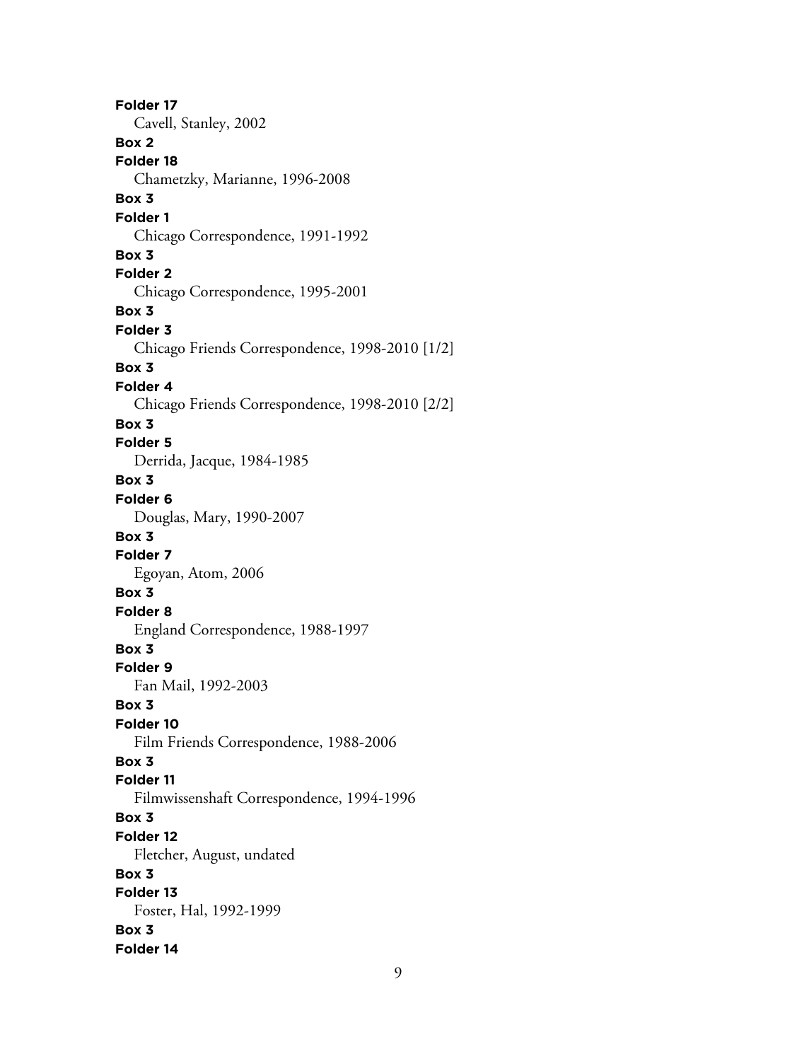**Folder 17**
Cavell, Stanley, 2002

**Box 2**
**Folder 18**
Chametzky, Marianne, 1996-2008

**Box 3**
**Folder 1**
Chicago Correspondence, 1991-1992

**Box 3**
**Folder 2**
Chicago Correspondence, 1995-2001

**Box 3**
**Folder 3**
Chicago Friends Correspondence, 1998-2010 [1/2]

**Box 3**
**Folder 4**
Chicago Friends Correspondence, 1998-2010 [2/2]

**Box 3**
**Folder 5**
Derrida, Jacque, 1984-1985

**Box 3**
**Folder 6**
Douglas, Mary, 1990-2007

**Box 3**
**Folder 7**
Egoyan, Atom, 2006

**Box 3**
**Folder 8**
England Correspondence, 1988-1997

**Box 3**
**Folder 9**
Fan Mail, 1992-2003

**Box 3**
**Folder 10**
Film Friends Correspondence, 1988-2006

**Box 3**
**Folder 11**
Filmwissenshaft Correspondence, 1994-1996

**Box 3**
**Folder 12**
Fletcher, August, undated

**Box 3**
**Folder 13**
Foster, Hal, 1992-1999

**Box 3**
**Folder 14**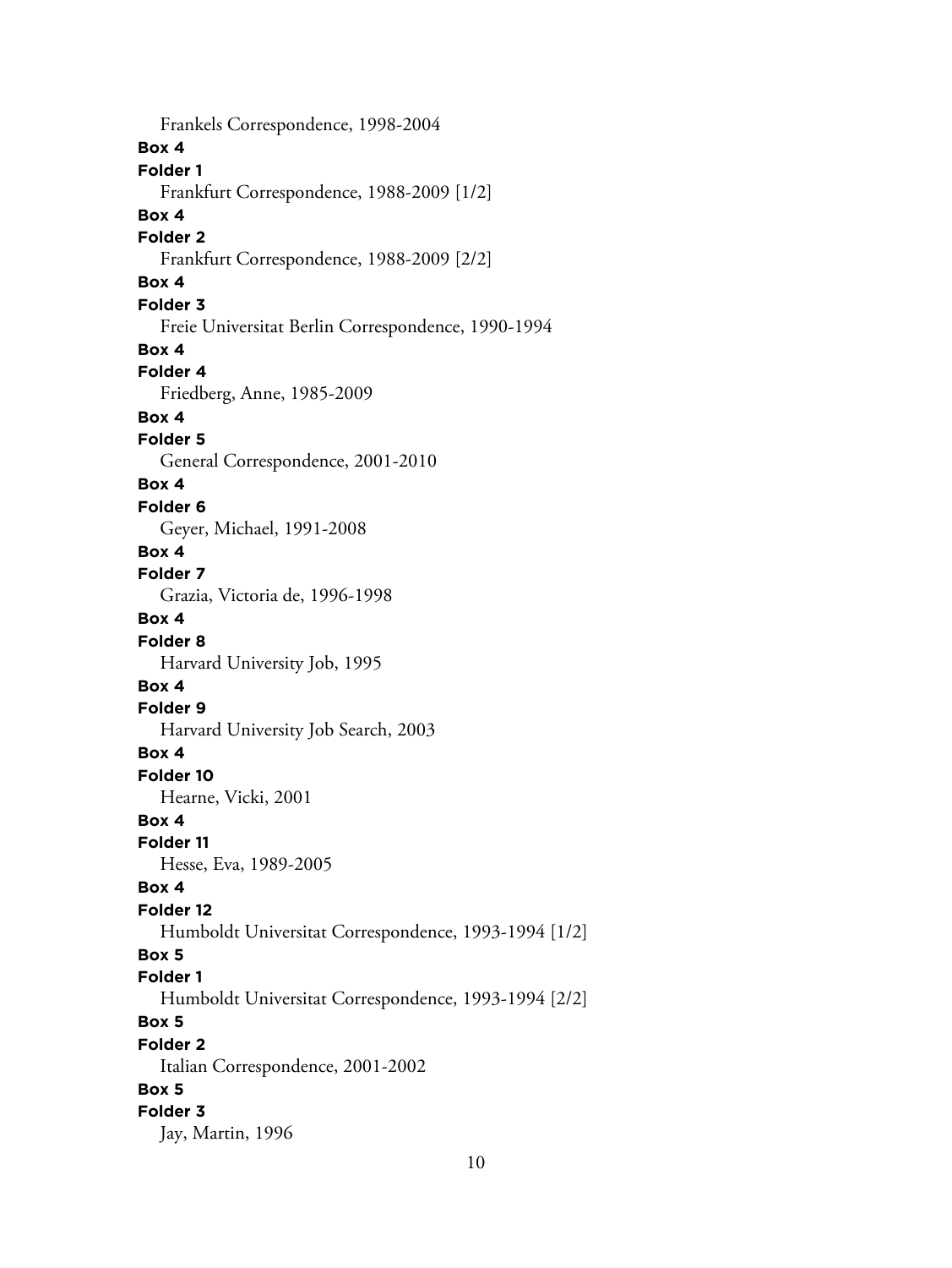Frankels Correspondence, 1998-2004

**Box 4**
**Folder 1**
Frankfurt Correspondence, 1988-2009 [1/2]

**Box 4**
**Folder 2**
Frankfurt Correspondence, 1988-2009 [2/2]

**Box 4**
**Folder 3**
Freie Universitat Berlin Correspondence, 1990-1994

**Box 4**
**Folder 4**
Friedberg, Anne, 1985-2009

**Box 4**
**Folder 5**
General Correspondence, 2001-2010

**Box 4**
**Folder 6**
Geyer, Michael, 1991-2008

**Box 4**
**Folder 7**
Grazia, Victoria de, 1996-1998

**Box 4**
**Folder 8**
Harvard University Job, 1995

**Box 4**
**Folder 9**
Harvard University Job Search, 2003

**Box 4**
**Folder 10**
Hearne, Vicki, 2001

**Box 4**
**Folder 11**
Hesse, Eva, 1989-2005

**Box 4**
**Folder 12**
Humboldt Universitat Correspondence, 1993-1994 [1/2]

**Box 5**
**Folder 1**
Humboldt Universitat Correspondence, 1993-1994 [2/2]

**Box 5**
**Folder 2**
Italian Correspondence, 2001-2002

**Box 5**
**Folder 3**
Jay, Martin, 1996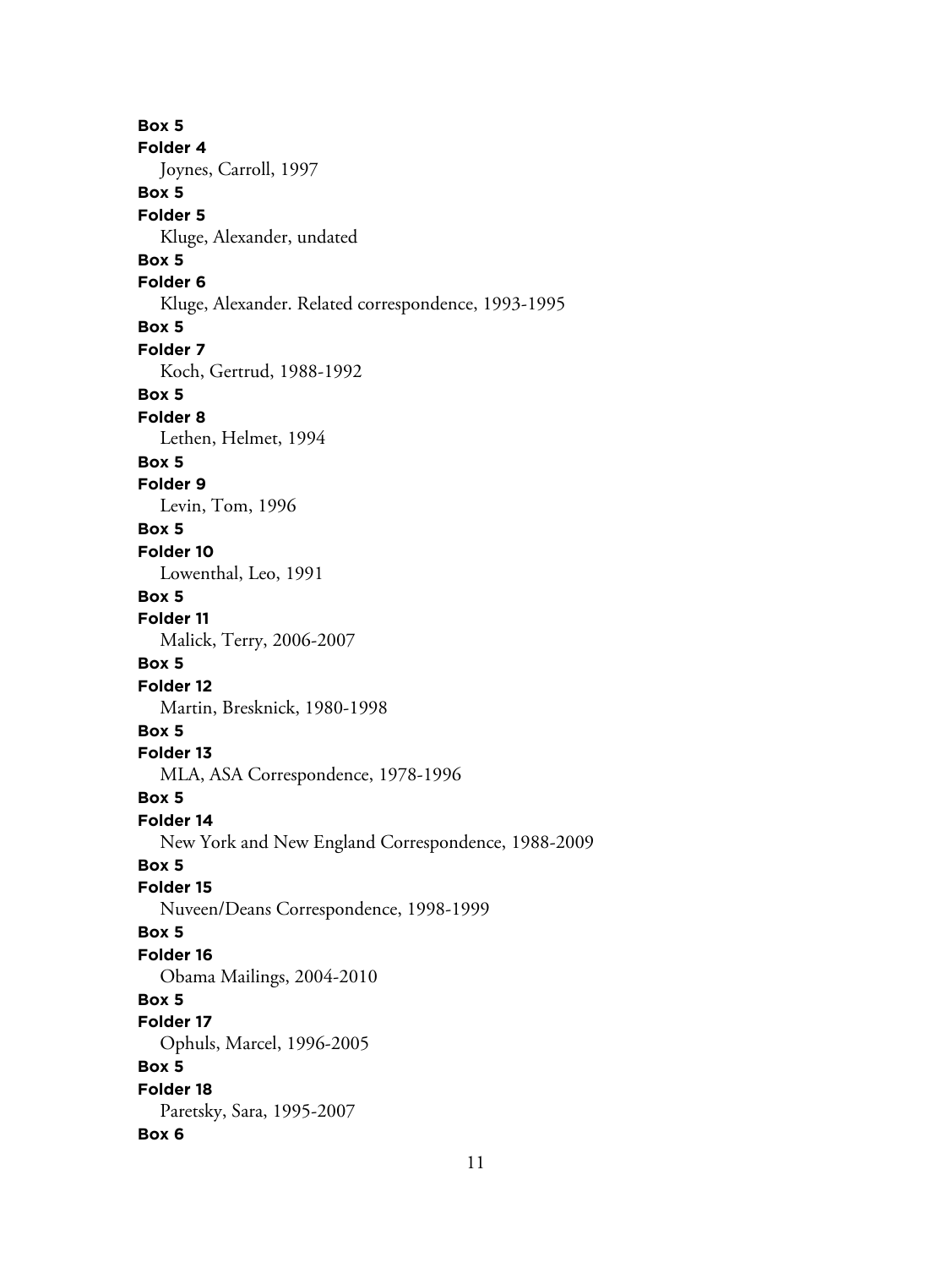**Box 5**

**Folder 4**

Joynes, Carroll, 1997

**Box 5**

**Folder 5**

Kluge, Alexander, undated

**Box 5**

**Folder 6**

Kluge, Alexander. Related correspondence, 1993-1995

**Box 5**

**Folder 7**

Koch, Gertrud, 1988-1992

**Box 5**

**Folder 8**

Lethen, Helmet, 1994

**Box 5**

**Folder 9**

Levin, Tom, 1996

**Box 5**

**Folder 10**

Lowenthal, Leo, 1991

**Box 5**

**Folder 11**

Malick, Terry, 2006-2007

**Box 5**

**Folder 12**

Martin, Bresknick, 1980-1998

**Box 5**

**Folder 13**

MLA, ASA Correspondence, 1978-1996

**Box 5**

**Folder 14**

New York and New England Correspondence, 1988-2009

**Box 5**

**Folder 15**

Nuveen/Deans Correspondence, 1998-1999

**Box 5**

**Folder 16**

Obama Mailings, 2004-2010

**Box 5**

**Folder 17**

Ophuls, Marcel, 1996-2005

**Box 5**

**Folder 18**

Paretsky, Sara, 1995-2007

**Box 6**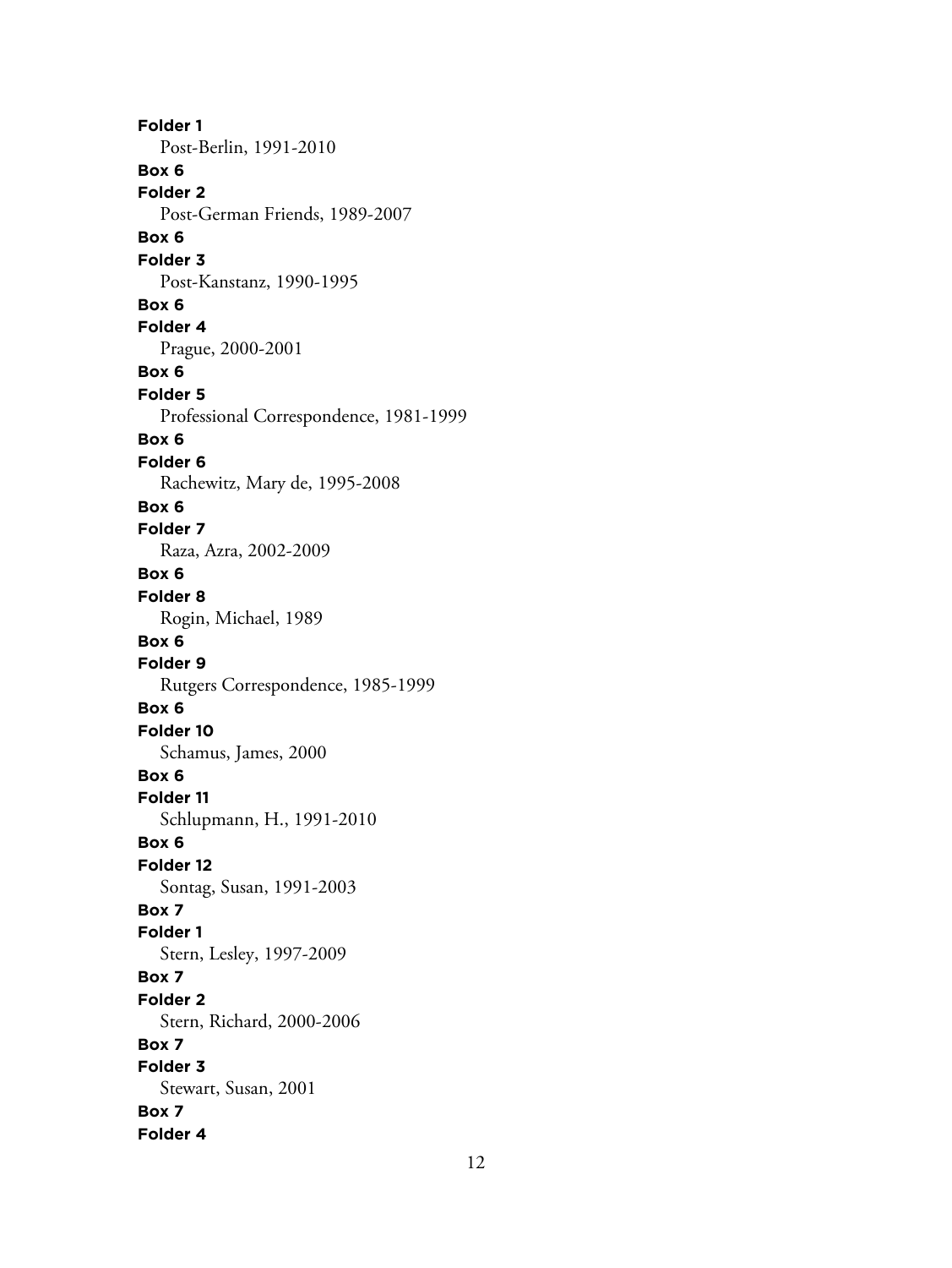**Folder 1**
Post-Berlin, 1991-2010

**Box 6**
**Folder 2**
Post-German Friends, 1989-2007

**Box 6**
**Folder 3**
Post-Kanstanz, 1990-1995

**Box 6**
**Folder 4**
Prague, 2000-2001

**Box 6**
**Folder 5**
Professional Correspondence, 1981-1999

**Box 6**
**Folder 6**
Rachewitz, Mary de, 1995-2008

**Box 6**
**Folder 7**
Raza, Azra, 2002-2009

**Box 6**
**Folder 8**
Rogin, Michael, 1989

**Box 6**
**Folder 9**
Rutgers Correspondence, 1985-1999

**Box 6**
**Folder 10**
Schamus, James, 2000

**Box 6**
**Folder 11**
Schlupmann, H., 1991-2010

**Box 6**
**Folder 12**
Sontag, Susan, 1991-2003

**Box 7**
**Folder 1**
Stern, Lesley, 1997-2009

**Box 7**
**Folder 2**
Stern, Richard, 2000-2006

**Box 7**
**Folder 3**
Stewart, Susan, 2001

**Box 7**
**Folder 4**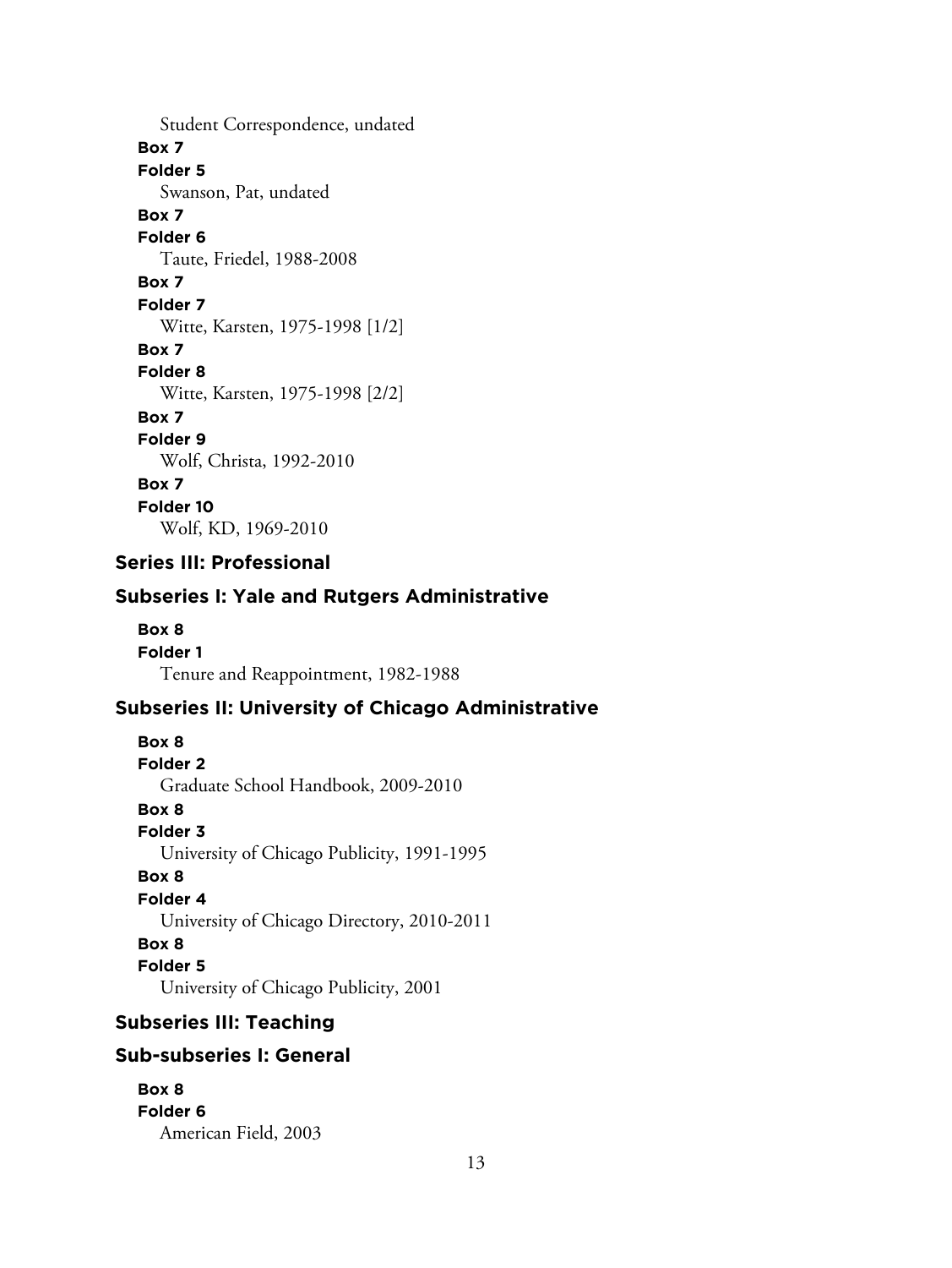Student Correspondence, undated

**Box 7**
**Folder 5**
Swanson, Pat, undated

**Box 7**
**Folder 6**
Taute, Friedel, 1988-2008

**Box 7**
**Folder 7**
Witte, Karsten, 1975-1998 [1/2]

**Box 7**
**Folder 8**
Witte, Karsten, 1975-1998 [2/2]

**Box 7**
**Folder 9**
Wolf, Christa, 1992-2010

**Box 7**
**Folder 10**
Wolf, KD, 1969-2010

## Series III: Professional

### Subseries I: Yale and Rutgers Administrative

**Box 8**
**Folder 1**
Tenure and Reappointment, 1982-1988

### Subseries II: University of Chicago Administrative

**Box 8**
**Folder 2**
Graduate School Handbook, 2009-2010

**Box 8**
**Folder 3**
University of Chicago Publicity, 1991-1995

**Box 8**
**Folder 4**
University of Chicago Directory, 2010-2011

**Box 8**
**Folder 5**
University of Chicago Publicity, 2001

### Subseries III: Teaching

#### Sub-subseries I: General

**Box 8**
**Folder 6**
American Field, 2003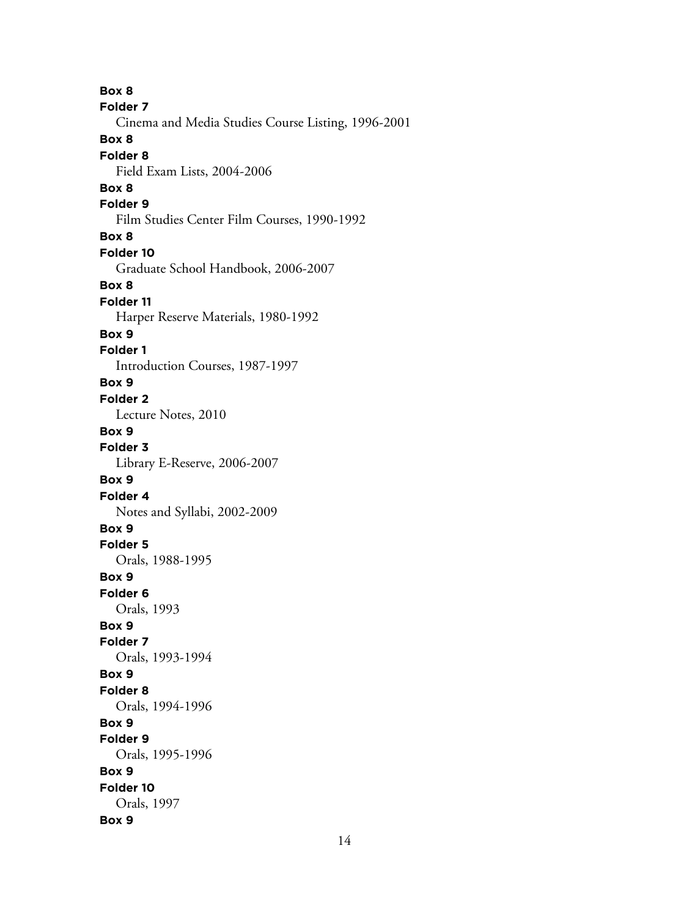**Box 8**
**Folder 7**
Cinema and Media Studies Course Listing, 1996-2001

**Box 8**
**Folder 8**
Field Exam Lists, 2004-2006

**Box 8**
**Folder 9**
Film Studies Center Film Courses, 1990-1992

**Box 8**
**Folder 10**
Graduate School Handbook, 2006-2007

**Box 8**
**Folder 11**
Harper Reserve Materials, 1980-1992

**Box 9**
**Folder 1**
Introduction Courses, 1987-1997

**Box 9**
**Folder 2**
Lecture Notes, 2010

**Box 9**
**Folder 3**
Library E-Reserve, 2006-2007

**Box 9**
**Folder 4**
Notes and Syllabi, 2002-2009

**Box 9**
**Folder 5**
Orals, 1988-1995

**Box 9**
**Folder 6**
Orals, 1993

**Box 9**
**Folder 7**
Orals, 1993-1994

**Box 9**
**Folder 8**
Orals, 1994-1996

**Box 9**
**Folder 9**
Orals, 1995-1996

**Box 9**
**Folder 10**
Orals, 1997

**Box 9**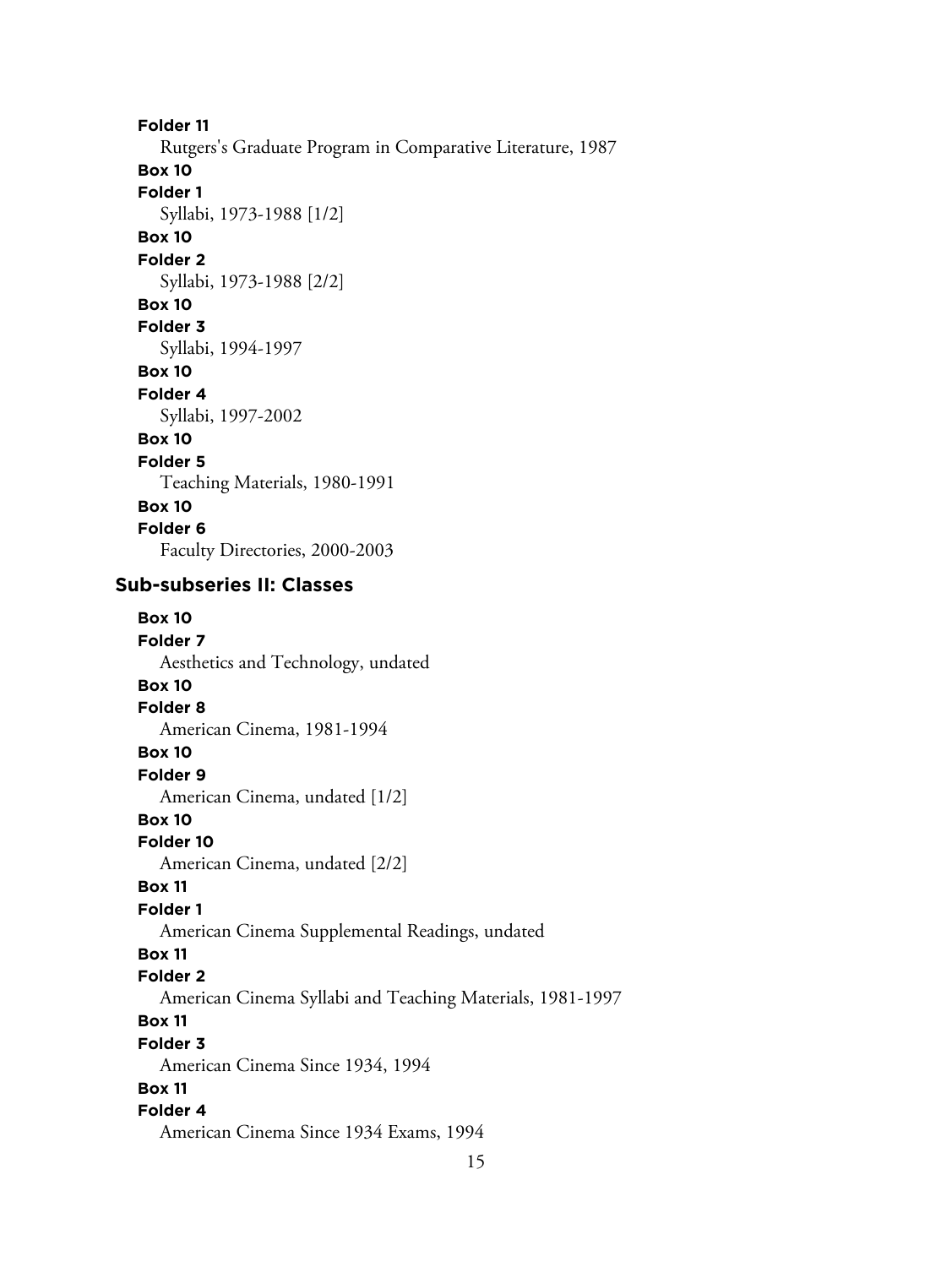**Folder 11**
Rutgers's Graduate Program in Comparative Literature, 1987

**Box 10**
**Folder 1**
Syllabi, 1973-1988 [1/2]

**Box 10**
**Folder 2**
Syllabi, 1973-1988 [2/2]

**Box 10**
**Folder 3**
Syllabi, 1994-1997

**Box 10**
**Folder 4**
Syllabi, 1997-2002

**Box 10**
**Folder 5**
Teaching Materials, 1980-1991

**Box 10**
**Folder 6**
Faculty Directories, 2000-2003

### Sub-subseries II: Classes

**Box 10**
**Folder 7**
Aesthetics and Technology, undated

**Box 10**
**Folder 8**
American Cinema, 1981-1994

**Box 10**
**Folder 9**
American Cinema, undated [1/2]

**Box 10**
**Folder 10**
American Cinema, undated [2/2]

**Box 11**
**Folder 1**
American Cinema Supplemental Readings, undated

**Box 11**
**Folder 2**
American Cinema Syllabi and Teaching Materials, 1981-1997

**Box 11**
**Folder 3**
American Cinema Since 1934, 1994

**Box 11**
**Folder 4**
American Cinema Since 1934 Exams, 1994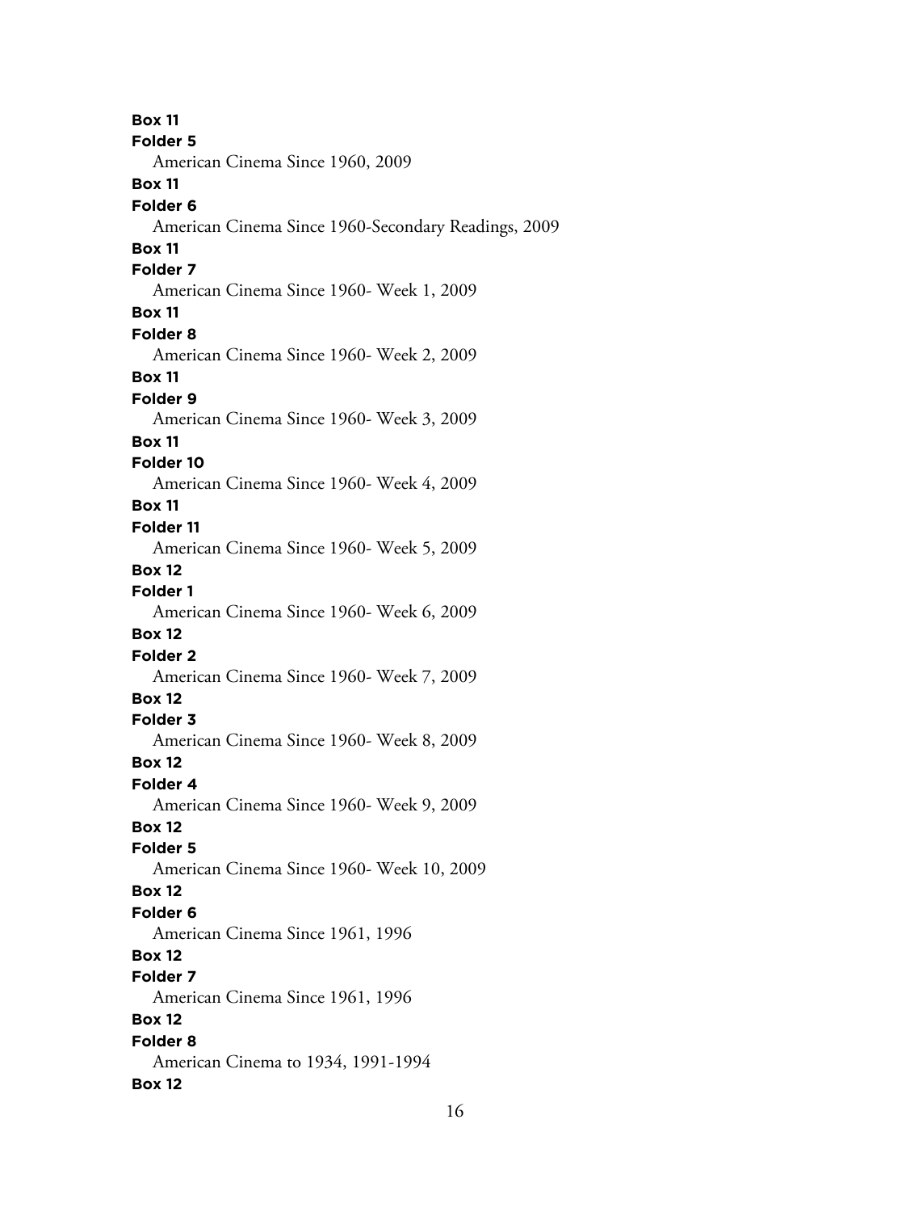**Box 11**
**Folder 5**
American Cinema Since 1960, 2009

**Box 11**
**Folder 6**
American Cinema Since 1960-Secondary Readings, 2009

**Box 11**
**Folder 7**
American Cinema Since 1960- Week 1, 2009

**Box 11**
**Folder 8**
American Cinema Since 1960- Week 2, 2009

**Box 11**
**Folder 9**
American Cinema Since 1960- Week 3, 2009

**Box 11**
**Folder 10**
American Cinema Since 1960- Week 4, 2009

**Box 11**
**Folder 11**
American Cinema Since 1960- Week 5, 2009

**Box 12**
**Folder 1**
American Cinema Since 1960- Week 6, 2009

**Box 12**
**Folder 2**
American Cinema Since 1960- Week 7, 2009

**Box 12**
**Folder 3**
American Cinema Since 1960- Week 8, 2009

**Box 12**
**Folder 4**
American Cinema Since 1960- Week 9, 2009

**Box 12**
**Folder 5**
American Cinema Since 1960- Week 10, 2009

**Box 12**
**Folder 6**
American Cinema Since 1961, 1996

**Box 12**
**Folder 7**
American Cinema Since 1961, 1996

**Box 12**
**Folder 8**
American Cinema to 1934, 1991-1994

**Box 12**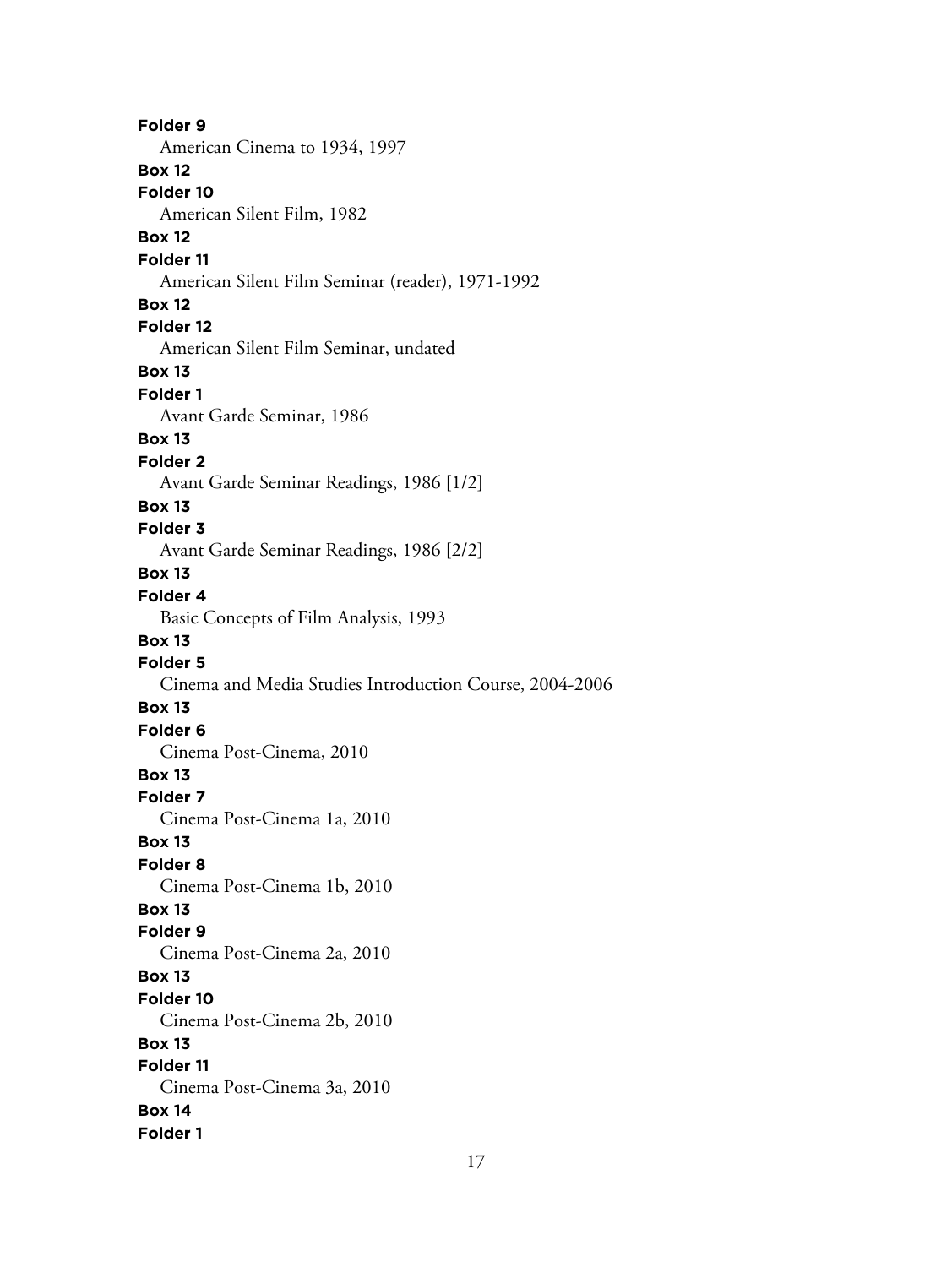**Folder 9**
American Cinema to 1934, 1997

**Box 12**
**Folder 10**
American Silent Film, 1982

**Box 12**
**Folder 11**
American Silent Film Seminar (reader), 1971-1992

**Box 12**
**Folder 12**
American Silent Film Seminar, undated

**Box 13**
**Folder 1**
Avant Garde Seminar, 1986

**Box 13**
**Folder 2**
Avant Garde Seminar Readings, 1986 [1/2]

**Box 13**
**Folder 3**
Avant Garde Seminar Readings, 1986 [2/2]

**Box 13**
**Folder 4**
Basic Concepts of Film Analysis, 1993

**Box 13**
**Folder 5**
Cinema and Media Studies Introduction Course, 2004-2006

**Box 13**
**Folder 6**
Cinema Post-Cinema, 2010

**Box 13**
**Folder 7**
Cinema Post-Cinema 1a, 2010

**Box 13**
**Folder 8**
Cinema Post-Cinema 1b, 2010

**Box 13**
**Folder 9**
Cinema Post-Cinema 2a, 2010

**Box 13**
**Folder 10**
Cinema Post-Cinema 2b, 2010

**Box 13**
**Folder 11**
Cinema Post-Cinema 3a, 2010

**Box 14**
**Folder 1**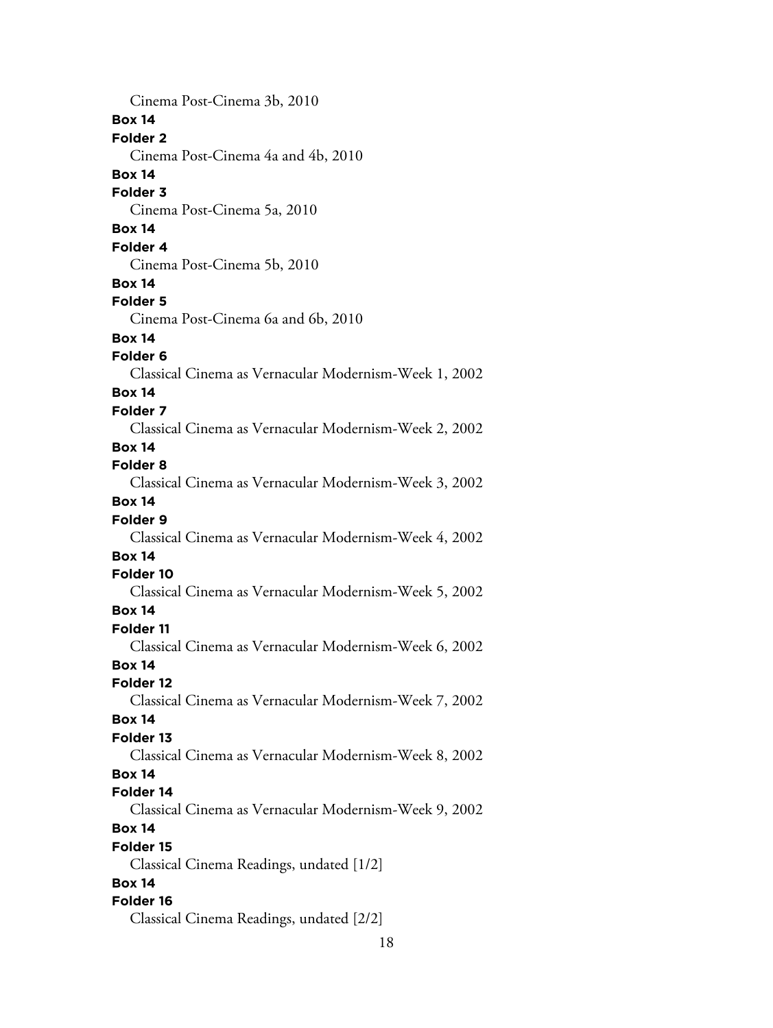Cinema Post-Cinema 3b, 2010

**Box 14**

**Folder 2**

Cinema Post-Cinema 4a and 4b, 2010

**Box 14**

**Folder 3**

Cinema Post-Cinema 5a, 2010

**Box 14**

**Folder 4**

Cinema Post-Cinema 5b, 2010

**Box 14**

**Folder 5**

Cinema Post-Cinema 6a and 6b, 2010

**Box 14**

**Folder 6**

Classical Cinema as Vernacular Modernism-Week 1, 2002

**Box 14**

**Folder 7**

Classical Cinema as Vernacular Modernism-Week 2, 2002

**Box 14**

**Folder 8**

Classical Cinema as Vernacular Modernism-Week 3, 2002

**Box 14**

**Folder 9**

Classical Cinema as Vernacular Modernism-Week 4, 2002

**Box 14**

**Folder 10**

Classical Cinema as Vernacular Modernism-Week 5, 2002

**Box 14**

**Folder 11**

Classical Cinema as Vernacular Modernism-Week 6, 2002

**Box 14**

**Folder 12**

Classical Cinema as Vernacular Modernism-Week 7, 2002

**Box 14**

**Folder 13**

Classical Cinema as Vernacular Modernism-Week 8, 2002

**Box 14**

**Folder 14**

Classical Cinema as Vernacular Modernism-Week 9, 2002

**Box 14**

**Folder 15**

Classical Cinema Readings, undated [1/2]

**Box 14**

**Folder 16**

Classical Cinema Readings, undated [2/2]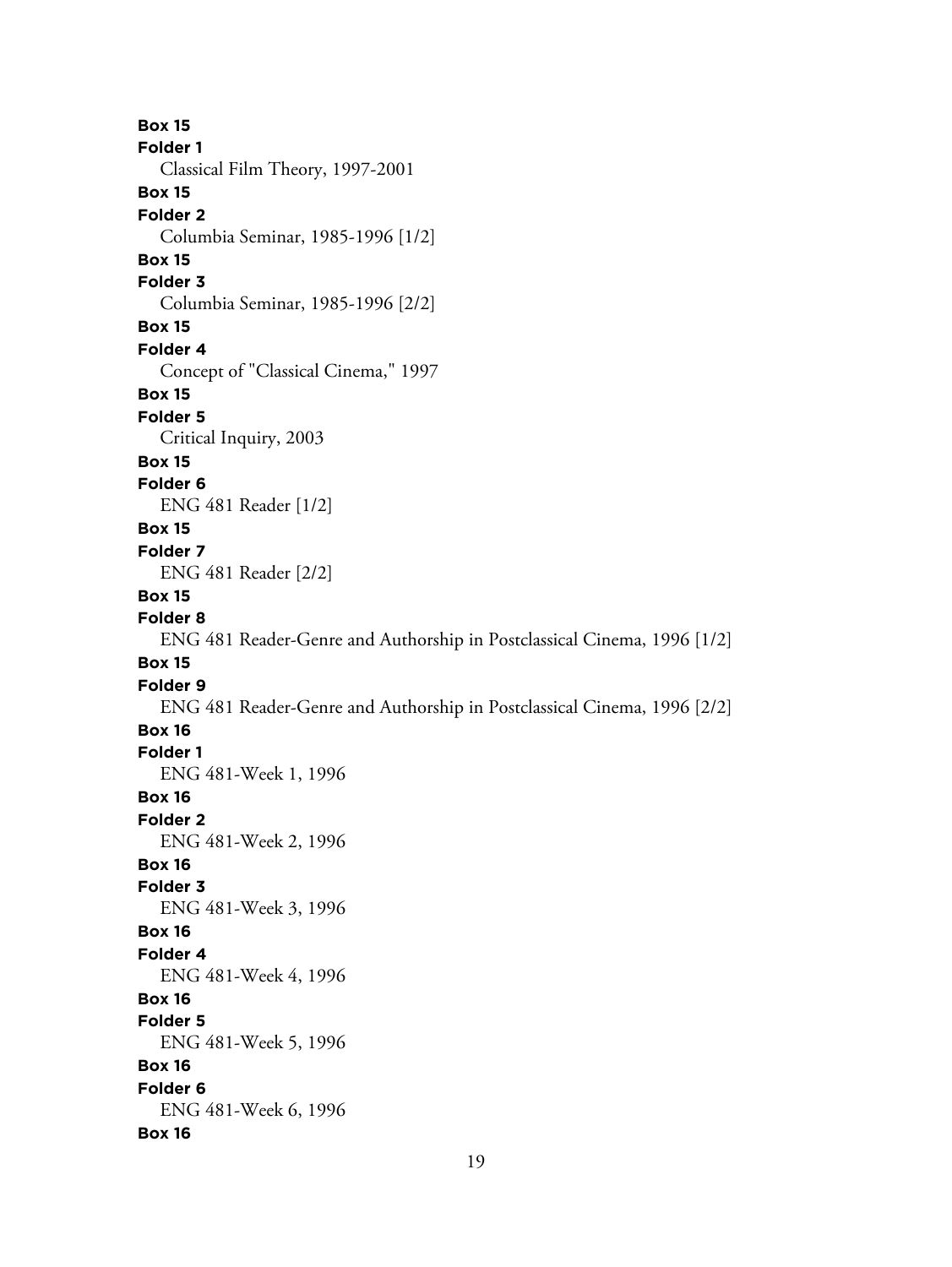**Box 15**
**Folder 1**
Classical Film Theory, 1997-2001

**Box 15**
**Folder 2**
Columbia Seminar, 1985-1996 [1/2]

**Box 15**
**Folder 3**
Columbia Seminar, 1985-1996 [2/2]

**Box 15**
**Folder 4**
Concept of "Classical Cinema," 1997

**Box 15**
**Folder 5**
Critical Inquiry, 2003

**Box 15**
**Folder 6**
ENG 481 Reader [1/2]

**Box 15**
**Folder 7**
ENG 481 Reader [2/2]

**Box 15**
**Folder 8**
ENG 481 Reader-Genre and Authorship in Postclassical Cinema, 1996 [1/2]

**Box 15**
**Folder 9**
ENG 481 Reader-Genre and Authorship in Postclassical Cinema, 1996 [2/2]

**Box 16**
**Folder 1**
ENG 481-Week 1, 1996

**Box 16**
**Folder 2**
ENG 481-Week 2, 1996

**Box 16**
**Folder 3**
ENG 481-Week 3, 1996

**Box 16**
**Folder 4**
ENG 481-Week 4, 1996

**Box 16**
**Folder 5**
ENG 481-Week 5, 1996

**Box 16**
**Folder 6**
ENG 481-Week 6, 1996

**Box 16**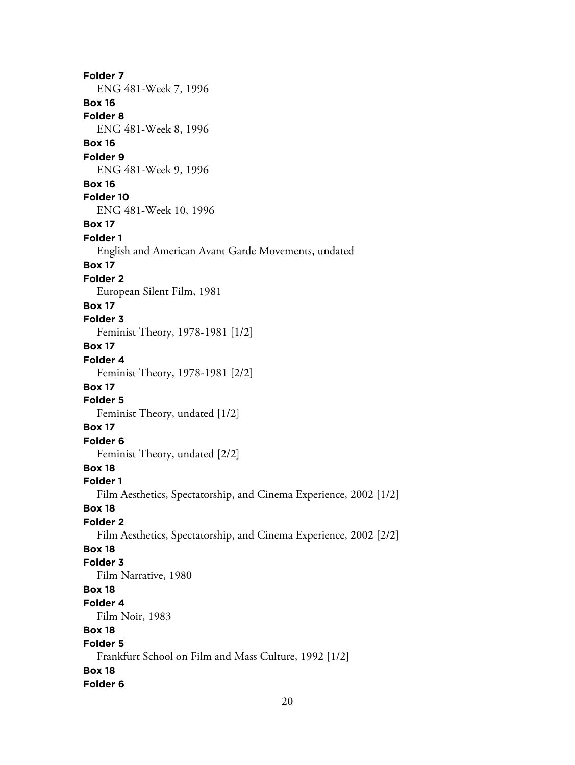**Folder 7**
ENG 481-Week 7, 1996

**Box 16**
**Folder 8**
ENG 481-Week 8, 1996

**Box 16**
**Folder 9**
ENG 481-Week 9, 1996

**Box 16**
**Folder 10**
ENG 481-Week 10, 1996

**Box 17**
**Folder 1**
English and American Avant Garde Movements, undated

**Box 17**
**Folder 2**
European Silent Film, 1981

**Box 17**
**Folder 3**
Feminist Theory, 1978-1981 [1/2]

**Box 17**
**Folder 4**
Feminist Theory, 1978-1981 [2/2]

**Box 17**
**Folder 5**
Feminist Theory, undated [1/2]

**Box 17**
**Folder 6**
Feminist Theory, undated [2/2]

**Box 18**
**Folder 1**
Film Aesthetics, Spectatorship, and Cinema Experience, 2002 [1/2]

**Box 18**
**Folder 2**
Film Aesthetics, Spectatorship, and Cinema Experience, 2002 [2/2]

**Box 18**
**Folder 3**
Film Narrative, 1980

**Box 18**
**Folder 4**
Film Noir, 1983

**Box 18**
**Folder 5**
Frankfurt School on Film and Mass Culture, 1992 [1/2]

**Box 18**
**Folder 6**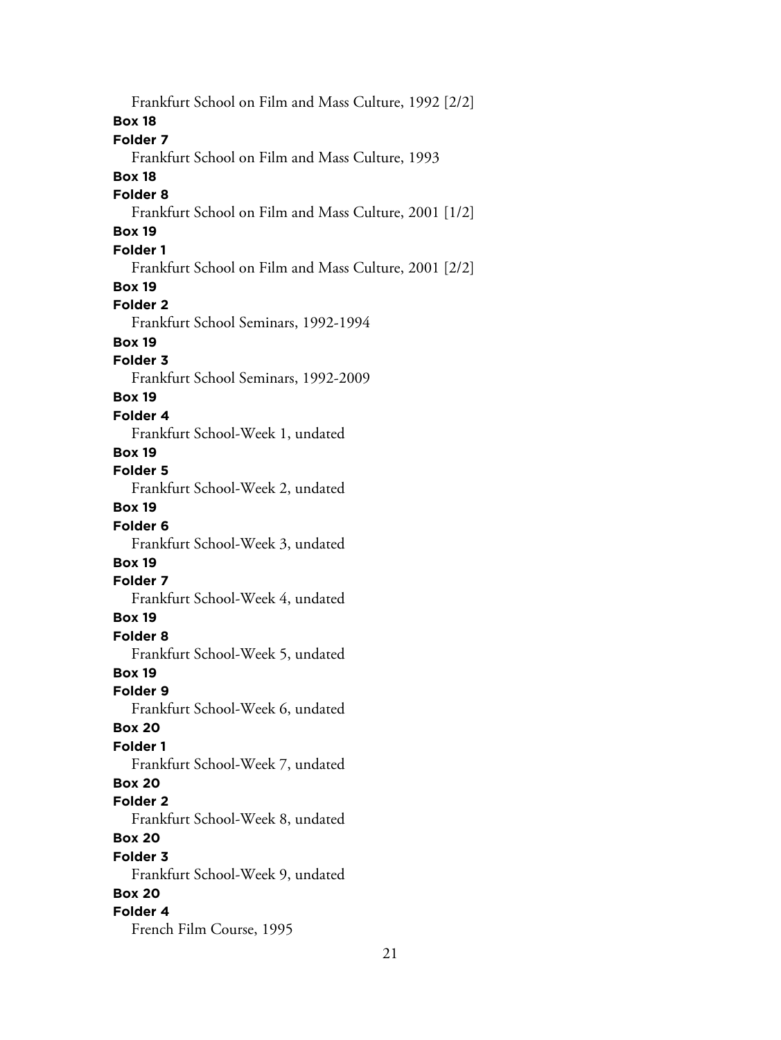Frankfurt School on Film and Mass Culture, 1992 [2/2]

**Box 18**

**Folder 7**

Frankfurt School on Film and Mass Culture, 1993

**Box 18**

**Folder 8**

Frankfurt School on Film and Mass Culture, 2001 [1/2]

**Box 19**

**Folder 1**

Frankfurt School on Film and Mass Culture, 2001 [2/2]

**Box 19**

**Folder 2**

Frankfurt School Seminars, 1992-1994

**Box 19**

**Folder 3**

Frankfurt School Seminars, 1992-2009

**Box 19**

**Folder 4**

Frankfurt School-Week 1, undated

**Box 19**

**Folder 5**

Frankfurt School-Week 2, undated

**Box 19**

**Folder 6**

Frankfurt School-Week 3, undated

**Box 19**

**Folder 7**

Frankfurt School-Week 4, undated

**Box 19**

**Folder 8**

Frankfurt School-Week 5, undated

**Box 19**

**Folder 9**

Frankfurt School-Week 6, undated

**Box 20**

**Folder 1**

Frankfurt School-Week 7, undated

**Box 20**

**Folder 2**

Frankfurt School-Week 8, undated

**Box 20**

**Folder 3**

Frankfurt School-Week 9, undated

**Box 20**

**Folder 4**

French Film Course, 1995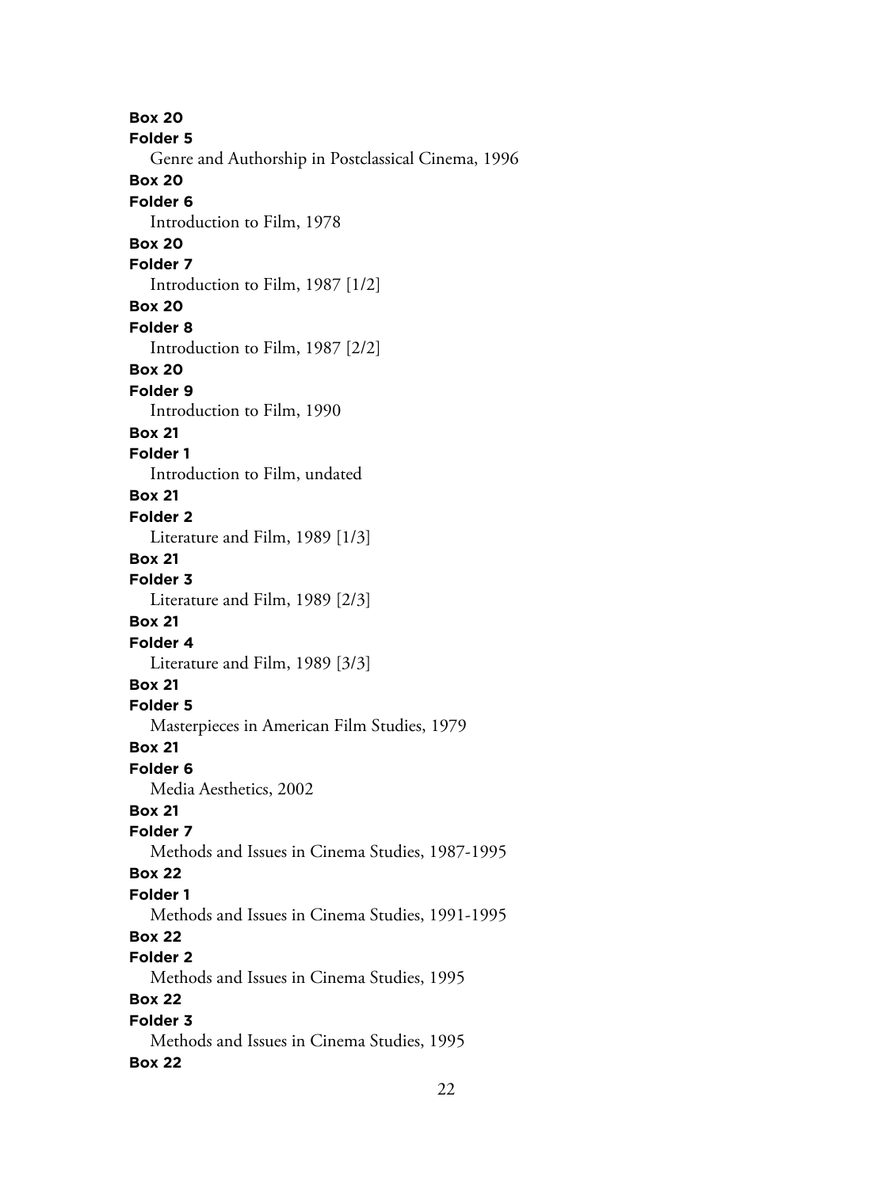**Box 20**
**Folder 5**
Genre and Authorship in Postclassical Cinema, 1996
**Box 20**
**Folder 6**
Introduction to Film, 1978
**Box 20**
**Folder 7**
Introduction to Film, 1987 [1/2]
**Box 20**
**Folder 8**
Introduction to Film, 1987 [2/2]
**Box 20**
**Folder 9**
Introduction to Film, 1990
**Box 21**
**Folder 1**
Introduction to Film, undated
**Box 21**
**Folder 2**
Literature and Film, 1989 [1/3]
**Box 21**
**Folder 3**
Literature and Film, 1989 [2/3]
**Box 21**
**Folder 4**
Literature and Film, 1989 [3/3]
**Box 21**
**Folder 5**
Masterpieces in American Film Studies, 1979
**Box 21**
**Folder 6**
Media Aesthetics, 2002
**Box 21**
**Folder 7**
Methods and Issues in Cinema Studies, 1987-1995
**Box 22**
**Folder 1**
Methods and Issues in Cinema Studies, 1991-1995
**Box 22**
**Folder 2**
Methods and Issues in Cinema Studies, 1995
**Box 22**
**Folder 3**
Methods and Issues in Cinema Studies, 1995
**Box 22**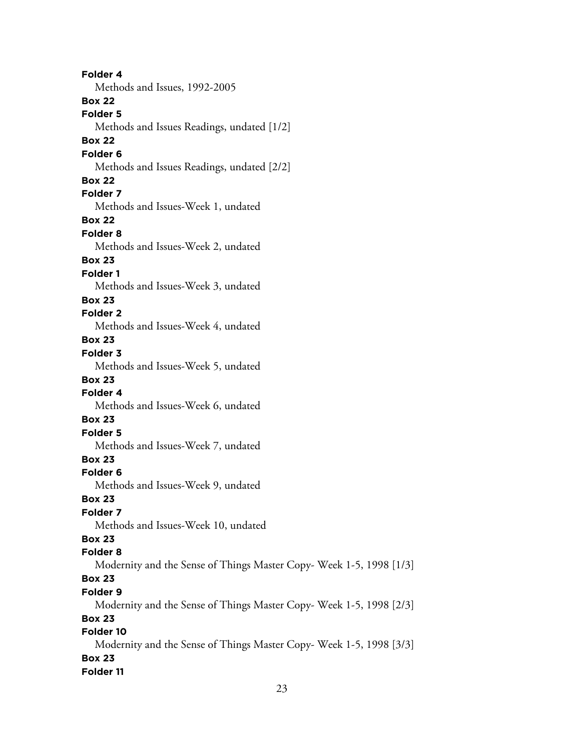**Folder 4**
Methods and Issues, 1992-2005

**Box 22**
**Folder 5**
Methods and Issues Readings, undated [1/2]

**Box 22**
**Folder 6**
Methods and Issues Readings, undated [2/2]

**Box 22**
**Folder 7**
Methods and Issues-Week 1, undated

**Box 22**
**Folder 8**
Methods and Issues-Week 2, undated

**Box 23**
**Folder 1**
Methods and Issues-Week 3, undated

**Box 23**
**Folder 2**
Methods and Issues-Week 4, undated

**Box 23**
**Folder 3**
Methods and Issues-Week 5, undated

**Box 23**
**Folder 4**
Methods and Issues-Week 6, undated

**Box 23**
**Folder 5**
Methods and Issues-Week 7, undated

**Box 23**
**Folder 6**
Methods and Issues-Week 9, undated

**Box 23**
**Folder 7**
Methods and Issues-Week 10, undated

**Box 23**
**Folder 8**
Modernity and the Sense of Things Master Copy- Week 1-5, 1998 [1/3]

**Box 23**
**Folder 9**
Modernity and the Sense of Things Master Copy- Week 1-5, 1998 [2/3]

**Box 23**
**Folder 10**
Modernity and the Sense of Things Master Copy- Week 1-5, 1998 [3/3]

**Box 23**
**Folder 11**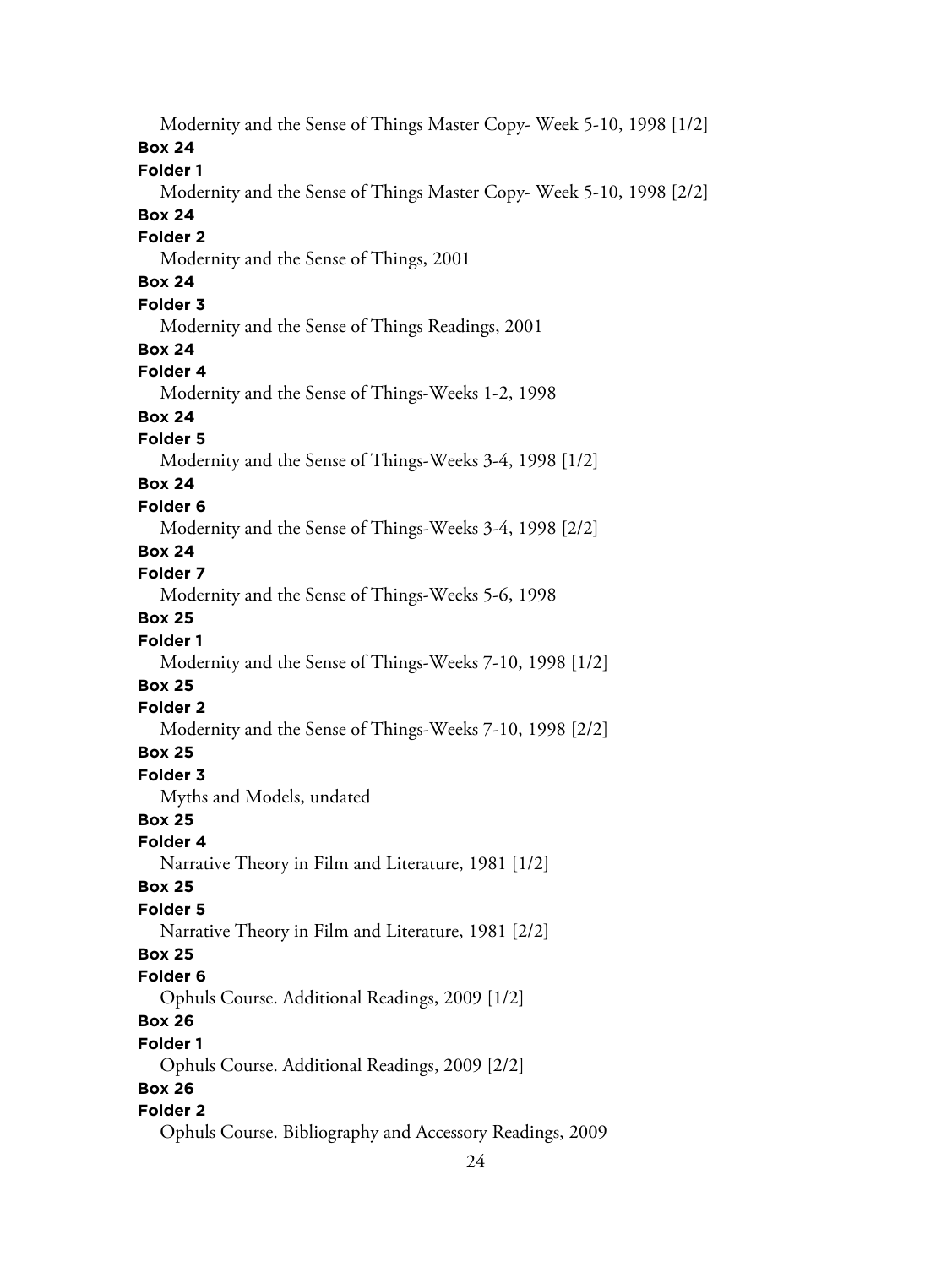Modernity and the Sense of Things Master Copy- Week 5-10, 1998 [1/2]

**Box 24**

**Folder 1**

Modernity and the Sense of Things Master Copy- Week 5-10, 1998 [2/2]

**Box 24**

**Folder 2**

Modernity and the Sense of Things, 2001

**Box 24**

**Folder 3**

Modernity and the Sense of Things Readings, 2001

**Box 24**

**Folder 4**

Modernity and the Sense of Things-Weeks 1-2, 1998

**Box 24**

**Folder 5**

Modernity and the Sense of Things-Weeks 3-4, 1998 [1/2]

**Box 24**

**Folder 6**

Modernity and the Sense of Things-Weeks 3-4, 1998 [2/2]

**Box 24**

**Folder 7**

Modernity and the Sense of Things-Weeks 5-6, 1998

**Box 25**

**Folder 1**

Modernity and the Sense of Things-Weeks 7-10, 1998 [1/2]

**Box 25**

**Folder 2**

Modernity and the Sense of Things-Weeks 7-10, 1998 [2/2]

**Box 25**

**Folder 3**

Myths and Models, undated

**Box 25**

**Folder 4**

Narrative Theory in Film and Literature, 1981 [1/2]

**Box 25**

**Folder 5**

Narrative Theory in Film and Literature, 1981 [2/2]

**Box 25**

**Folder 6**

Ophuls Course. Additional Readings, 2009 [1/2]

**Box 26**

**Folder 1**

Ophuls Course. Additional Readings, 2009 [2/2]

**Box 26**

**Folder 2**

Ophuls Course. Bibliography and Accessory Readings, 2009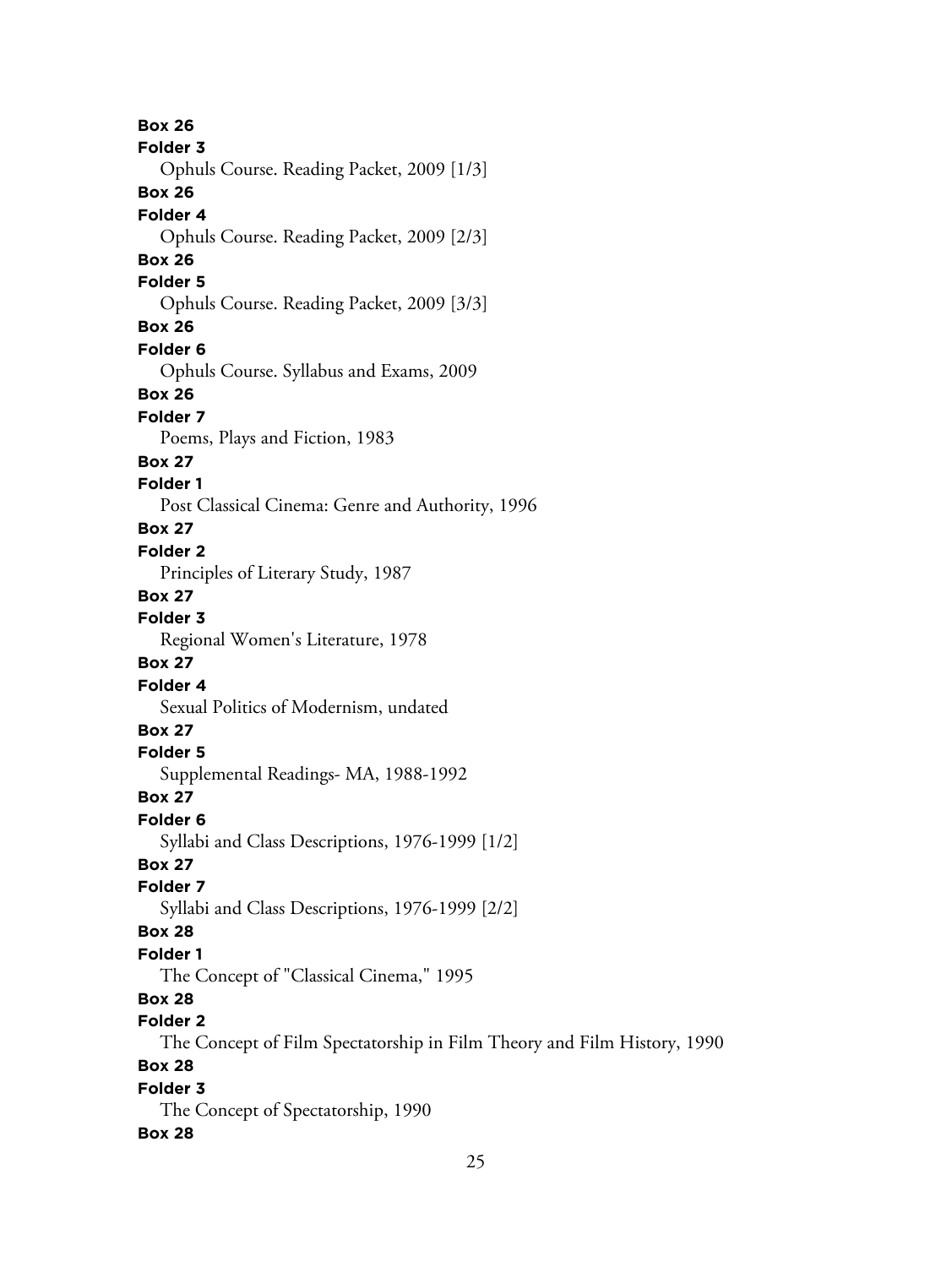**Box 26**
**Folder 3**
Ophuls Course. Reading Packet, 2009 [1/3]
**Box 26**
**Folder 4**
Ophuls Course. Reading Packet, 2009 [2/3]
**Box 26**
**Folder 5**
Ophuls Course. Reading Packet, 2009 [3/3]
**Box 26**
**Folder 6**
Ophuls Course. Syllabus and Exams, 2009
**Box 26**
**Folder 7**
Poems, Plays and Fiction, 1983
**Box 27**
**Folder 1**
Post Classical Cinema: Genre and Authority, 1996
**Box 27**
**Folder 2**
Principles of Literary Study, 1987
**Box 27**
**Folder 3**
Regional Women's Literature, 1978
**Box 27**
**Folder 4**
Sexual Politics of Modernism, undated
**Box 27**
**Folder 5**
Supplemental Readings- MA, 1988-1992
**Box 27**
**Folder 6**
Syllabi and Class Descriptions, 1976-1999 [1/2]
**Box 27**
**Folder 7**
Syllabi and Class Descriptions, 1976-1999 [2/2]
**Box 28**
**Folder 1**
The Concept of "Classical Cinema," 1995
**Box 28**
**Folder 2**
The Concept of Film Spectatorship in Film Theory and Film History, 1990
**Box 28**
**Folder 3**
The Concept of Spectatorship, 1990
**Box 28**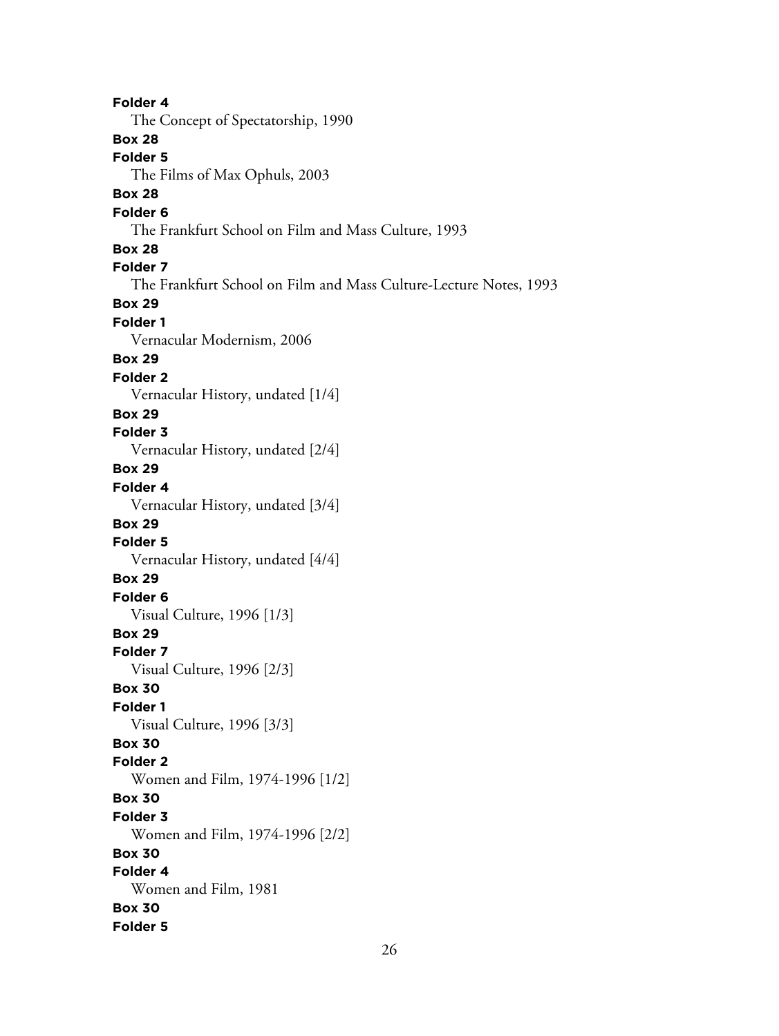**Folder 4**
The Concept of Spectatorship, 1990

**Box 28**
**Folder 5**
The Films of Max Ophuls, 2003

**Box 28**
**Folder 6**
The Frankfurt School on Film and Mass Culture, 1993

**Box 28**
**Folder 7**
The Frankfurt School on Film and Mass Culture-Lecture Notes, 1993

**Box 29**
**Folder 1**
Vernacular Modernism, 2006

**Box 29**
**Folder 2**
Vernacular History, undated [1/4]

**Box 29**
**Folder 3**
Vernacular History, undated [2/4]

**Box 29**
**Folder 4**
Vernacular History, undated [3/4]

**Box 29**
**Folder 5**
Vernacular History, undated [4/4]

**Box 29**
**Folder 6**
Visual Culture, 1996 [1/3]

**Box 29**
**Folder 7**
Visual Culture, 1996 [2/3]

**Box 30**
**Folder 1**
Visual Culture, 1996 [3/3]

**Box 30**
**Folder 2**
Women and Film, 1974-1996 [1/2]

**Box 30**
**Folder 3**
Women and Film, 1974-1996 [2/2]

**Box 30**
**Folder 4**
Women and Film, 1981

**Box 30**
**Folder 5**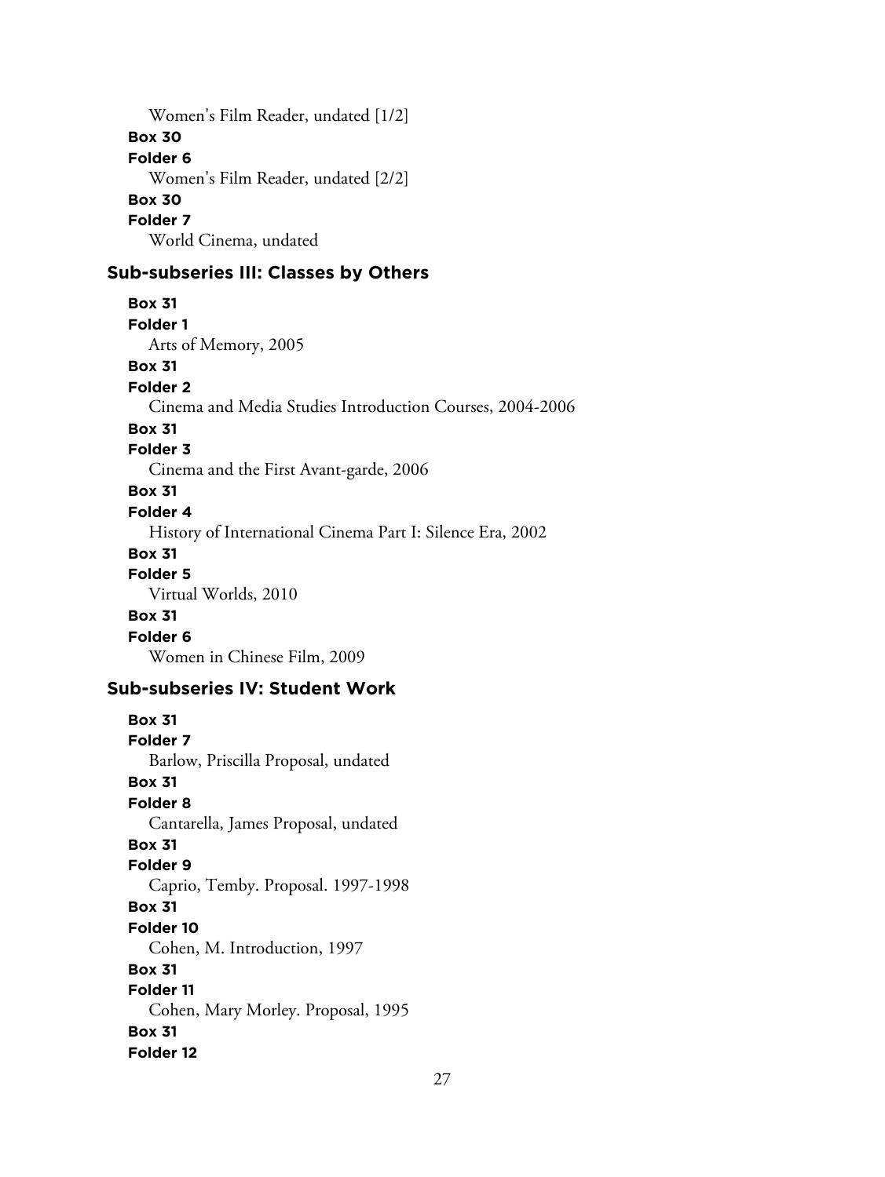Women's Film Reader, undated [1/2]

**Box 30**

**Folder 6**

Women's Film Reader, undated [2/2]

**Box 30**

**Folder 7**

World Cinema, undated

### Sub-subseries III: Classes by Others

**Box 31**

**Folder 1**

Arts of Memory, 2005

**Box 31**

**Folder 2**

Cinema and Media Studies Introduction Courses, 2004-2006

**Box 31**

**Folder 3**

Cinema and the First Avant-garde, 2006

**Box 31**

**Folder 4**

History of International Cinema Part I: Silence Era, 2002

**Box 31**

**Folder 5**

Virtual Worlds, 2010

**Box 31**

**Folder 6**

Women in Chinese Film, 2009

### Sub-subseries IV: Student Work

**Box 31**

**Folder 7**

Barlow, Priscilla Proposal, undated

**Box 31**

**Folder 8**

Cantarella, James Proposal, undated

**Box 31**

**Folder 9**

Caprio, Temby. Proposal. 1997-1998

**Box 31**

**Folder 10**

Cohen, M. Introduction, 1997

**Box 31**

**Folder 11**

Cohen, Mary Morley. Proposal, 1995

**Box 31**

**Folder 12**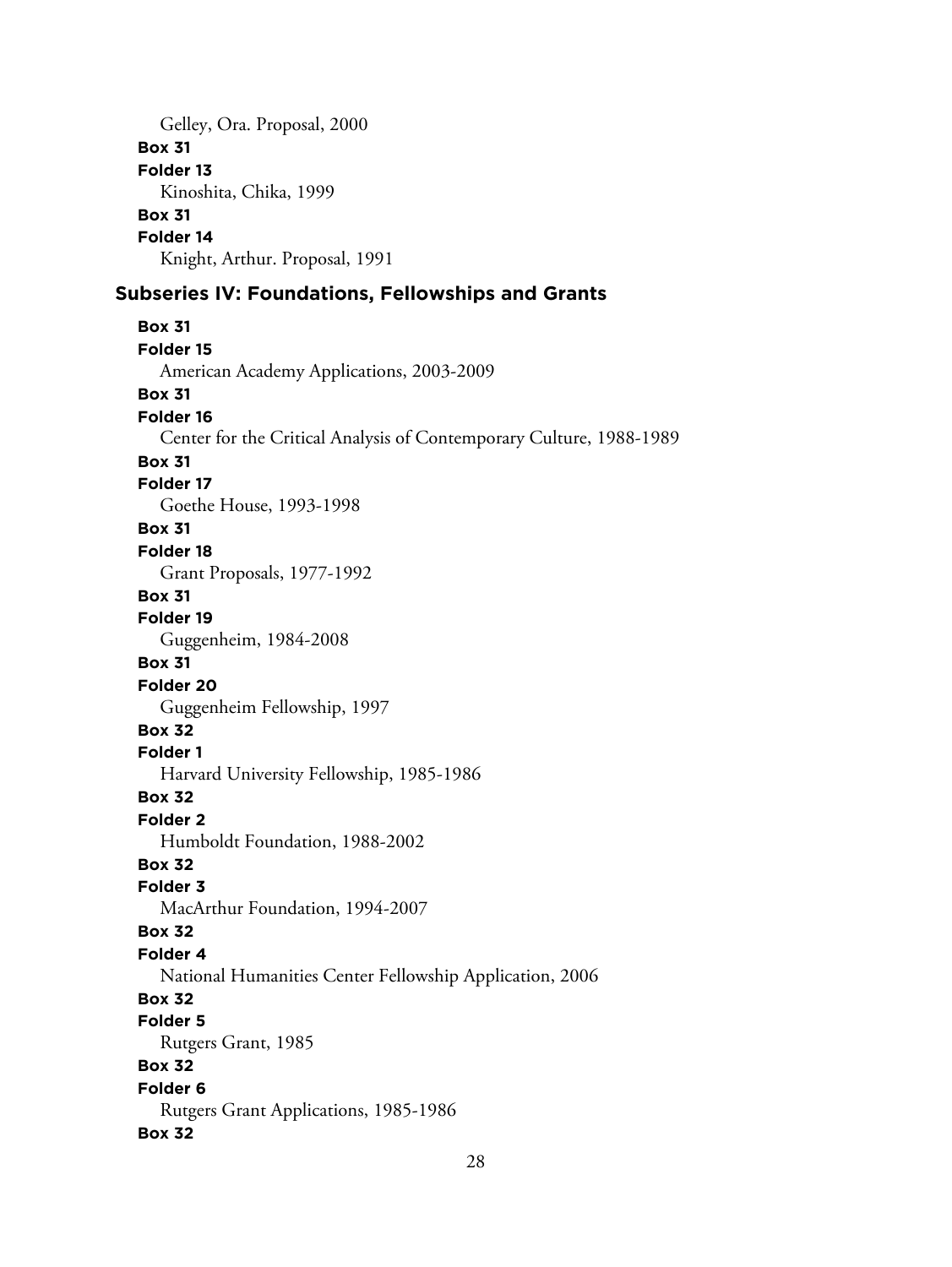Gelley, Ora. Proposal, 2000

**Box 31**

**Folder 13**

Kinoshita, Chika, 1999

**Box 31**

**Folder 14**

Knight, Arthur. Proposal, 1991

### Subseries IV: Foundations, Fellowships and Grants

**Box 31**

**Folder 15**

American Academy Applications, 2003-2009

**Box 31**

**Folder 16**

Center for the Critical Analysis of Contemporary Culture, 1988-1989

**Box 31**

**Folder 17**

Goethe House, 1993-1998

**Box 31**

**Folder 18**

Grant Proposals, 1977-1992

**Box 31**

**Folder 19**

Guggenheim, 1984-2008

**Box 31**

**Folder 20**

Guggenheim Fellowship, 1997

**Box 32**

**Folder 1**

Harvard University Fellowship, 1985-1986

**Box 32**

**Folder 2**

Humboldt Foundation, 1988-2002

**Box 32**

**Folder 3**

MacArthur Foundation, 1994-2007

**Box 32**

**Folder 4**

National Humanities Center Fellowship Application, 2006

**Box 32**

**Folder 5**

Rutgers Grant, 1985

**Box 32**

**Folder 6**

Rutgers Grant Applications, 1985-1986

**Box 32**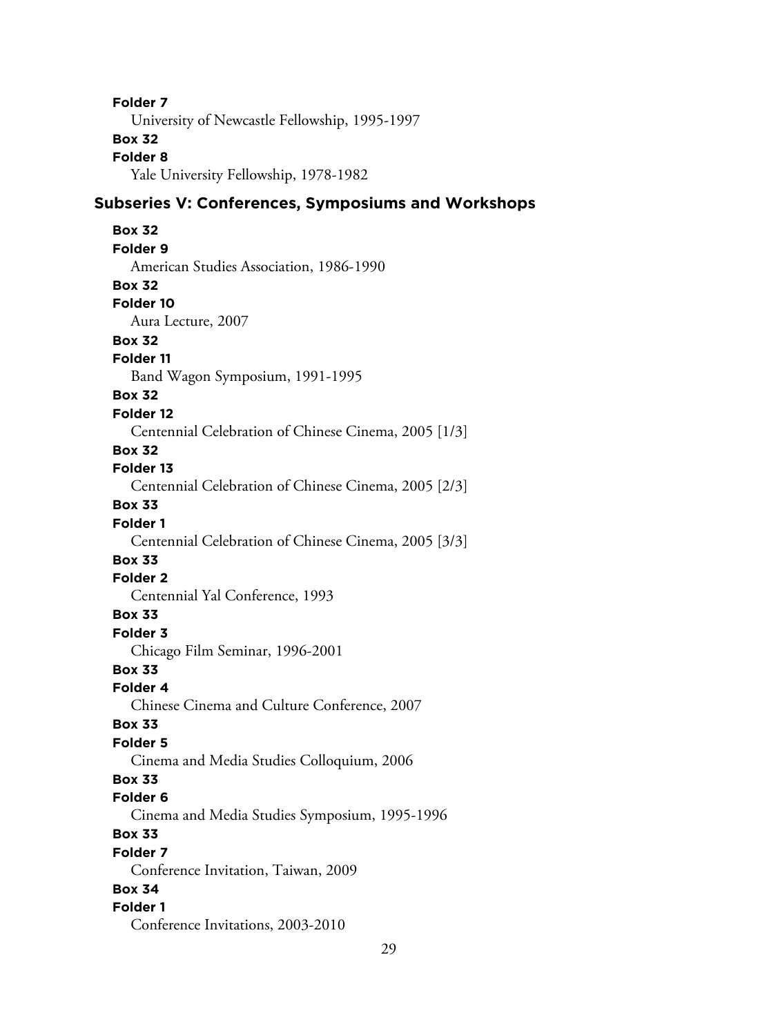**Folder 7**
University of Newcastle Fellowship, 1995-1997

**Box 32**
**Folder 8**
Yale University Fellowship, 1978-1982

### Subseries V: Conferences, Symposiums and Workshops

**Box 32**
**Folder 9**
American Studies Association, 1986-1990

**Box 32**
**Folder 10**
Aura Lecture, 2007

**Box 32**
**Folder 11**
Band Wagon Symposium, 1991-1995

**Box 32**
**Folder 12**
Centennial Celebration of Chinese Cinema, 2005 [1/3]

**Box 32**
**Folder 13**
Centennial Celebration of Chinese Cinema, 2005 [2/3]

**Box 33**
**Folder 1**
Centennial Celebration of Chinese Cinema, 2005 [3/3]

**Box 33**
**Folder 2**
Centennial Yal Conference, 1993

**Box 33**
**Folder 3**
Chicago Film Seminar, 1996-2001

**Box 33**
**Folder 4**
Chinese Cinema and Culture Conference, 2007

**Box 33**
**Folder 5**
Cinema and Media Studies Colloquium, 2006

**Box 33**
**Folder 6**
Cinema and Media Studies Symposium, 1995-1996

**Box 33**
**Folder 7**
Conference Invitation, Taiwan, 2009

**Box 34**
**Folder 1**
Conference Invitations, 2003-2010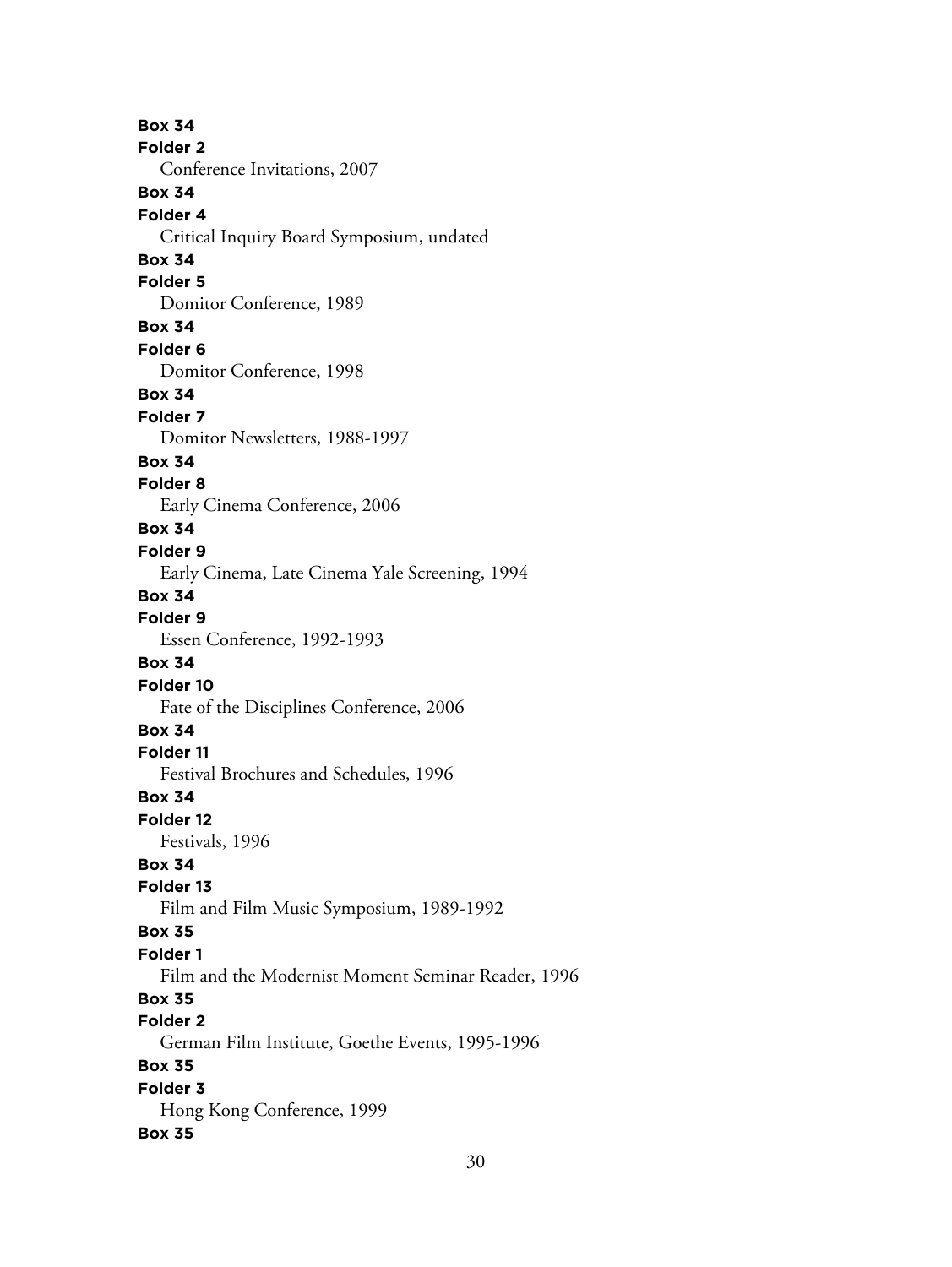**Box 34**
**Folder 2**
Conference Invitations, 2007
**Box 34**
**Folder 4**
Critical Inquiry Board Symposium, undated
**Box 34**
**Folder 5**
Domitor Conference, 1989
**Box 34**
**Folder 6**
Domitor Conference, 1998
**Box 34**
**Folder 7**
Domitor Newsletters, 1988-1997
**Box 34**
**Folder 8**
Early Cinema Conference, 2006
**Box 34**
**Folder 9**
Early Cinema, Late Cinema Yale Screening, 1994
**Box 34**
**Folder 9**
Essen Conference, 1992-1993
**Box 34**
**Folder 10**
Fate of the Disciplines Conference, 2006
**Box 34**
**Folder 11**
Festival Brochures and Schedules, 1996
**Box 34**
**Folder 12**
Festivals, 1996
**Box 34**
**Folder 13**
Film and Film Music Symposium, 1989-1992
**Box 35**
**Folder 1**
Film and the Modernist Moment Seminar Reader, 1996
**Box 35**
**Folder 2**
German Film Institute, Goethe Events, 1995-1996
**Box 35**
**Folder 3**
Hong Kong Conference, 1999
**Box 35**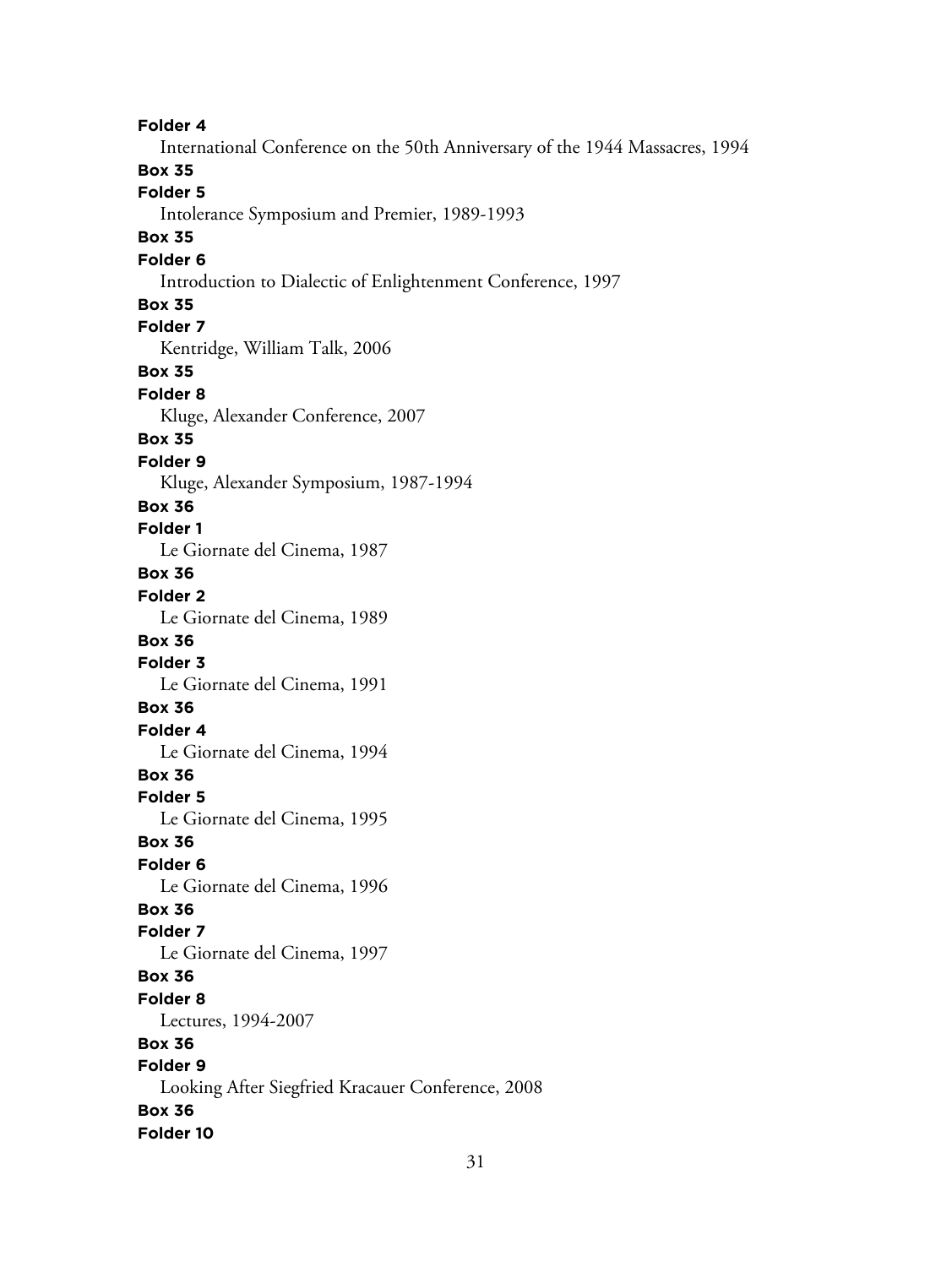**Folder 4**

International Conference on the 50th Anniversary of the 1944 Massacres, 1994

**Box 35**

**Folder 5**

Intolerance Symposium and Premier, 1989-1993

**Box 35**

**Folder 6**

Introduction to Dialectic of Enlightenment Conference, 1997

**Box 35**

**Folder 7**

Kentridge, William Talk, 2006

**Box 35**

**Folder 8**

Kluge, Alexander Conference, 2007

**Box 35**

**Folder 9**

Kluge, Alexander Symposium, 1987-1994

**Box 36**

**Folder 1**

Le Giornate del Cinema, 1987

**Box 36**

**Folder 2**

Le Giornate del Cinema, 1989

**Box 36**

**Folder 3**

Le Giornate del Cinema, 1991

**Box 36**

**Folder 4**

Le Giornate del Cinema, 1994

**Box 36**

**Folder 5**

Le Giornate del Cinema, 1995

**Box 36**

**Folder 6**

Le Giornate del Cinema, 1996

**Box 36**

**Folder 7**

Le Giornate del Cinema, 1997

**Box 36**

**Folder 8**

Lectures, 1994-2007

**Box 36**

**Folder 9**

Looking After Siegfried Kracauer Conference, 2008

**Box 36**

**Folder 10**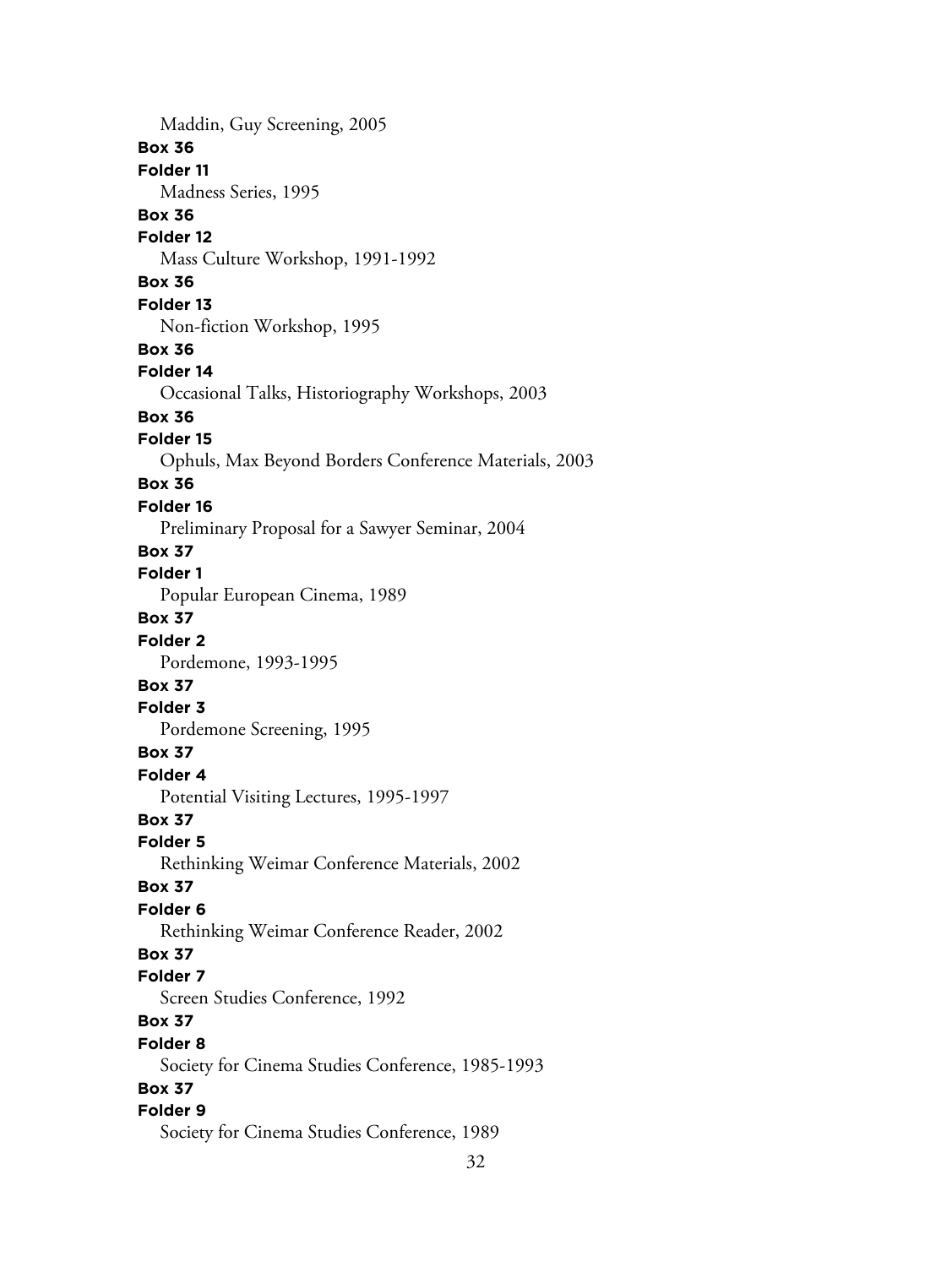Maddin, Guy Screening, 2005

**Box 36**

**Folder 11**

Madness Series, 1995

**Box 36**

**Folder 12**

Mass Culture Workshop, 1991-1992

**Box 36**

**Folder 13**

Non-fiction Workshop, 1995

**Box 36**

**Folder 14**

Occasional Talks, Historiography Workshops, 2003

**Box 36**

**Folder 15**

Ophuls, Max Beyond Borders Conference Materials, 2003

**Box 36**

**Folder 16**

Preliminary Proposal for a Sawyer Seminar, 2004

**Box 37**

**Folder 1**

Popular European Cinema, 1989

**Box 37**

**Folder 2**

Pordemone, 1993-1995

**Box 37**

**Folder 3**

Pordemone Screening, 1995

**Box 37**

**Folder 4**

Potential Visiting Lectures, 1995-1997

**Box 37**

**Folder 5**

Rethinking Weimar Conference Materials, 2002

**Box 37**

**Folder 6**

Rethinking Weimar Conference Reader, 2002

**Box 37**

**Folder 7**

Screen Studies Conference, 1992

**Box 37**

**Folder 8**

Society for Cinema Studies Conference, 1985-1993

**Box 37**

**Folder 9**

Society for Cinema Studies Conference, 1989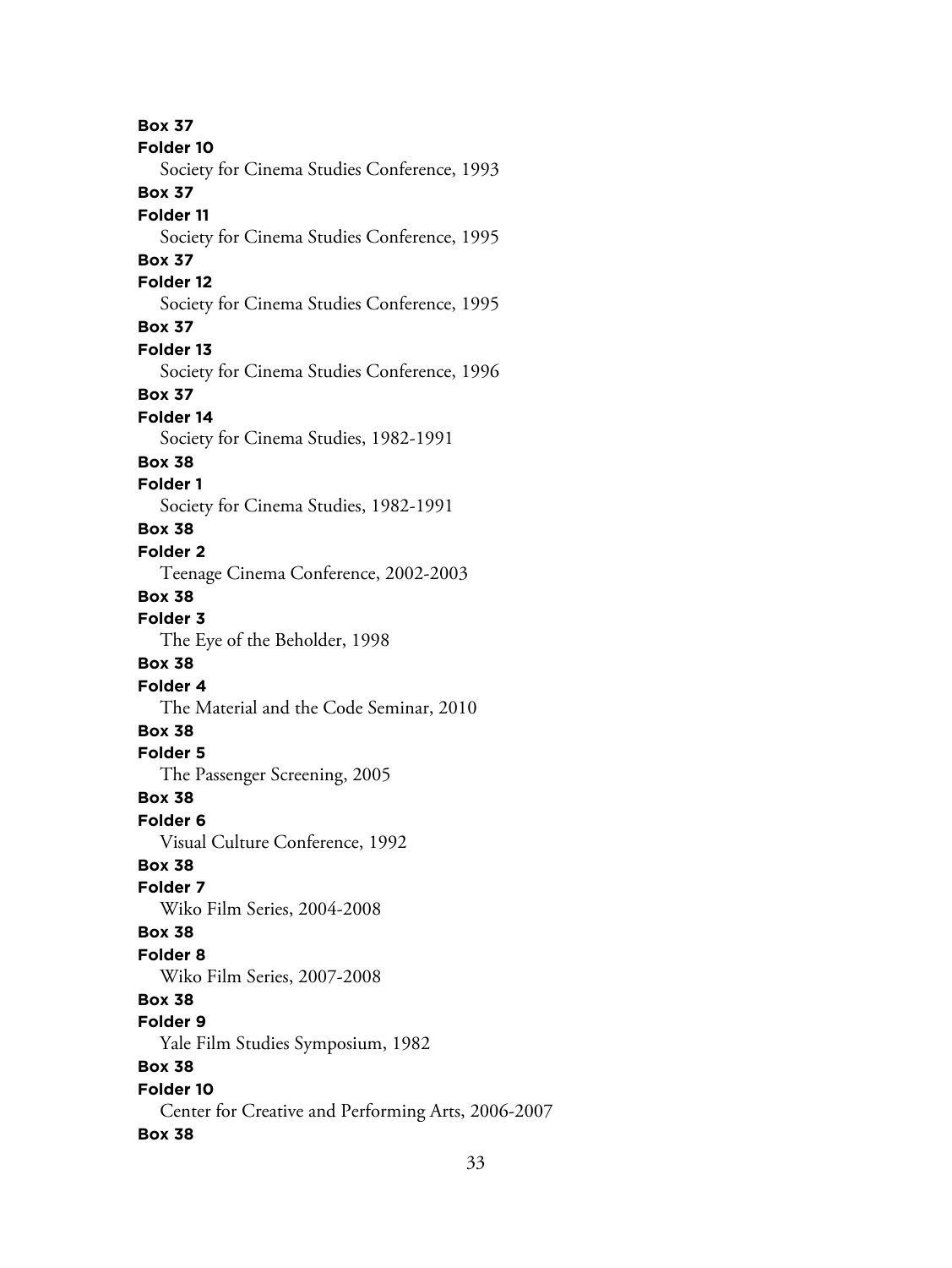**Box 37**
**Folder 10**
Society for Cinema Studies Conference, 1993
**Box 37**
**Folder 11**
Society for Cinema Studies Conference, 1995
**Box 37**
**Folder 12**
Society for Cinema Studies Conference, 1995
**Box 37**
**Folder 13**
Society for Cinema Studies Conference, 1996
**Box 37**
**Folder 14**
Society for Cinema Studies, 1982-1991
**Box 38**
**Folder 1**
Society for Cinema Studies, 1982-1991
**Box 38**
**Folder 2**
Teenage Cinema Conference, 2002-2003
**Box 38**
**Folder 3**
The Eye of the Beholder, 1998
**Box 38**
**Folder 4**
The Material and the Code Seminar, 2010
**Box 38**
**Folder 5**
The Passenger Screening, 2005
**Box 38**
**Folder 6**
Visual Culture Conference, 1992
**Box 38**
**Folder 7**
Wiko Film Series, 2004-2008
**Box 38**
**Folder 8**
Wiko Film Series, 2007-2008
**Box 38**
**Folder 9**
Yale Film Studies Symposium, 1982
**Box 38**
**Folder 10**
Center for Creative and Performing Arts, 2006-2007
**Box 38**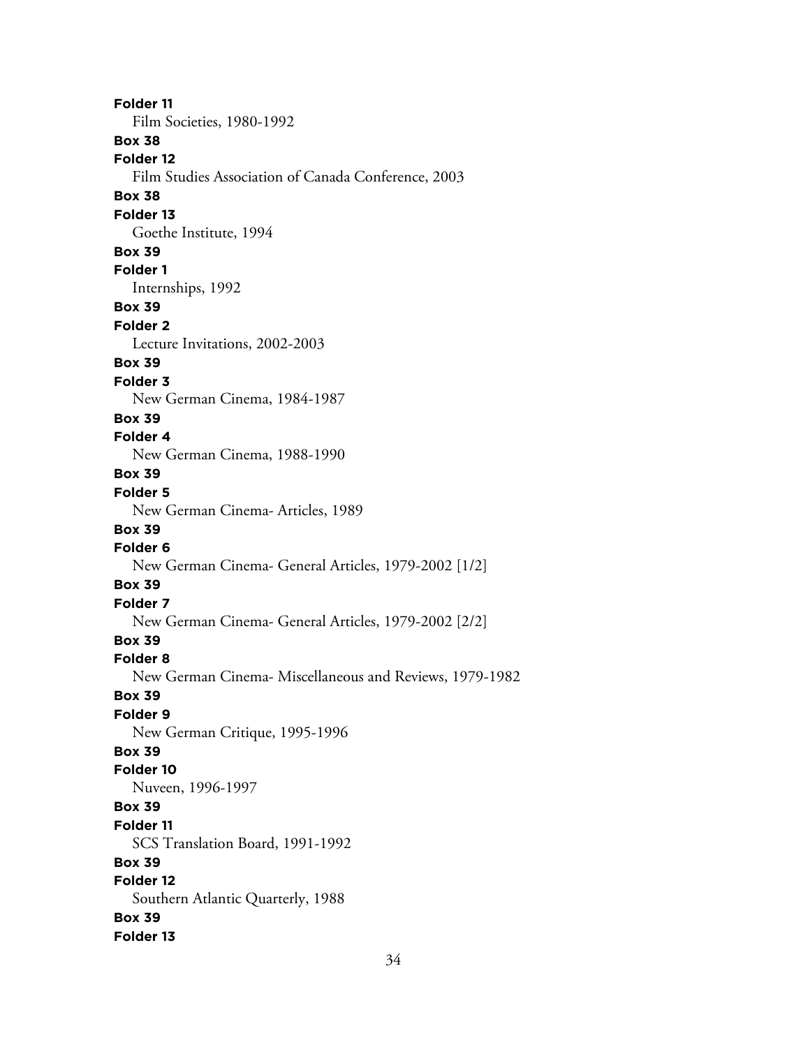**Folder 11**

Film Societies, 1980-1992

**Box 38**

**Folder 12**

Film Studies Association of Canada Conference, 2003

**Box 38**

**Folder 13**

Goethe Institute, 1994

**Box 39**

**Folder 1**

Internships, 1992

**Box 39**

**Folder 2**

Lecture Invitations, 2002-2003

**Box 39**

**Folder 3**

New German Cinema, 1984-1987

**Box 39**

**Folder 4**

New German Cinema, 1988-1990

**Box 39**

**Folder 5**

New German Cinema- Articles, 1989

**Box 39**

**Folder 6**

New German Cinema- General Articles, 1979-2002 [1/2]

**Box 39**

**Folder 7**

New German Cinema- General Articles, 1979-2002 [2/2]

**Box 39**

**Folder 8**

New German Cinema- Miscellaneous and Reviews, 1979-1982

**Box 39**

**Folder 9**

New German Critique, 1995-1996

**Box 39**

**Folder 10**

Nuveen, 1996-1997

**Box 39**

**Folder 11**

SCS Translation Board, 1991-1992

**Box 39**

**Folder 12**

Southern Atlantic Quarterly, 1988

**Box 39**

**Folder 13**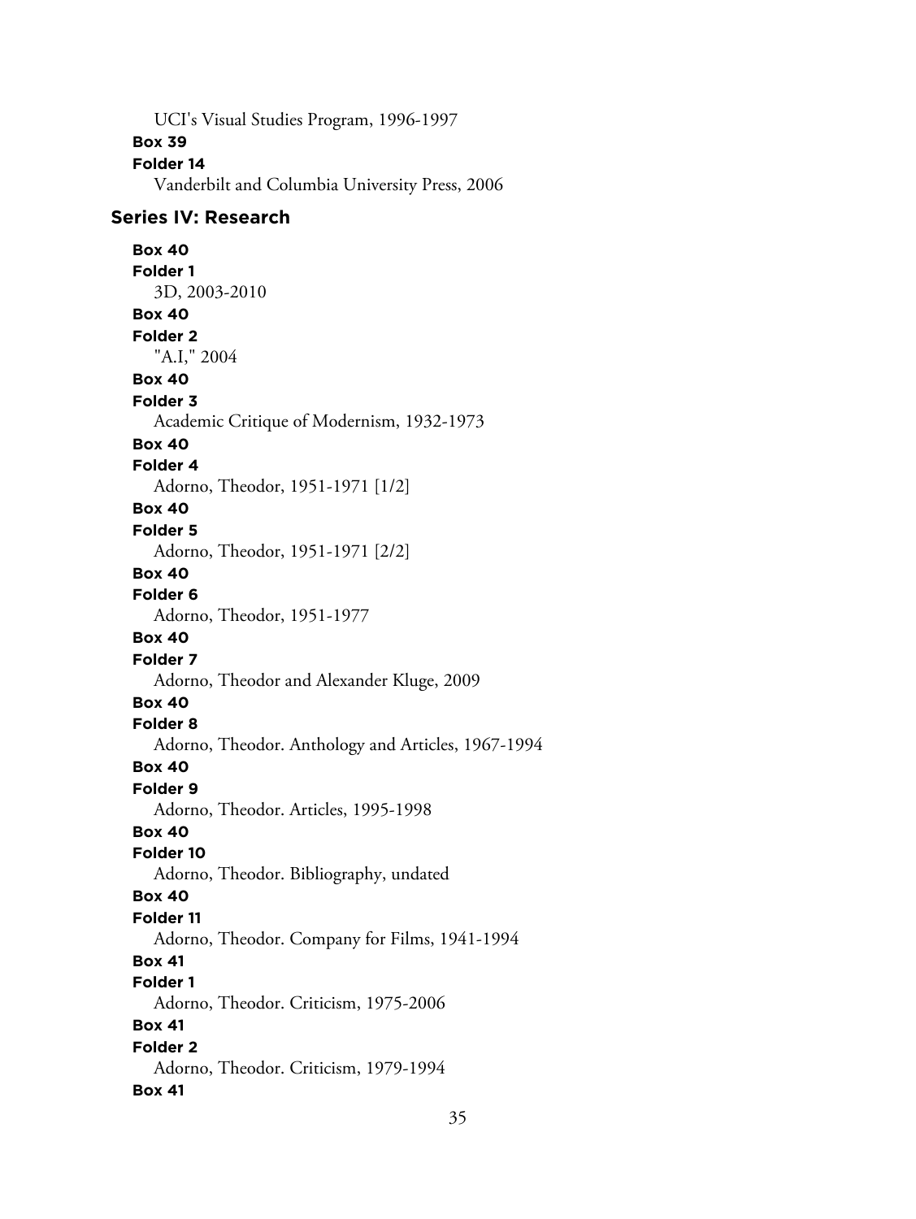UCI's Visual Studies Program, 1996-1997

**Box 39**
**Folder 14**
Vanderbilt and Columbia University Press, 2006

## Series IV: Research

**Box 40**
**Folder 1**
3D, 2003-2010

**Box 40**
**Folder 2**
"A.I," 2004

**Box 40**
**Folder 3**
Academic Critique of Modernism, 1932-1973

**Box 40**
**Folder 4**
Adorno, Theodor, 1951-1971 [1/2]

**Box 40**
**Folder 5**
Adorno, Theodor, 1951-1971 [2/2]

**Box 40**
**Folder 6**
Adorno, Theodor, 1951-1977

**Box 40**
**Folder 7**
Adorno, Theodor and Alexander Kluge, 2009

**Box 40**
**Folder 8**
Adorno, Theodor. Anthology and Articles, 1967-1994

**Box 40**
**Folder 9**
Adorno, Theodor. Articles, 1995-1998

**Box 40**
**Folder 10**
Adorno, Theodor. Bibliography, undated

**Box 40**
**Folder 11**
Adorno, Theodor. Company for Films, 1941-1994

**Box 41**
**Folder 1**
Adorno, Theodor. Criticism, 1975-2006

**Box 41**
**Folder 2**
Adorno, Theodor. Criticism, 1979-1994

**Box 41**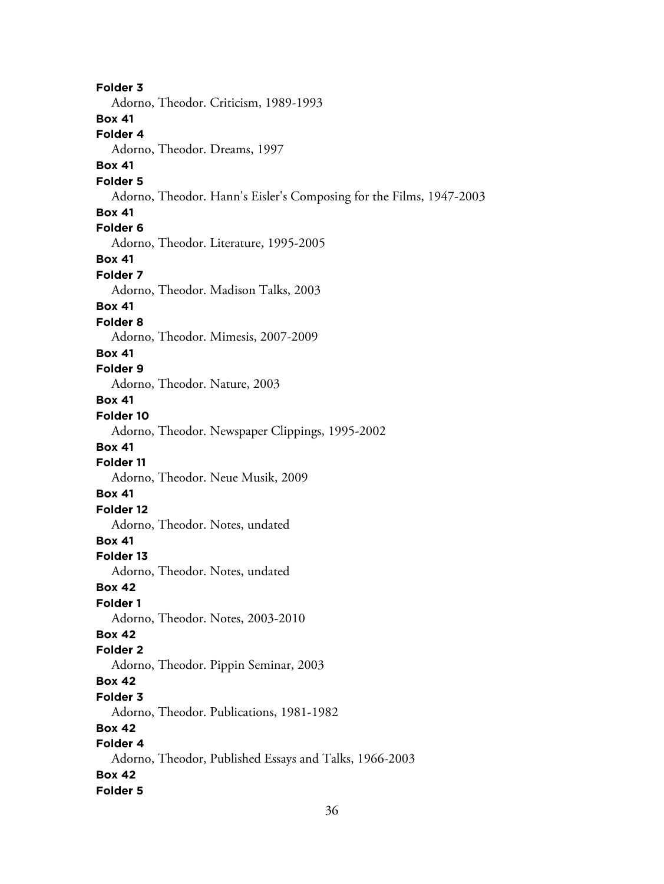**Folder 3**
Adorno, Theodor. Criticism, 1989-1993
**Box 41**
**Folder 4**
Adorno, Theodor. Dreams, 1997
**Box 41**
**Folder 5**
Adorno, Theodor. Hann's Eisler's Composing for the Films, 1947-2003
**Box 41**
**Folder 6**
Adorno, Theodor. Literature, 1995-2005
**Box 41**
**Folder 7**
Adorno, Theodor. Madison Talks, 2003
**Box 41**
**Folder 8**
Adorno, Theodor. Mimesis, 2007-2009
**Box 41**
**Folder 9**
Adorno, Theodor. Nature, 2003
**Box 41**
**Folder 10**
Adorno, Theodor. Newspaper Clippings, 1995-2002
**Box 41**
**Folder 11**
Adorno, Theodor. Neue Musik, 2009
**Box 41**
**Folder 12**
Adorno, Theodor. Notes, undated
**Box 41**
**Folder 13**
Adorno, Theodor. Notes, undated
**Box 42**
**Folder 1**
Adorno, Theodor. Notes, 2003-2010
**Box 42**
**Folder 2**
Adorno, Theodor. Pippin Seminar, 2003
**Box 42**
**Folder 3**
Adorno, Theodor. Publications, 1981-1982
**Box 42**
**Folder 4**
Adorno, Theodor, Published Essays and Talks, 1966-2003
**Box 42**
**Folder 5**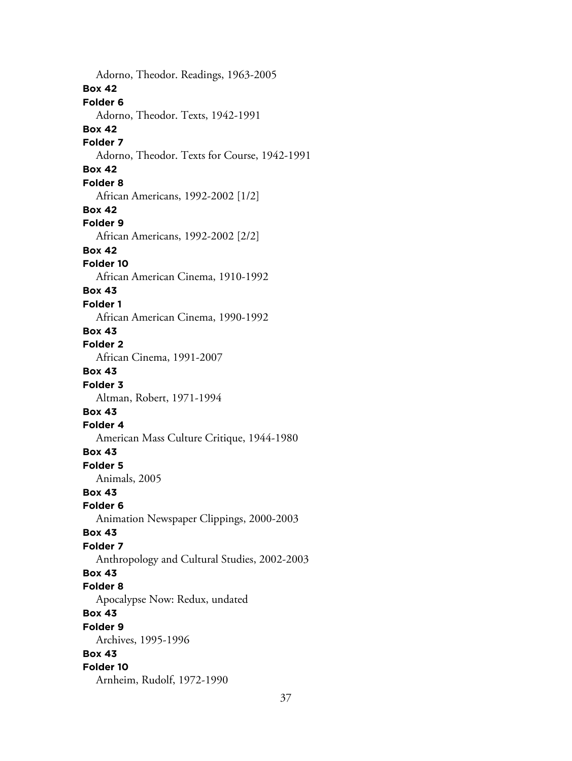Adorno, Theodor. Readings, 1963-2005

**Box 42**

**Folder 6**

Adorno, Theodor. Texts, 1942-1991

**Box 42**

**Folder 7**

Adorno, Theodor. Texts for Course, 1942-1991

**Box 42**

**Folder 8**

African Americans, 1992-2002 [1/2]

**Box 42**

**Folder 9**

African Americans, 1992-2002 [2/2]

**Box 42**

**Folder 10**

African American Cinema, 1910-1992

**Box 43**

**Folder 1**

African American Cinema, 1990-1992

**Box 43**

**Folder 2**

African Cinema, 1991-2007

**Box 43**

**Folder 3**

Altman, Robert, 1971-1994

**Box 43**

**Folder 4**

American Mass Culture Critique, 1944-1980

**Box 43**

**Folder 5**

Animals, 2005

**Box 43**

**Folder 6**

Animation Newspaper Clippings, 2000-2003

**Box 43**

**Folder 7**

Anthropology and Cultural Studies, 2002-2003

**Box 43**

**Folder 8**

Apocalypse Now: Redux, undated

**Box 43**

**Folder 9**

Archives, 1995-1996

**Box 43**

**Folder 10**

Arnheim, Rudolf, 1972-1990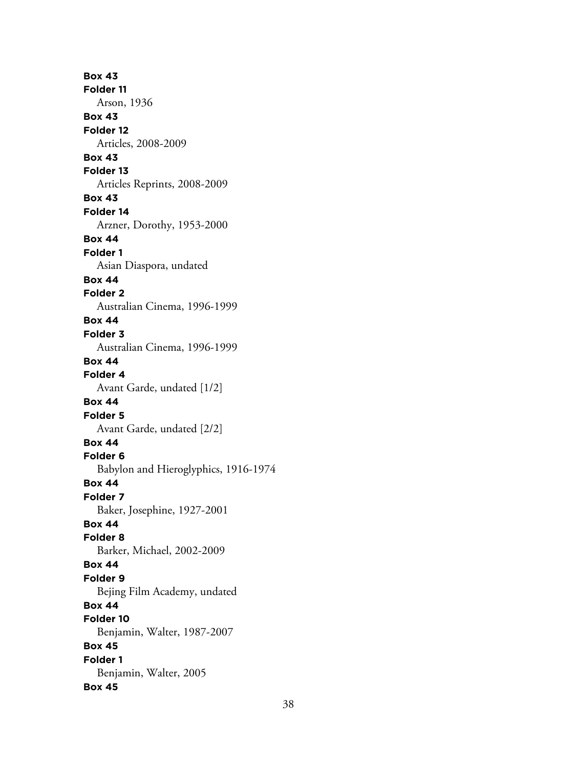**Box 43**
**Folder 11**
Arson, 1936
**Box 43**
**Folder 12**
Articles, 2008-2009
**Box 43**
**Folder 13**
Articles Reprints, 2008-2009
**Box 43**
**Folder 14**
Arzner, Dorothy, 1953-2000
**Box 44**
**Folder 1**
Asian Diaspora, undated
**Box 44**
**Folder 2**
Australian Cinema, 1996-1999
**Box 44**
**Folder 3**
Australian Cinema, 1996-1999
**Box 44**
**Folder 4**
Avant Garde, undated [1/2]
**Box 44**
**Folder 5**
Avant Garde, undated [2/2]
**Box 44**
**Folder 6**
Babylon and Hieroglyphics, 1916-1974
**Box 44**
**Folder 7**
Baker, Josephine, 1927-2001
**Box 44**
**Folder 8**
Barker, Michael, 2002-2009
**Box 44**
**Folder 9**
Bejing Film Academy, undated
**Box 44**
**Folder 10**
Benjamin, Walter, 1987-2007
**Box 45**
**Folder 1**
Benjamin, Walter, 2005
**Box 45**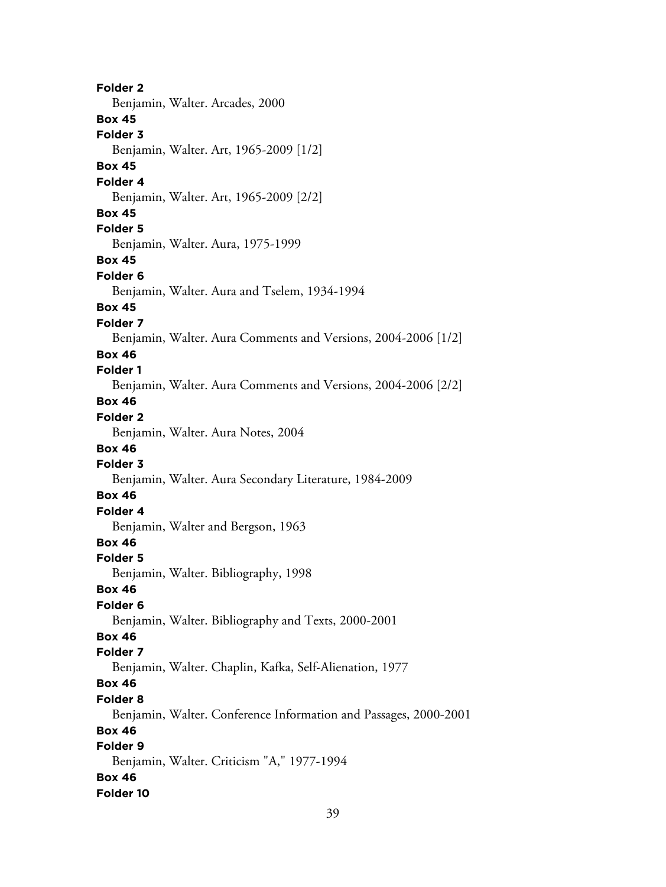**Folder 2**
Benjamin, Walter. Arcades, 2000

**Box 45**
**Folder 3**
Benjamin, Walter. Art, 1965-2009 [1/2]

**Box 45**
**Folder 4**
Benjamin, Walter. Art, 1965-2009 [2/2]

**Box 45**
**Folder 5**
Benjamin, Walter. Aura, 1975-1999

**Box 45**
**Folder 6**
Benjamin, Walter. Aura and Tselem, 1934-1994

**Box 45**
**Folder 7**
Benjamin, Walter. Aura Comments and Versions, 2004-2006 [1/2]

**Box 46**
**Folder 1**
Benjamin, Walter. Aura Comments and Versions, 2004-2006 [2/2]

**Box 46**
**Folder 2**
Benjamin, Walter. Aura Notes, 2004

**Box 46**
**Folder 3**
Benjamin, Walter. Aura Secondary Literature, 1984-2009

**Box 46**
**Folder 4**
Benjamin, Walter and Bergson, 1963

**Box 46**
**Folder 5**
Benjamin, Walter. Bibliography, 1998

**Box 46**
**Folder 6**
Benjamin, Walter. Bibliography and Texts, 2000-2001

**Box 46**
**Folder 7**
Benjamin, Walter. Chaplin, Kafka, Self-Alienation, 1977

**Box 46**
**Folder 8**
Benjamin, Walter. Conference Information and Passages, 2000-2001

**Box 46**
**Folder 9**
Benjamin, Walter. Criticism "A," 1977-1994

**Box 46**
**Folder 10**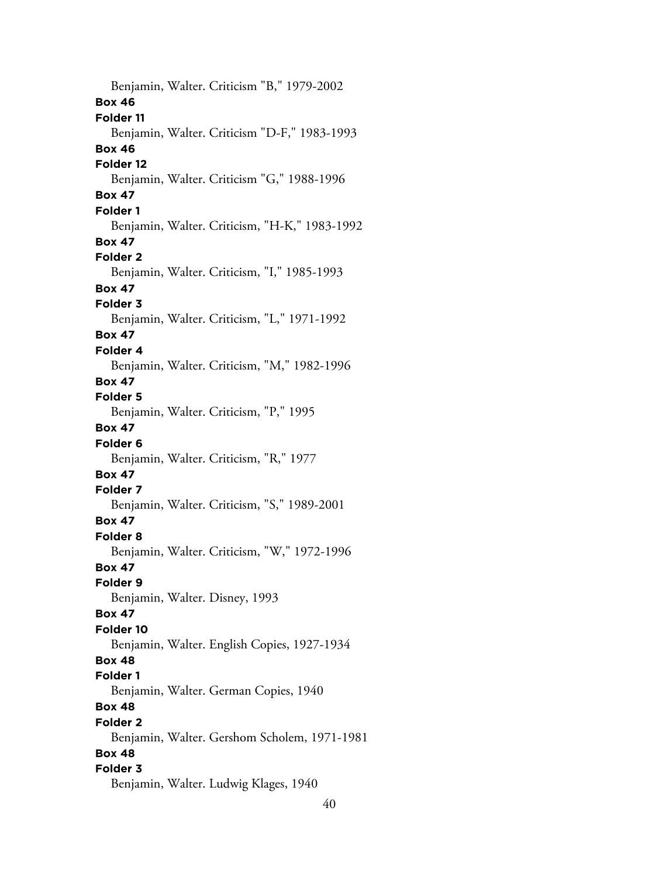Benjamin, Walter. Criticism "B," 1979-2002

**Box 46**

**Folder 11**

Benjamin, Walter. Criticism "D-F," 1983-1993

**Box 46**

**Folder 12**

Benjamin, Walter. Criticism "G," 1988-1996

**Box 47**

**Folder 1**

Benjamin, Walter. Criticism, "H-K," 1983-1992

**Box 47**

**Folder 2**

Benjamin, Walter. Criticism, "I," 1985-1993

**Box 47**

**Folder 3**

Benjamin, Walter. Criticism, "L," 1971-1992

**Box 47**

**Folder 4**

Benjamin, Walter. Criticism, "M," 1982-1996

**Box 47**

**Folder 5**

Benjamin, Walter. Criticism, "P," 1995

**Box 47**

**Folder 6**

Benjamin, Walter. Criticism, "R," 1977

**Box 47**

**Folder 7**

Benjamin, Walter. Criticism, "S," 1989-2001

**Box 47**

**Folder 8**

Benjamin, Walter. Criticism, "W," 1972-1996

**Box 47**

**Folder 9**

Benjamin, Walter. Disney, 1993

**Box 47**

**Folder 10**

Benjamin, Walter. English Copies, 1927-1934

**Box 48**

**Folder 1**

Benjamin, Walter. German Copies, 1940

**Box 48**

**Folder 2**

Benjamin, Walter. Gershom Scholem, 1971-1981

**Box 48**

**Folder 3**

Benjamin, Walter. Ludwig Klages, 1940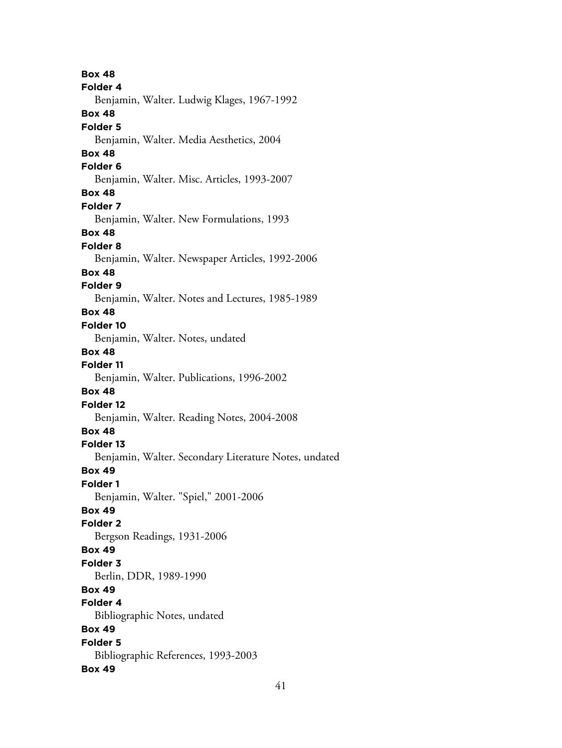**Box 48**
**Folder 4**
Benjamin, Walter. Ludwig Klages, 1967-1992
**Box 48**
**Folder 5**
Benjamin, Walter. Media Aesthetics, 2004
**Box 48**
**Folder 6**
Benjamin, Walter. Misc. Articles, 1993-2007
**Box 48**
**Folder 7**
Benjamin, Walter. New Formulations, 1993
**Box 48**
**Folder 8**
Benjamin, Walter. Newspaper Articles, 1992-2006
**Box 48**
**Folder 9**
Benjamin, Walter. Notes and Lectures, 1985-1989
**Box 48**
**Folder 10**
Benjamin, Walter. Notes, undated
**Box 48**
**Folder 11**
Benjamin, Walter. Publications, 1996-2002
**Box 48**
**Folder 12**
Benjamin, Walter. Reading Notes, 2004-2008
**Box 48**
**Folder 13**
Benjamin, Walter. Secondary Literature Notes, undated
**Box 49**
**Folder 1**
Benjamin, Walter. "Spiel," 2001-2006
**Box 49**
**Folder 2**
Bergson Readings, 1931-2006
**Box 49**
**Folder 3**
Berlin, DDR, 1989-1990
**Box 49**
**Folder 4**
Bibliographic Notes, undated
**Box 49**
**Folder 5**
Bibliographic References, 1993-2003
**Box 49**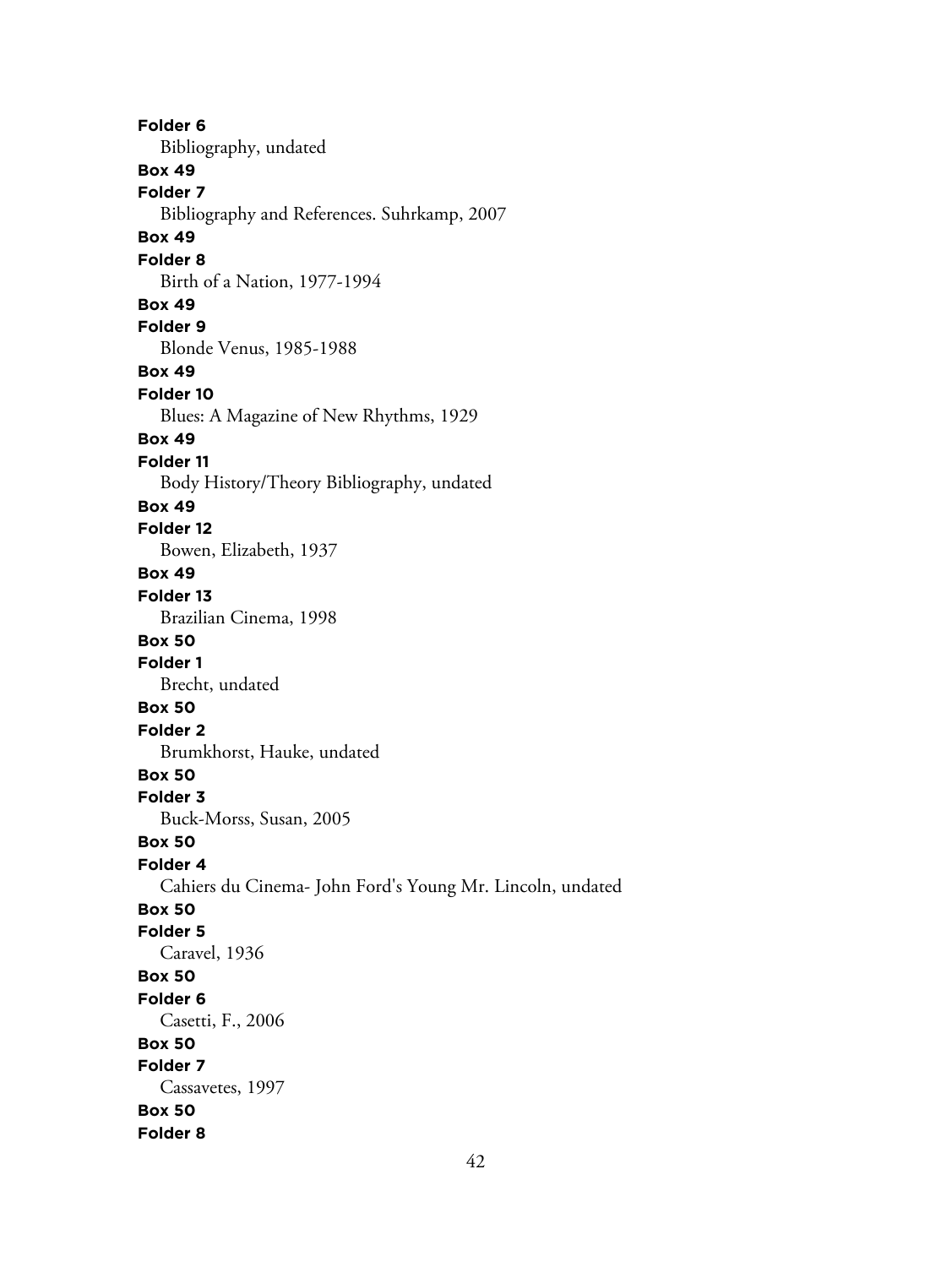**Folder 6**

Bibliography, undated

**Box 49**

**Folder 7**

Bibliography and References. Suhrkamp, 2007

**Box 49**

**Folder 8**

Birth of a Nation, 1977-1994

**Box 49**

**Folder 9**

Blonde Venus, 1985-1988

**Box 49**

**Folder 10**

Blues: A Magazine of New Rhythms, 1929

**Box 49**

**Folder 11**

Body History/Theory Bibliography, undated

**Box 49**

**Folder 12**

Bowen, Elizabeth, 1937

**Box 49**

**Folder 13**

Brazilian Cinema, 1998

**Box 50**

**Folder 1**

Brecht, undated

**Box 50**

**Folder 2**

Brumkhorst, Hauke, undated

**Box 50**

**Folder 3**

Buck-Morss, Susan, 2005

**Box 50**

**Folder 4**

Cahiers du Cinema- John Ford's Young Mr. Lincoln, undated

**Box 50**

**Folder 5**

Caravel, 1936

**Box 50**

**Folder 6**

Casetti, F., 2006

**Box 50**

**Folder 7**

Cassavetes, 1997

**Box 50**

**Folder 8**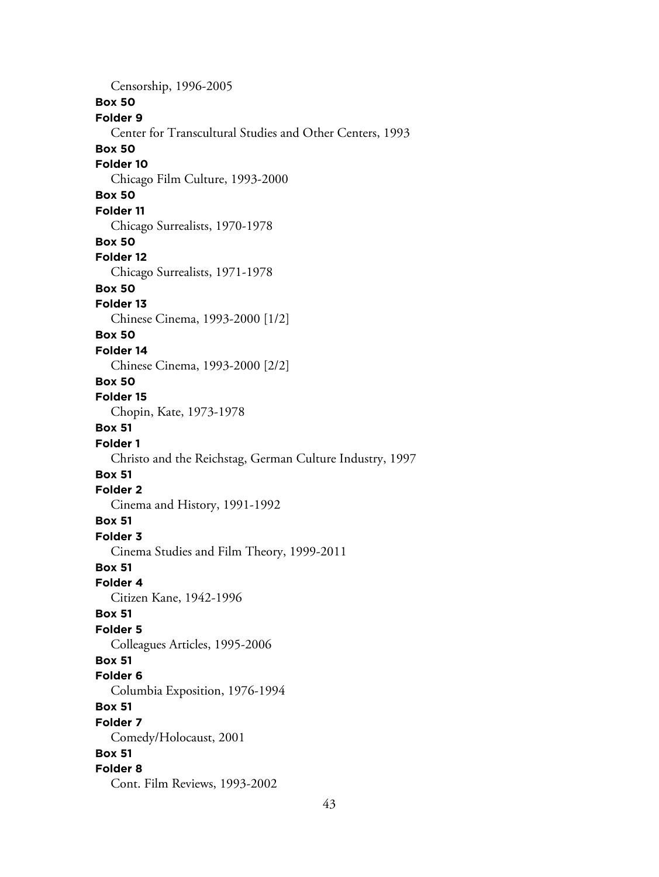Censorship, 1996-2005

**Box 50**

**Folder 9**

Center for Transcultural Studies and Other Centers, 1993

**Box 50**

**Folder 10**

Chicago Film Culture, 1993-2000

**Box 50**

**Folder 11**

Chicago Surrealists, 1970-1978

**Box 50**

**Folder 12**

Chicago Surrealists, 1971-1978

**Box 50**

**Folder 13**

Chinese Cinema, 1993-2000 [1/2]

**Box 50**

**Folder 14**

Chinese Cinema, 1993-2000 [2/2]

**Box 50**

**Folder 15**

Chopin, Kate, 1973-1978

**Box 51**

**Folder 1**

Christo and the Reichstag, German Culture Industry, 1997

**Box 51**

**Folder 2**

Cinema and History, 1991-1992

**Box 51**

**Folder 3**

Cinema Studies and Film Theory, 1999-2011

**Box 51**

**Folder 4**

Citizen Kane, 1942-1996

**Box 51**

**Folder 5**

Colleagues Articles, 1995-2006

**Box 51**

**Folder 6**

Columbia Exposition, 1976-1994

**Box 51**

**Folder 7**

Comedy/Holocaust, 2001

**Box 51**

**Folder 8**

Cont. Film Reviews, 1993-2002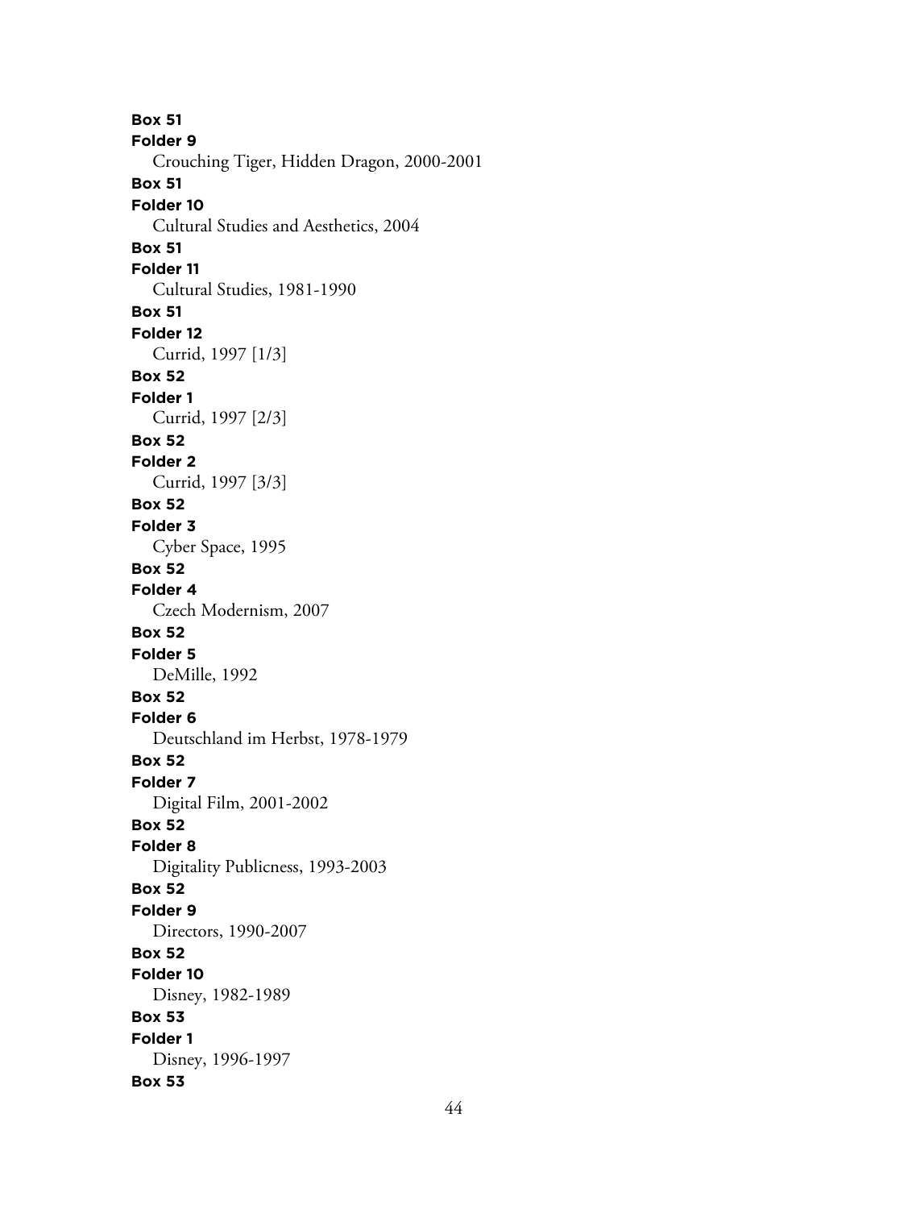**Box 51**
**Folder 9**
Crouching Tiger, Hidden Dragon, 2000-2001
**Box 51**
**Folder 10**
Cultural Studies and Aesthetics, 2004
**Box 51**
**Folder 11**
Cultural Studies, 1981-1990
**Box 51**
**Folder 12**
Currid, 1997 [1/3]
**Box 52**
**Folder 1**
Currid, 1997 [2/3]
**Box 52**
**Folder 2**
Currid, 1997 [3/3]
**Box 52**
**Folder 3**
Cyber Space, 1995
**Box 52**
**Folder 4**
Czech Modernism, 2007
**Box 52**
**Folder 5**
DeMille, 1992
**Box 52**
**Folder 6**
Deutschland im Herbst, 1978-1979
**Box 52**
**Folder 7**
Digital Film, 2001-2002
**Box 52**
**Folder 8**
Digitality Publicness, 1993-2003
**Box 52**
**Folder 9**
Directors, 1990-2007
**Box 52**
**Folder 10**
Disney, 1982-1989
**Box 53**
**Folder 1**
Disney, 1996-1997
**Box 53**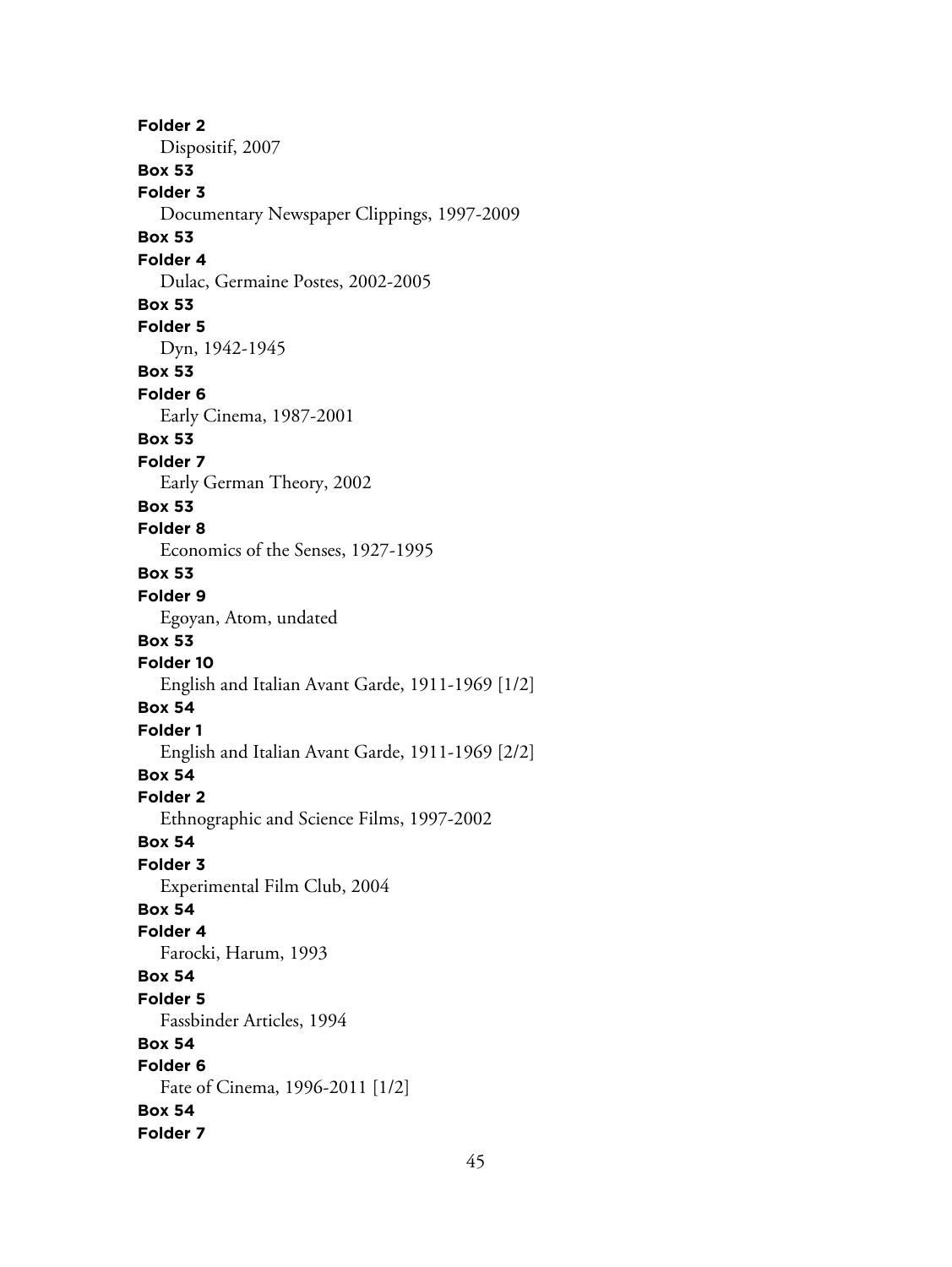**Folder 2**
Dispositif, 2007
**Box 53**
**Folder 3**
Documentary Newspaper Clippings, 1997-2009
**Box 53**
**Folder 4**
Dulac, Germaine Postes, 2002-2005
**Box 53**
**Folder 5**
Dyn, 1942-1945
**Box 53**
**Folder 6**
Early Cinema, 1987-2001
**Box 53**
**Folder 7**
Early German Theory, 2002
**Box 53**
**Folder 8**
Economics of the Senses, 1927-1995
**Box 53**
**Folder 9**
Egoyan, Atom, undated
**Box 53**
**Folder 10**
English and Italian Avant Garde, 1911-1969 [1/2]
**Box 54**
**Folder 1**
English and Italian Avant Garde, 1911-1969 [2/2]
**Box 54**
**Folder 2**
Ethnographic and Science Films, 1997-2002
**Box 54**
**Folder 3**
Experimental Film Club, 2004
**Box 54**
**Folder 4**
Farocki, Harum, 1993
**Box 54**
**Folder 5**
Fassbinder Articles, 1994
**Box 54**
**Folder 6**
Fate of Cinema, 1996-2011 [1/2]
**Box 54**
**Folder 7**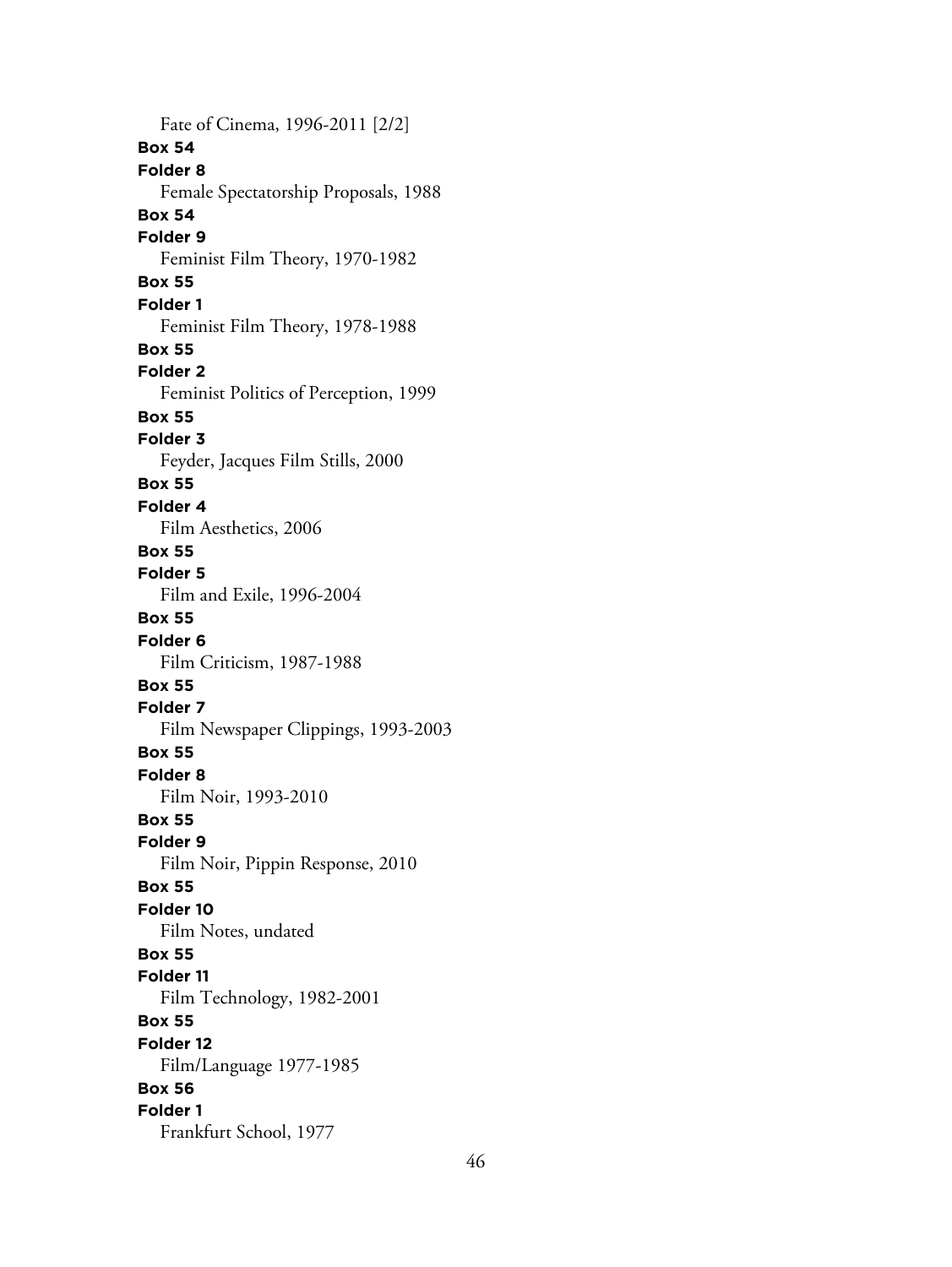Fate of Cinema, 1996-2011 [2/2]

**Box 54**
**Folder 8**
Female Spectatorship Proposals, 1988

**Box 54**
**Folder 9**
Feminist Film Theory, 1970-1982

**Box 55**
**Folder 1**
Feminist Film Theory, 1978-1988

**Box 55**
**Folder 2**
Feminist Politics of Perception, 1999

**Box 55**
**Folder 3**
Feyder, Jacques Film Stills, 2000

**Box 55**
**Folder 4**
Film Aesthetics, 2006

**Box 55**
**Folder 5**
Film and Exile, 1996-2004

**Box 55**
**Folder 6**
Film Criticism, 1987-1988

**Box 55**
**Folder 7**
Film Newspaper Clippings, 1993-2003

**Box 55**
**Folder 8**
Film Noir, 1993-2010

**Box 55**
**Folder 9**
Film Noir, Pippin Response, 2010

**Box 55**
**Folder 10**
Film Notes, undated

**Box 55**
**Folder 11**
Film Technology, 1982-2001

**Box 55**
**Folder 12**
Film/Language 1977-1985

**Box 56**
**Folder 1**
Frankfurt School, 1977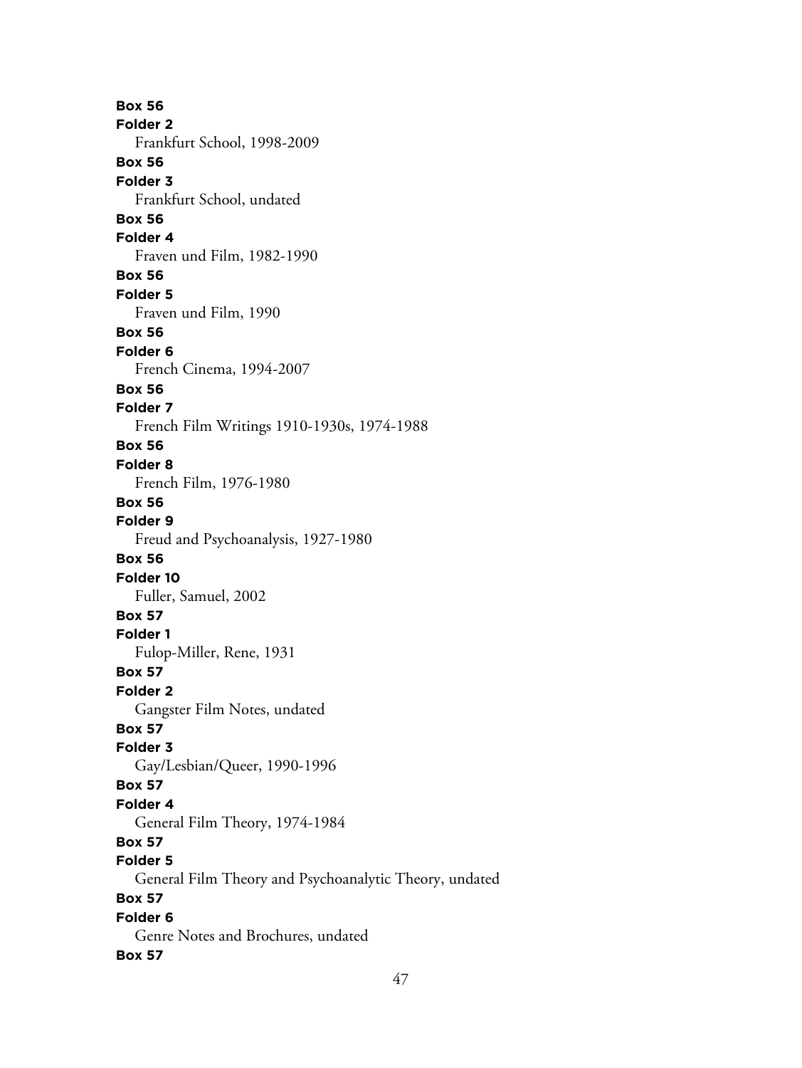**Box 56**
**Folder 2**
Frankfurt School, 1998-2009
**Box 56**
**Folder 3**
Frankfurt School, undated
**Box 56**
**Folder 4**
Fraven und Film, 1982-1990
**Box 56**
**Folder 5**
Fraven und Film, 1990
**Box 56**
**Folder 6**
French Cinema, 1994-2007
**Box 56**
**Folder 7**
French Film Writings 1910-1930s, 1974-1988
**Box 56**
**Folder 8**
French Film, 1976-1980
**Box 56**
**Folder 9**
Freud and Psychoanalysis, 1927-1980
**Box 56**
**Folder 10**
Fuller, Samuel, 2002
**Box 57**
**Folder 1**
Fulop-Miller, Rene, 1931
**Box 57**
**Folder 2**
Gangster Film Notes, undated
**Box 57**
**Folder 3**
Gay/Lesbian/Queer, 1990-1996
**Box 57**
**Folder 4**
General Film Theory, 1974-1984
**Box 57**
**Folder 5**
General Film Theory and Psychoanalytic Theory, undated
**Box 57**
**Folder 6**
Genre Notes and Brochures, undated
**Box 57**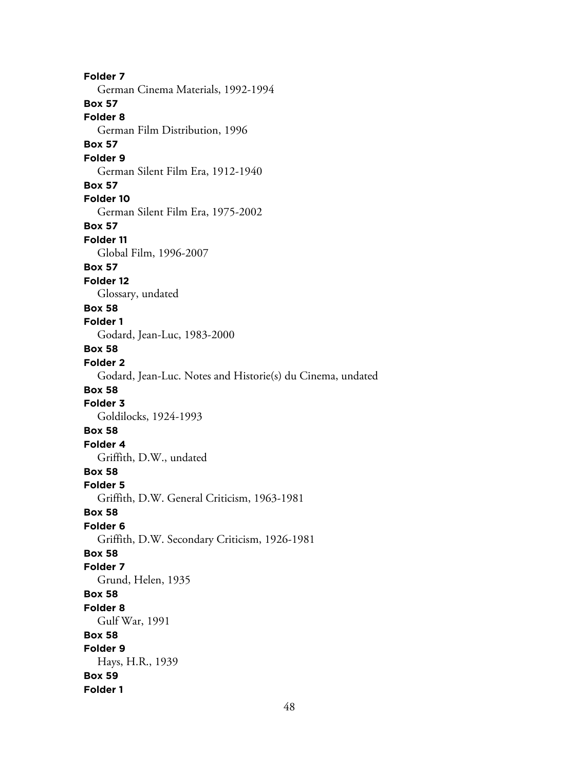**Folder 7**
German Cinema Materials, 1992-1994
**Box 57**
**Folder 8**
German Film Distribution, 1996
**Box 57**
**Folder 9**
German Silent Film Era, 1912-1940
**Box 57**
**Folder 10**
German Silent Film Era, 1975-2002
**Box 57**
**Folder 11**
Global Film, 1996-2007
**Box 57**
**Folder 12**
Glossary, undated
**Box 58**
**Folder 1**
Godard, Jean-Luc, 1983-2000
**Box 58**
**Folder 2**
Godard, Jean-Luc. Notes and Historie(s) du Cinema, undated
**Box 58**
**Folder 3**
Goldilocks, 1924-1993
**Box 58**
**Folder 4**
Griffith, D.W., undated
**Box 58**
**Folder 5**
Griffith, D.W. General Criticism, 1963-1981
**Box 58**
**Folder 6**
Griffith, D.W. Secondary Criticism, 1926-1981
**Box 58**
**Folder 7**
Grund, Helen, 1935
**Box 58**
**Folder 8**
Gulf War, 1991
**Box 58**
**Folder 9**
Hays, H.R., 1939
**Box 59**
**Folder 1**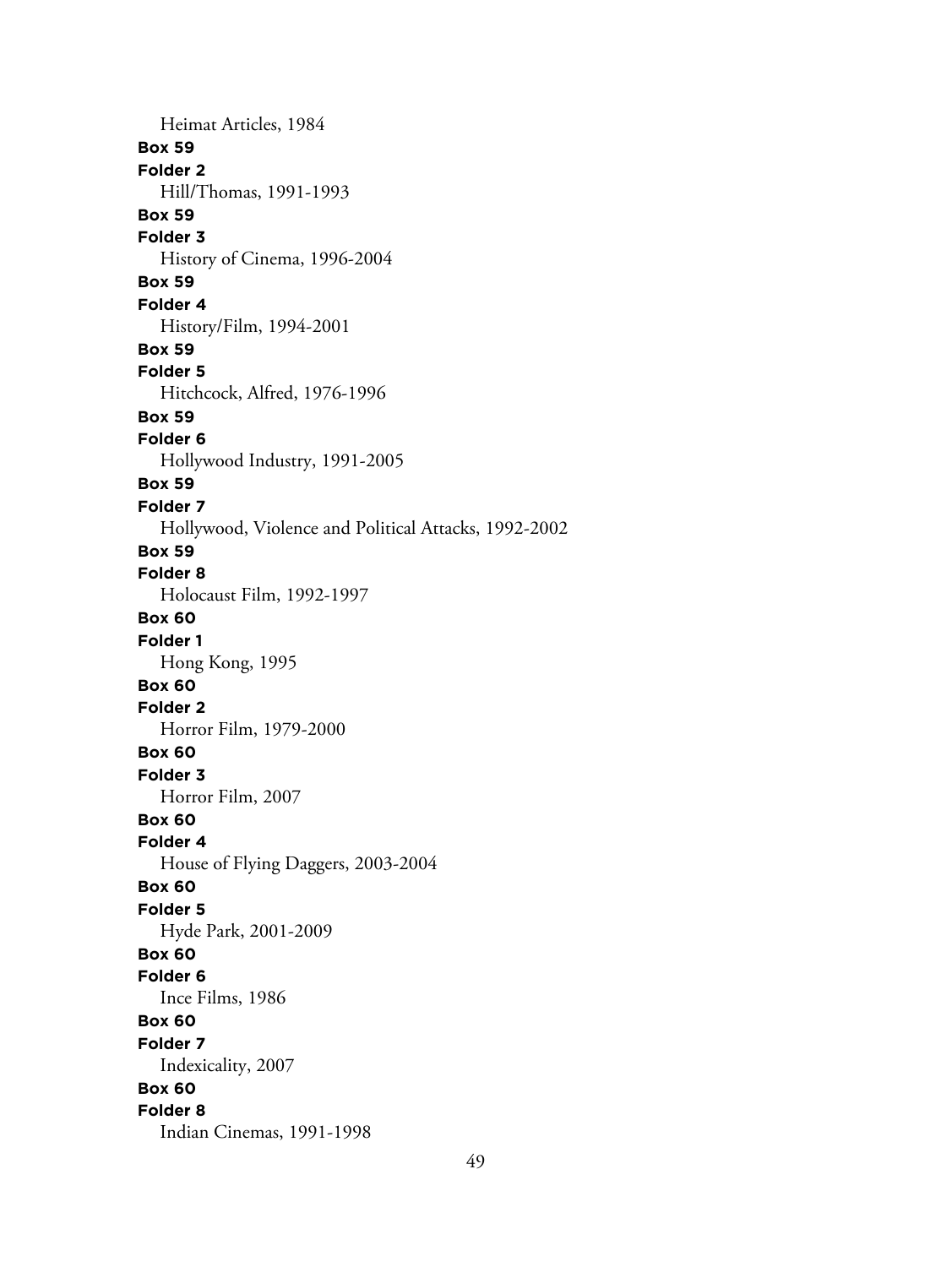Heimat Articles, 1984

**Box 59**
**Folder 2**
Hill/Thomas, 1991-1993

**Box 59**
**Folder 3**
History of Cinema, 1996-2004

**Box 59**
**Folder 4**
History/Film, 1994-2001

**Box 59**
**Folder 5**
Hitchcock, Alfred, 1976-1996

**Box 59**
**Folder 6**
Hollywood Industry, 1991-2005

**Box 59**
**Folder 7**
Hollywood, Violence and Political Attacks, 1992-2002

**Box 59**
**Folder 8**
Holocaust Film, 1992-1997

**Box 60**
**Folder 1**
Hong Kong, 1995

**Box 60**
**Folder 2**
Horror Film, 1979-2000

**Box 60**
**Folder 3**
Horror Film, 2007

**Box 60**
**Folder 4**
House of Flying Daggers, 2003-2004

**Box 60**
**Folder 5**
Hyde Park, 2001-2009

**Box 60**
**Folder 6**
Ince Films, 1986

**Box 60**
**Folder 7**
Indexicality, 2007

**Box 60**
**Folder 8**
Indian Cinemas, 1991-1998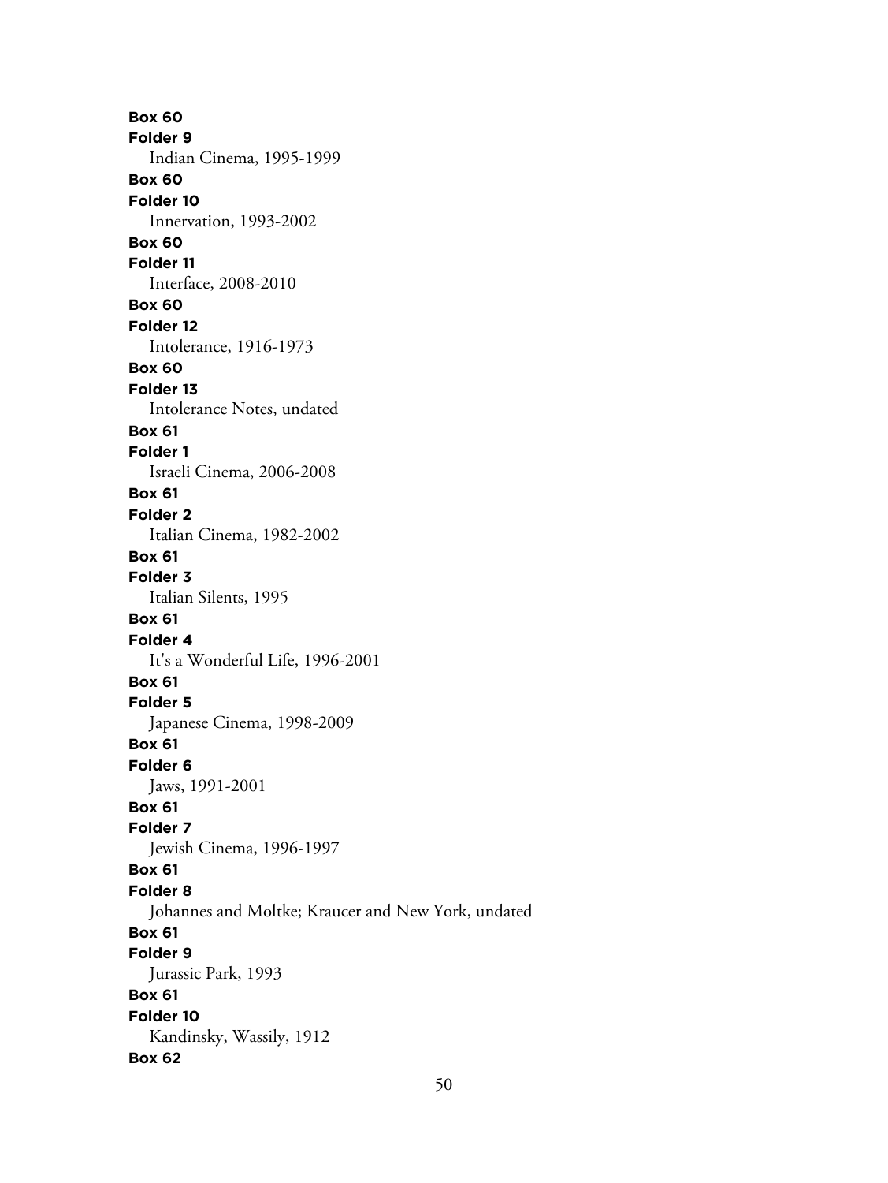**Box 60**
**Folder 9**
Indian Cinema, 1995-1999
**Box 60**
**Folder 10**
Innervation, 1993-2002
**Box 60**
**Folder 11**
Interface, 2008-2010
**Box 60**
**Folder 12**
Intolerance, 1916-1973
**Box 60**
**Folder 13**
Intolerance Notes, undated
**Box 61**
**Folder 1**
Israeli Cinema, 2006-2008
**Box 61**
**Folder 2**
Italian Cinema, 1982-2002
**Box 61**
**Folder 3**
Italian Silents, 1995
**Box 61**
**Folder 4**
It's a Wonderful Life, 1996-2001
**Box 61**
**Folder 5**
Japanese Cinema, 1998-2009
**Box 61**
**Folder 6**
Jaws, 1991-2001
**Box 61**
**Folder 7**
Jewish Cinema, 1996-1997
**Box 61**
**Folder 8**
Johannes and Moltke; Kraucer and New York, undated
**Box 61**
**Folder 9**
Jurassic Park, 1993
**Box 61**
**Folder 10**
Kandinsky, Wassily, 1912
**Box 62**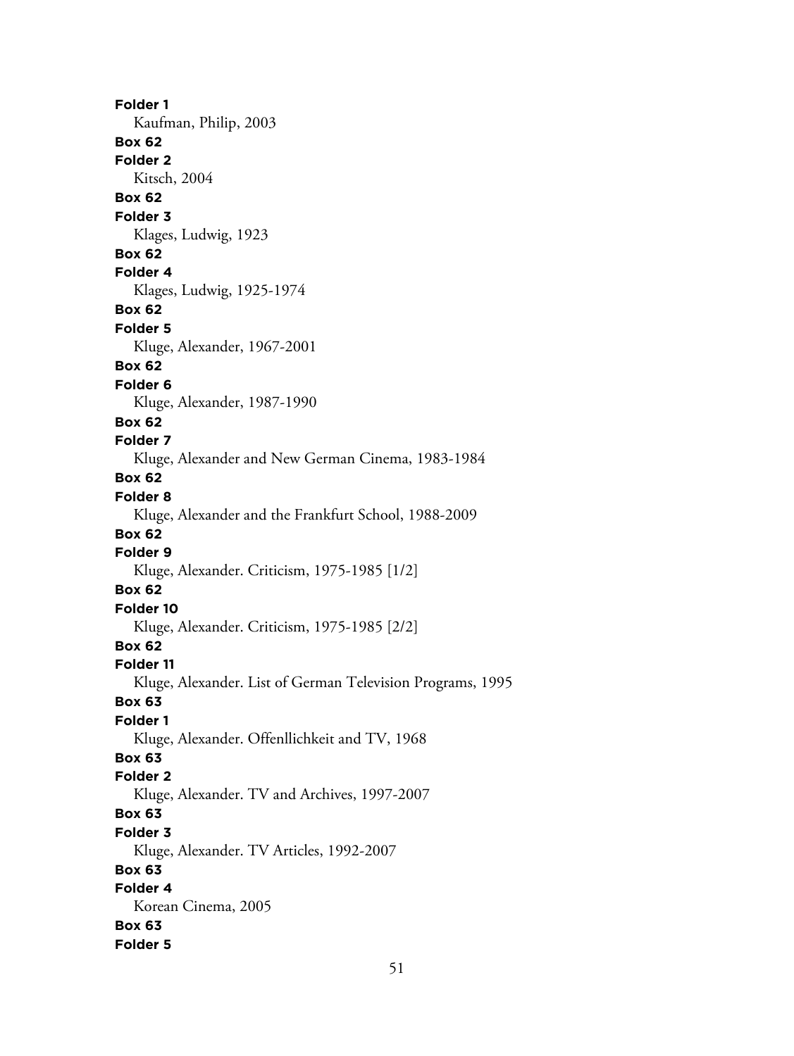**Folder 1**
Kaufman, Philip, 2003

**Box 62**
**Folder 2**
Kitsch, 2004

**Box 62**
**Folder 3**
Klages, Ludwig, 1923

**Box 62**
**Folder 4**
Klages, Ludwig, 1925-1974

**Box 62**
**Folder 5**
Kluge, Alexander, 1967-2001

**Box 62**
**Folder 6**
Kluge, Alexander, 1987-1990

**Box 62**
**Folder 7**
Kluge, Alexander and New German Cinema, 1983-1984

**Box 62**
**Folder 8**
Kluge, Alexander and the Frankfurt School, 1988-2009

**Box 62**
**Folder 9**
Kluge, Alexander. Criticism, 1975-1985 [1/2]

**Box 62**
**Folder 10**
Kluge, Alexander. Criticism, 1975-1985 [2/2]

**Box 62**
**Folder 11**
Kluge, Alexander. List of German Television Programs, 1995

**Box 63**
**Folder 1**
Kluge, Alexander. Offenllichkeit and TV, 1968

**Box 63**
**Folder 2**
Kluge, Alexander. TV and Archives, 1997-2007

**Box 63**
**Folder 3**
Kluge, Alexander. TV Articles, 1992-2007

**Box 63**
**Folder 4**
Korean Cinema, 2005

**Box 63**
**Folder 5**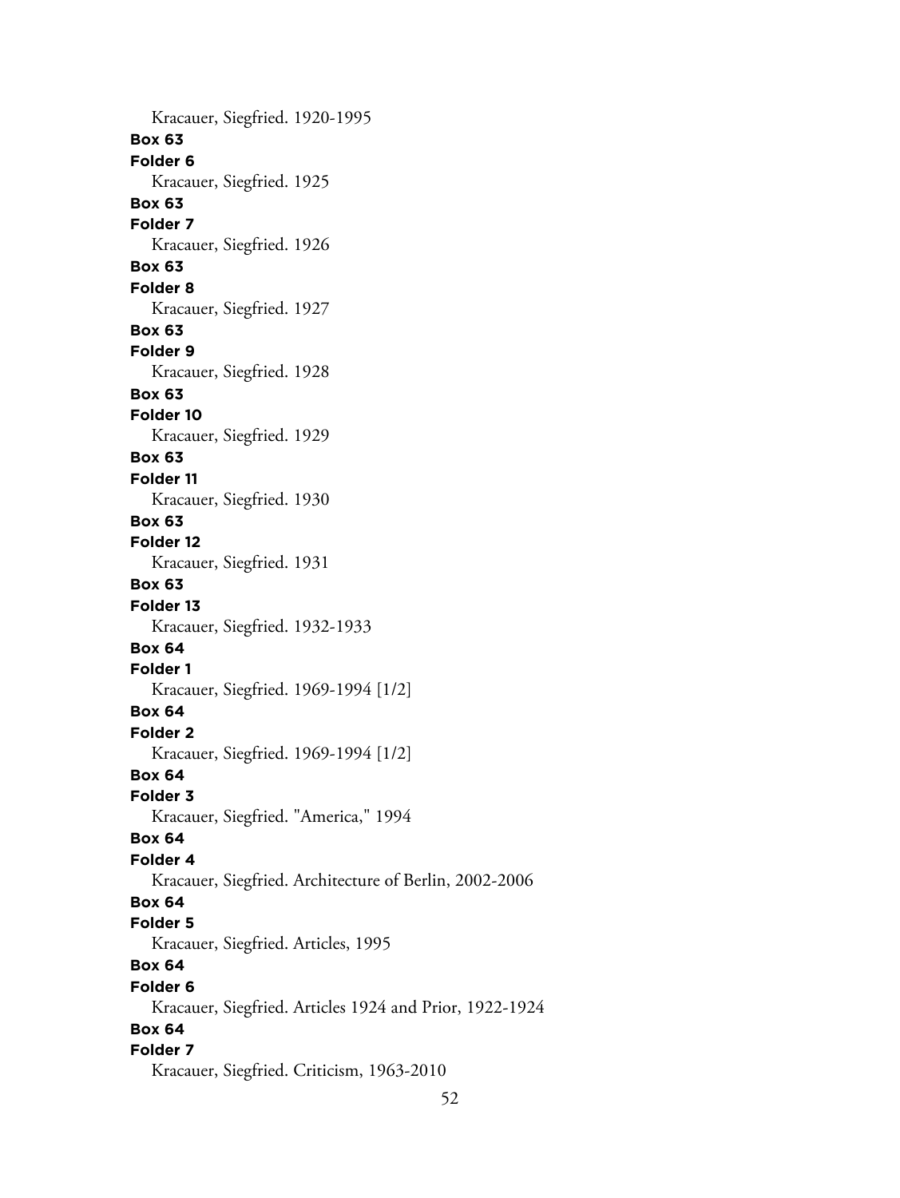Kracauer, Siegfried. 1920-1995

**Box 63**
**Folder 6**
Kracauer, Siegfried. 1925

**Box 63**
**Folder 7**
Kracauer, Siegfried. 1926

**Box 63**
**Folder 8**
Kracauer, Siegfried. 1927

**Box 63**
**Folder 9**
Kracauer, Siegfried. 1928

**Box 63**
**Folder 10**
Kracauer, Siegfried. 1929

**Box 63**
**Folder 11**
Kracauer, Siegfried. 1930

**Box 63**
**Folder 12**
Kracauer, Siegfried. 1931

**Box 63**
**Folder 13**
Kracauer, Siegfried. 1932-1933

**Box 64**
**Folder 1**
Kracauer, Siegfried. 1969-1994 [1/2]

**Box 64**
**Folder 2**
Kracauer, Siegfried. 1969-1994 [1/2]

**Box 64**
**Folder 3**
Kracauer, Siegfried. "America," 1994

**Box 64**
**Folder 4**
Kracauer, Siegfried. Architecture of Berlin, 2002-2006

**Box 64**
**Folder 5**
Kracauer, Siegfried. Articles, 1995

**Box 64**
**Folder 6**
Kracauer, Siegfried. Articles 1924 and Prior, 1922-1924

**Box 64**
**Folder 7**
Kracauer, Siegfried. Criticism, 1963-2010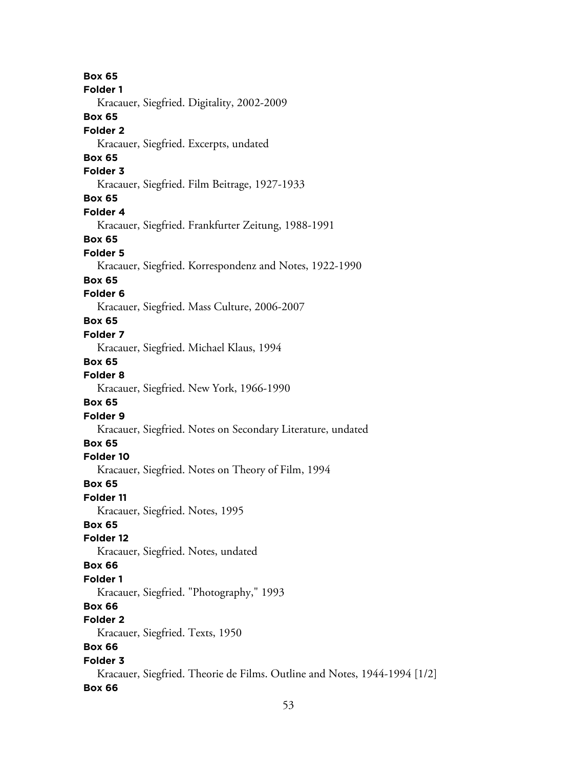**Box 65**
**Folder 1**
Kracauer, Siegfried. Digitality, 2002-2009
**Box 65**
**Folder 2**
Kracauer, Siegfried. Excerpts, undated
**Box 65**
**Folder 3**
Kracauer, Siegfried. Film Beitrage, 1927-1933
**Box 65**
**Folder 4**
Kracauer, Siegfried. Frankfurter Zeitung, 1988-1991
**Box 65**
**Folder 5**
Kracauer, Siegfried. Korrespondenz and Notes, 1922-1990
**Box 65**
**Folder 6**
Kracauer, Siegfried. Mass Culture, 2006-2007
**Box 65**
**Folder 7**
Kracauer, Siegfried. Michael Klaus, 1994
**Box 65**
**Folder 8**
Kracauer, Siegfried. New York, 1966-1990
**Box 65**
**Folder 9**
Kracauer, Siegfried. Notes on Secondary Literature, undated
**Box 65**
**Folder 10**
Kracauer, Siegfried. Notes on Theory of Film, 1994
**Box 65**
**Folder 11**
Kracauer, Siegfried. Notes, 1995
**Box 65**
**Folder 12**
Kracauer, Siegfried. Notes, undated
**Box 66**
**Folder 1**
Kracauer, Siegfried. "Photography," 1993
**Box 66**
**Folder 2**
Kracauer, Siegfried. Texts, 1950
**Box 66**
**Folder 3**
Kracauer, Siegfried. Theorie de Films. Outline and Notes, 1944-1994 [1/2]
**Box 66**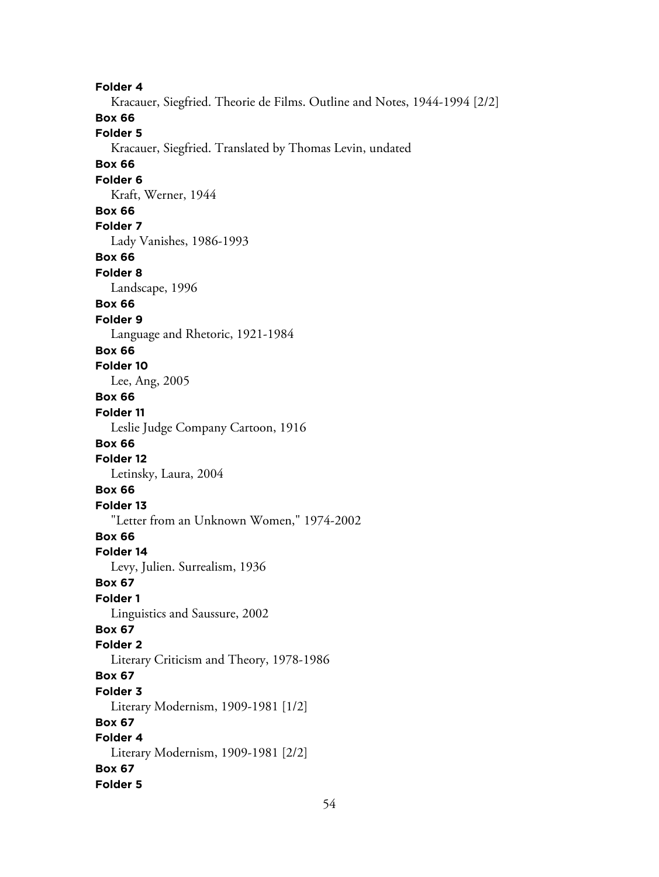**Folder 4**

Kracauer, Siegfried. Theorie de Films. Outline and Notes, 1944-1994 [2/2]

**Box 66**

**Folder 5**

Kracauer, Siegfried. Translated by Thomas Levin, undated

**Box 66**

**Folder 6**

Kraft, Werner, 1944

**Box 66**

**Folder 7**

Lady Vanishes, 1986-1993

**Box 66**

**Folder 8**

Landscape, 1996

**Box 66**

**Folder 9**

Language and Rhetoric, 1921-1984

**Box 66**

**Folder 10**

Lee, Ang, 2005

**Box 66**

**Folder 11**

Leslie Judge Company Cartoon, 1916

**Box 66**

**Folder 12**

Letinsky, Laura, 2004

**Box 66**

**Folder 13**

"Letter from an Unknown Women," 1974-2002

**Box 66**

**Folder 14**

Levy, Julien. Surrealism, 1936

**Box 67**

**Folder 1**

Linguistics and Saussure, 2002

**Box 67**

**Folder 2**

Literary Criticism and Theory, 1978-1986

**Box 67**

**Folder 3**

Literary Modernism, 1909-1981 [1/2]

**Box 67**

**Folder 4**

Literary Modernism, 1909-1981 [2/2]

**Box 67**

**Folder 5**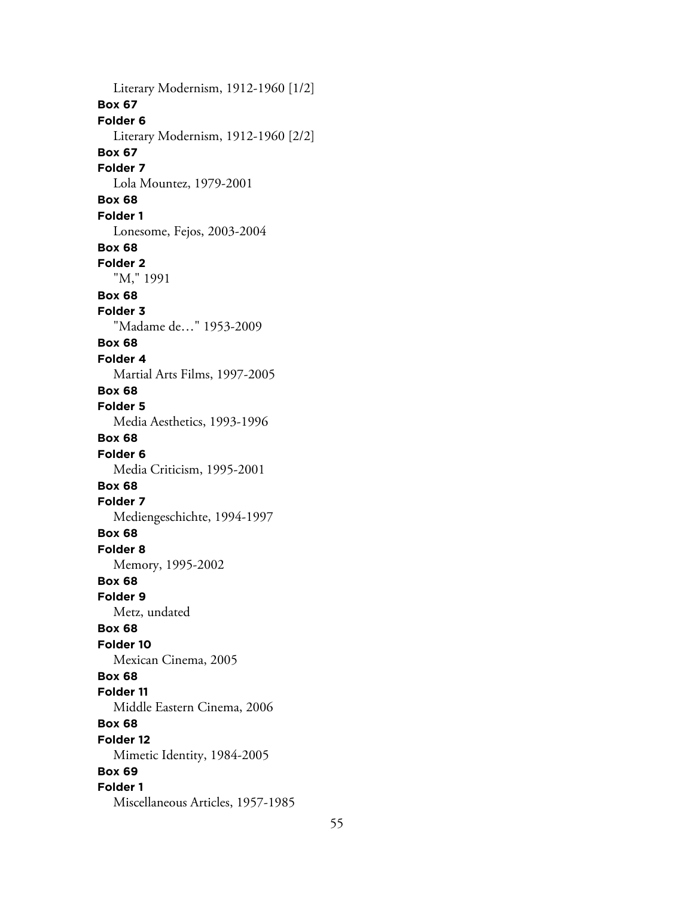Literary Modernism, 1912-1960 [1/2]

**Box 67**

**Folder 6**

Literary Modernism, 1912-1960 [2/2]

**Box 67**

**Folder 7**

Lola Mountez, 1979-2001

**Box 68**

**Folder 1**

Lonesome, Fejos, 2003-2004

**Box 68**

**Folder 2**

"M," 1991

**Box 68**

**Folder 3**

"Madame de…" 1953-2009

**Box 68**

**Folder 4**

Martial Arts Films, 1997-2005

**Box 68**

**Folder 5**

Media Aesthetics, 1993-1996

**Box 68**

**Folder 6**

Media Criticism, 1995-2001

**Box 68**

**Folder 7**

Mediengeschichte, 1994-1997

**Box 68**

**Folder 8**

Memory, 1995-2002

**Box 68**

**Folder 9**

Metz, undated

**Box 68**

**Folder 10**

Mexican Cinema, 2005

**Box 68**

**Folder 11**

Middle Eastern Cinema, 2006

**Box 68**

**Folder 12**

Mimetic Identity, 1984-2005

**Box 69**

**Folder 1**

Miscellaneous Articles, 1957-1985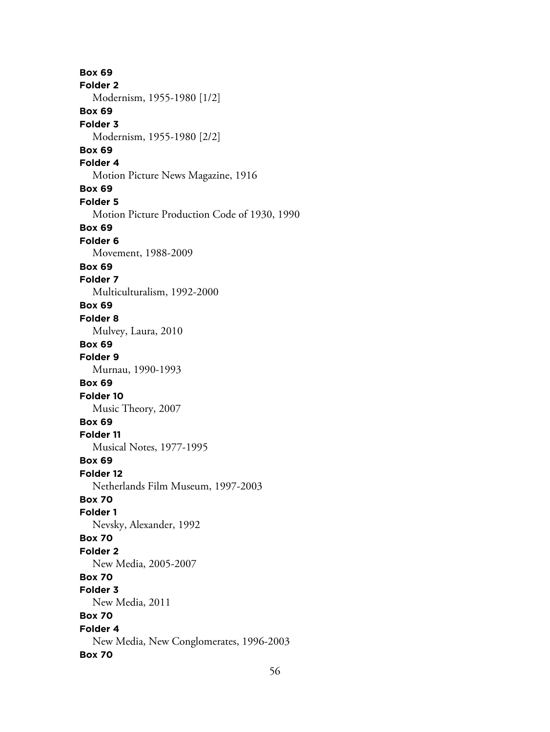**Box 69**
**Folder 2**
Modernism, 1955-1980 [1/2]
**Box 69**
**Folder 3**
Modernism, 1955-1980 [2/2]
**Box 69**
**Folder 4**
Motion Picture News Magazine, 1916
**Box 69**
**Folder 5**
Motion Picture Production Code of 1930, 1990
**Box 69**
**Folder 6**
Movement, 1988-2009
**Box 69**
**Folder 7**
Multiculturalism, 1992-2000
**Box 69**
**Folder 8**
Mulvey, Laura, 2010
**Box 69**
**Folder 9**
Murnau, 1990-1993
**Box 69**
**Folder 10**
Music Theory, 2007
**Box 69**
**Folder 11**
Musical Notes, 1977-1995
**Box 69**
**Folder 12**
Netherlands Film Museum, 1997-2003
**Box 70**
**Folder 1**
Nevsky, Alexander, 1992
**Box 70**
**Folder 2**
New Media, 2005-2007
**Box 70**
**Folder 3**
New Media, 2011
**Box 70**
**Folder 4**
New Media, New Conglomerates, 1996-2003
**Box 70**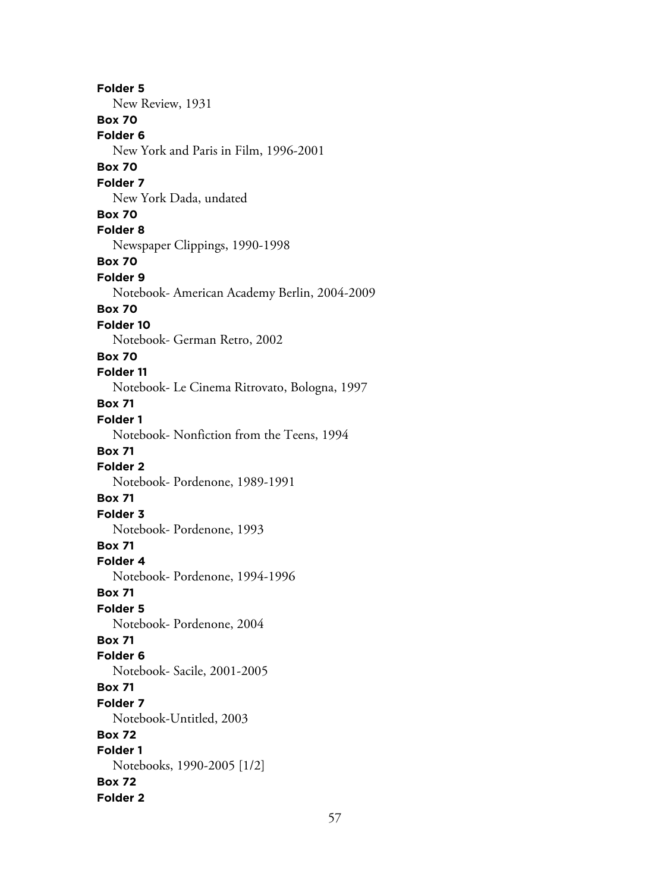**Folder 5**
New Review, 1931

**Box 70**
**Folder 6**
New York and Paris in Film, 1996-2001

**Box 70**
**Folder 7**
New York Dada, undated

**Box 70**
**Folder 8**
Newspaper Clippings, 1990-1998

**Box 70**
**Folder 9**
Notebook- American Academy Berlin, 2004-2009

**Box 70**
**Folder 10**
Notebook- German Retro, 2002

**Box 70**
**Folder 11**
Notebook- Le Cinema Ritrovato, Bologna, 1997

**Box 71**
**Folder 1**
Notebook- Nonfiction from the Teens, 1994

**Box 71**
**Folder 2**
Notebook- Pordenone, 1989-1991

**Box 71**
**Folder 3**
Notebook- Pordenone, 1993

**Box 71**
**Folder 4**
Notebook- Pordenone, 1994-1996

**Box 71**
**Folder 5**
Notebook- Pordenone, 2004

**Box 71**
**Folder 6**
Notebook- Sacile, 2001-2005

**Box 71**
**Folder 7**
Notebook-Untitled, 2003

**Box 72**
**Folder 1**
Notebooks, 1990-2005 [1/2]

**Box 72**
**Folder 2**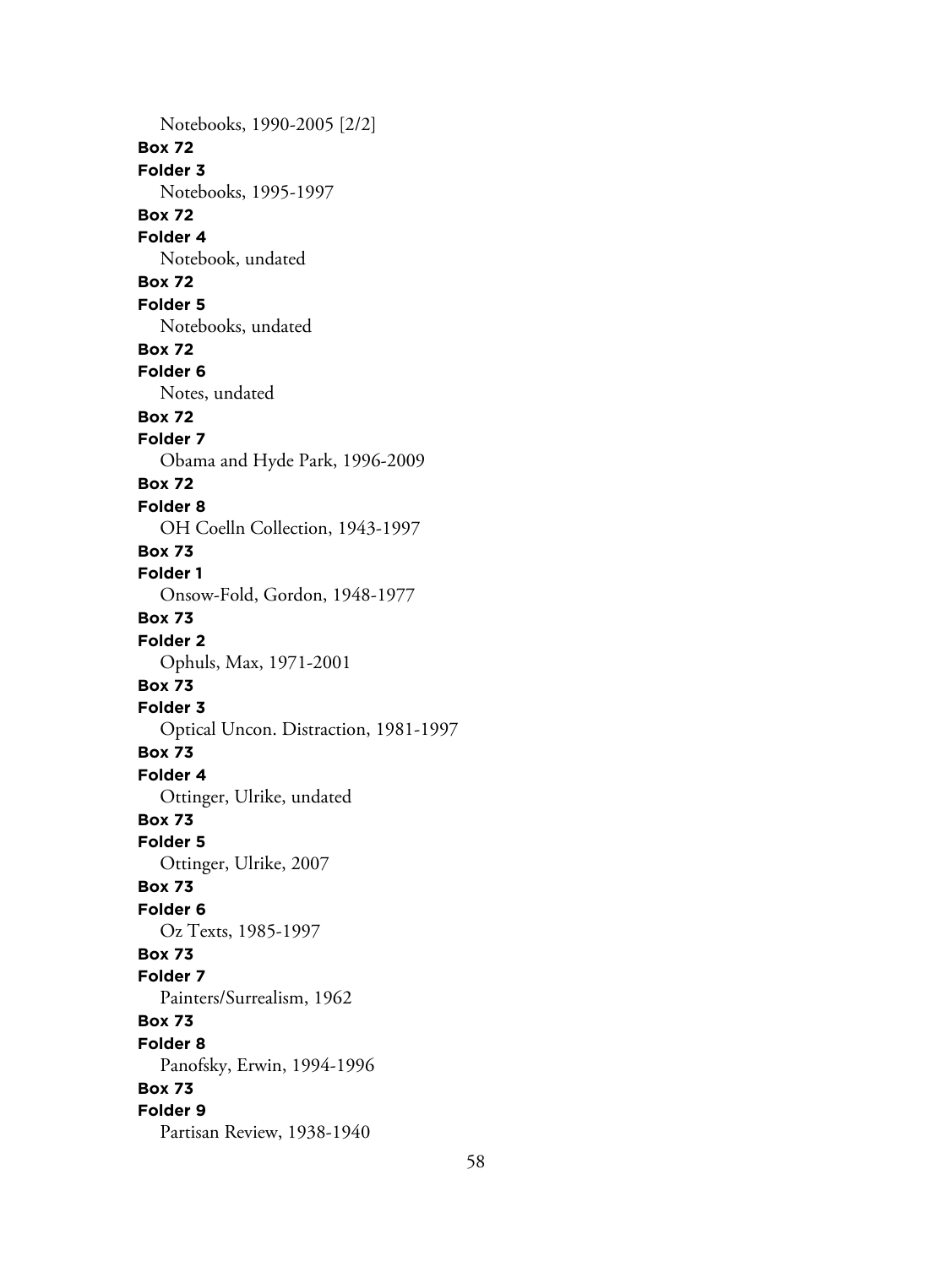Notebooks, 1990-2005 [2/2]

**Box 72**
**Folder 3**
Notebooks, 1995-1997

**Box 72**
**Folder 4**
Notebook, undated

**Box 72**
**Folder 5**
Notebooks, undated

**Box 72**
**Folder 6**
Notes, undated

**Box 72**
**Folder 7**
Obama and Hyde Park, 1996-2009

**Box 72**
**Folder 8**
OH Coelln Collection, 1943-1997

**Box 73**
**Folder 1**
Onsow-Fold, Gordon, 1948-1977

**Box 73**
**Folder 2**
Ophuls, Max, 1971-2001

**Box 73**
**Folder 3**
Optical Uncon. Distraction, 1981-1997

**Box 73**
**Folder 4**
Ottinger, Ulrike, undated

**Box 73**
**Folder 5**
Ottinger, Ulrike, 2007

**Box 73**
**Folder 6**
Oz Texts, 1985-1997

**Box 73**
**Folder 7**
Painters/Surrealism, 1962

**Box 73**
**Folder 8**
Panofsky, Erwin, 1994-1996

**Box 73**
**Folder 9**
Partisan Review, 1938-1940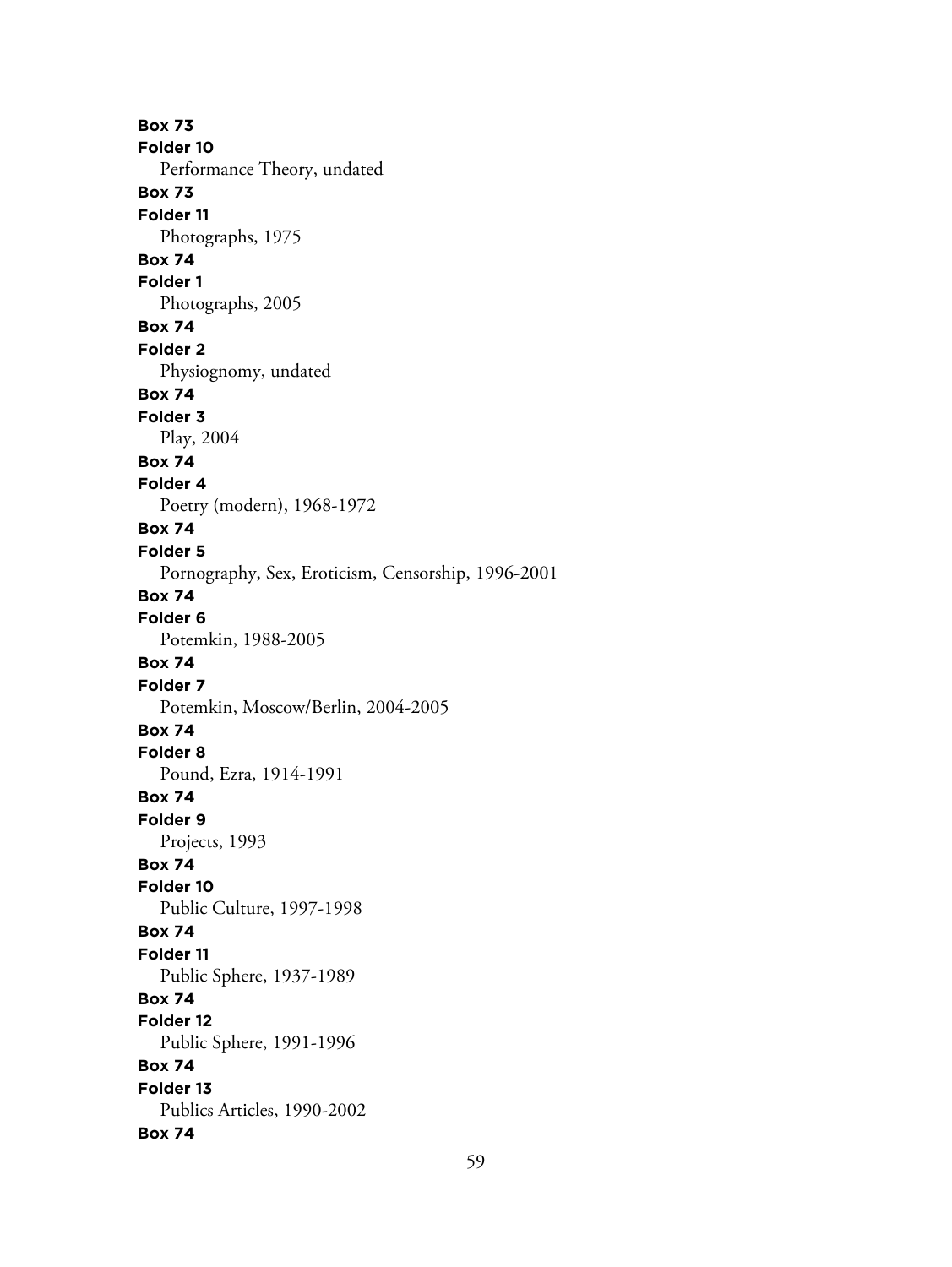**Box 73**
**Folder 10**
Performance Theory, undated
**Box 73**
**Folder 11**
Photographs, 1975
**Box 74**
**Folder 1**
Photographs, 2005
**Box 74**
**Folder 2**
Physiognomy, undated
**Box 74**
**Folder 3**
Play, 2004
**Box 74**
**Folder 4**
Poetry (modern), 1968-1972
**Box 74**
**Folder 5**
Pornography, Sex, Eroticism, Censorship, 1996-2001
**Box 74**
**Folder 6**
Potemkin, 1988-2005
**Box 74**
**Folder 7**
Potemkin, Moscow/Berlin, 2004-2005
**Box 74**
**Folder 8**
Pound, Ezra, 1914-1991
**Box 74**
**Folder 9**
Projects, 1993
**Box 74**
**Folder 10**
Public Culture, 1997-1998
**Box 74**
**Folder 11**
Public Sphere, 1937-1989
**Box 74**
**Folder 12**
Public Sphere, 1991-1996
**Box 74**
**Folder 13**
Publics Articles, 1990-2002
**Box 74**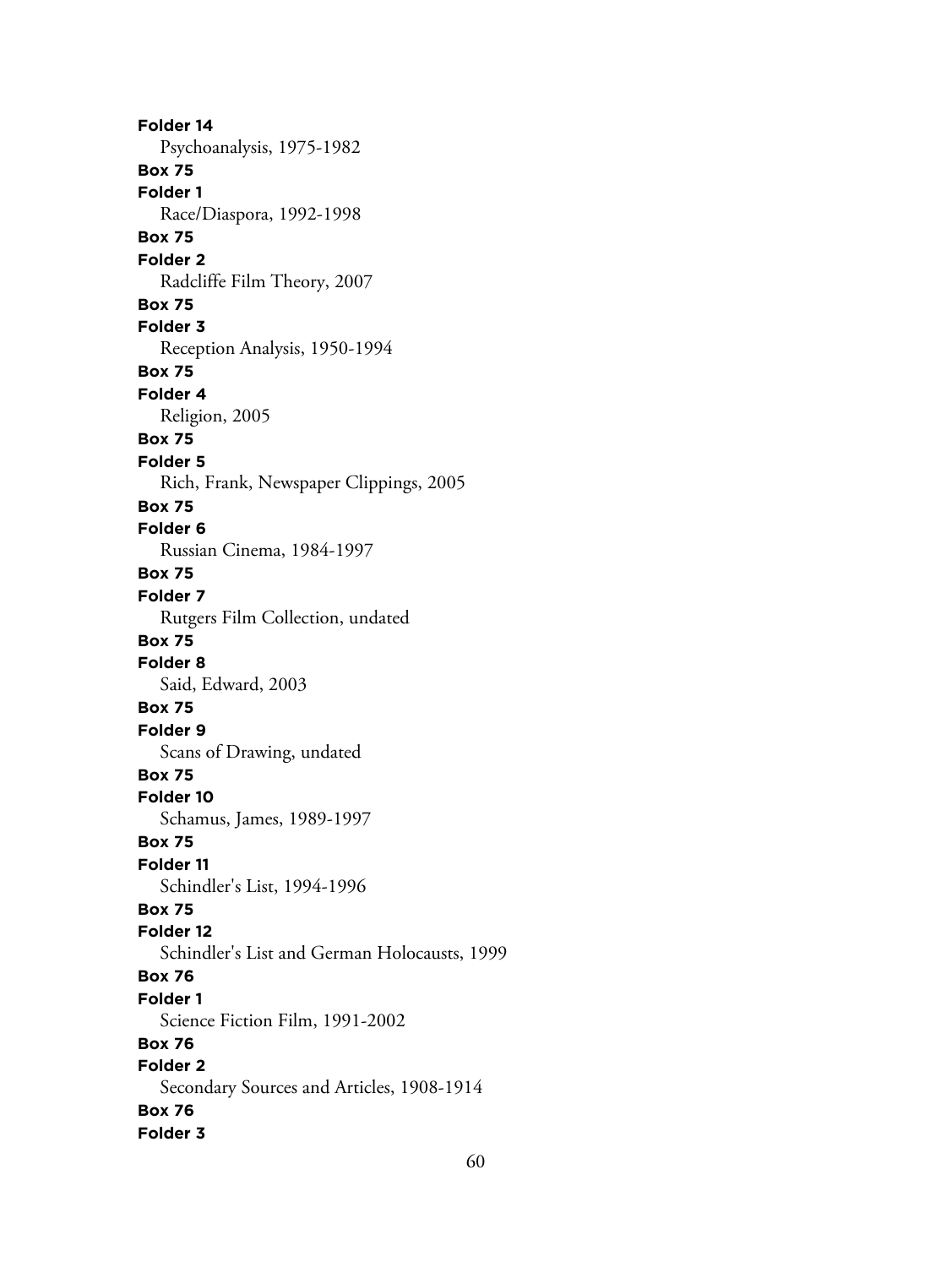**Folder 14**
Psychoanalysis, 1975-1982
**Box 75**
**Folder 1**
Race/Diaspora, 1992-1998
**Box 75**
**Folder 2**
Radcliffe Film Theory, 2007
**Box 75**
**Folder 3**
Reception Analysis, 1950-1994
**Box 75**
**Folder 4**
Religion, 2005
**Box 75**
**Folder 5**
Rich, Frank, Newspaper Clippings, 2005
**Box 75**
**Folder 6**
Russian Cinema, 1984-1997
**Box 75**
**Folder 7**
Rutgers Film Collection, undated
**Box 75**
**Folder 8**
Said, Edward, 2003
**Box 75**
**Folder 9**
Scans of Drawing, undated
**Box 75**
**Folder 10**
Schamus, James, 1989-1997
**Box 75**
**Folder 11**
Schindler's List, 1994-1996
**Box 75**
**Folder 12**
Schindler's List and German Holocausts, 1999
**Box 76**
**Folder 1**
Science Fiction Film, 1991-2002
**Box 76**
**Folder 2**
Secondary Sources and Articles, 1908-1914
**Box 76**
**Folder 3**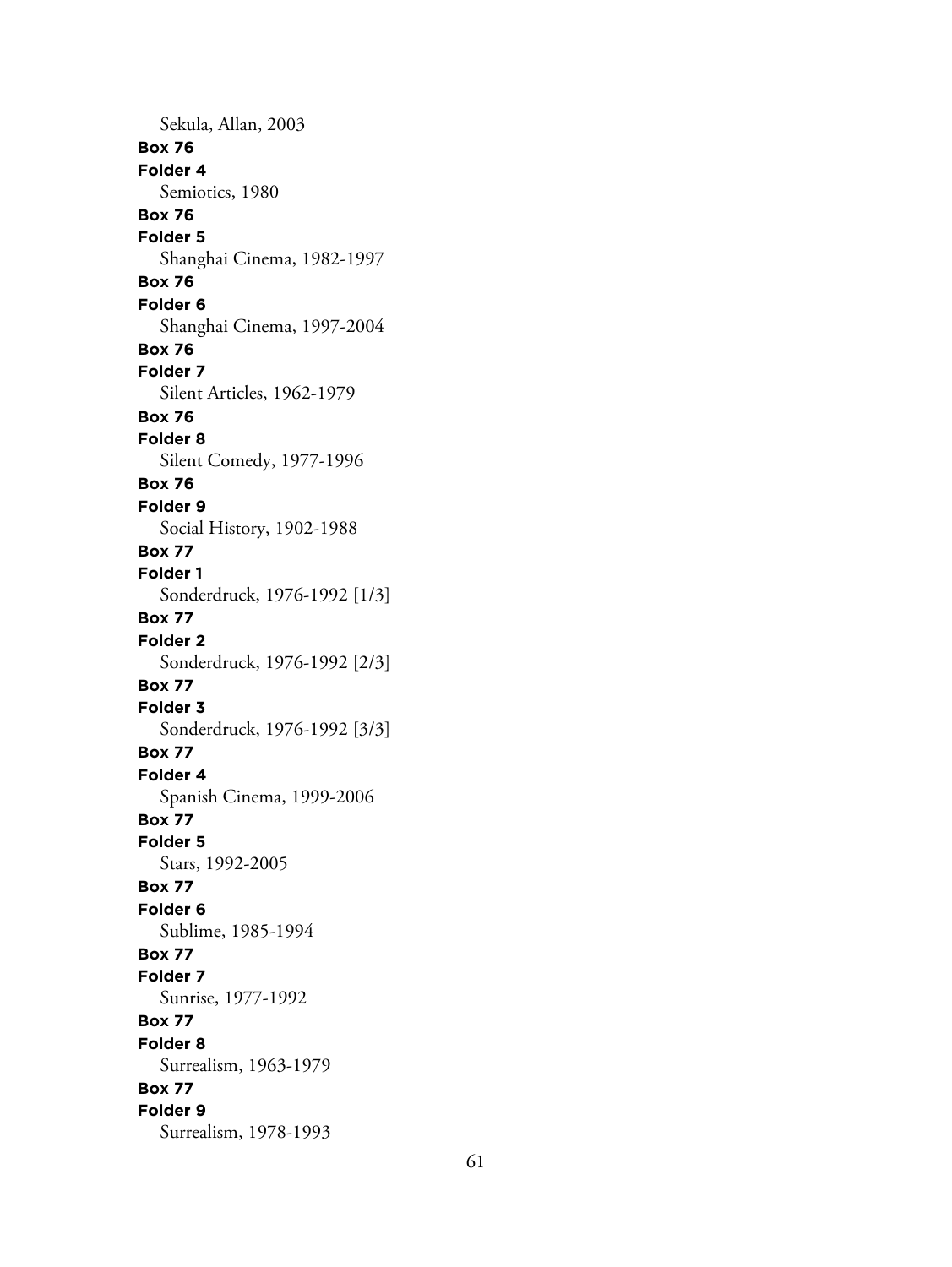Sekula, Allan, 2003

**Box 76**
**Folder 4**
Semiotics, 1980

**Box 76**
**Folder 5**
Shanghai Cinema, 1982-1997

**Box 76**
**Folder 6**
Shanghai Cinema, 1997-2004

**Box 76**
**Folder 7**
Silent Articles, 1962-1979

**Box 76**
**Folder 8**
Silent Comedy, 1977-1996

**Box 76**
**Folder 9**
Social History, 1902-1988

**Box 77**
**Folder 1**
Sonderdruck, 1976-1992 [1/3]

**Box 77**
**Folder 2**
Sonderdruck, 1976-1992 [2/3]

**Box 77**
**Folder 3**
Sonderdruck, 1976-1992 [3/3]

**Box 77**
**Folder 4**
Spanish Cinema, 1999-2006

**Box 77**
**Folder 5**
Stars, 1992-2005

**Box 77**
**Folder 6**
Sublime, 1985-1994

**Box 77**
**Folder 7**
Sunrise, 1977-1992

**Box 77**
**Folder 8**
Surrealism, 1963-1979

**Box 77**
**Folder 9**
Surrealism, 1978-1993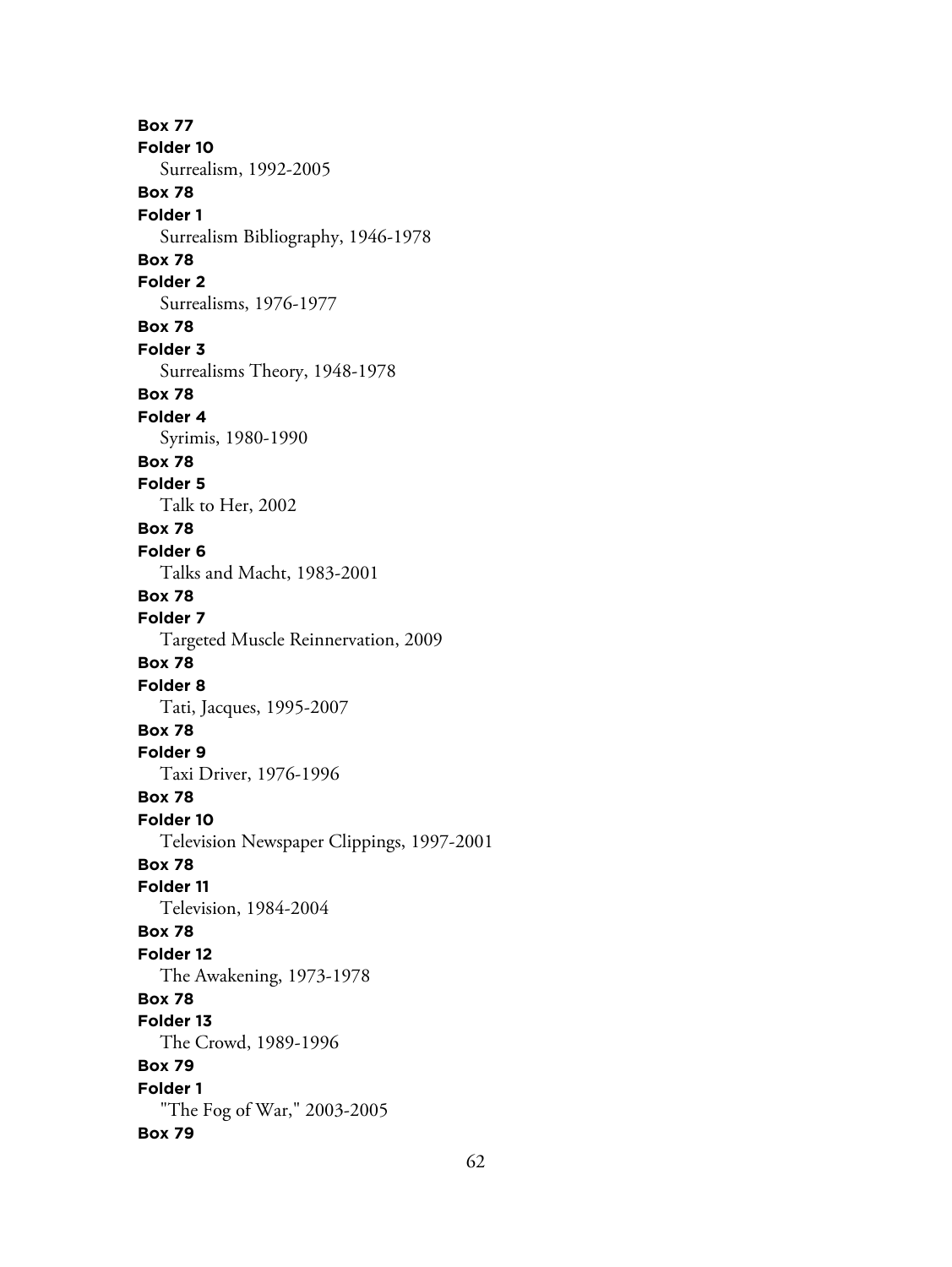**Box 77**
**Folder 10**
Surrealism, 1992-2005
**Box 78**
**Folder 1**
Surrealism Bibliography, 1946-1978
**Box 78**
**Folder 2**
Surrealisms, 1976-1977
**Box 78**
**Folder 3**
Surrealisms Theory, 1948-1978
**Box 78**
**Folder 4**
Syrimis, 1980-1990
**Box 78**
**Folder 5**
Talk to Her, 2002
**Box 78**
**Folder 6**
Talks and Macht, 1983-2001
**Box 78**
**Folder 7**
Targeted Muscle Reinnervation, 2009
**Box 78**
**Folder 8**
Tati, Jacques, 1995-2007
**Box 78**
**Folder 9**
Taxi Driver, 1976-1996
**Box 78**
**Folder 10**
Television Newspaper Clippings, 1997-2001
**Box 78**
**Folder 11**
Television, 1984-2004
**Box 78**
**Folder 12**
The Awakening, 1973-1978
**Box 78**
**Folder 13**
The Crowd, 1989-1996
**Box 79**
**Folder 1**
"The Fog of War," 2003-2005
**Box 79**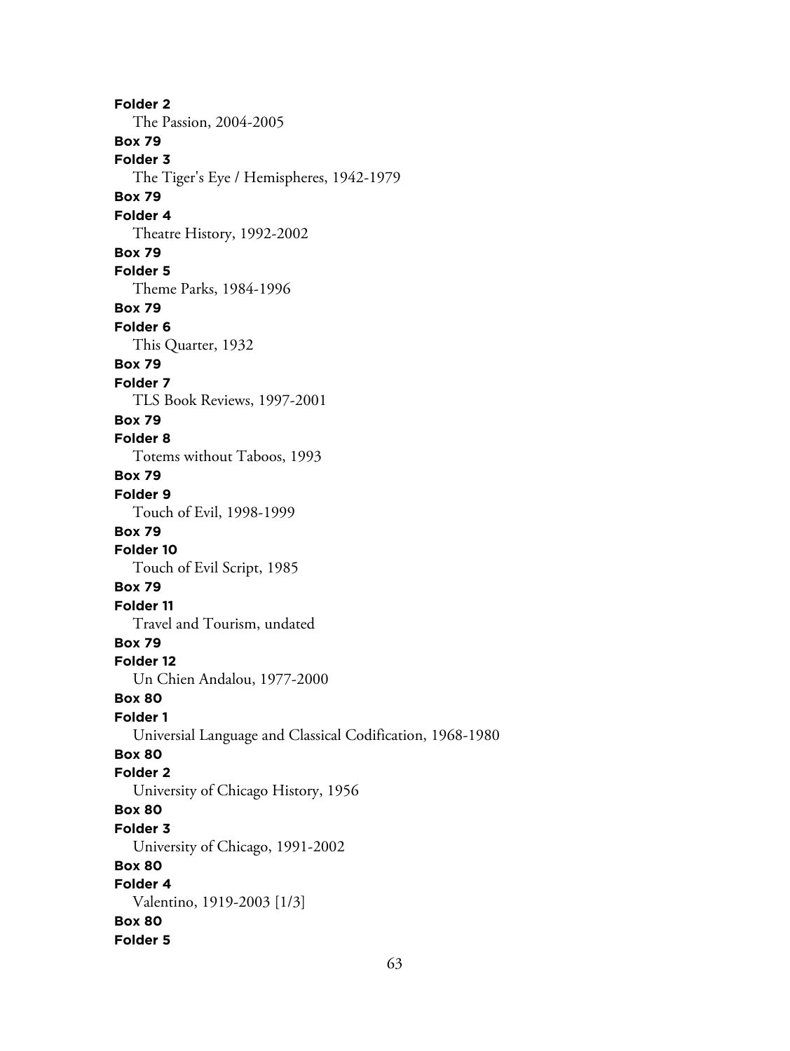**Folder 2**

The Passion, 2004-2005

**Box 79**

**Folder 3**

The Tiger's Eye / Hemispheres, 1942-1979

**Box 79**

**Folder 4**

Theatre History, 1992-2002

**Box 79**

**Folder 5**

Theme Parks, 1984-1996

**Box 79**

**Folder 6**

This Quarter, 1932

**Box 79**

**Folder 7**

TLS Book Reviews, 1997-2001

**Box 79**

**Folder 8**

Totems without Taboos, 1993

**Box 79**

**Folder 9**

Touch of Evil, 1998-1999

**Box 79**

**Folder 10**

Touch of Evil Script, 1985

**Box 79**

**Folder 11**

Travel and Tourism, undated

**Box 79**

**Folder 12**

Un Chien Andalou, 1977-2000

**Box 80**

**Folder 1**

Universial Language and Classical Codification, 1968-1980

**Box 80**

**Folder 2**

University of Chicago History, 1956

**Box 80**

**Folder 3**

University of Chicago, 1991-2002

**Box 80**

**Folder 4**

Valentino, 1919-2003 [1/3]

**Box 80**

**Folder 5**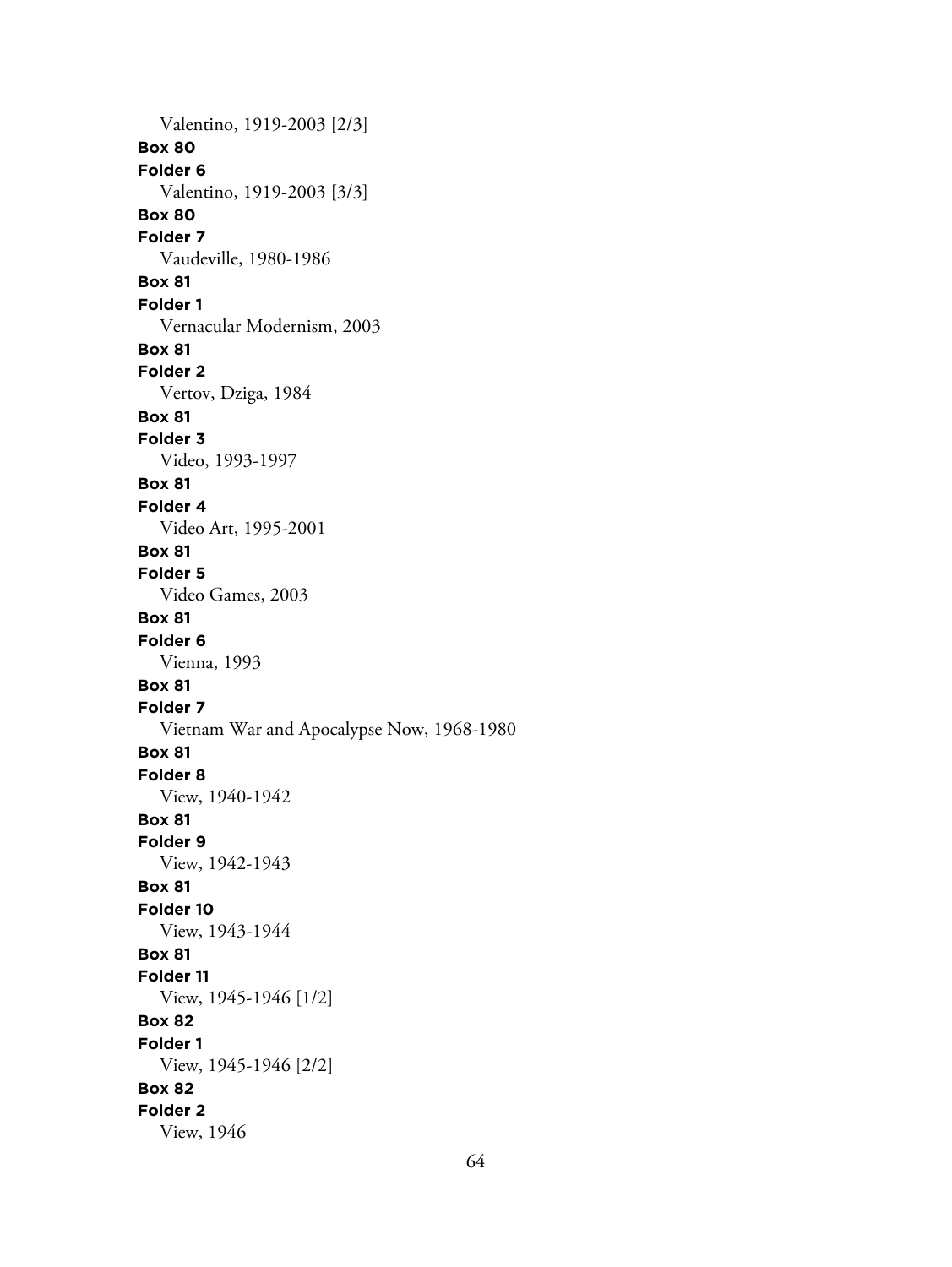Valentino, 1919-2003 [2/3]

**Box 80**

**Folder 6**

Valentino, 1919-2003 [3/3]

**Box 80**

**Folder 7**

Vaudeville, 1980-1986

**Box 81**

**Folder 1**

Vernacular Modernism, 2003

**Box 81**

**Folder 2**

Vertov, Dziga, 1984

**Box 81**

**Folder 3**

Video, 1993-1997

**Box 81**

**Folder 4**

Video Art, 1995-2001

**Box 81**

**Folder 5**

Video Games, 2003

**Box 81**

**Folder 6**

Vienna, 1993

**Box 81**

**Folder 7**

Vietnam War and Apocalypse Now, 1968-1980

**Box 81**

**Folder 8**

View, 1940-1942

**Box 81**

**Folder 9**

View, 1942-1943

**Box 81**

**Folder 10**

View, 1943-1944

**Box 81**

**Folder 11**

View, 1945-1946 [1/2]

**Box 82**

**Folder 1**

View, 1945-1946 [2/2]

**Box 82**

**Folder 2**

View, 1946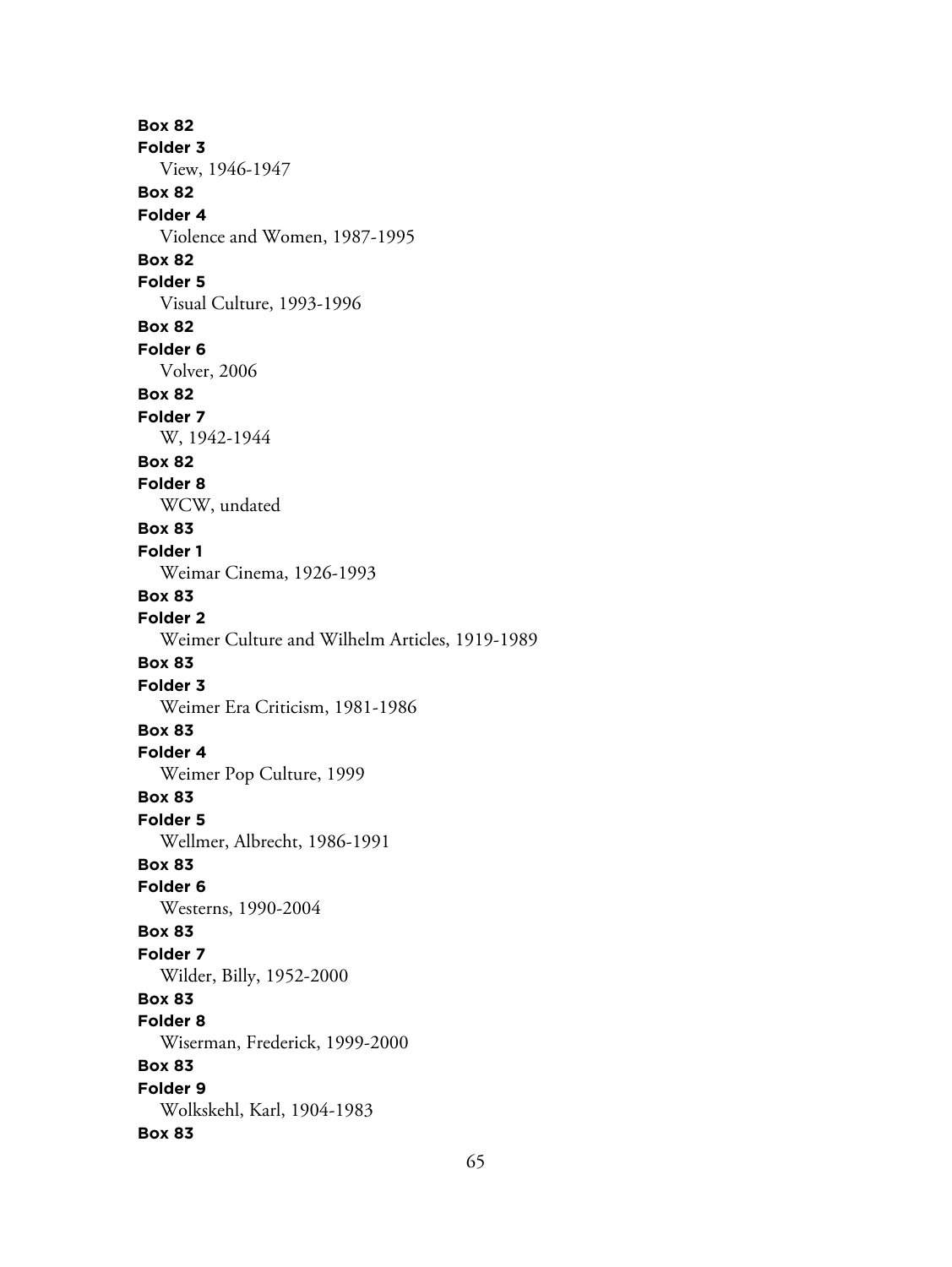**Box 82**
**Folder 3**
View, 1946-1947
**Box 82**
**Folder 4**
Violence and Women, 1987-1995
**Box 82**
**Folder 5**
Visual Culture, 1993-1996
**Box 82**
**Folder 6**
Volver, 2006
**Box 82**
**Folder 7**
W, 1942-1944
**Box 82**
**Folder 8**
WCW, undated
**Box 83**
**Folder 1**
Weimar Cinema, 1926-1993
**Box 83**
**Folder 2**
Weimer Culture and Wilhelm Articles, 1919-1989
**Box 83**
**Folder 3**
Weimer Era Criticism, 1981-1986
**Box 83**
**Folder 4**
Weimer Pop Culture, 1999
**Box 83**
**Folder 5**
Wellmer, Albrecht, 1986-1991
**Box 83**
**Folder 6**
Westerns, 1990-2004
**Box 83**
**Folder 7**
Wilder, Billy, 1952-2000
**Box 83**
**Folder 8**
Wiserman, Frederick, 1999-2000
**Box 83**
**Folder 9**
Wolkskehl, Karl, 1904-1983
**Box 83**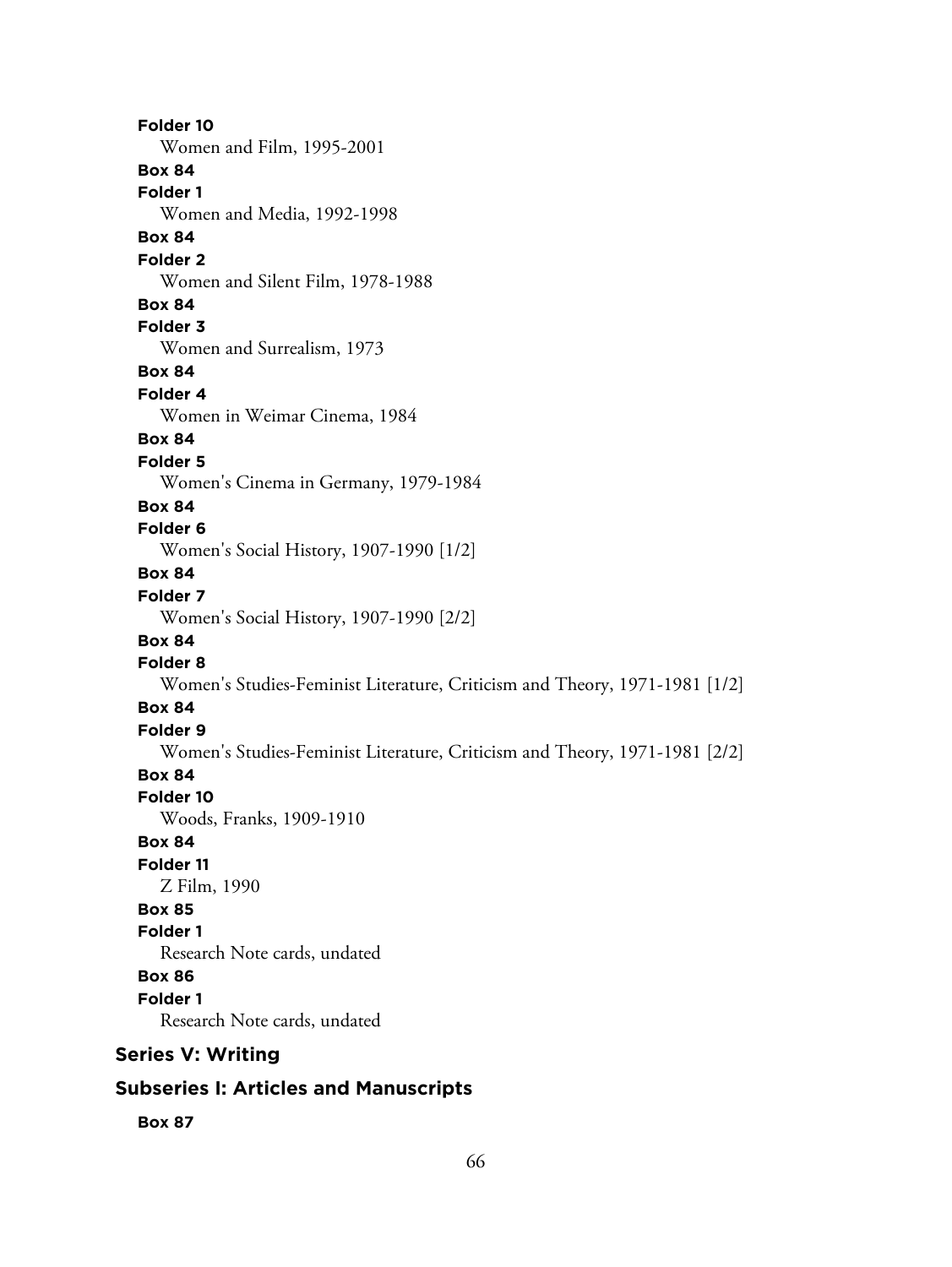**Folder 10**
Women and Film, 1995-2001

**Box 84**
**Folder 1**
Women and Media, 1992-1998

**Box 84**
**Folder 2**
Women and Silent Film, 1978-1988

**Box 84**
**Folder 3**
Women and Surrealism, 1973

**Box 84**
**Folder 4**
Women in Weimar Cinema, 1984

**Box 84**
**Folder 5**
Women's Cinema in Germany, 1979-1984

**Box 84**
**Folder 6**
Women's Social History, 1907-1990 [1/2]

**Box 84**
**Folder 7**
Women's Social History, 1907-1990 [2/2]

**Box 84**
**Folder 8**
Women's Studies-Feminist Literature, Criticism and Theory, 1971-1981 [1/2]

**Box 84**
**Folder 9**
Women's Studies-Feminist Literature, Criticism and Theory, 1971-1981 [2/2]

**Box 84**
**Folder 10**
Woods, Franks, 1909-1910

**Box 84**
**Folder 11**
Z Film, 1990

**Box 85**
**Folder 1**
Research Note cards, undated

**Box 86**
**Folder 1**
Research Note cards, undated

## Series V: Writing

## Subseries I: Articles and Manuscripts

**Box 87**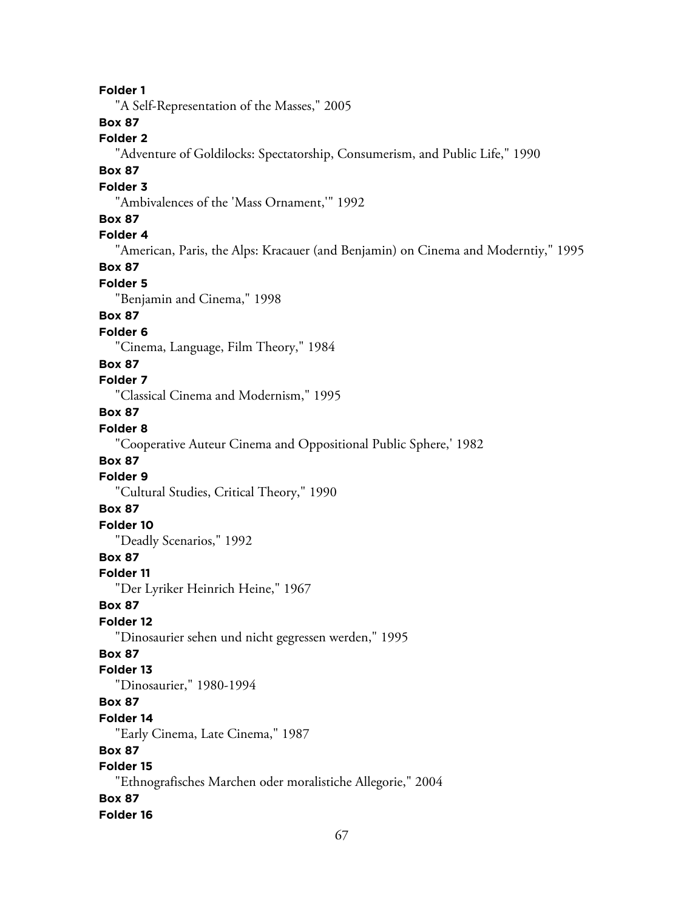**Folder 1**

"A Self-Representation of the Masses," 2005

**Box 87**

**Folder 2**

"Adventure of Goldilocks: Spectatorship, Consumerism, and Public Life," 1990

**Box 87**

**Folder 3**

"Ambivalences of the 'Mass Ornament,'" 1992

**Box 87**

**Folder 4**

"American, Paris, the Alps: Kracauer (and Benjamin) on Cinema and Moderntiy," 1995

**Box 87**

**Folder 5**

"Benjamin and Cinema," 1998

**Box 87**

**Folder 6**

"Cinema, Language, Film Theory," 1984

**Box 87**

**Folder 7**

"Classical Cinema and Modernism," 1995

**Box 87**

**Folder 8**

"Cooperative Auteur Cinema and Oppositional Public Sphere,' 1982

**Box 87**

**Folder 9**

"Cultural Studies, Critical Theory," 1990

**Box 87**

**Folder 10**

"Deadly Scenarios," 1992

**Box 87**

**Folder 11**

"Der Lyriker Heinrich Heine," 1967

**Box 87**

**Folder 12**

"Dinosaurier sehen und nicht gegressen werden," 1995

**Box 87**

**Folder 13**

"Dinosaurier," 1980-1994

**Box 87**

**Folder 14**

"Early Cinema, Late Cinema," 1987

**Box 87**

**Folder 15**

"Ethnografisches Marchen oder moralistiche Allegorie," 2004

**Box 87**

**Folder 16**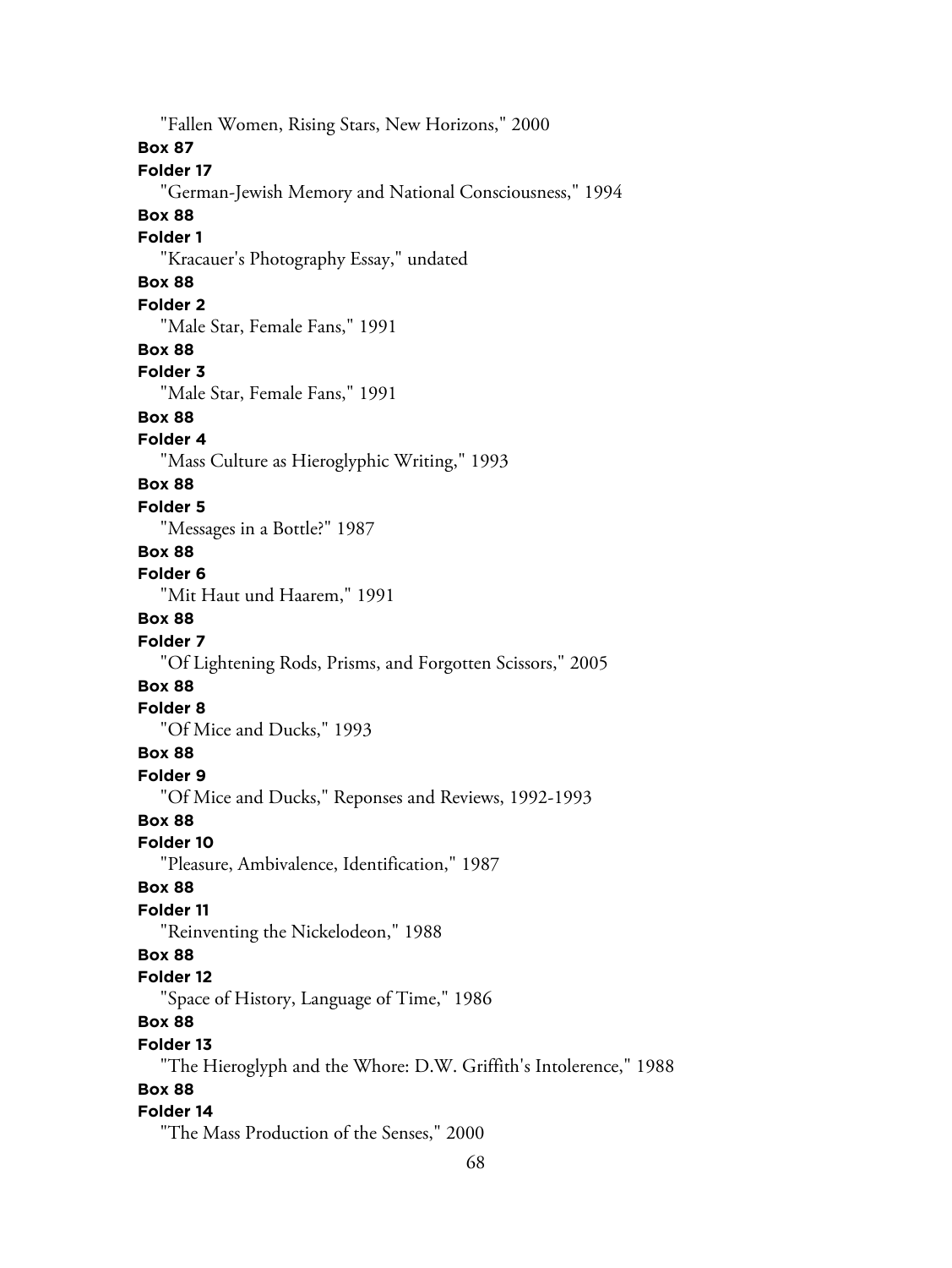"Fallen Women, Rising Stars, New Horizons," 2000

**Box 87**

**Folder 17**

"German-Jewish Memory and National Consciousness," 1994

**Box 88**

**Folder 1**

"Kracauer's Photography Essay," undated

**Box 88**

**Folder 2**

"Male Star, Female Fans," 1991

**Box 88**

**Folder 3**

"Male Star, Female Fans," 1991

**Box 88**

**Folder 4**

"Mass Culture as Hieroglyphic Writing," 1993

**Box 88**

**Folder 5**

"Messages in a Bottle?" 1987

**Box 88**

**Folder 6**

"Mit Haut und Haarem," 1991

**Box 88**

**Folder 7**

"Of Lightening Rods, Prisms, and Forgotten Scissors," 2005

**Box 88**

**Folder 8**

"Of Mice and Ducks," 1993

**Box 88**

**Folder 9**

"Of Mice and Ducks," Reponses and Reviews, 1992-1993

**Box 88**

**Folder 10**

"Pleasure, Ambivalence, Identification," 1987

**Box 88**

**Folder 11**

"Reinventing the Nickelodeon," 1988

**Box 88**

**Folder 12**

"Space of History, Language of Time," 1986

**Box 88**

**Folder 13**

"The Hieroglyph and the Whore: D.W. Griffith's Intolerence," 1988

**Box 88**

**Folder 14**

"The Mass Production of the Senses," 2000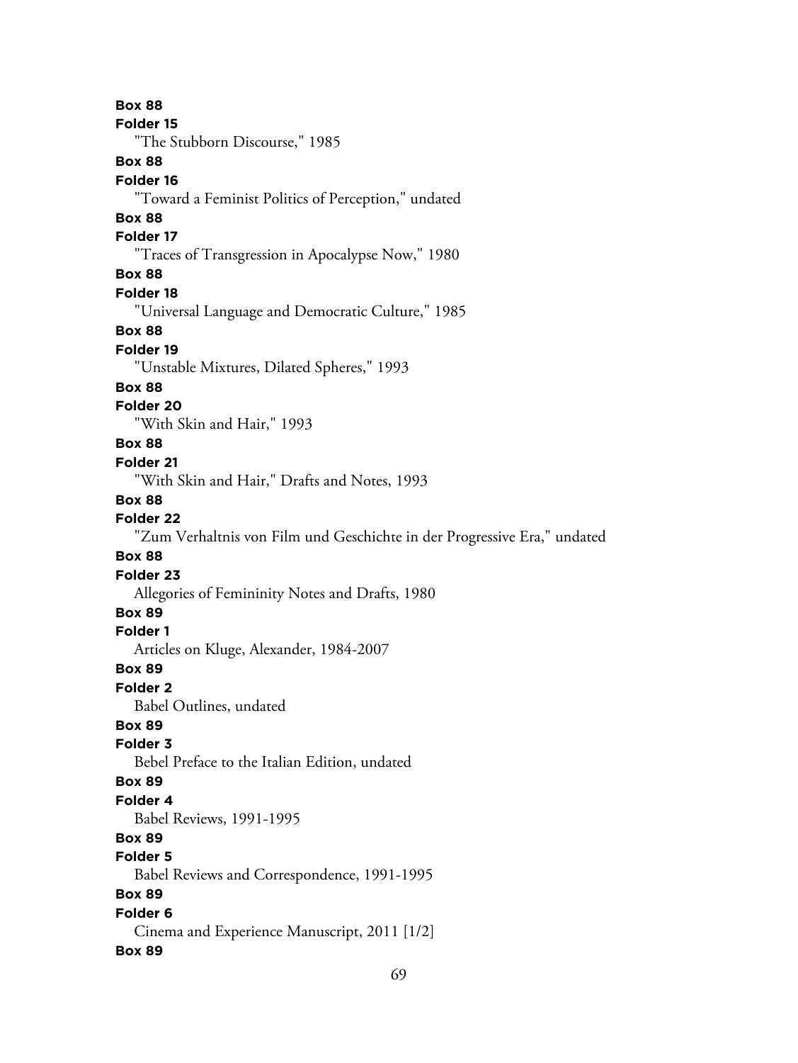**Box 88**
**Folder 15**
"The Stubborn Discourse," 1985
**Box 88**
**Folder 16**
"Toward a Feminist Politics of Perception," undated
**Box 88**
**Folder 17**
"Traces of Transgression in Apocalypse Now," 1980
**Box 88**
**Folder 18**
"Universal Language and Democratic Culture," 1985
**Box 88**
**Folder 19**
"Unstable Mixtures, Dilated Spheres," 1993
**Box 88**
**Folder 20**
"With Skin and Hair," 1993
**Box 88**
**Folder 21**
"With Skin and Hair," Drafts and Notes, 1993
**Box 88**
**Folder 22**
"Zum Verhaltnis von Film und Geschichte in der Progressive Era," undated
**Box 88**
**Folder 23**
Allegories of Femininity Notes and Drafts, 1980
**Box 89**
**Folder 1**
Articles on Kluge, Alexander, 1984-2007
**Box 89**
**Folder 2**
Babel Outlines, undated
**Box 89**
**Folder 3**
Bebel Preface to the Italian Edition, undated
**Box 89**
**Folder 4**
Babel Reviews, 1991-1995
**Box 89**
**Folder 5**
Babel Reviews and Correspondence, 1991-1995
**Box 89**
**Folder 6**
Cinema and Experience Manuscript, 2011 [1/2]
**Box 89**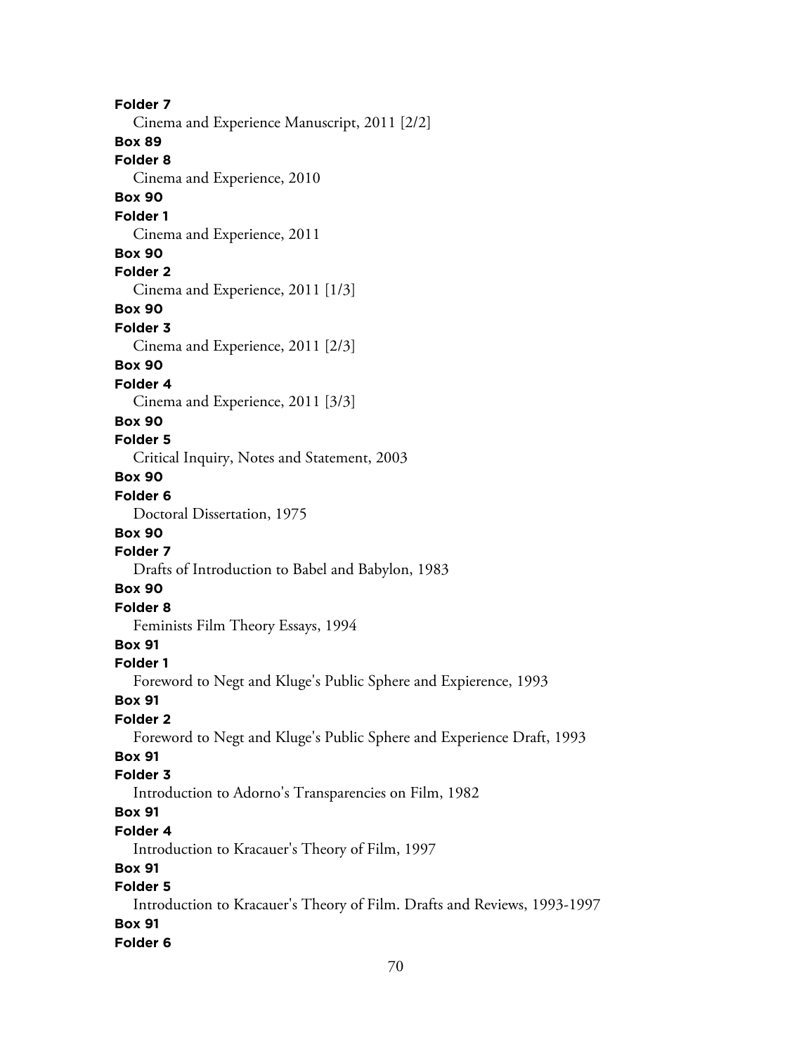**Folder 7**

Cinema and Experience Manuscript, 2011 [2/2]

**Box 89**

**Folder 8**

Cinema and Experience, 2010

**Box 90**

**Folder 1**

Cinema and Experience, 2011

**Box 90**

**Folder 2**

Cinema and Experience, 2011 [1/3]

**Box 90**

**Folder 3**

Cinema and Experience, 2011 [2/3]

**Box 90**

**Folder 4**

Cinema and Experience, 2011 [3/3]

**Box 90**

**Folder 5**

Critical Inquiry, Notes and Statement, 2003

**Box 90**

**Folder 6**

Doctoral Dissertation, 1975

**Box 90**

**Folder 7**

Drafts of Introduction to Babel and Babylon, 1983

**Box 90**

**Folder 8**

Feminists Film Theory Essays, 1994

**Box 91**

**Folder 1**

Foreword to Negt and Kluge's Public Sphere and Expierence, 1993

**Box 91**

**Folder 2**

Foreword to Negt and Kluge's Public Sphere and Experience Draft, 1993

**Box 91**

**Folder 3**

Introduction to Adorno's Transparencies on Film, 1982

**Box 91**

**Folder 4**

Introduction to Kracauer's Theory of Film, 1997

**Box 91**

**Folder 5**

Introduction to Kracauer's Theory of Film. Drafts and Reviews, 1993-1997

**Box 91**

**Folder 6**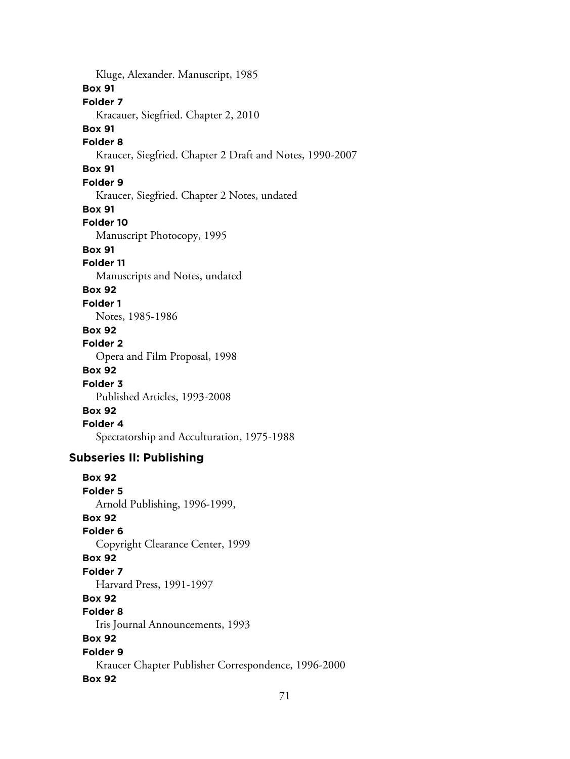Kluge, Alexander. Manuscript, 1985

**Box 91**

**Folder 7**

Kracauer, Siegfried. Chapter 2, 2010

**Box 91**

**Folder 8**

Kraucer, Siegfried. Chapter 2 Draft and Notes, 1990-2007

**Box 91**

**Folder 9**

Kraucer, Siegfried. Chapter 2 Notes, undated

**Box 91**

**Folder 10**

Manuscript Photocopy, 1995

**Box 91**

**Folder 11**

Manuscripts and Notes, undated

**Box 92**

**Folder 1**

Notes, 1985-1986

**Box 92**

**Folder 2**

Opera and Film Proposal, 1998

**Box 92**

**Folder 3**

Published Articles, 1993-2008

**Box 92**

**Folder 4**

Spectatorship and Acculturation, 1975-1988

## Subseries II: Publishing

**Box 92**

**Folder 5**

Arnold Publishing, 1996-1999,

**Box 92**

**Folder 6**

Copyright Clearance Center, 1999

**Box 92**

**Folder 7**

Harvard Press, 1991-1997

**Box 92**

**Folder 8**

Iris Journal Announcements, 1993

**Box 92**

**Folder 9**

Kraucer Chapter Publisher Correspondence, 1996-2000

**Box 92**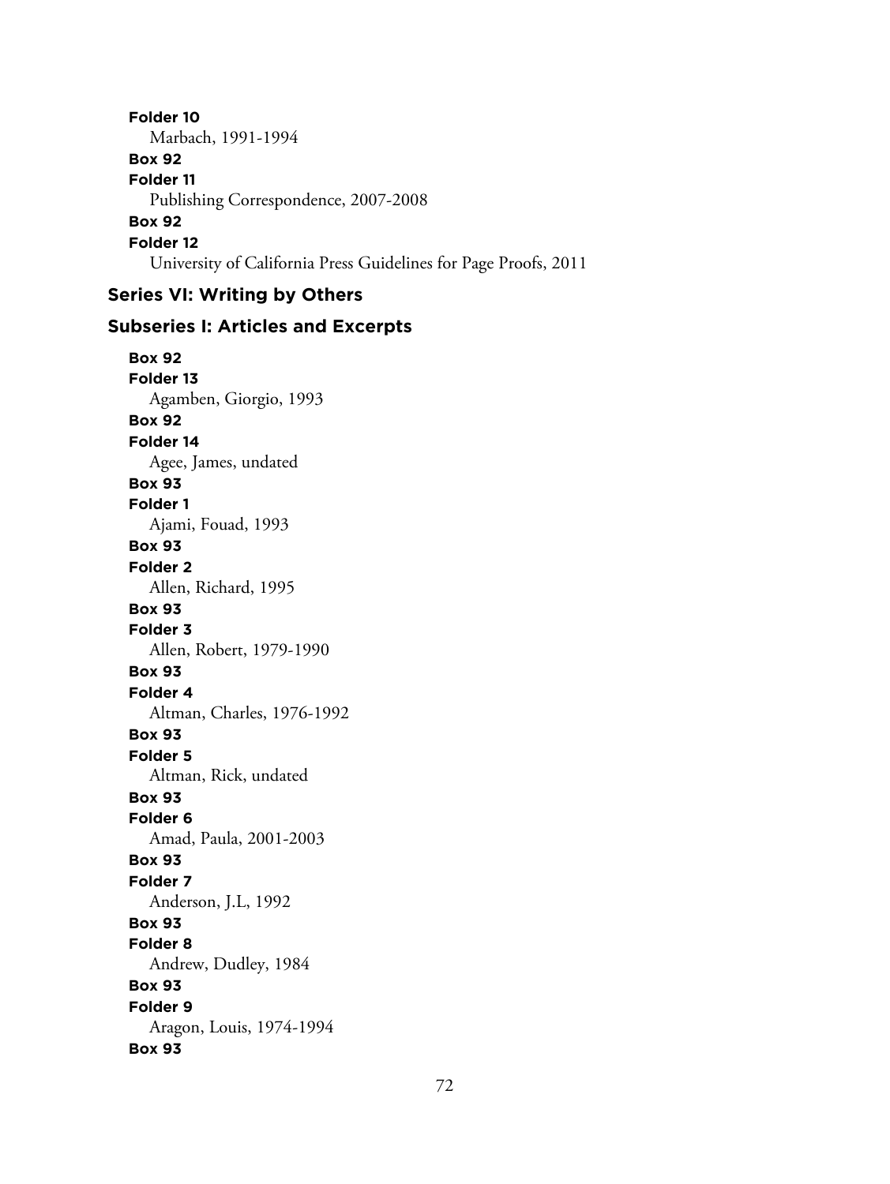**Folder 10**
Marbach, 1991-1994
**Box 92**
**Folder 11**
Publishing Correspondence, 2007-2008
**Box 92**
**Folder 12**
University of California Press Guidelines for Page Proofs, 2011

## Series VI: Writing by Others

### Subseries I: Articles and Excerpts

**Box 92**
**Folder 13**
Agamben, Giorgio, 1993
**Box 92**
**Folder 14**
Agee, James, undated
**Box 93**
**Folder 1**
Ajami, Fouad, 1993
**Box 93**
**Folder 2**
Allen, Richard, 1995
**Box 93**
**Folder 3**
Allen, Robert, 1979-1990
**Box 93**
**Folder 4**
Altman, Charles, 1976-1992
**Box 93**
**Folder 5**
Altman, Rick, undated
**Box 93**
**Folder 6**
Amad, Paula, 2001-2003
**Box 93**
**Folder 7**
Anderson, J.L, 1992
**Box 93**
**Folder 8**
Andrew, Dudley, 1984
**Box 93**
**Folder 9**
Aragon, Louis, 1974-1994
**Box 93**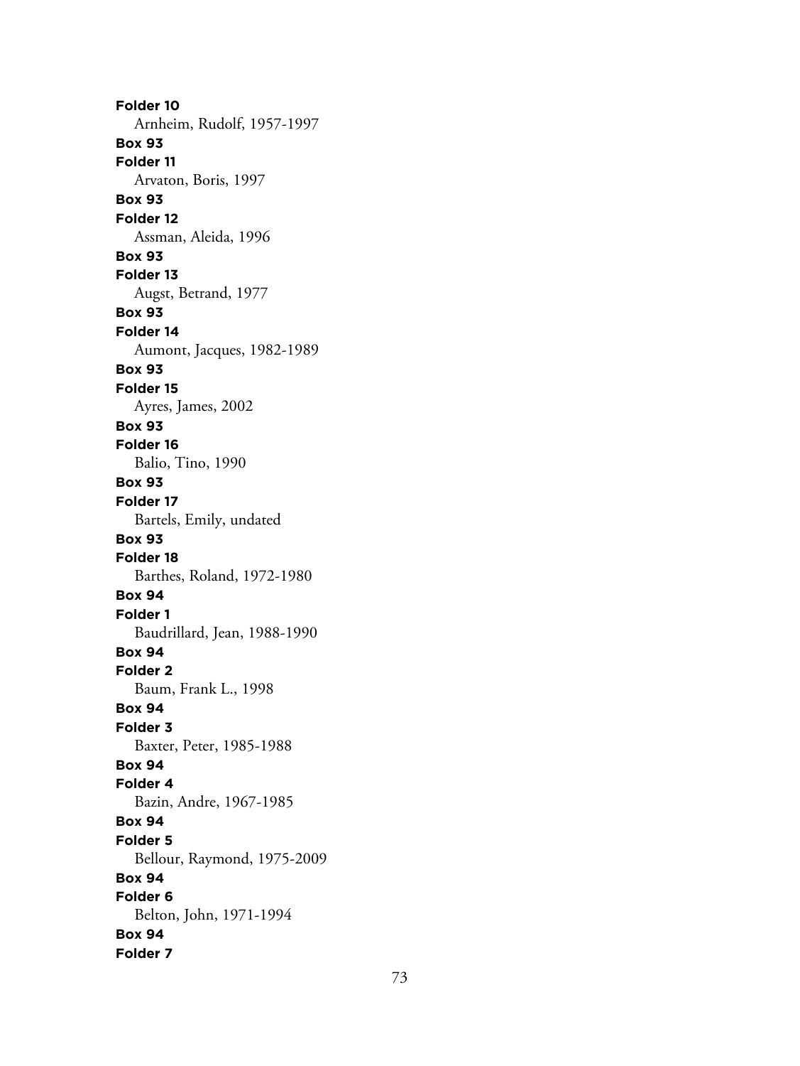**Folder 10**

Arnheim, Rudolf, 1957-1997

**Box 93**

**Folder 11**

Arvaton, Boris, 1997

**Box 93**

**Folder 12**

Assman, Aleida, 1996

**Box 93**

**Folder 13**

Augst, Betrand, 1977

**Box 93**

**Folder 14**

Aumont, Jacques, 1982-1989

**Box 93**

**Folder 15**

Ayres, James, 2002

**Box 93**

**Folder 16**

Balio, Tino, 1990

**Box 93**

**Folder 17**

Bartels, Emily, undated

**Box 93**

**Folder 18**

Barthes, Roland, 1972-1980

**Box 94**

**Folder 1**

Baudrillard, Jean, 1988-1990

**Box 94**

**Folder 2**

Baum, Frank L., 1998

**Box 94**

**Folder 3**

Baxter, Peter, 1985-1988

**Box 94**

**Folder 4**

Bazin, Andre, 1967-1985

**Box 94**

**Folder 5**

Bellour, Raymond, 1975-2009

**Box 94**

**Folder 6**

Belton, John, 1971-1994

**Box 94**

**Folder 7**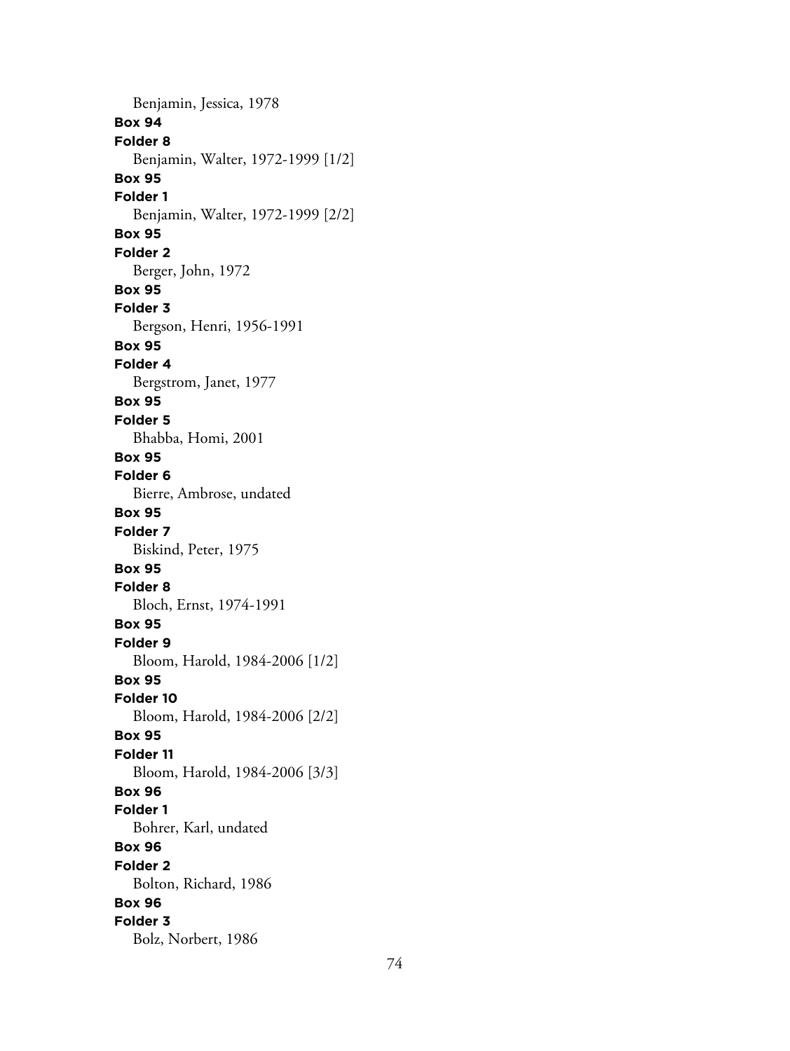Benjamin, Jessica, 1978

**Box 94**
**Folder 8**
Benjamin, Walter, 1972-1999 [1/2]

**Box 95**
**Folder 1**
Benjamin, Walter, 1972-1999 [2/2]

**Box 95**
**Folder 2**
Berger, John, 1972

**Box 95**
**Folder 3**
Bergson, Henri, 1956-1991

**Box 95**
**Folder 4**
Bergstrom, Janet, 1977

**Box 95**
**Folder 5**
Bhabba, Homi, 2001

**Box 95**
**Folder 6**
Bierre, Ambrose, undated

**Box 95**
**Folder 7**
Biskind, Peter, 1975

**Box 95**
**Folder 8**
Bloch, Ernst, 1974-1991

**Box 95**
**Folder 9**
Bloom, Harold, 1984-2006 [1/2]

**Box 95**
**Folder 10**
Bloom, Harold, 1984-2006 [2/2]

**Box 95**
**Folder 11**
Bloom, Harold, 1984-2006 [3/3]

**Box 96**
**Folder 1**
Bohrer, Karl, undated

**Box 96**
**Folder 2**
Bolton, Richard, 1986

**Box 96**
**Folder 3**
Bolz, Norbert, 1986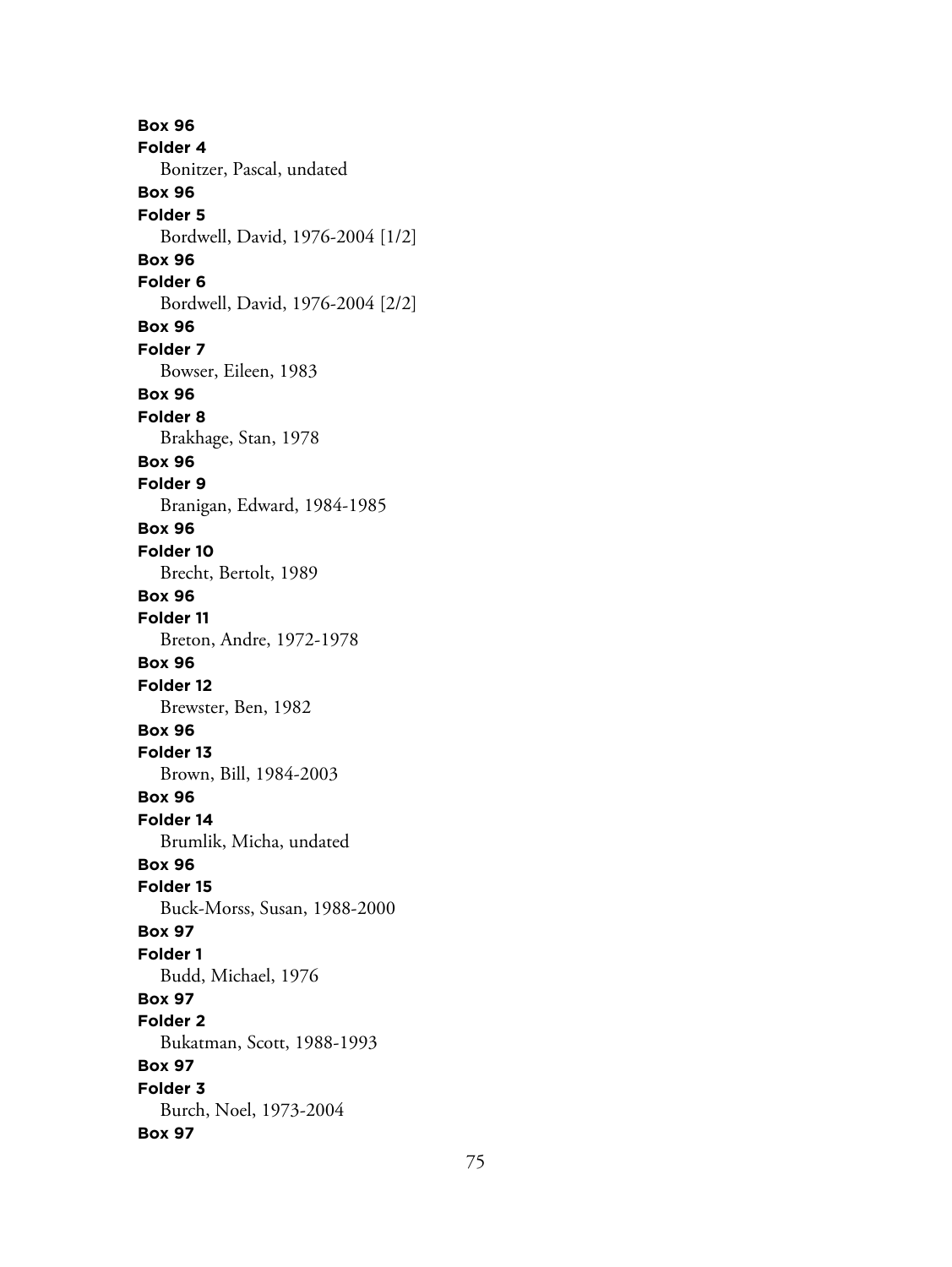**Box 96**
**Folder 4**
Bonitzer, Pascal, undated
**Box 96**
**Folder 5**
Bordwell, David, 1976-2004 [1/2]
**Box 96**
**Folder 6**
Bordwell, David, 1976-2004 [2/2]
**Box 96**
**Folder 7**
Bowser, Eileen, 1983
**Box 96**
**Folder 8**
Brakhage, Stan, 1978
**Box 96**
**Folder 9**
Branigan, Edward, 1984-1985
**Box 96**
**Folder 10**
Brecht, Bertolt, 1989
**Box 96**
**Folder 11**
Breton, Andre, 1972-1978
**Box 96**
**Folder 12**
Brewster, Ben, 1982
**Box 96**
**Folder 13**
Brown, Bill, 1984-2003
**Box 96**
**Folder 14**
Brumlik, Micha, undated
**Box 96**
**Folder 15**
Buck-Morss, Susan, 1988-2000
**Box 97**
**Folder 1**
Budd, Michael, 1976
**Box 97**
**Folder 2**
Bukatman, Scott, 1988-1993
**Box 97**
**Folder 3**
Burch, Noel, 1973-2004
**Box 97**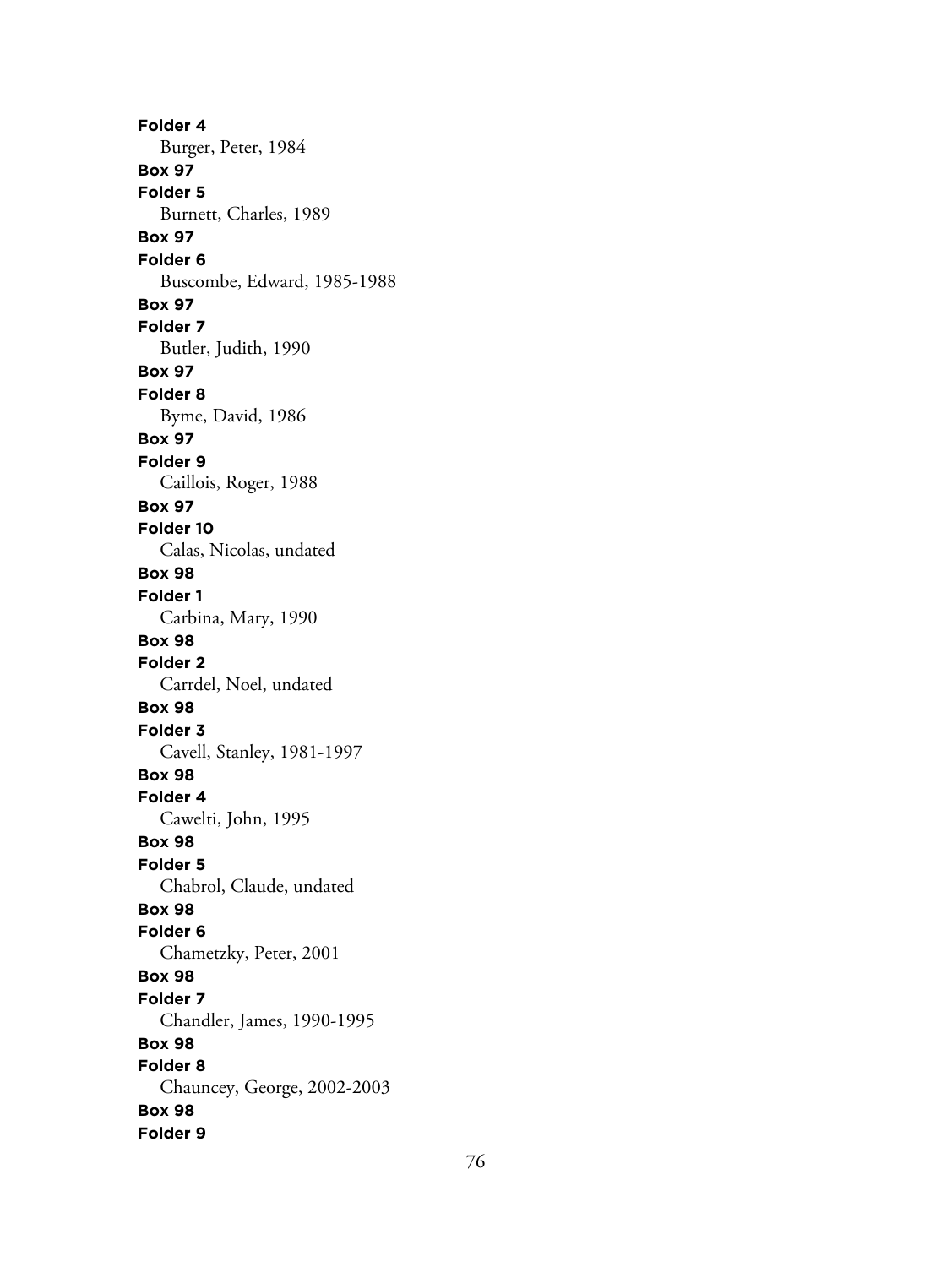**Folder 4**
Burger, Peter, 1984
**Box 97**
**Folder 5**
Burnett, Charles, 1989
**Box 97**
**Folder 6**
Buscombe, Edward, 1985-1988
**Box 97**
**Folder 7**
Butler, Judith, 1990
**Box 97**
**Folder 8**
Byme, David, 1986
**Box 97**
**Folder 9**
Caillois, Roger, 1988
**Box 97**
**Folder 10**
Calas, Nicolas, undated
**Box 98**
**Folder 1**
Carbina, Mary, 1990
**Box 98**
**Folder 2**
Carrdel, Noel, undated
**Box 98**
**Folder 3**
Cavell, Stanley, 1981-1997
**Box 98**
**Folder 4**
Cawelti, John, 1995
**Box 98**
**Folder 5**
Chabrol, Claude, undated
**Box 98**
**Folder 6**
Chametzky, Peter, 2001
**Box 98**
**Folder 7**
Chandler, James, 1990-1995
**Box 98**
**Folder 8**
Chauncey, George, 2002-2003
**Box 98**
**Folder 9**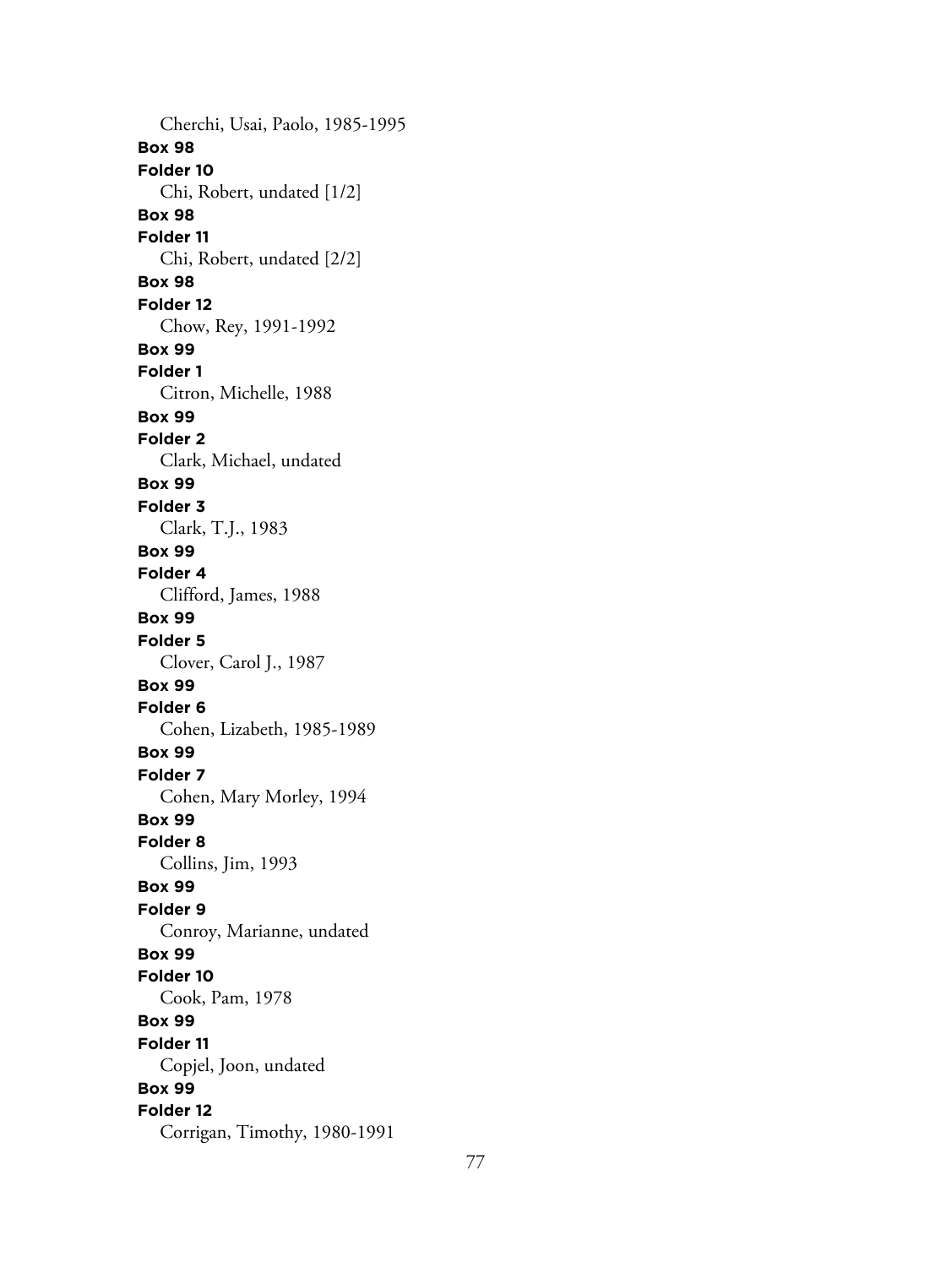Cherchi, Usai, Paolo, 1985-1995

**Box 98**
**Folder 10**
Chi, Robert, undated [1/2]

**Box 98**
**Folder 11**
Chi, Robert, undated [2/2]

**Box 98**
**Folder 12**
Chow, Rey, 1991-1992

**Box 99**
**Folder 1**
Citron, Michelle, 1988

**Box 99**
**Folder 2**
Clark, Michael, undated

**Box 99**
**Folder 3**
Clark, T.J., 1983

**Box 99**
**Folder 4**
Clifford, James, 1988

**Box 99**
**Folder 5**
Clover, Carol J., 1987

**Box 99**
**Folder 6**
Cohen, Lizabeth, 1985-1989

**Box 99**
**Folder 7**
Cohen, Mary Morley, 1994

**Box 99**
**Folder 8**
Collins, Jim, 1993

**Box 99**
**Folder 9**
Conroy, Marianne, undated

**Box 99**
**Folder 10**
Cook, Pam, 1978

**Box 99**
**Folder 11**
Copjel, Joon, undated

**Box 99**
**Folder 12**
Corrigan, Timothy, 1980-1991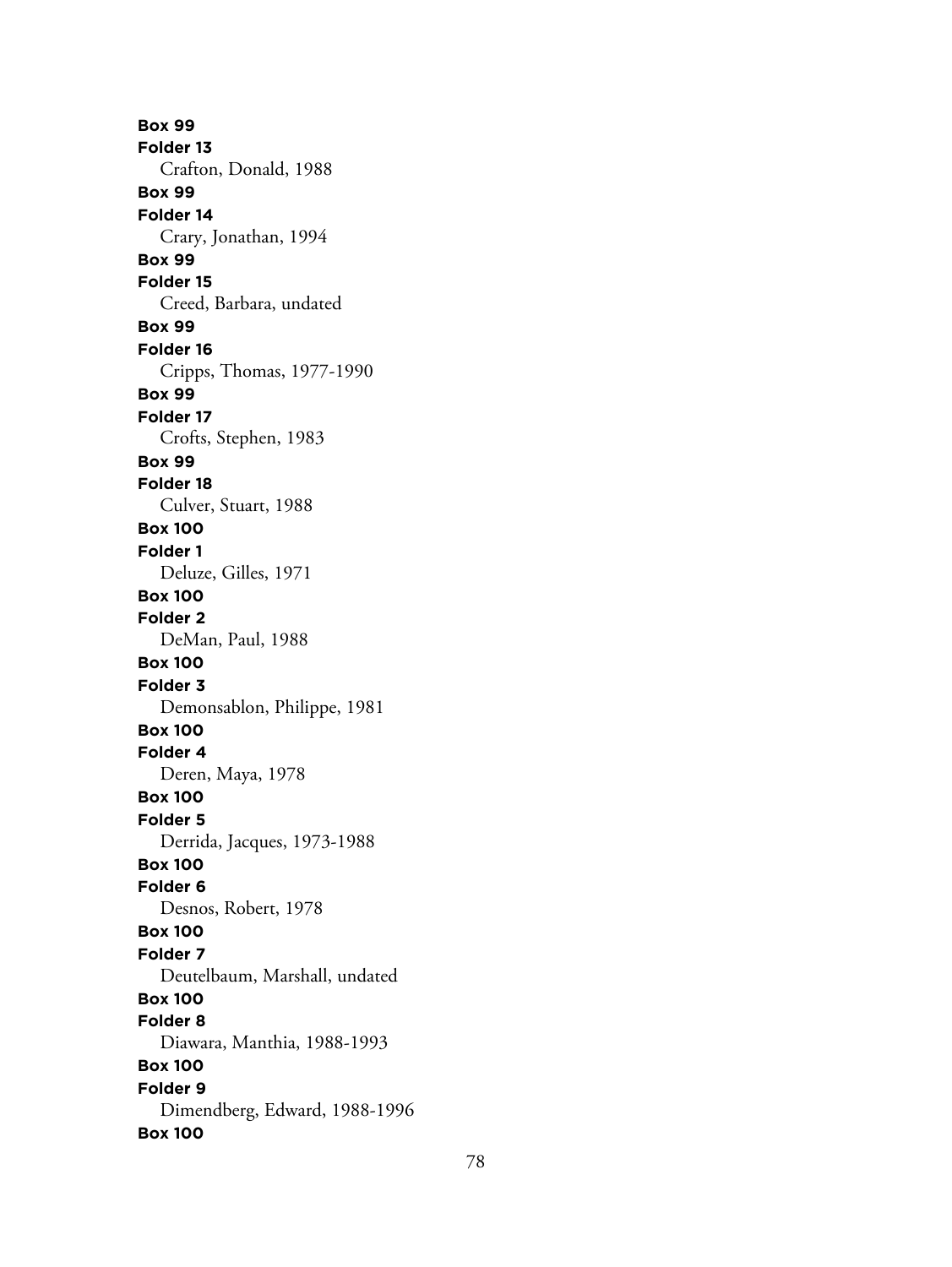**Box 99**
**Folder 13**
Crafton, Donald, 1988
**Box 99**
**Folder 14**
Crary, Jonathan, 1994
**Box 99**
**Folder 15**
Creed, Barbara, undated
**Box 99**
**Folder 16**
Cripps, Thomas, 1977-1990
**Box 99**
**Folder 17**
Crofts, Stephen, 1983
**Box 99**
**Folder 18**
Culver, Stuart, 1988
**Box 100**
**Folder 1**
Deluze, Gilles, 1971
**Box 100**
**Folder 2**
DeMan, Paul, 1988
**Box 100**
**Folder 3**
Demonsablon, Philippe, 1981
**Box 100**
**Folder 4**
Deren, Maya, 1978
**Box 100**
**Folder 5**
Derrida, Jacques, 1973-1988
**Box 100**
**Folder 6**
Desnos, Robert, 1978
**Box 100**
**Folder 7**
Deutelbaum, Marshall, undated
**Box 100**
**Folder 8**
Diawara, Manthia, 1988-1993
**Box 100**
**Folder 9**
Dimendberg, Edward, 1988-1996
**Box 100**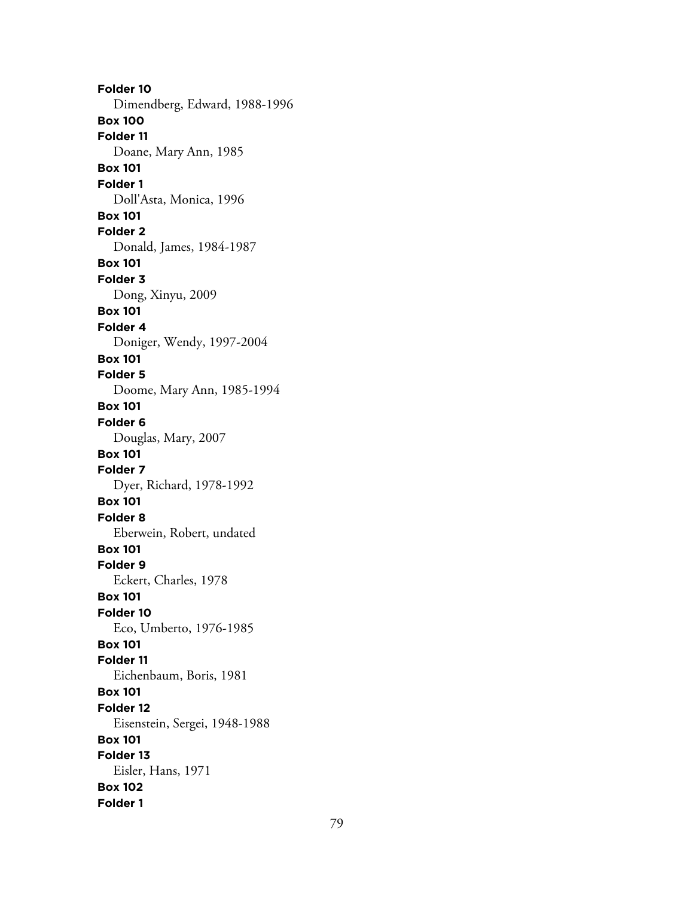**Folder 10**
Dimendberg, Edward, 1988-1996
**Box 100**
**Folder 11**
Doane, Mary Ann, 1985
**Box 101**
**Folder 1**
Doll'Asta, Monica, 1996
**Box 101**
**Folder 2**
Donald, James, 1984-1987
**Box 101**
**Folder 3**
Dong, Xinyu, 2009
**Box 101**
**Folder 4**
Doniger, Wendy, 1997-2004
**Box 101**
**Folder 5**
Doome, Mary Ann, 1985-1994
**Box 101**
**Folder 6**
Douglas, Mary, 2007
**Box 101**
**Folder 7**
Dyer, Richard, 1978-1992
**Box 101**
**Folder 8**
Eberwein, Robert, undated
**Box 101**
**Folder 9**
Eckert, Charles, 1978
**Box 101**
**Folder 10**
Eco, Umberto, 1976-1985
**Box 101**
**Folder 11**
Eichenbaum, Boris, 1981
**Box 101**
**Folder 12**
Eisenstein, Sergei, 1948-1988
**Box 101**
**Folder 13**
Eisler, Hans, 1971
**Box 102**
**Folder 1**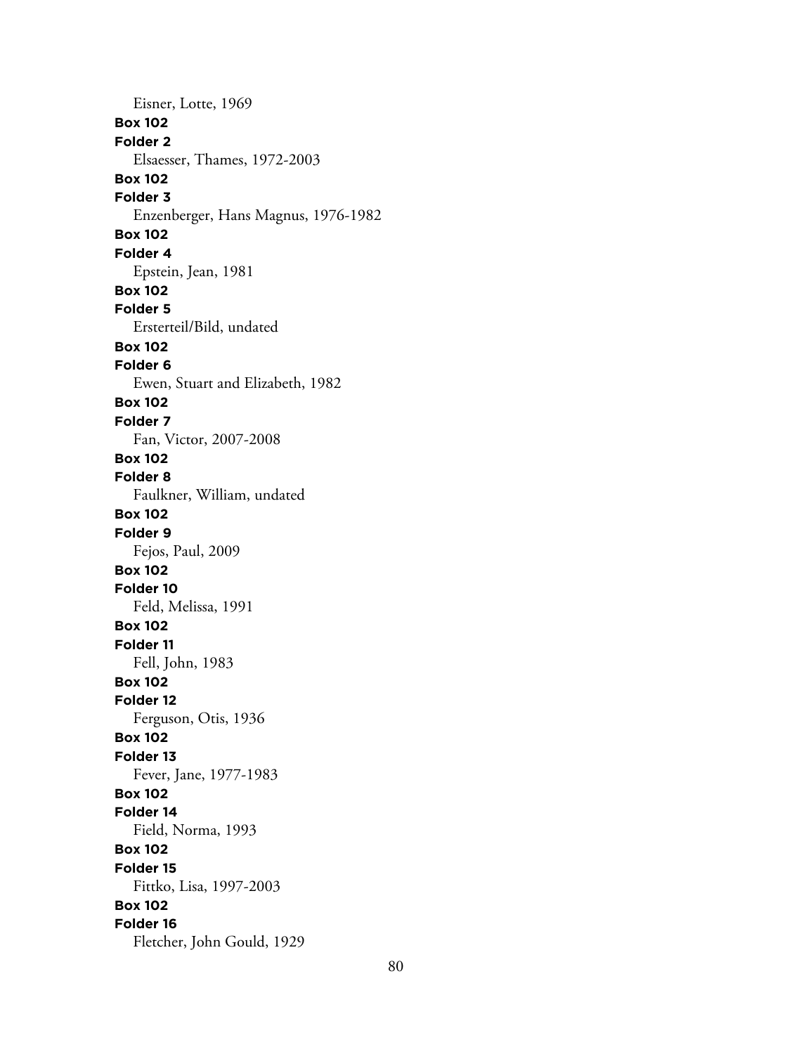Eisner, Lotte, 1969

**Box 102**
**Folder 2**
Elsaesser, Thames, 1972-2003

**Box 102**
**Folder 3**
Enzenberger, Hans Magnus, 1976-1982

**Box 102**
**Folder 4**
Epstein, Jean, 1981

**Box 102**
**Folder 5**
Ersterteil/Bild, undated

**Box 102**
**Folder 6**
Ewen, Stuart and Elizabeth, 1982

**Box 102**
**Folder 7**
Fan, Victor, 2007-2008

**Box 102**
**Folder 8**
Faulkner, William, undated

**Box 102**
**Folder 9**
Fejos, Paul, 2009

**Box 102**
**Folder 10**
Feld, Melissa, 1991

**Box 102**
**Folder 11**
Fell, John, 1983

**Box 102**
**Folder 12**
Ferguson, Otis, 1936

**Box 102**
**Folder 13**
Fever, Jane, 1977-1983

**Box 102**
**Folder 14**
Field, Norma, 1993

**Box 102**
**Folder 15**
Fittko, Lisa, 1997-2003

**Box 102**
**Folder 16**
Fletcher, John Gould, 1929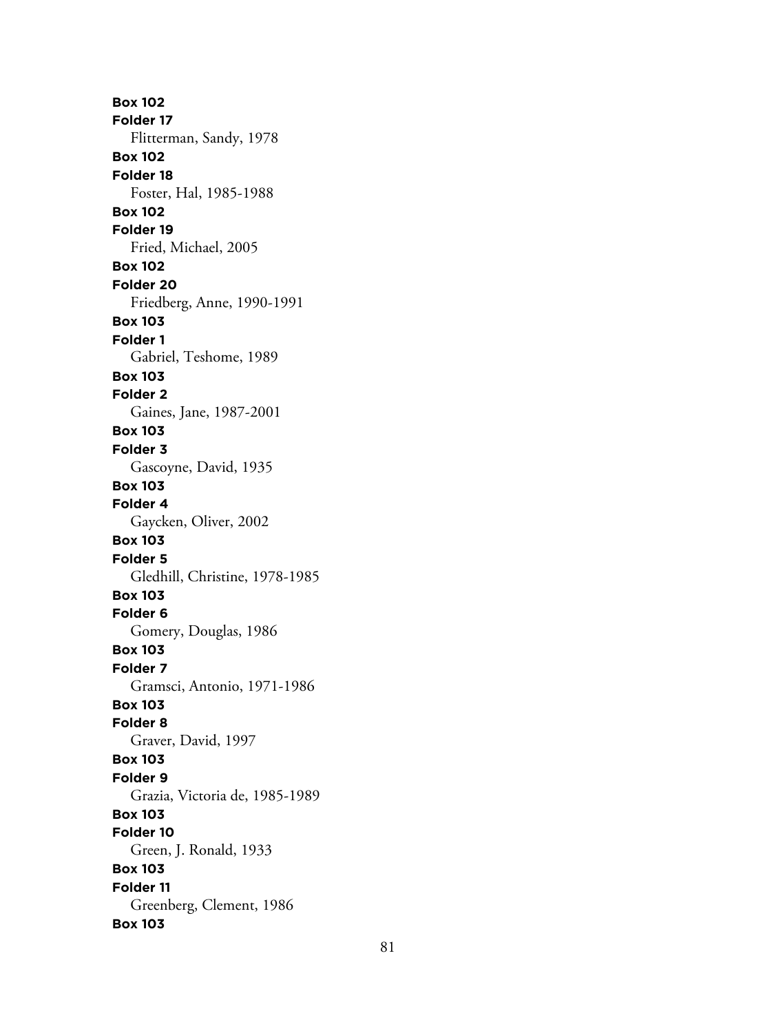**Box 102**
**Folder 17**
Flitterman, Sandy, 1978
**Box 102**
**Folder 18**
Foster, Hal, 1985-1988
**Box 102**
**Folder 19**
Fried, Michael, 2005
**Box 102**
**Folder 20**
Friedberg, Anne, 1990-1991
**Box 103**
**Folder 1**
Gabriel, Teshome, 1989
**Box 103**
**Folder 2**
Gaines, Jane, 1987-2001
**Box 103**
**Folder 3**
Gascoyne, David, 1935
**Box 103**
**Folder 4**
Gaycken, Oliver, 2002
**Box 103**
**Folder 5**
Gledhill, Christine, 1978-1985
**Box 103**
**Folder 6**
Gomery, Douglas, 1986
**Box 103**
**Folder 7**
Gramsci, Antonio, 1971-1986
**Box 103**
**Folder 8**
Graver, David, 1997
**Box 103**
**Folder 9**
Grazia, Victoria de, 1985-1989
**Box 103**
**Folder 10**
Green, J. Ronald, 1933
**Box 103**
**Folder 11**
Greenberg, Clement, 1986
**Box 103**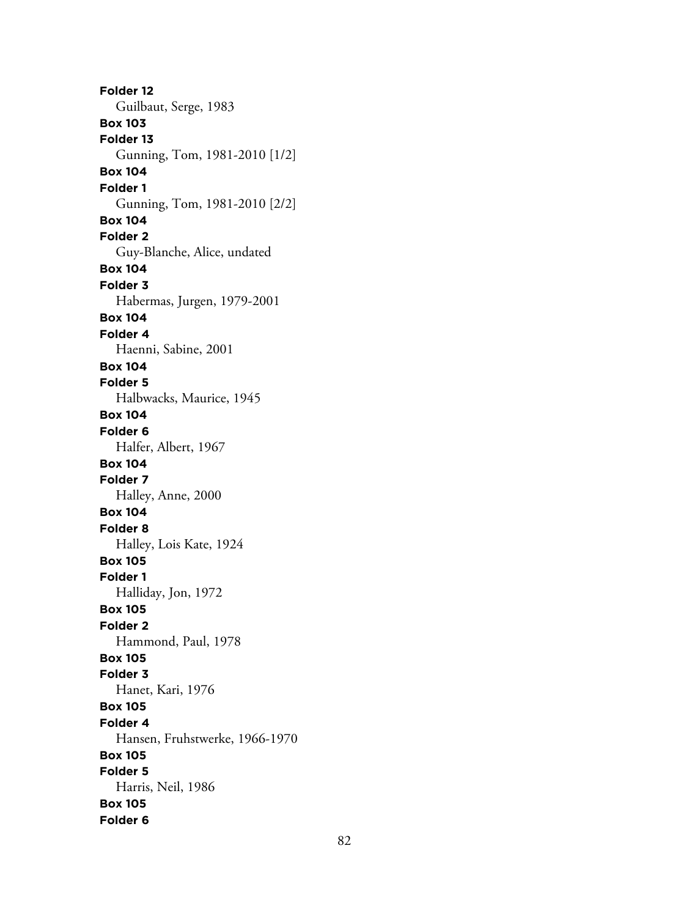**Folder 12**
Guilbaut, Serge, 1983
**Box 103**
**Folder 13**
Gunning, Tom, 1981-2010 [1/2]
**Box 104**
**Folder 1**
Gunning, Tom, 1981-2010 [2/2]
**Box 104**
**Folder 2**
Guy-Blanche, Alice, undated
**Box 104**
**Folder 3**
Habermas, Jurgen, 1979-2001
**Box 104**
**Folder 4**
Haenni, Sabine, 2001
**Box 104**
**Folder 5**
Halbwacks, Maurice, 1945
**Box 104**
**Folder 6**
Halfer, Albert, 1967
**Box 104**
**Folder 7**
Halley, Anne, 2000
**Box 104**
**Folder 8**
Halley, Lois Kate, 1924
**Box 105**
**Folder 1**
Halliday, Jon, 1972
**Box 105**
**Folder 2**
Hammond, Paul, 1978
**Box 105**
**Folder 3**
Hanet, Kari, 1976
**Box 105**
**Folder 4**
Hansen, Fruhstwerke, 1966-1970
**Box 105**
**Folder 5**
Harris, Neil, 1986
**Box 105**
**Folder 6**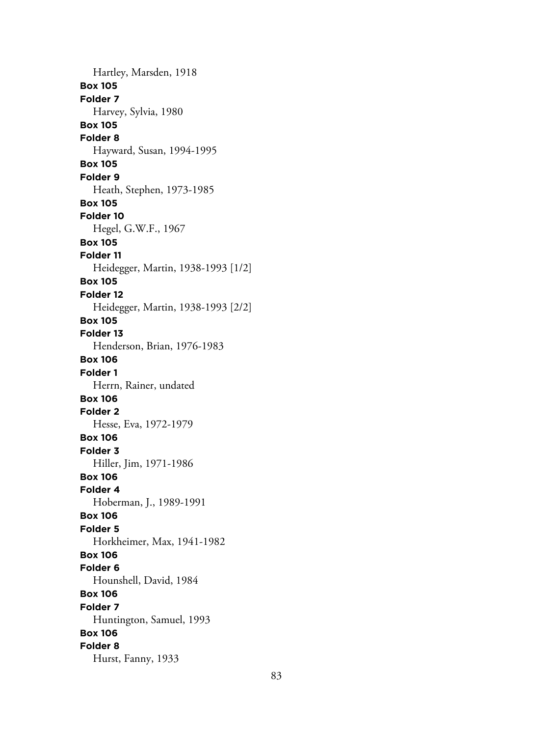Hartley, Marsden, 1918

**Box 105**
**Folder 7**
Harvey, Sylvia, 1980

**Box 105**
**Folder 8**
Hayward, Susan, 1994-1995

**Box 105**
**Folder 9**
Heath, Stephen, 1973-1985

**Box 105**
**Folder 10**
Hegel, G.W.F., 1967

**Box 105**
**Folder 11**
Heidegger, Martin, 1938-1993 [1/2]

**Box 105**
**Folder 12**
Heidegger, Martin, 1938-1993 [2/2]

**Box 105**
**Folder 13**
Henderson, Brian, 1976-1983

**Box 106**
**Folder 1**
Herrn, Rainer, undated

**Box 106**
**Folder 2**
Hesse, Eva, 1972-1979

**Box 106**
**Folder 3**
Hiller, Jim, 1971-1986

**Box 106**
**Folder 4**
Hoberman, J., 1989-1991

**Box 106**
**Folder 5**
Horkheimer, Max, 1941-1982

**Box 106**
**Folder 6**
Hounshell, David, 1984

**Box 106**
**Folder 7**
Huntington, Samuel, 1993

**Box 106**
**Folder 8**
Hurst, Fanny, 1933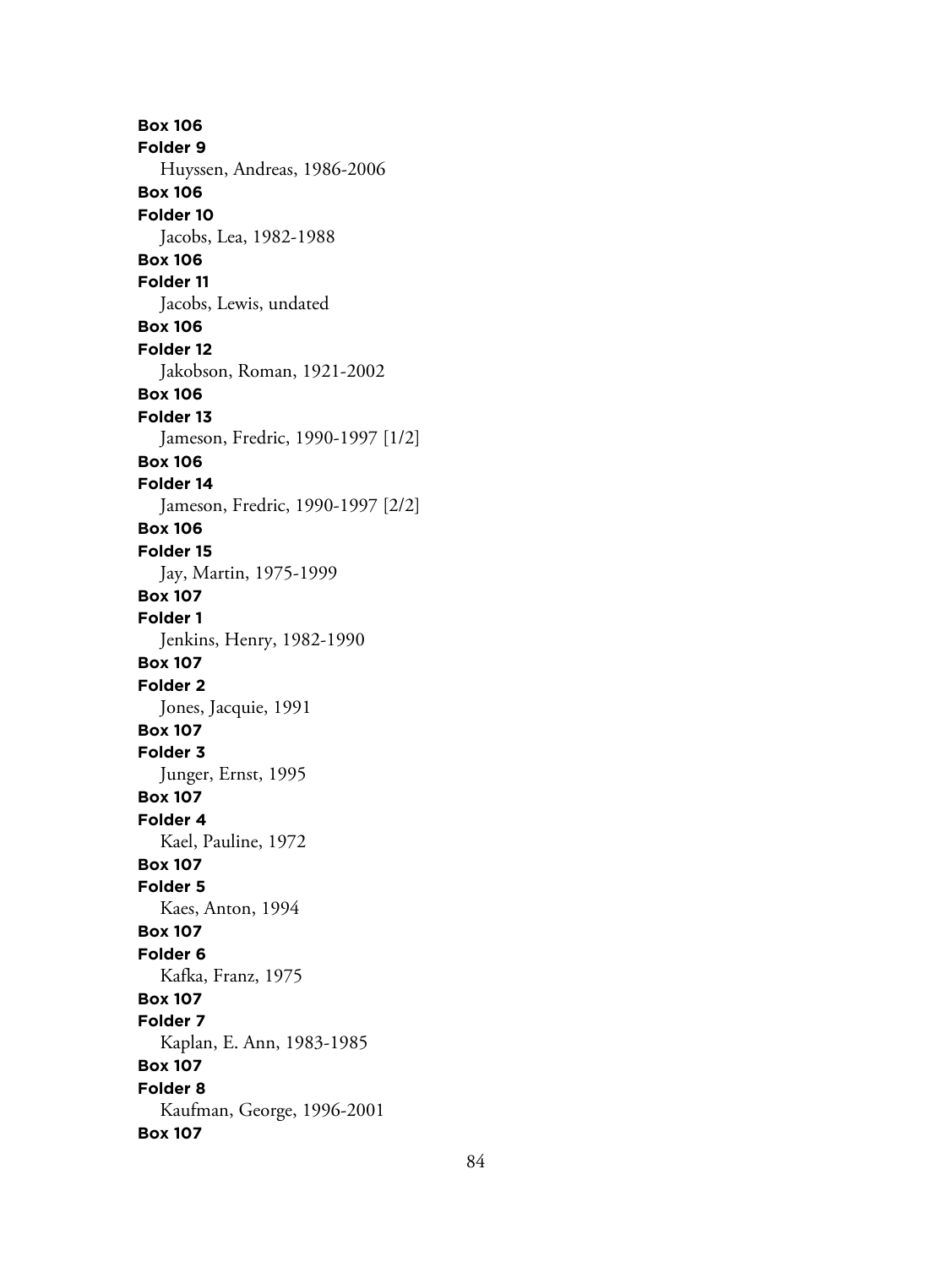**Box 106**
**Folder 9**
Huyssen, Andreas, 1986-2006
**Box 106**
**Folder 10**
Jacobs, Lea, 1982-1988
**Box 106**
**Folder 11**
Jacobs, Lewis, undated
**Box 106**
**Folder 12**
Jakobson, Roman, 1921-2002
**Box 106**
**Folder 13**
Jameson, Fredric, 1990-1997 [1/2]
**Box 106**
**Folder 14**
Jameson, Fredric, 1990-1997 [2/2]
**Box 106**
**Folder 15**
Jay, Martin, 1975-1999
**Box 107**
**Folder 1**
Jenkins, Henry, 1982-1990
**Box 107**
**Folder 2**
Jones, Jacquie, 1991
**Box 107**
**Folder 3**
Junger, Ernst, 1995
**Box 107**
**Folder 4**
Kael, Pauline, 1972
**Box 107**
**Folder 5**
Kaes, Anton, 1994
**Box 107**
**Folder 6**
Kafka, Franz, 1975
**Box 107**
**Folder 7**
Kaplan, E. Ann, 1983-1985
**Box 107**
**Folder 8**
Kaufman, George, 1996-2001
**Box 107**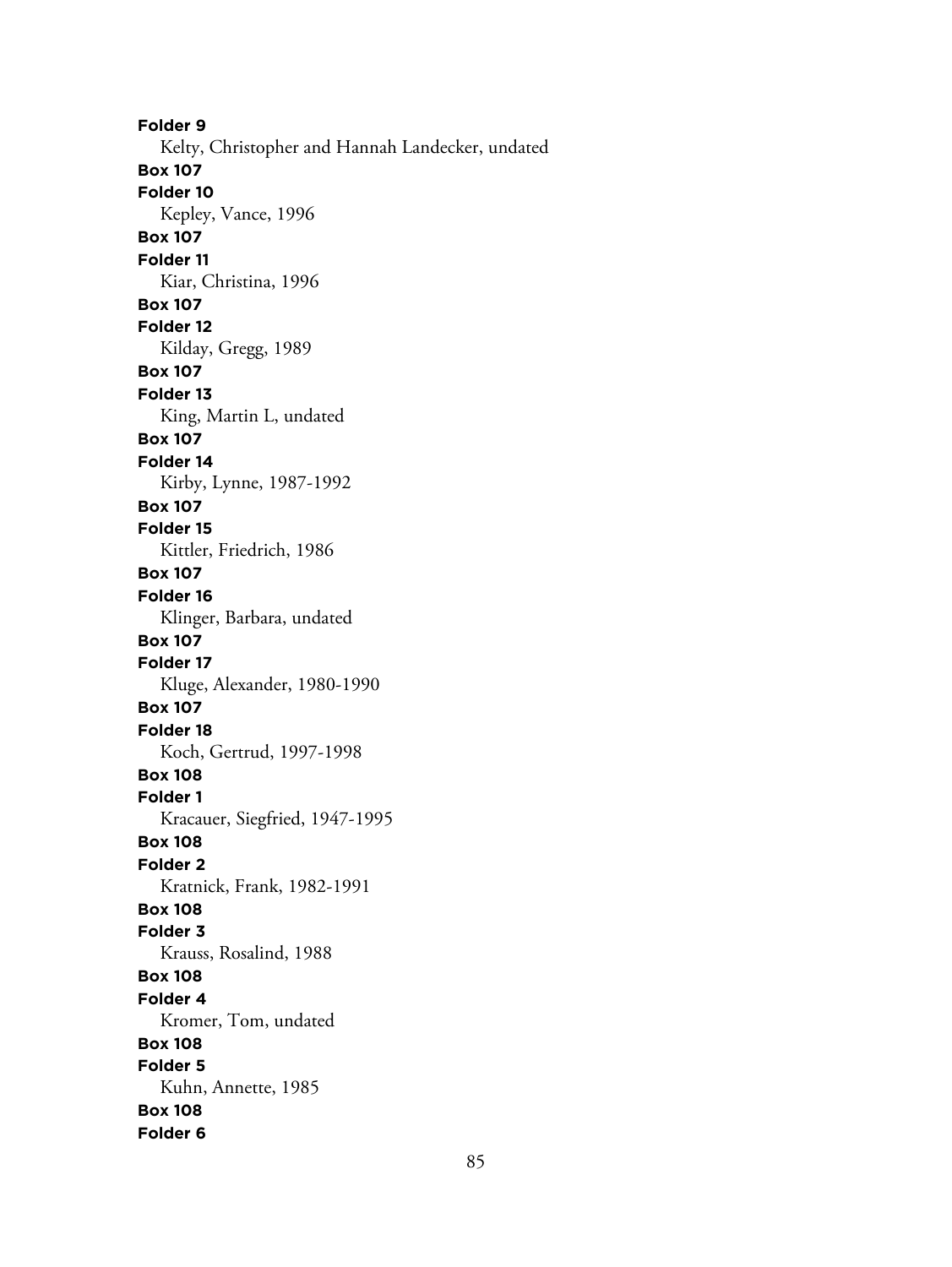**Folder 9**
Kelty, Christopher and Hannah Landecker, undated
**Box 107**
**Folder 10**
Kepley, Vance, 1996
**Box 107**
**Folder 11**
Kiar, Christina, 1996
**Box 107**
**Folder 12**
Kilday, Gregg, 1989
**Box 107**
**Folder 13**
King, Martin L, undated
**Box 107**
**Folder 14**
Kirby, Lynne, 1987-1992
**Box 107**
**Folder 15**
Kittler, Friedrich, 1986
**Box 107**
**Folder 16**
Klinger, Barbara, undated
**Box 107**
**Folder 17**
Kluge, Alexander, 1980-1990
**Box 107**
**Folder 18**
Koch, Gertrud, 1997-1998
**Box 108**
**Folder 1**
Kracauer, Siegfried, 1947-1995
**Box 108**
**Folder 2**
Kratnick, Frank, 1982-1991
**Box 108**
**Folder 3**
Krauss, Rosalind, 1988
**Box 108**
**Folder 4**
Kromer, Tom, undated
**Box 108**
**Folder 5**
Kuhn, Annette, 1985
**Box 108**
**Folder 6**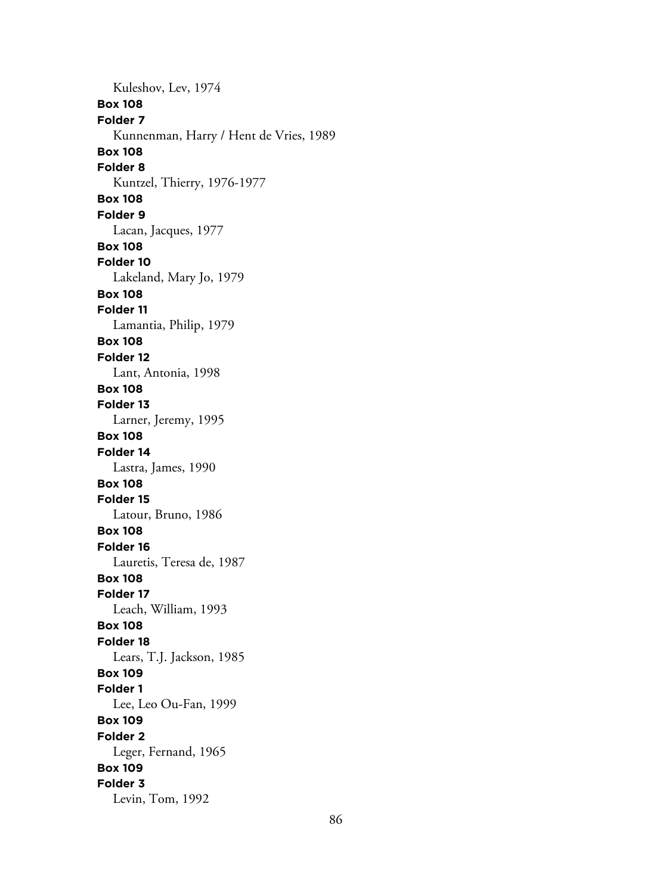Kuleshov, Lev, 1974

**Box 108**
**Folder 7**
Kunnenman, Harry / Hent de Vries, 1989

**Box 108**
**Folder 8**
Kuntzel, Thierry, 1976-1977

**Box 108**
**Folder 9**
Lacan, Jacques, 1977

**Box 108**
**Folder 10**
Lakeland, Mary Jo, 1979

**Box 108**
**Folder 11**
Lamantia, Philip, 1979

**Box 108**
**Folder 12**
Lant, Antonia, 1998

**Box 108**
**Folder 13**
Larner, Jeremy, 1995

**Box 108**
**Folder 14**
Lastra, James, 1990

**Box 108**
**Folder 15**
Latour, Bruno, 1986

**Box 108**
**Folder 16**
Lauretis, Teresa de, 1987

**Box 108**
**Folder 17**
Leach, William, 1993

**Box 108**
**Folder 18**
Lears, T.J. Jackson, 1985

**Box 109**
**Folder 1**
Lee, Leo Ou-Fan, 1999

**Box 109**
**Folder 2**
Leger, Fernand, 1965

**Box 109**
**Folder 3**
Levin, Tom, 1992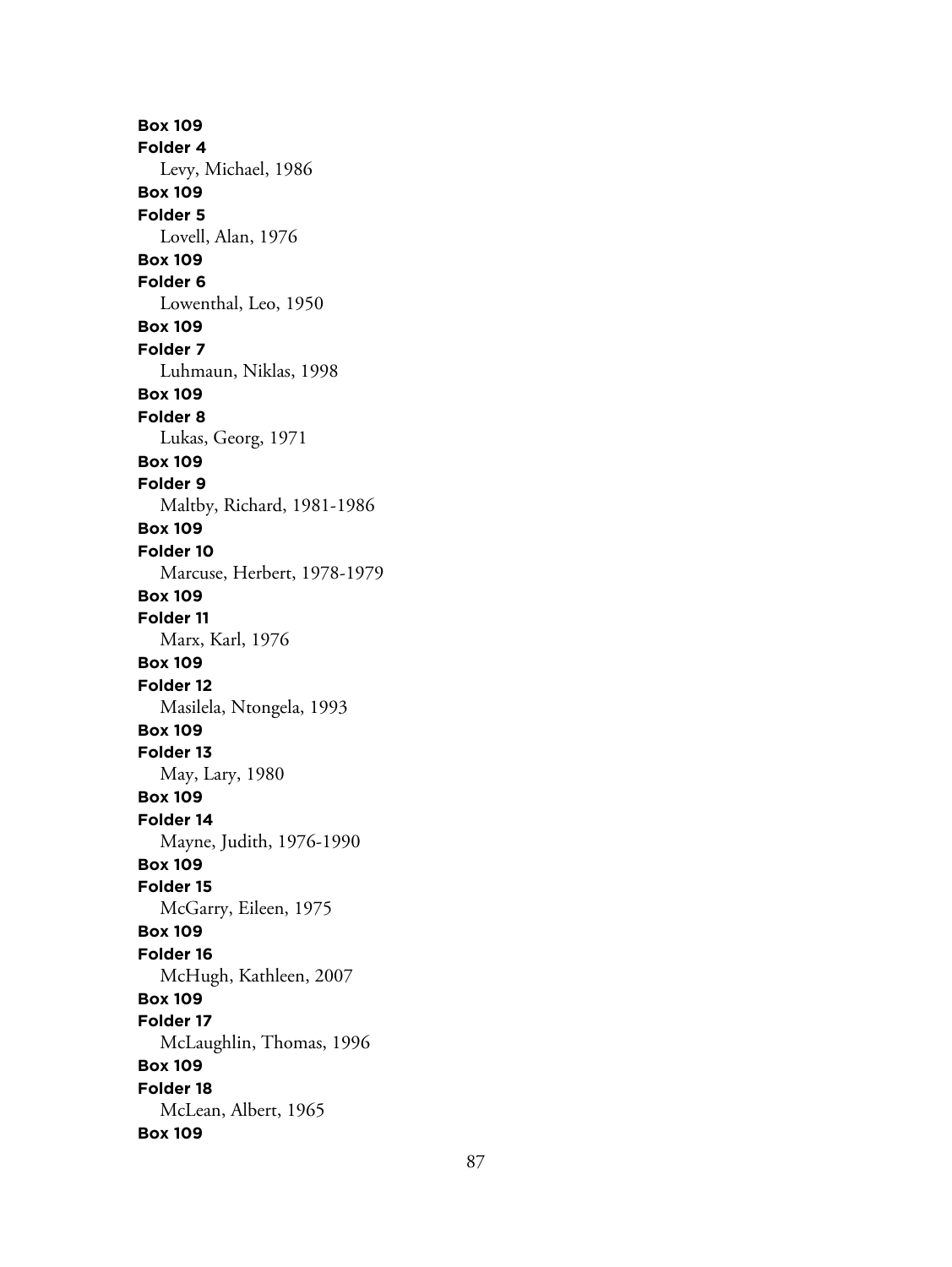**Box 109**
**Folder 4**
Levy, Michael, 1986
**Box 109**
**Folder 5**
Lovell, Alan, 1976
**Box 109**
**Folder 6**
Lowenthal, Leo, 1950
**Box 109**
**Folder 7**
Luhmaun, Niklas, 1998
**Box 109**
**Folder 8**
Lukas, Georg, 1971
**Box 109**
**Folder 9**
Maltby, Richard, 1981-1986
**Box 109**
**Folder 10**
Marcuse, Herbert, 1978-1979
**Box 109**
**Folder 11**
Marx, Karl, 1976
**Box 109**
**Folder 12**
Masilela, Ntongela, 1993
**Box 109**
**Folder 13**
May, Lary, 1980
**Box 109**
**Folder 14**
Mayne, Judith, 1976-1990
**Box 109**
**Folder 15**
McGarry, Eileen, 1975
**Box 109**
**Folder 16**
McHugh, Kathleen, 2007
**Box 109**
**Folder 17**
McLaughlin, Thomas, 1996
**Box 109**
**Folder 18**
McLean, Albert, 1965
**Box 109**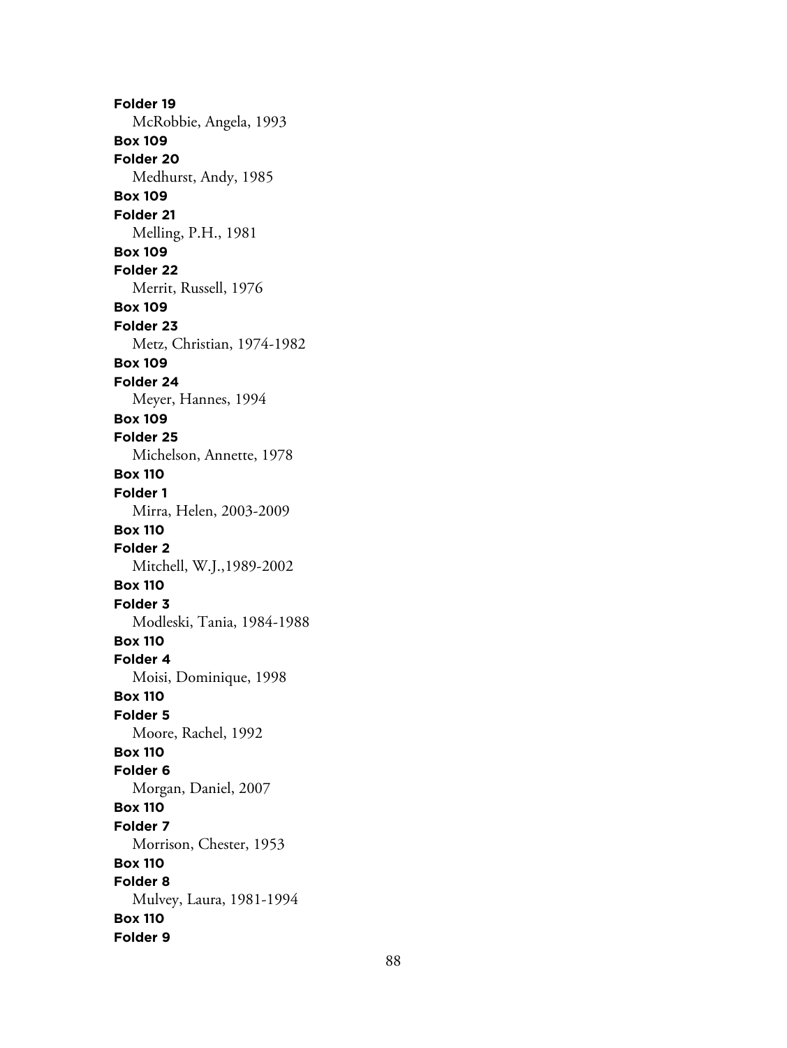**Folder 19**
McRobbie, Angela, 1993
**Box 109**
**Folder 20**
Medhurst, Andy, 1985
**Box 109**
**Folder 21**
Melling, P.H., 1981
**Box 109**
**Folder 22**
Merrit, Russell, 1976
**Box 109**
**Folder 23**
Metz, Christian, 1974-1982
**Box 109**
**Folder 24**
Meyer, Hannes, 1994
**Box 109**
**Folder 25**
Michelson, Annette, 1978
**Box 110**
**Folder 1**
Mirra, Helen, 2003-2009
**Box 110**
**Folder 2**
Mitchell, W.J.,1989-2002
**Box 110**
**Folder 3**
Modleski, Tania, 1984-1988
**Box 110**
**Folder 4**
Moisi, Dominique, 1998
**Box 110**
**Folder 5**
Moore, Rachel, 1992
**Box 110**
**Folder 6**
Morgan, Daniel, 2007
**Box 110**
**Folder 7**
Morrison, Chester, 1953
**Box 110**
**Folder 8**
Mulvey, Laura, 1981-1994
**Box 110**
**Folder 9**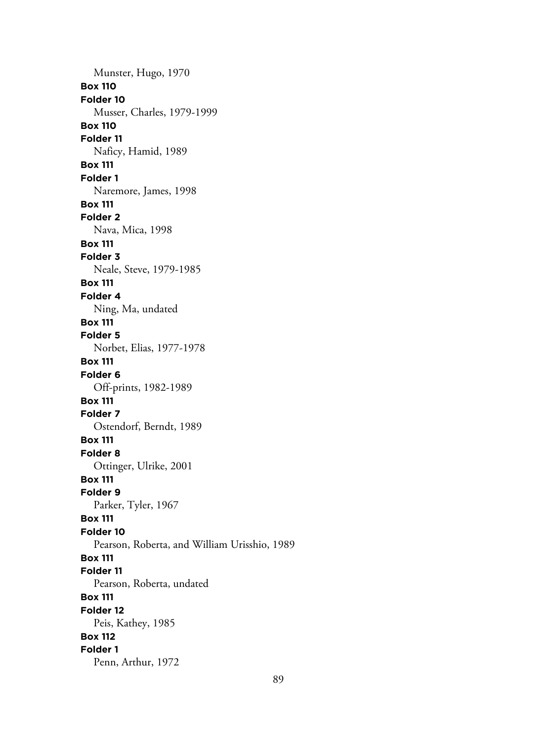Munster, Hugo, 1970

**Box 110**
**Folder 10**
Musser, Charles, 1979-1999

**Box 110**
**Folder 11**
Naficy, Hamid, 1989

**Box 111**
**Folder 1**
Naremore, James, 1998

**Box 111**
**Folder 2**
Nava, Mica, 1998

**Box 111**
**Folder 3**
Neale, Steve, 1979-1985

**Box 111**
**Folder 4**
Ning, Ma, undated

**Box 111**
**Folder 5**
Norbet, Elias, 1977-1978

**Box 111**
**Folder 6**
Off-prints, 1982-1989

**Box 111**
**Folder 7**
Ostendorf, Berndt, 1989

**Box 111**
**Folder 8**
Ottinger, Ulrike, 2001

**Box 111**
**Folder 9**
Parker, Tyler, 1967

**Box 111**
**Folder 10**
Pearson, Roberta, and William Urisshio, 1989

**Box 111**
**Folder 11**
Pearson, Roberta, undated

**Box 111**
**Folder 12**
Peis, Kathey, 1985

**Box 112**
**Folder 1**
Penn, Arthur, 1972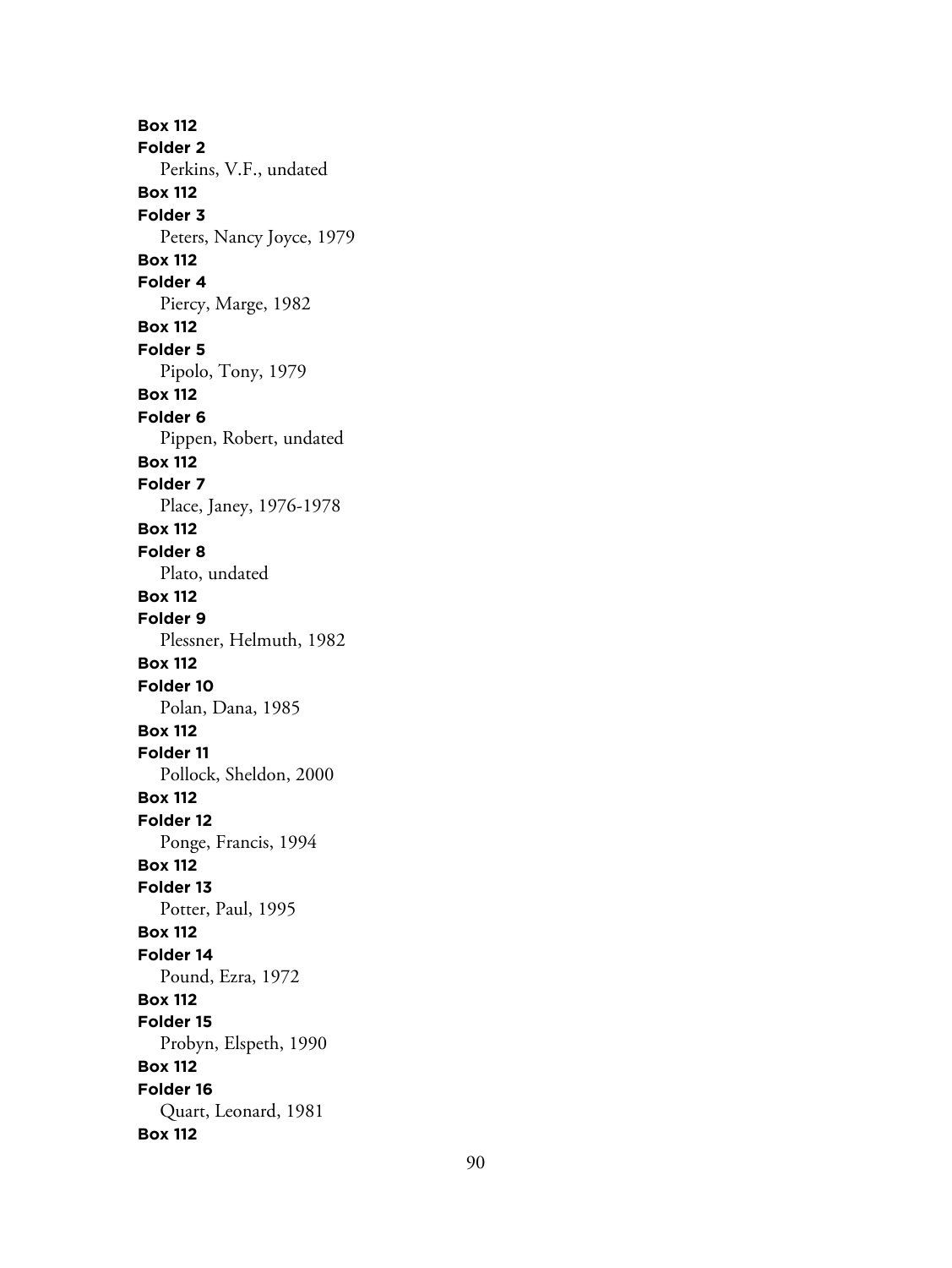**Box 112**
**Folder 2**
Perkins, V.F., undated
**Box 112**
**Folder 3**
Peters, Nancy Joyce, 1979
**Box 112**
**Folder 4**
Piercy, Marge, 1982
**Box 112**
**Folder 5**
Pipolo, Tony, 1979
**Box 112**
**Folder 6**
Pippen, Robert, undated
**Box 112**
**Folder 7**
Place, Janey, 1976-1978
**Box 112**
**Folder 8**
Plato, undated
**Box 112**
**Folder 9**
Plessner, Helmuth, 1982
**Box 112**
**Folder 10**
Polan, Dana, 1985
**Box 112**
**Folder 11**
Pollock, Sheldon, 2000
**Box 112**
**Folder 12**
Ponge, Francis, 1994
**Box 112**
**Folder 13**
Potter, Paul, 1995
**Box 112**
**Folder 14**
Pound, Ezra, 1972
**Box 112**
**Folder 15**
Probyn, Elspeth, 1990
**Box 112**
**Folder 16**
Quart, Leonard, 1981
**Box 112**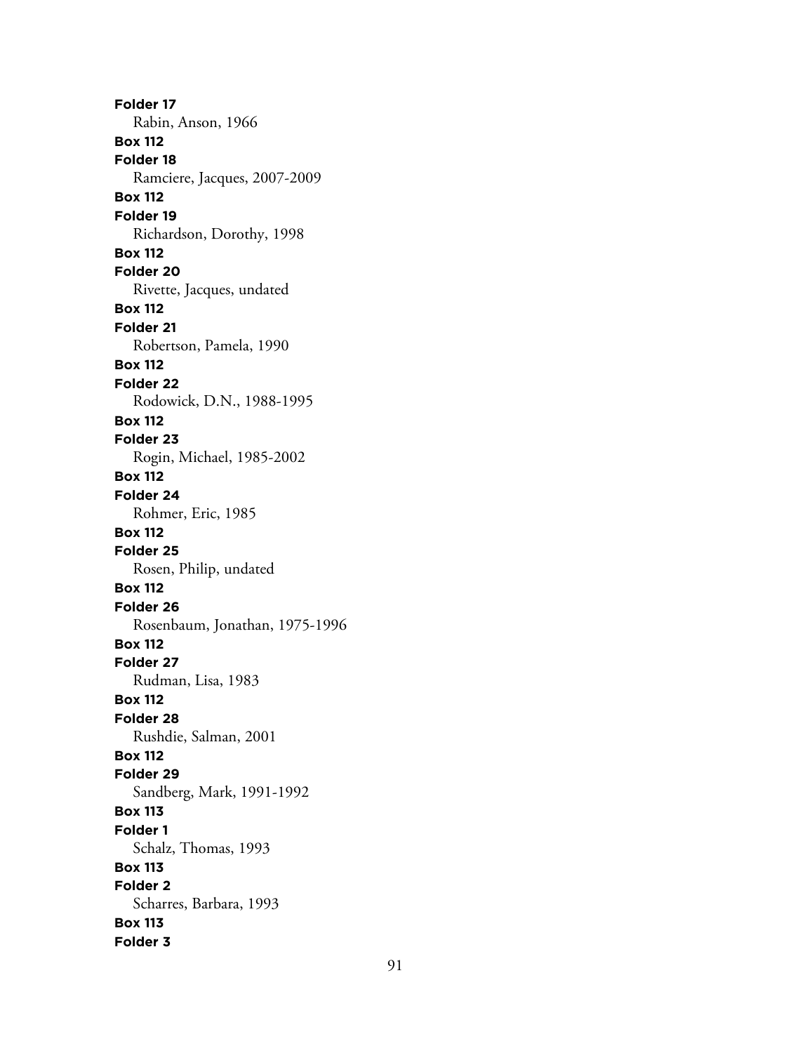**Folder 17**
Rabin, Anson, 1966
**Box 112**
**Folder 18**
Ramciere, Jacques, 2007-2009
**Box 112**
**Folder 19**
Richardson, Dorothy, 1998
**Box 112**
**Folder 20**
Rivette, Jacques, undated
**Box 112**
**Folder 21**
Robertson, Pamela, 1990
**Box 112**
**Folder 22**
Rodowick, D.N., 1988-1995
**Box 112**
**Folder 23**
Rogin, Michael, 1985-2002
**Box 112**
**Folder 24**
Rohmer, Eric, 1985
**Box 112**
**Folder 25**
Rosen, Philip, undated
**Box 112**
**Folder 26**
Rosenbaum, Jonathan, 1975-1996
**Box 112**
**Folder 27**
Rudman, Lisa, 1983
**Box 112**
**Folder 28**
Rushdie, Salman, 2001
**Box 112**
**Folder 29**
Sandberg, Mark, 1991-1992
**Box 113**
**Folder 1**
Schalz, Thomas, 1993
**Box 113**
**Folder 2**
Scharres, Barbara, 1993
**Box 113**
**Folder 3**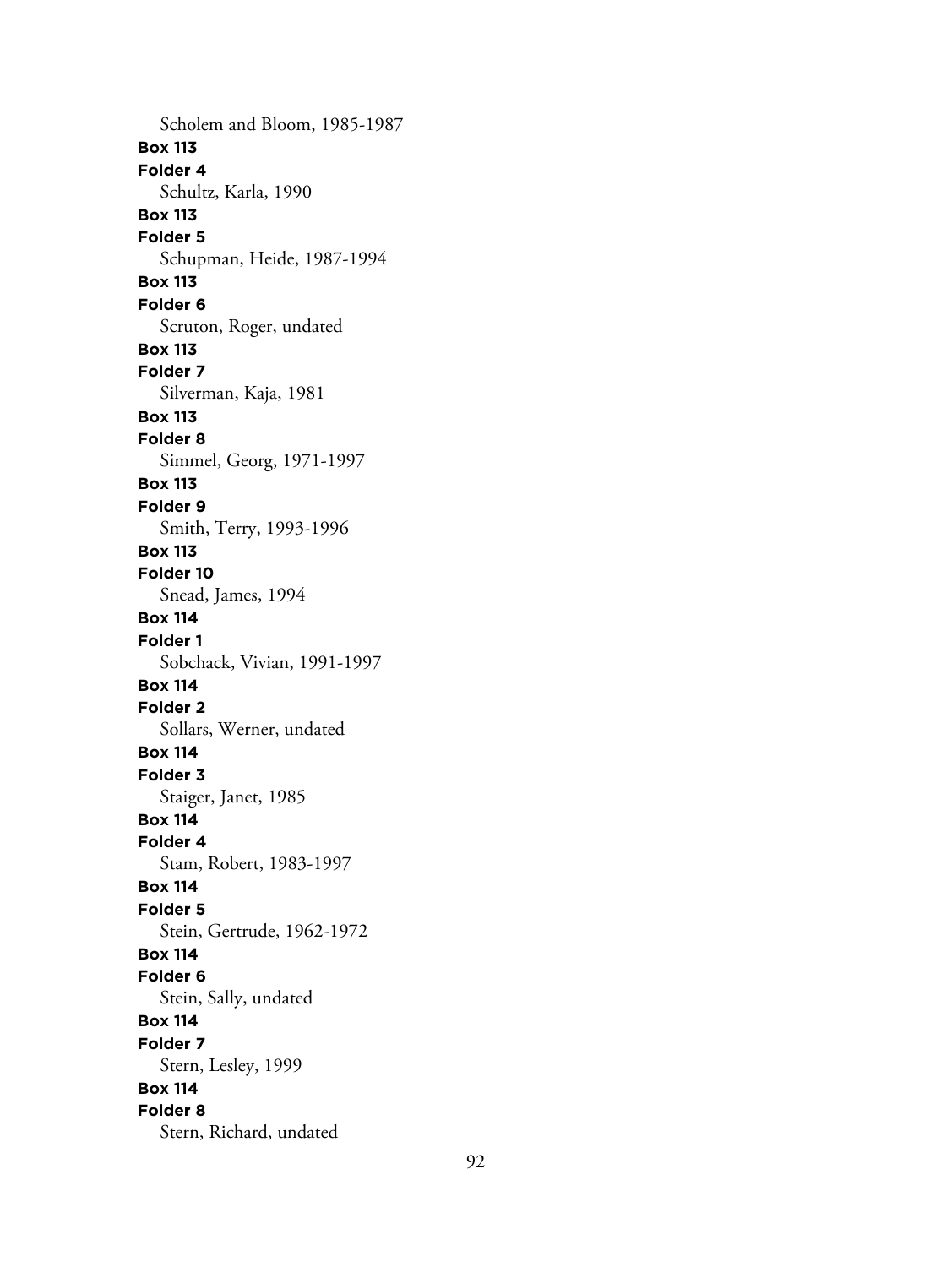Scholem and Bloom, 1985-1987

**Box 113**
**Folder 4**
Schultz, Karla, 1990

**Box 113**
**Folder 5**
Schupman, Heide, 1987-1994

**Box 113**
**Folder 6**
Scruton, Roger, undated

**Box 113**
**Folder 7**
Silverman, Kaja, 1981

**Box 113**
**Folder 8**
Simmel, Georg, 1971-1997

**Box 113**
**Folder 9**
Smith, Terry, 1993-1996

**Box 113**
**Folder 10**
Snead, James, 1994

**Box 114**
**Folder 1**
Sobchack, Vivian, 1991-1997

**Box 114**
**Folder 2**
Sollars, Werner, undated

**Box 114**
**Folder 3**
Staiger, Janet, 1985

**Box 114**
**Folder 4**
Stam, Robert, 1983-1997

**Box 114**
**Folder 5**
Stein, Gertrude, 1962-1972

**Box 114**
**Folder 6**
Stein, Sally, undated

**Box 114**
**Folder 7**
Stern, Lesley, 1999

**Box 114**
**Folder 8**
Stern, Richard, undated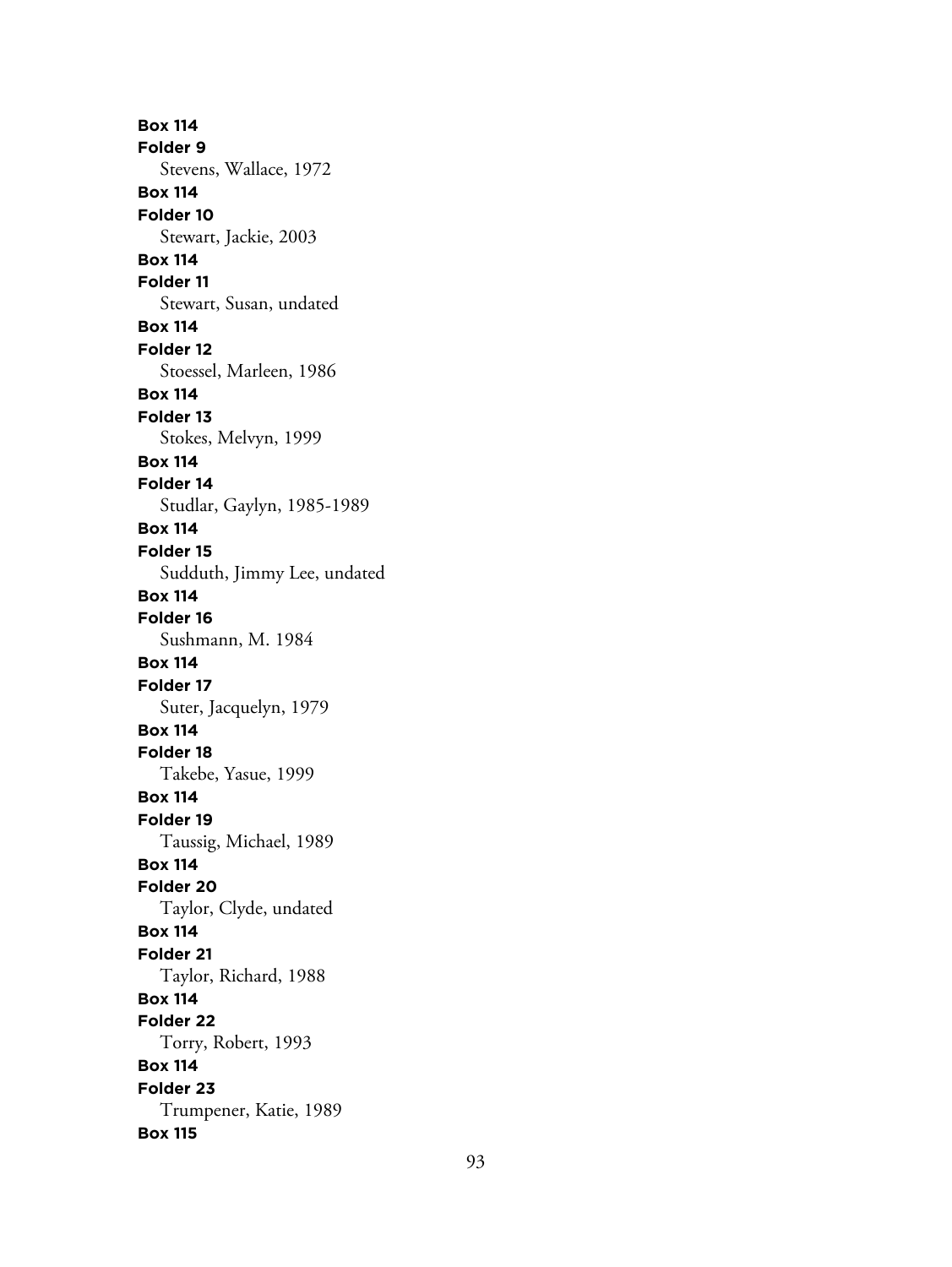**Box 114**
**Folder 9**
Stevens, Wallace, 1972
**Box 114**
**Folder 10**
Stewart, Jackie, 2003
**Box 114**
**Folder 11**
Stewart, Susan, undated
**Box 114**
**Folder 12**
Stoessel, Marleen, 1986
**Box 114**
**Folder 13**
Stokes, Melvyn, 1999
**Box 114**
**Folder 14**
Studlar, Gaylyn, 1985-1989
**Box 114**
**Folder 15**
Sudduth, Jimmy Lee, undated
**Box 114**
**Folder 16**
Sushmann, M. 1984
**Box 114**
**Folder 17**
Suter, Jacquelyn, 1979
**Box 114**
**Folder 18**
Takebe, Yasue, 1999
**Box 114**
**Folder 19**
Taussig, Michael, 1989
**Box 114**
**Folder 20**
Taylor, Clyde, undated
**Box 114**
**Folder 21**
Taylor, Richard, 1988
**Box 114**
**Folder 22**
Torry, Robert, 1993
**Box 114**
**Folder 23**
Trumpener, Katie, 1989
**Box 115**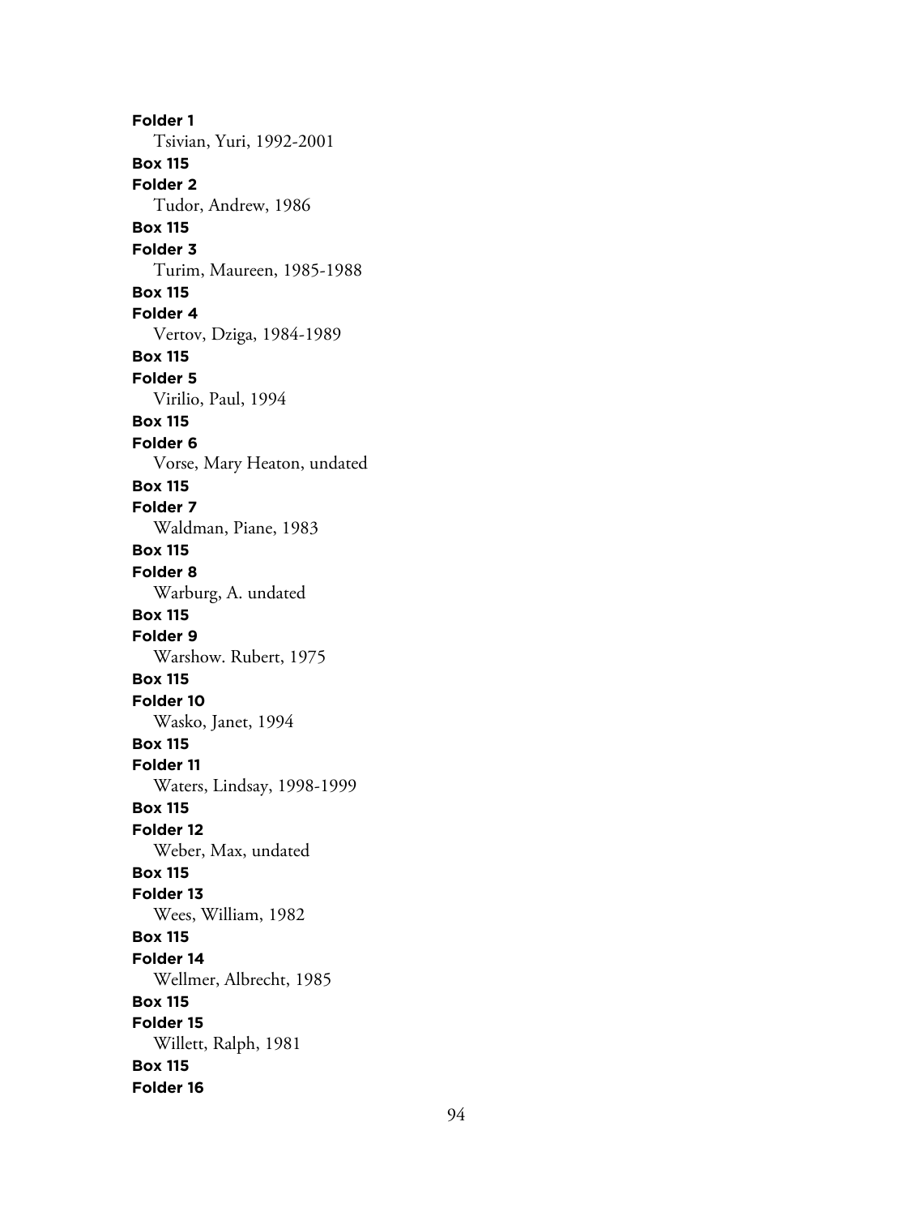**Folder 1**
Tsivian, Yuri, 1992-2001
**Box 115**
**Folder 2**
Tudor, Andrew, 1986
**Box 115**
**Folder 3**
Turim, Maureen, 1985-1988
**Box 115**
**Folder 4**
Vertov, Dziga, 1984-1989
**Box 115**
**Folder 5**
Virilio, Paul, 1994
**Box 115**
**Folder 6**
Vorse, Mary Heaton, undated
**Box 115**
**Folder 7**
Waldman, Piane, 1983
**Box 115**
**Folder 8**
Warburg, A. undated
**Box 115**
**Folder 9**
Warshow. Rubert, 1975
**Box 115**
**Folder 10**
Wasko, Janet, 1994
**Box 115**
**Folder 11**
Waters, Lindsay, 1998-1999
**Box 115**
**Folder 12**
Weber, Max, undated
**Box 115**
**Folder 13**
Wees, William, 1982
**Box 115**
**Folder 14**
Wellmer, Albrecht, 1985
**Box 115**
**Folder 15**
Willett, Ralph, 1981
**Box 115**
**Folder 16**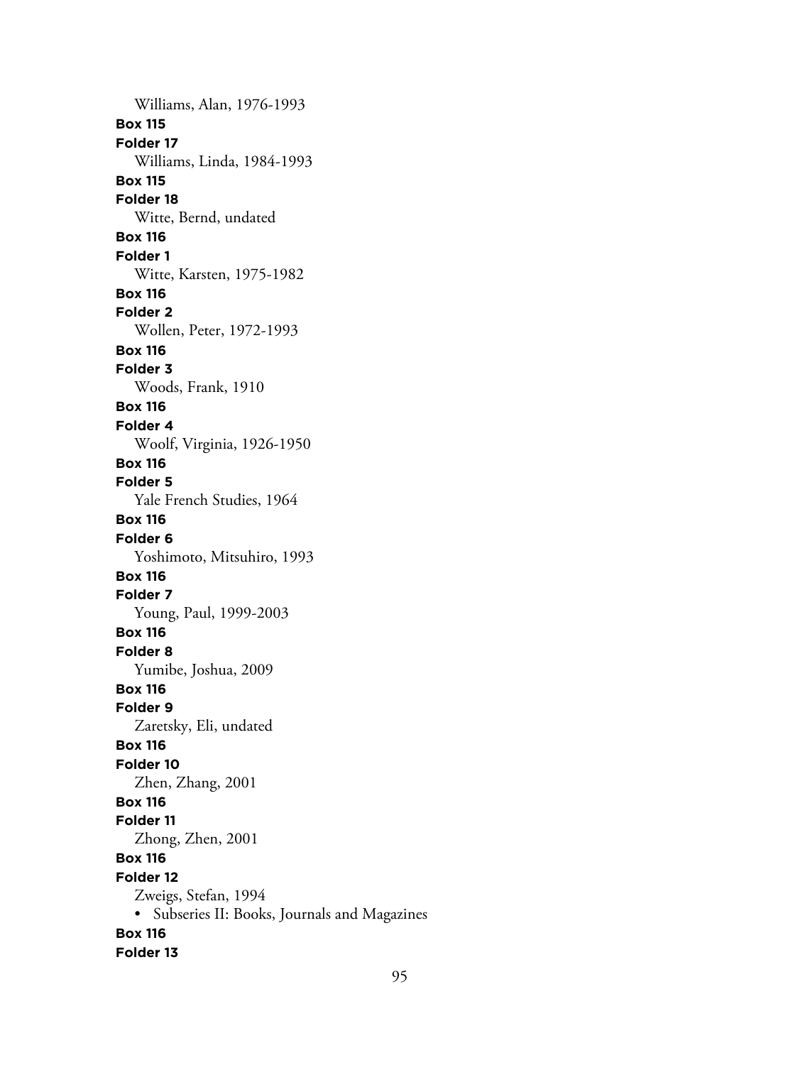Williams, Alan, 1976-1993

**Box 115**

**Folder 17**

Williams, Linda, 1984-1993

**Box 115**

**Folder 18**

Witte, Bernd, undated

**Box 116**

**Folder 1**

Witte, Karsten, 1975-1982

**Box 116**

**Folder 2**

Wollen, Peter, 1972-1993

**Box 116**

**Folder 3**

Woods, Frank, 1910

**Box 116**

**Folder 4**

Woolf, Virginia, 1926-1950

**Box 116**

**Folder 5**

Yale French Studies, 1964

**Box 116**

**Folder 6**

Yoshimoto, Mitsuhiro, 1993

**Box 116**

**Folder 7**

Young, Paul, 1999-2003

**Box 116**

**Folder 8**

Yumibe, Joshua, 2009

**Box 116**

**Folder 9**

Zaretsky, Eli, undated

**Box 116**

**Folder 10**

Zhen, Zhang, 2001

**Box 116**

**Folder 11**

Zhong, Zhen, 2001

**Box 116**

**Folder 12**

Zweigs, Stefan, 1994

- Subseries II: Books, Journals and Magazines

**Box 116**

**Folder 13**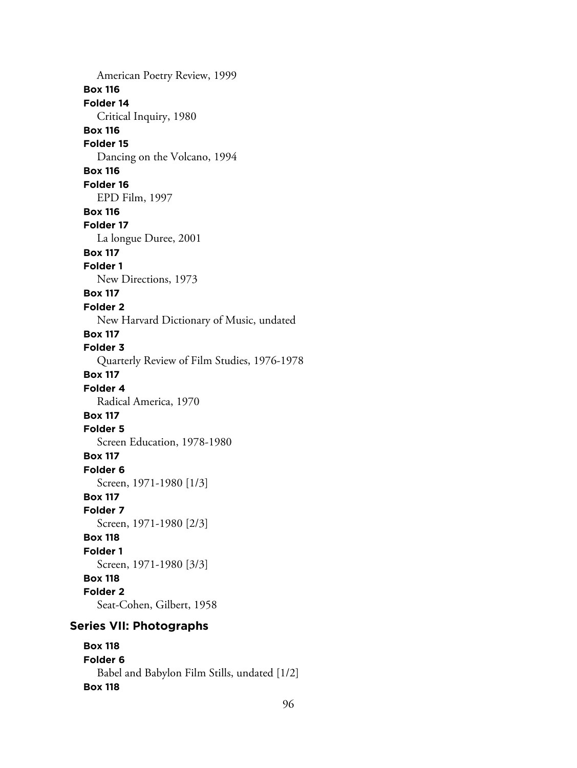American Poetry Review, 1999

**Box 116**
**Folder 14**
Critical Inquiry, 1980

**Box 116**
**Folder 15**
Dancing on the Volcano, 1994

**Box 116**
**Folder 16**
EPD Film, 1997

**Box 116**
**Folder 17**
La longue Duree, 2001

**Box 117**
**Folder 1**
New Directions, 1973

**Box 117**
**Folder 2**
New Harvard Dictionary of Music, undated

**Box 117**
**Folder 3**
Quarterly Review of Film Studies, 1976-1978

**Box 117**
**Folder 4**
Radical America, 1970

**Box 117**
**Folder 5**
Screen Education, 1978-1980

**Box 117**
**Folder 6**
Screen, 1971-1980 [1/3]

**Box 117**
**Folder 7**
Screen, 1971-1980 [2/3]

**Box 118**
**Folder 1**
Screen, 1971-1980 [3/3]

**Box 118**
**Folder 2**
Seat-Cohen, Gilbert, 1958

## Series VII: Photographs

**Box 118**
**Folder 6**
Babel and Babylon Film Stills, undated [1/2]

**Box 118**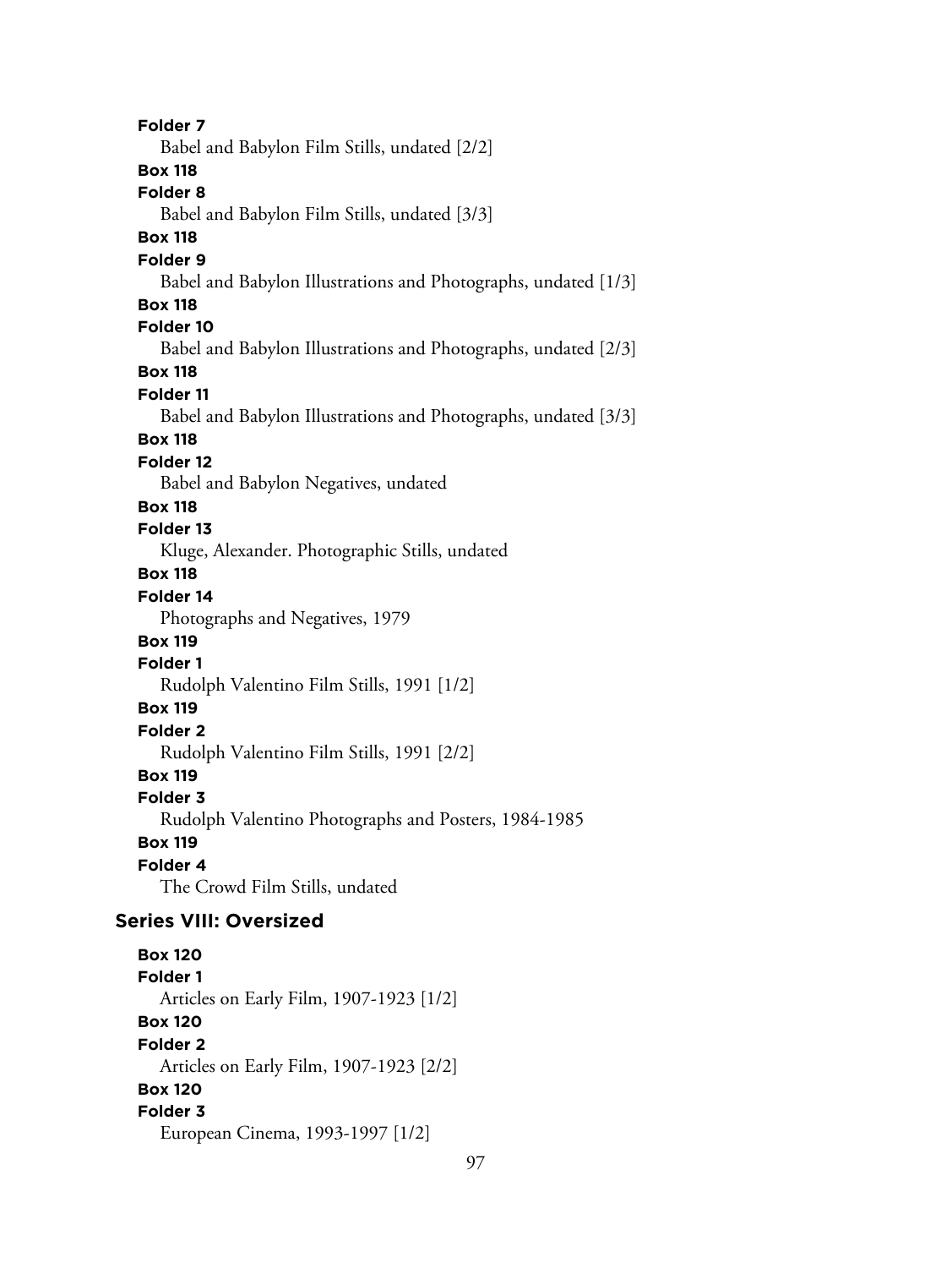**Folder 7**
Babel and Babylon Film Stills, undated [2/2]

**Box 118**
**Folder 8**
Babel and Babylon Film Stills, undated [3/3]

**Box 118**
**Folder 9**
Babel and Babylon Illustrations and Photographs, undated [1/3]

**Box 118**
**Folder 10**
Babel and Babylon Illustrations and Photographs, undated [2/3]

**Box 118**
**Folder 11**
Babel and Babylon Illustrations and Photographs, undated [3/3]

**Box 118**
**Folder 12**
Babel and Babylon Negatives, undated

**Box 118**
**Folder 13**
Kluge, Alexander. Photographic Stills, undated

**Box 118**
**Folder 14**
Photographs and Negatives, 1979

**Box 119**
**Folder 1**
Rudolph Valentino Film Stills, 1991 [1/2]

**Box 119**
**Folder 2**
Rudolph Valentino Film Stills, 1991 [2/2]

**Box 119**
**Folder 3**
Rudolph Valentino Photographs and Posters, 1984-1985

**Box 119**
**Folder 4**
The Crowd Film Stills, undated

## Series VIII: Oversized

**Box 120**
**Folder 1**
Articles on Early Film, 1907-1923 [1/2]

**Box 120**
**Folder 2**
Articles on Early Film, 1907-1923 [2/2]

**Box 120**
**Folder 3**
European Cinema, 1993-1997 [1/2]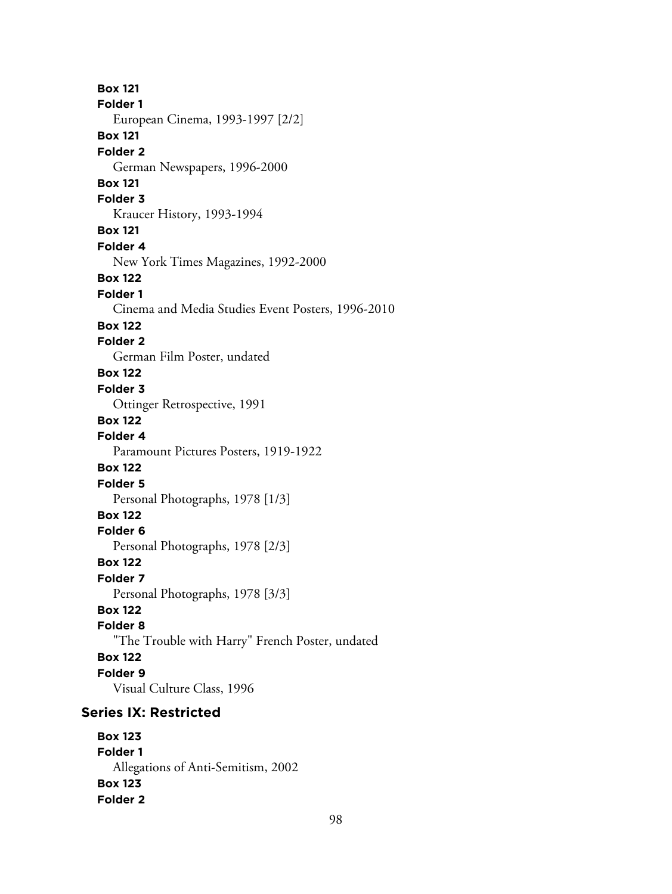**Box 121**
**Folder 1**
European Cinema, 1993-1997 [2/2]
**Box 121**
**Folder 2**
German Newspapers, 1996-2000
**Box 121**
**Folder 3**
Kraucer History, 1993-1994
**Box 121**
**Folder 4**
New York Times Magazines, 1992-2000
**Box 122**
**Folder 1**
Cinema and Media Studies Event Posters, 1996-2010
**Box 122**
**Folder 2**
German Film Poster, undated
**Box 122**
**Folder 3**
Ottinger Retrospective, 1991
**Box 122**
**Folder 4**
Paramount Pictures Posters, 1919-1922
**Box 122**
**Folder 5**
Personal Photographs, 1978 [1/3]
**Box 122**
**Folder 6**
Personal Photographs, 1978 [2/3]
**Box 122**
**Folder 7**
Personal Photographs, 1978 [3/3]
**Box 122**
**Folder 8**
"The Trouble with Harry" French Poster, undated
**Box 122**
**Folder 9**
Visual Culture Class, 1996

### Series IX: Restricted

**Box 123**
**Folder 1**
Allegations of Anti-Semitism, 2002
**Box 123**
**Folder 2**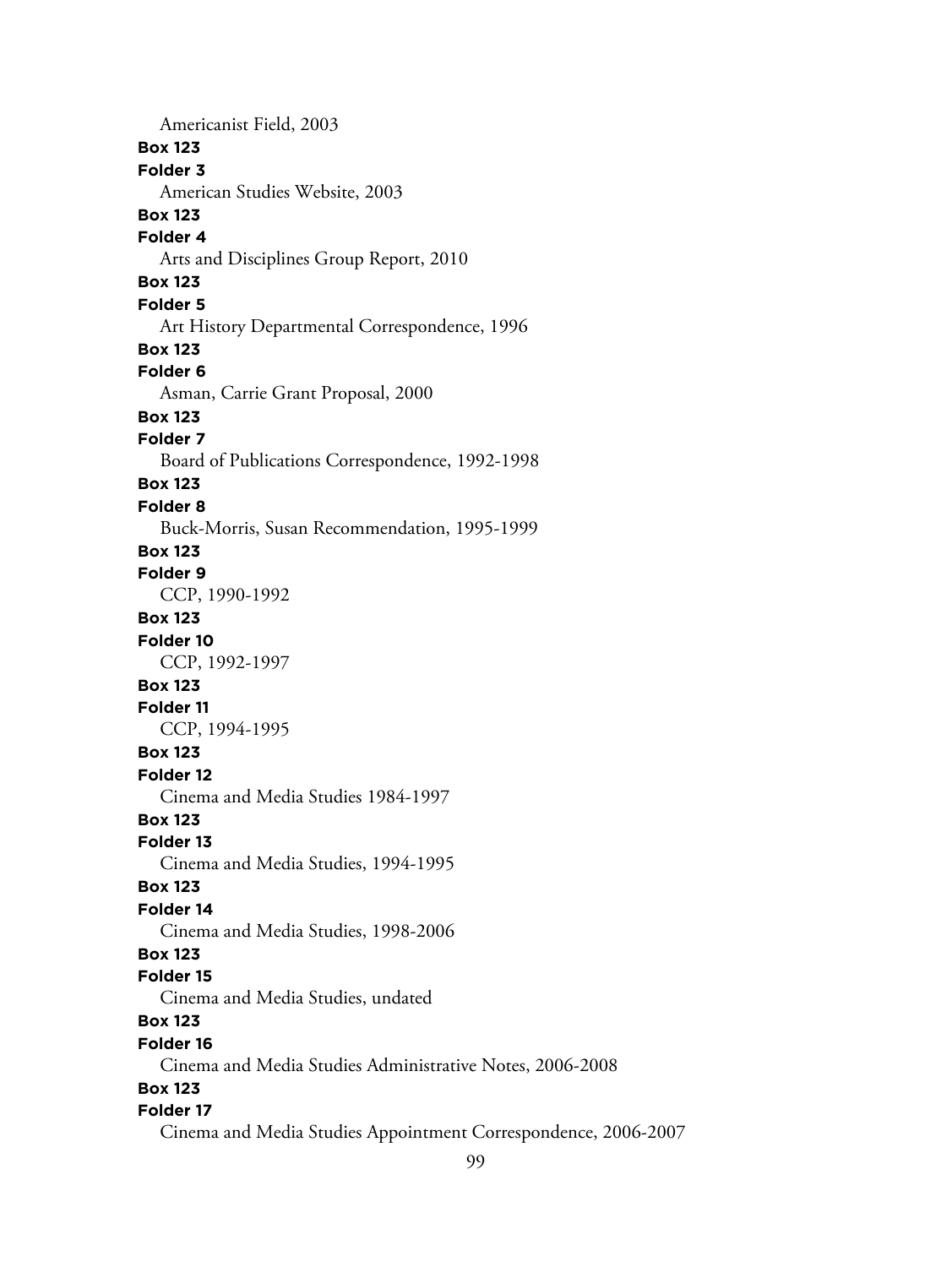Americanist Field, 2003

**Box 123**

**Folder 3**

American Studies Website, 2003

**Box 123**

**Folder 4**

Arts and Disciplines Group Report, 2010

**Box 123**

**Folder 5**

Art History Departmental Correspondence, 1996

**Box 123**

**Folder 6**

Asman, Carrie Grant Proposal, 2000

**Box 123**

**Folder 7**

Board of Publications Correspondence, 1992-1998

**Box 123**

**Folder 8**

Buck-Morris, Susan Recommendation, 1995-1999

**Box 123**

**Folder 9**

CCP, 1990-1992

**Box 123**

**Folder 10**

CCP, 1992-1997

**Box 123**

**Folder 11**

CCP, 1994-1995

**Box 123**

**Folder 12**

Cinema and Media Studies 1984-1997

**Box 123**

**Folder 13**

Cinema and Media Studies, 1994-1995

**Box 123**

**Folder 14**

Cinema and Media Studies, 1998-2006

**Box 123**

**Folder 15**

Cinema and Media Studies, undated

**Box 123**

**Folder 16**

Cinema and Media Studies Administrative Notes, 2006-2008

**Box 123**

**Folder 17**

Cinema and Media Studies Appointment Correspondence, 2006-2007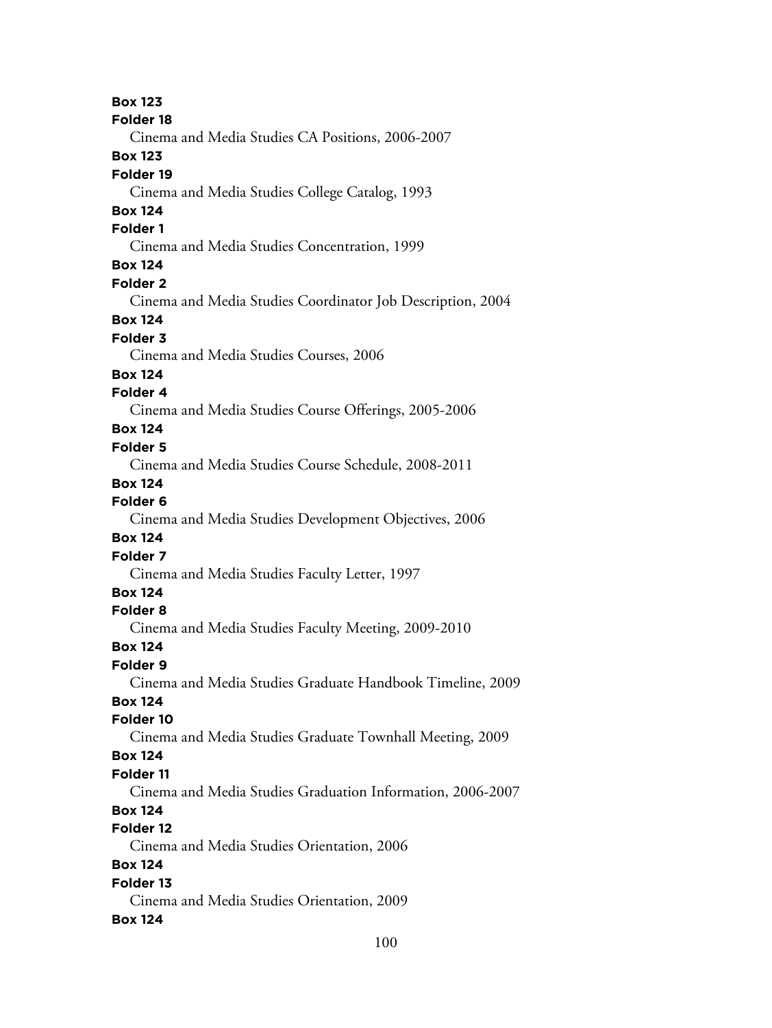**Box 123**
**Folder 18**
Cinema and Media Studies CA Positions, 2006-2007

**Box 123**
**Folder 19**
Cinema and Media Studies College Catalog, 1993

**Box 124**
**Folder 1**
Cinema and Media Studies Concentration, 1999

**Box 124**
**Folder 2**
Cinema and Media Studies Coordinator Job Description, 2004

**Box 124**
**Folder 3**
Cinema and Media Studies Courses, 2006

**Box 124**
**Folder 4**
Cinema and Media Studies Course Offerings, 2005-2006

**Box 124**
**Folder 5**
Cinema and Media Studies Course Schedule, 2008-2011

**Box 124**
**Folder 6**
Cinema and Media Studies Development Objectives, 2006

**Box 124**
**Folder 7**
Cinema and Media Studies Faculty Letter, 1997

**Box 124**
**Folder 8**
Cinema and Media Studies Faculty Meeting, 2009-2010

**Box 124**
**Folder 9**
Cinema and Media Studies Graduate Handbook Timeline, 2009

**Box 124**
**Folder 10**
Cinema and Media Studies Graduate Townhall Meeting, 2009

**Box 124**
**Folder 11**
Cinema and Media Studies Graduation Information, 2006-2007

**Box 124**
**Folder 12**
Cinema and Media Studies Orientation, 2006

**Box 124**
**Folder 13**
Cinema and Media Studies Orientation, 2009

**Box 124**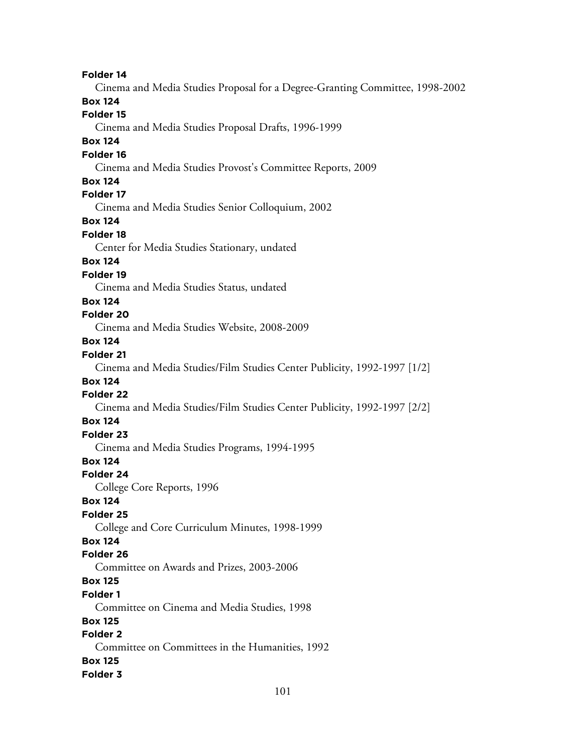**Folder 14**
Cinema and Media Studies Proposal for a Degree-Granting Committee, 1998-2002
**Box 124**
**Folder 15**
Cinema and Media Studies Proposal Drafts, 1996-1999
**Box 124**
**Folder 16**
Cinema and Media Studies Provost's Committee Reports, 2009
**Box 124**
**Folder 17**
Cinema and Media Studies Senior Colloquium, 2002
**Box 124**
**Folder 18**
Center for Media Studies Stationary, undated
**Box 124**
**Folder 19**
Cinema and Media Studies Status, undated
**Box 124**
**Folder 20**
Cinema and Media Studies Website, 2008-2009
**Box 124**
**Folder 21**
Cinema and Media Studies/Film Studies Center Publicity, 1992-1997 [1/2]
**Box 124**
**Folder 22**
Cinema and Media Studies/Film Studies Center Publicity, 1992-1997 [2/2]
**Box 124**
**Folder 23**
Cinema and Media Studies Programs, 1994-1995
**Box 124**
**Folder 24**
College Core Reports, 1996
**Box 124**
**Folder 25**
College and Core Curriculum Minutes, 1998-1999
**Box 124**
**Folder 26**
Committee on Awards and Prizes, 2003-2006
**Box 125**
**Folder 1**
Committee on Cinema and Media Studies, 1998
**Box 125**
**Folder 2**
Committee on Committees in the Humanities, 1992
**Box 125**
**Folder 3**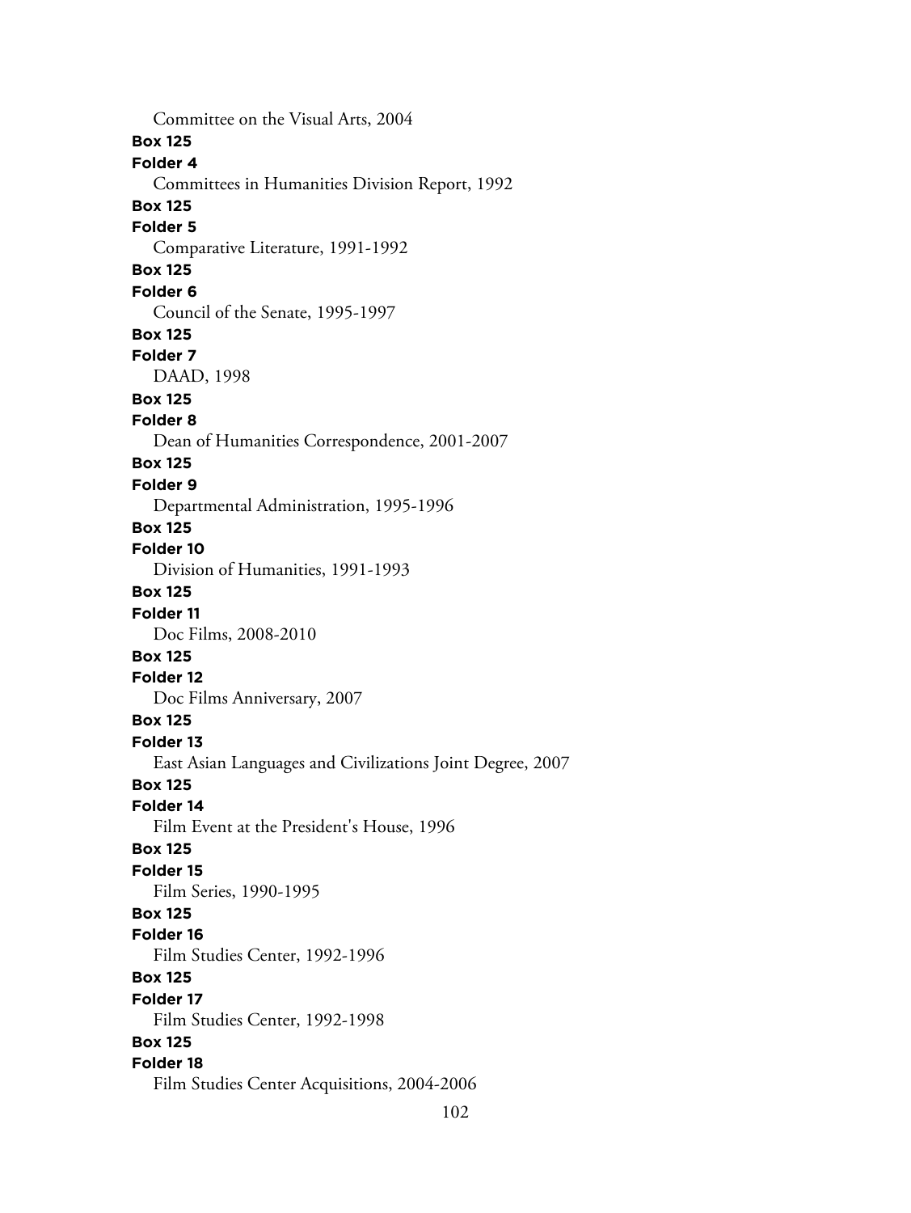Committee on the Visual Arts, 2004

**Box 125**

**Folder 4**

Committees in Humanities Division Report, 1992

**Box 125**

**Folder 5**

Comparative Literature, 1991-1992

**Box 125**

**Folder 6**

Council of the Senate, 1995-1997

**Box 125**

**Folder 7**

DAAD, 1998

**Box 125**

**Folder 8**

Dean of Humanities Correspondence, 2001-2007

**Box 125**

**Folder 9**

Departmental Administration, 1995-1996

**Box 125**

**Folder 10**

Division of Humanities, 1991-1993

**Box 125**

**Folder 11**

Doc Films, 2008-2010

**Box 125**

**Folder 12**

Doc Films Anniversary, 2007

**Box 125**

**Folder 13**

East Asian Languages and Civilizations Joint Degree, 2007

**Box 125**

**Folder 14**

Film Event at the President's House, 1996

**Box 125**

**Folder 15**

Film Series, 1990-1995

**Box 125**

**Folder 16**

Film Studies Center, 1992-1996

**Box 125**

**Folder 17**

Film Studies Center, 1992-1998

**Box 125**

**Folder 18**

Film Studies Center Acquisitions, 2004-2006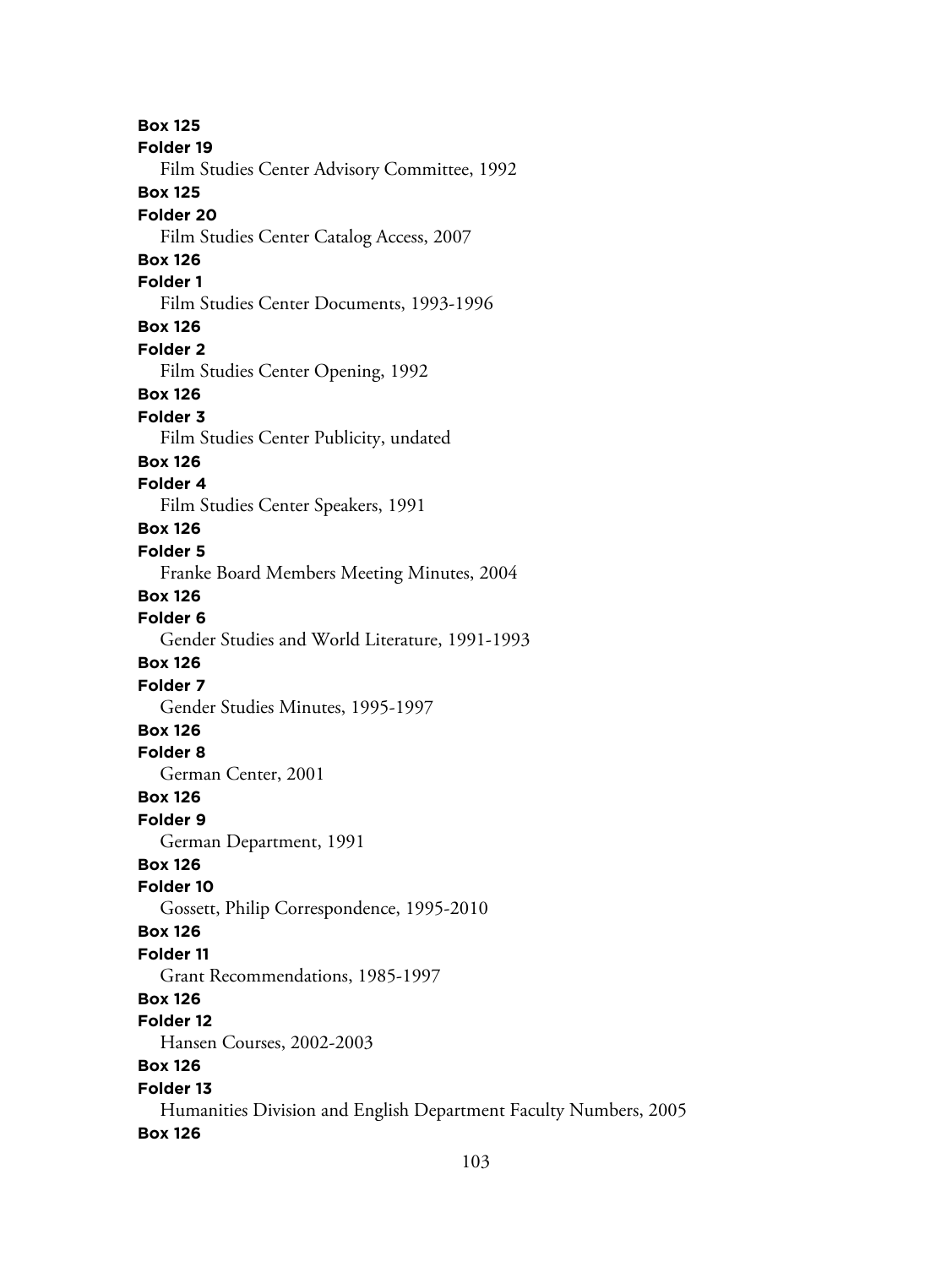**Box 125**
**Folder 19**
Film Studies Center Advisory Committee, 1992
**Box 125**
**Folder 20**
Film Studies Center Catalog Access, 2007
**Box 126**
**Folder 1**
Film Studies Center Documents, 1993-1996
**Box 126**
**Folder 2**
Film Studies Center Opening, 1992
**Box 126**
**Folder 3**
Film Studies Center Publicity, undated
**Box 126**
**Folder 4**
Film Studies Center Speakers, 1991
**Box 126**
**Folder 5**
Franke Board Members Meeting Minutes, 2004
**Box 126**
**Folder 6**
Gender Studies and World Literature, 1991-1993
**Box 126**
**Folder 7**
Gender Studies Minutes, 1995-1997
**Box 126**
**Folder 8**
German Center, 2001
**Box 126**
**Folder 9**
German Department, 1991
**Box 126**
**Folder 10**
Gossett, Philip Correspondence, 1995-2010
**Box 126**
**Folder 11**
Grant Recommendations, 1985-1997
**Box 126**
**Folder 12**
Hansen Courses, 2002-2003
**Box 126**
**Folder 13**
Humanities Division and English Department Faculty Numbers, 2005
**Box 126**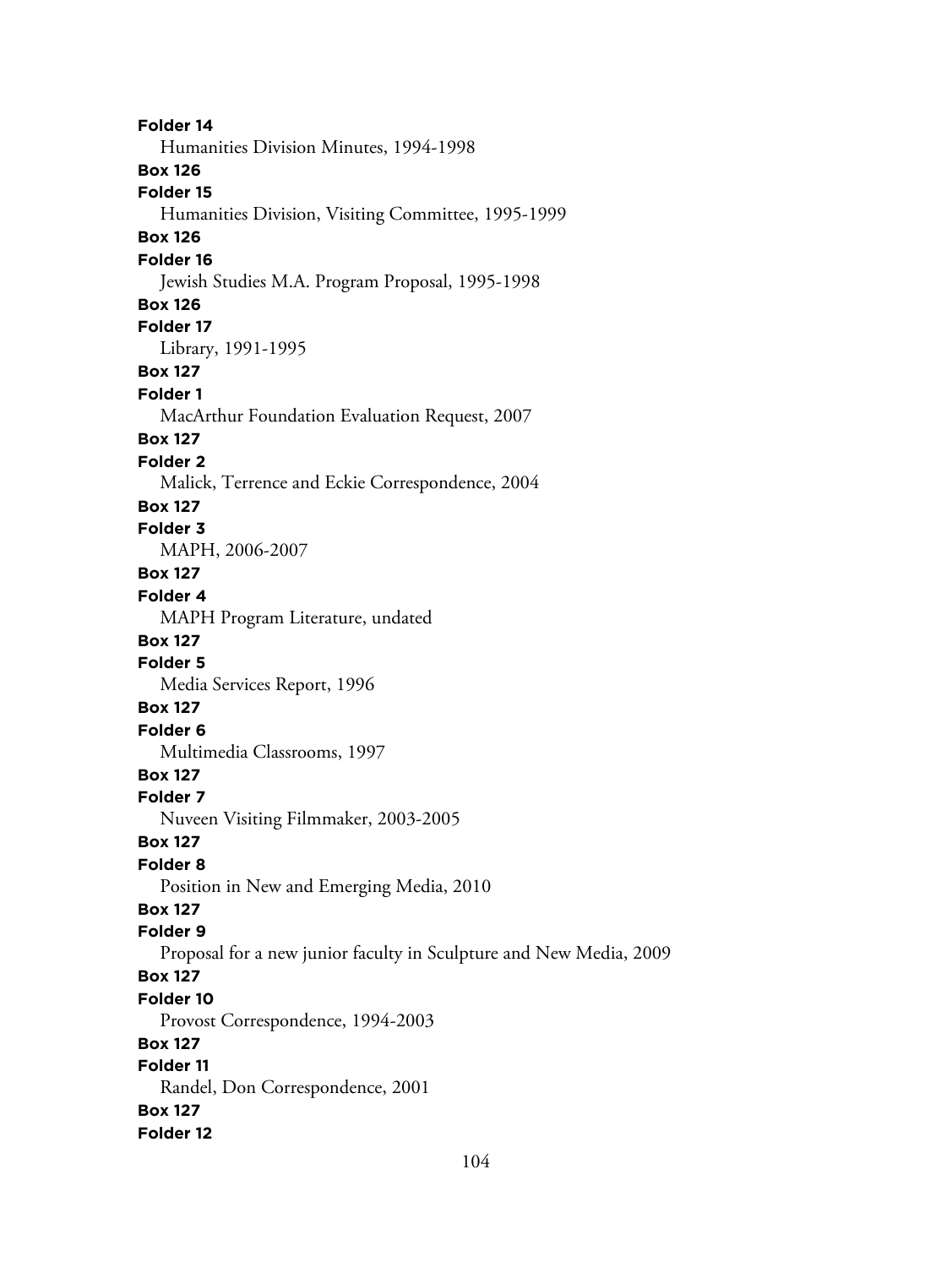**Folder 14**
Humanities Division Minutes, 1994-1998

**Box 126**
**Folder 15**
Humanities Division, Visiting Committee, 1995-1999

**Box 126**
**Folder 16**
Jewish Studies M.A. Program Proposal, 1995-1998

**Box 126**
**Folder 17**
Library, 1991-1995

**Box 127**
**Folder 1**
MacArthur Foundation Evaluation Request, 2007

**Box 127**
**Folder 2**
Malick, Terrence and Eckie Correspondence, 2004

**Box 127**
**Folder 3**
MAPH, 2006-2007

**Box 127**
**Folder 4**
MAPH Program Literature, undated

**Box 127**
**Folder 5**
Media Services Report, 1996

**Box 127**
**Folder 6**
Multimedia Classrooms, 1997

**Box 127**
**Folder 7**
Nuveen Visiting Filmmaker, 2003-2005

**Box 127**
**Folder 8**
Position in New and Emerging Media, 2010

**Box 127**
**Folder 9**
Proposal for a new junior faculty in Sculpture and New Media, 2009

**Box 127**
**Folder 10**
Provost Correspondence, 1994-2003

**Box 127**
**Folder 11**
Randel, Don Correspondence, 2001

**Box 127**
**Folder 12**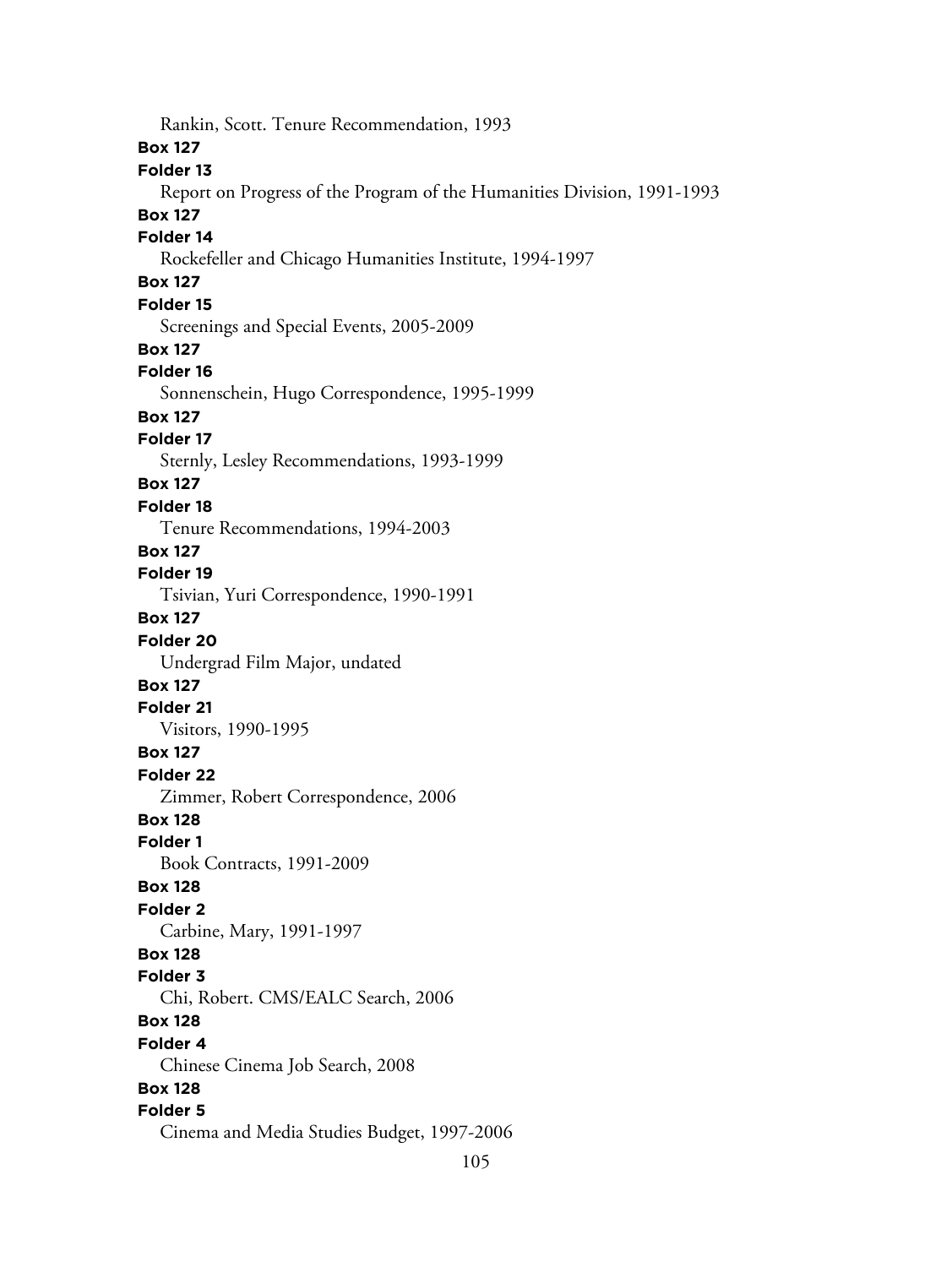Rankin, Scott. Tenure Recommendation, 1993

**Box 127**

**Folder 13**

Report on Progress of the Program of the Humanities Division, 1991-1993

**Box 127**

**Folder 14**

Rockefeller and Chicago Humanities Institute, 1994-1997

**Box 127**

**Folder 15**

Screenings and Special Events, 2005-2009

**Box 127**

**Folder 16**

Sonnenschein, Hugo Correspondence, 1995-1999

**Box 127**

**Folder 17**

Sternly, Lesley Recommendations, 1993-1999

**Box 127**

**Folder 18**

Tenure Recommendations, 1994-2003

**Box 127**

**Folder 19**

Tsivian, Yuri Correspondence, 1990-1991

**Box 127**

**Folder 20**

Undergrad Film Major, undated

**Box 127**

**Folder 21**

Visitors, 1990-1995

**Box 127**

**Folder 22**

Zimmer, Robert Correspondence, 2006

**Box 128**

**Folder 1**

Book Contracts, 1991-2009

**Box 128**

**Folder 2**

Carbine, Mary, 1991-1997

**Box 128**

**Folder 3**

Chi, Robert. CMS/EALC Search, 2006

**Box 128**

**Folder 4**

Chinese Cinema Job Search, 2008

**Box 128**

**Folder 5**

Cinema and Media Studies Budget, 1997-2006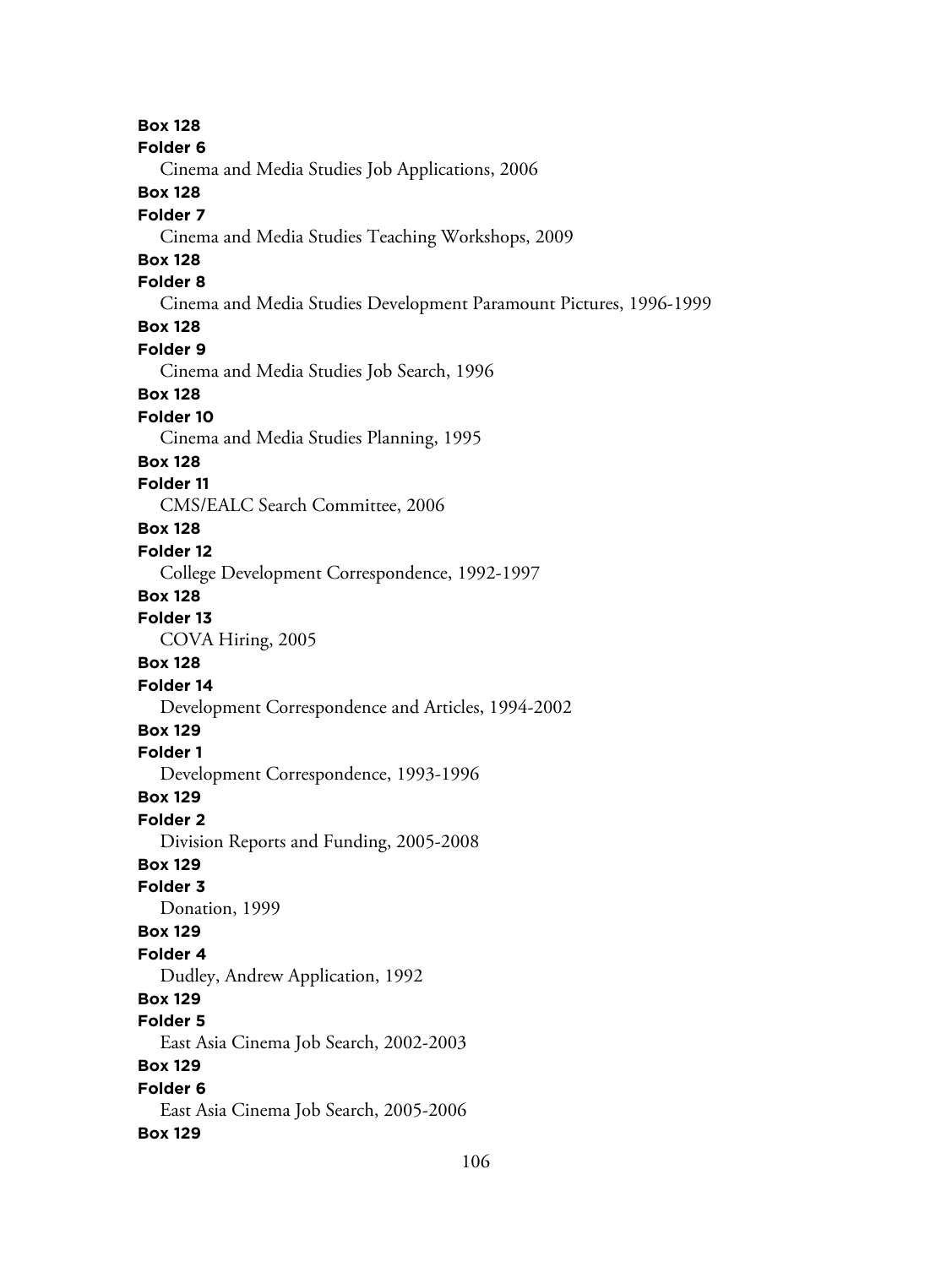**Box 128**
**Folder 6**
Cinema and Media Studies Job Applications, 2006
**Box 128**
**Folder 7**
Cinema and Media Studies Teaching Workshops, 2009
**Box 128**
**Folder 8**
Cinema and Media Studies Development Paramount Pictures, 1996-1999
**Box 128**
**Folder 9**
Cinema and Media Studies Job Search, 1996
**Box 128**
**Folder 10**
Cinema and Media Studies Planning, 1995
**Box 128**
**Folder 11**
CMS/EALC Search Committee, 2006
**Box 128**
**Folder 12**
College Development Correspondence, 1992-1997
**Box 128**
**Folder 13**
COVA Hiring, 2005
**Box 128**
**Folder 14**
Development Correspondence and Articles, 1994-2002
**Box 129**
**Folder 1**
Development Correspondence, 1993-1996
**Box 129**
**Folder 2**
Division Reports and Funding, 2005-2008
**Box 129**
**Folder 3**
Donation, 1999
**Box 129**
**Folder 4**
Dudley, Andrew Application, 1992
**Box 129**
**Folder 5**
East Asia Cinema Job Search, 2002-2003
**Box 129**
**Folder 6**
East Asia Cinema Job Search, 2005-2006
**Box 129**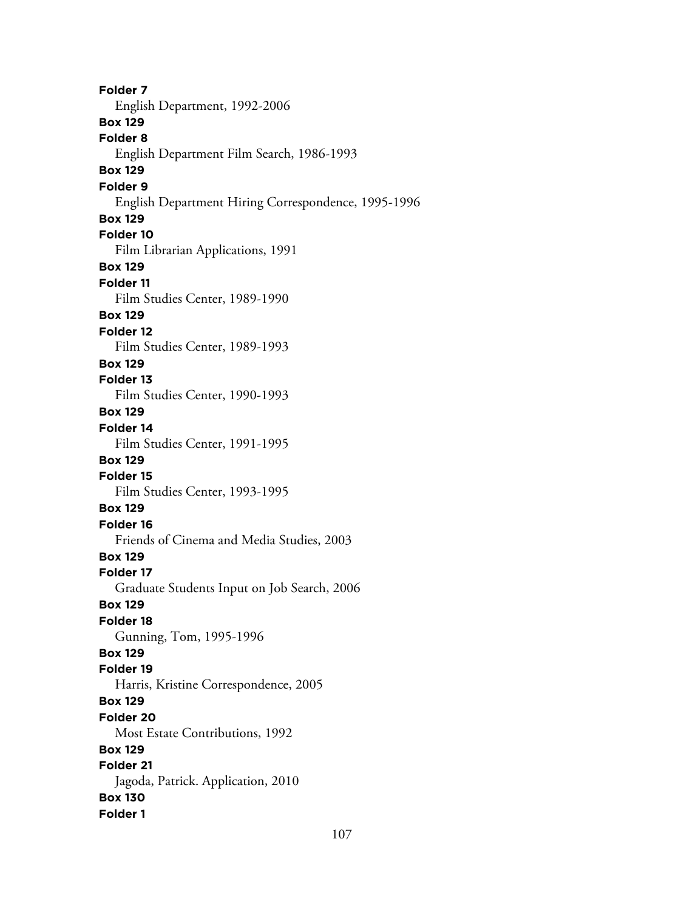**Folder 7**
English Department, 1992-2006
**Box 129**
**Folder 8**
English Department Film Search, 1986-1993
**Box 129**
**Folder 9**
English Department Hiring Correspondence, 1995-1996
**Box 129**
**Folder 10**
Film Librarian Applications, 1991
**Box 129**
**Folder 11**
Film Studies Center, 1989-1990
**Box 129**
**Folder 12**
Film Studies Center, 1989-1993
**Box 129**
**Folder 13**
Film Studies Center, 1990-1993
**Box 129**
**Folder 14**
Film Studies Center, 1991-1995
**Box 129**
**Folder 15**
Film Studies Center, 1993-1995
**Box 129**
**Folder 16**
Friends of Cinema and Media Studies, 2003
**Box 129**
**Folder 17**
Graduate Students Input on Job Search, 2006
**Box 129**
**Folder 18**
Gunning, Tom, 1995-1996
**Box 129**
**Folder 19**
Harris, Kristine Correspondence, 2005
**Box 129**
**Folder 20**
Most Estate Contributions, 1992
**Box 129**
**Folder 21**
Jagoda, Patrick. Application, 2010
**Box 130**
**Folder 1**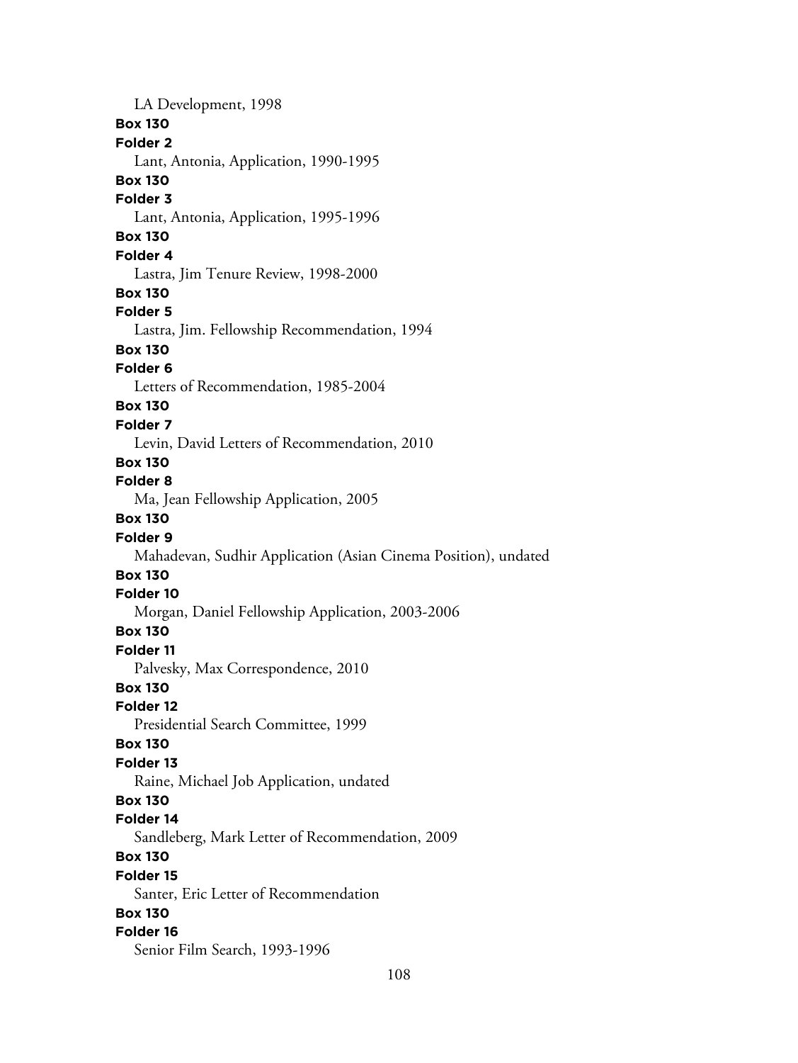LA Development, 1998

**Box 130**
**Folder 2**
Lant, Antonia, Application, 1990-1995

**Box 130**
**Folder 3**
Lant, Antonia, Application, 1995-1996

**Box 130**
**Folder 4**
Lastra, Jim Tenure Review, 1998-2000

**Box 130**
**Folder 5**
Lastra, Jim. Fellowship Recommendation, 1994

**Box 130**
**Folder 6**
Letters of Recommendation, 1985-2004

**Box 130**
**Folder 7**
Levin, David Letters of Recommendation, 2010

**Box 130**
**Folder 8**
Ma, Jean Fellowship Application, 2005

**Box 130**
**Folder 9**
Mahadevan, Sudhir Application (Asian Cinema Position), undated

**Box 130**
**Folder 10**
Morgan, Daniel Fellowship Application, 2003-2006

**Box 130**
**Folder 11**
Palvesky, Max Correspondence, 2010

**Box 130**
**Folder 12**
Presidential Search Committee, 1999

**Box 130**
**Folder 13**
Raine, Michael Job Application, undated

**Box 130**
**Folder 14**
Sandleberg, Mark Letter of Recommendation, 2009

**Box 130**
**Folder 15**
Santer, Eric Letter of Recommendation

**Box 130**
**Folder 16**
Senior Film Search, 1993-1996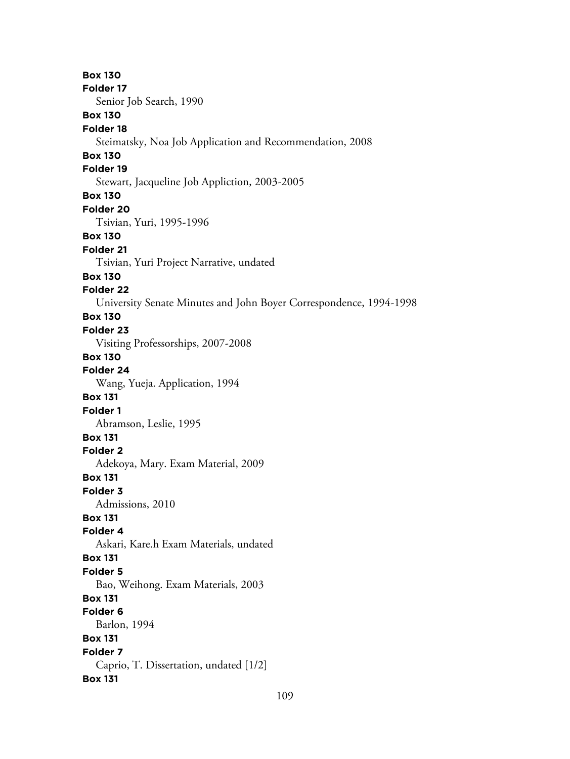**Box 130**
**Folder 17**
Senior Job Search, 1990
**Box 130**
**Folder 18**
Steimatsky, Noa Job Application and Recommendation, 2008
**Box 130**
**Folder 19**
Stewart, Jacqueline Job Appliction, 2003-2005
**Box 130**
**Folder 20**
Tsivian, Yuri, 1995-1996
**Box 130**
**Folder 21**
Tsivian, Yuri Project Narrative, undated
**Box 130**
**Folder 22**
University Senate Minutes and John Boyer Correspondence, 1994-1998
**Box 130**
**Folder 23**
Visiting Professorships, 2007-2008
**Box 130**
**Folder 24**
Wang, Yueja. Application, 1994
**Box 131**
**Folder 1**
Abramson, Leslie, 1995
**Box 131**
**Folder 2**
Adekoya, Mary. Exam Material, 2009
**Box 131**
**Folder 3**
Admissions, 2010
**Box 131**
**Folder 4**
Askari, Kare.h Exam Materials, undated
**Box 131**
**Folder 5**
Bao, Weihong. Exam Materials, 2003
**Box 131**
**Folder 6**
Barlon, 1994
**Box 131**
**Folder 7**
Caprio, T. Dissertation, undated [1/2]
**Box 131**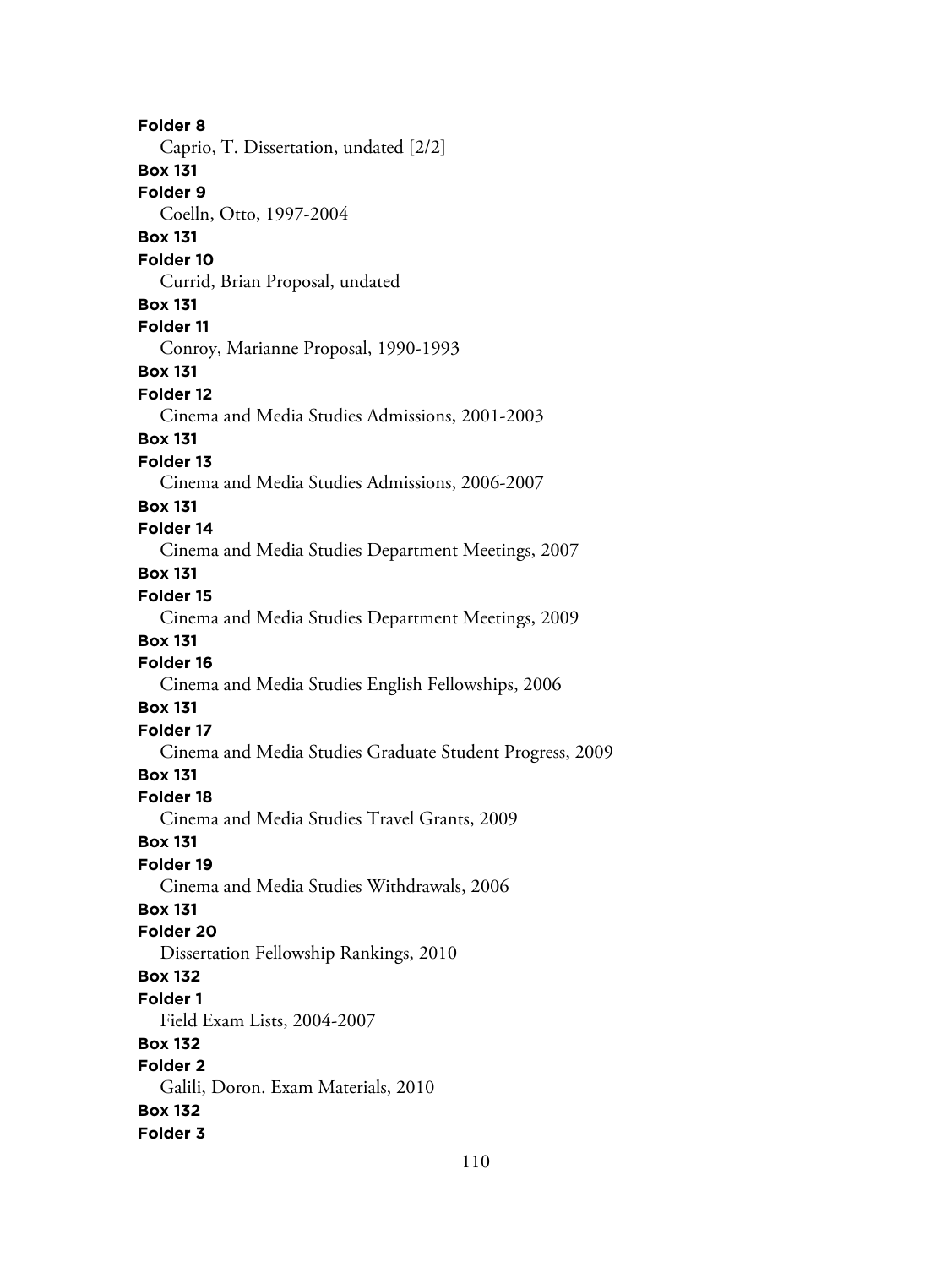**Folder 8**
Caprio, T. Dissertation, undated [2/2]
**Box 131**
**Folder 9**
Coelln, Otto, 1997-2004
**Box 131**
**Folder 10**
Currid, Brian Proposal, undated
**Box 131**
**Folder 11**
Conroy, Marianne Proposal, 1990-1993
**Box 131**
**Folder 12**
Cinema and Media Studies Admissions, 2001-2003
**Box 131**
**Folder 13**
Cinema and Media Studies Admissions, 2006-2007
**Box 131**
**Folder 14**
Cinema and Media Studies Department Meetings, 2007
**Box 131**
**Folder 15**
Cinema and Media Studies Department Meetings, 2009
**Box 131**
**Folder 16**
Cinema and Media Studies English Fellowships, 2006
**Box 131**
**Folder 17**
Cinema and Media Studies Graduate Student Progress, 2009
**Box 131**
**Folder 18**
Cinema and Media Studies Travel Grants, 2009
**Box 131**
**Folder 19**
Cinema and Media Studies Withdrawals, 2006
**Box 131**
**Folder 20**
Dissertation Fellowship Rankings, 2010
**Box 132**
**Folder 1**
Field Exam Lists, 2004-2007
**Box 132**
**Folder 2**
Galili, Doron. Exam Materials, 2010
**Box 132**
**Folder 3**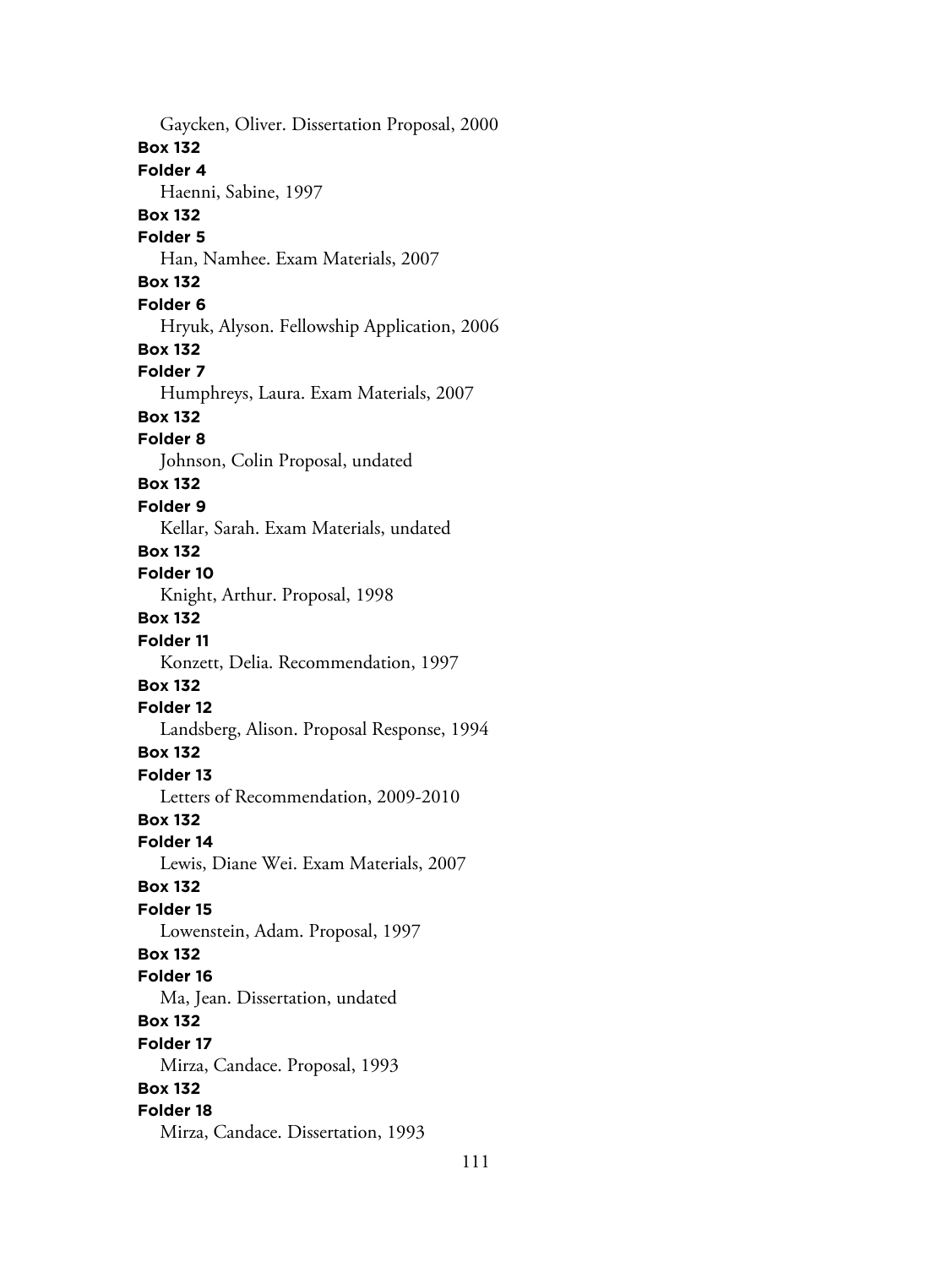Gaycken, Oliver. Dissertation Proposal, 2000

**Box 132**
**Folder 4**
Haenni, Sabine, 1997

**Box 132**
**Folder 5**
Han, Namhee. Exam Materials, 2007

**Box 132**
**Folder 6**
Hryuk, Alyson. Fellowship Application, 2006

**Box 132**
**Folder 7**
Humphreys, Laura. Exam Materials, 2007

**Box 132**
**Folder 8**
Johnson, Colin Proposal, undated

**Box 132**
**Folder 9**
Kellar, Sarah. Exam Materials, undated

**Box 132**
**Folder 10**
Knight, Arthur. Proposal, 1998

**Box 132**
**Folder 11**
Konzett, Delia. Recommendation, 1997

**Box 132**
**Folder 12**
Landsberg, Alison. Proposal Response, 1994

**Box 132**
**Folder 13**
Letters of Recommendation, 2009-2010

**Box 132**
**Folder 14**
Lewis, Diane Wei. Exam Materials, 2007

**Box 132**
**Folder 15**
Lowenstein, Adam. Proposal, 1997

**Box 132**
**Folder 16**
Ma, Jean. Dissertation, undated

**Box 132**
**Folder 17**
Mirza, Candace. Proposal, 1993

**Box 132**
**Folder 18**
Mirza, Candace. Dissertation, 1993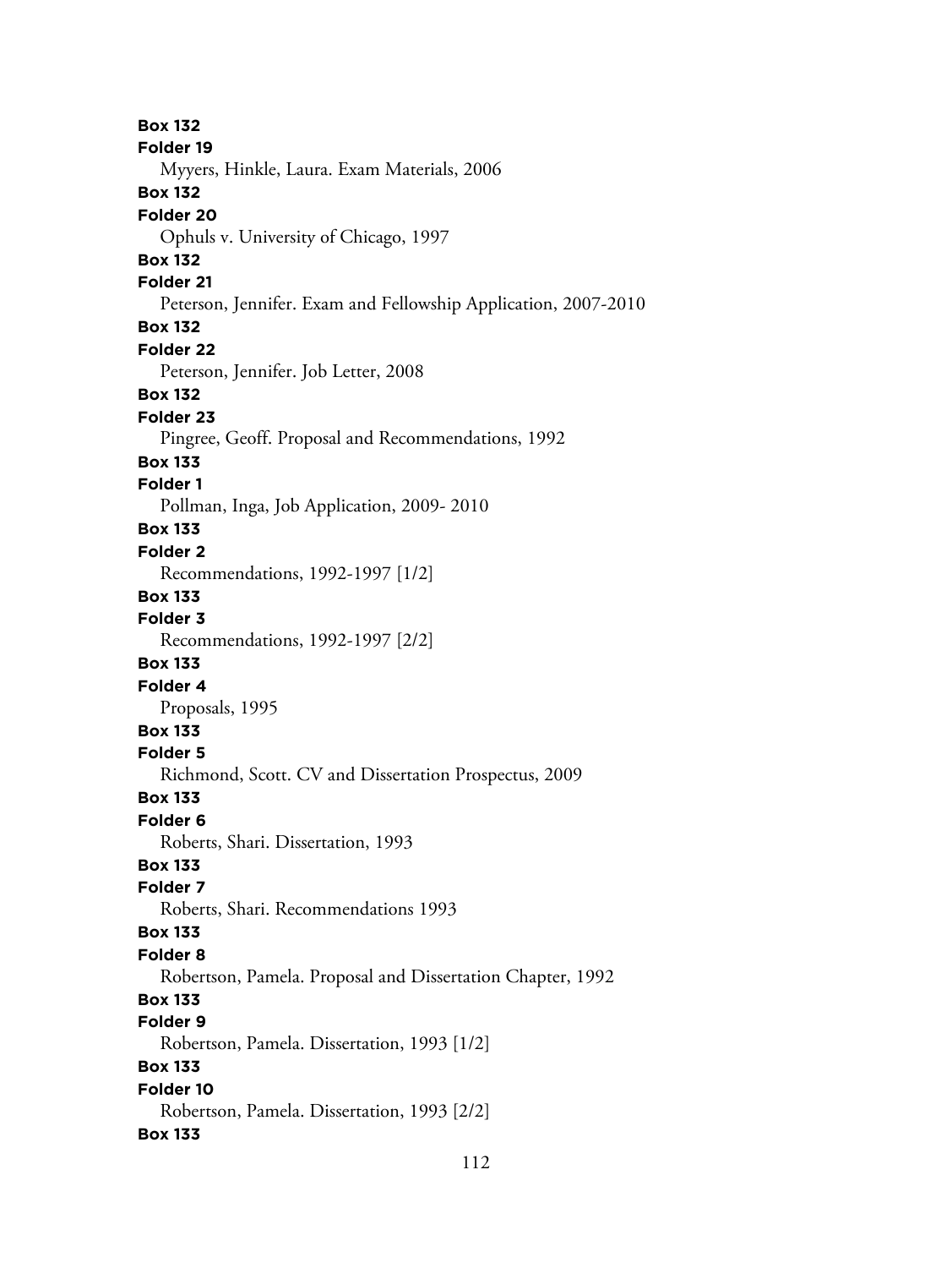**Box 132**
**Folder 19**
Myyers, Hinkle, Laura. Exam Materials, 2006
**Box 132**
**Folder 20**
Ophuls v. University of Chicago, 1997
**Box 132**
**Folder 21**
Peterson, Jennifer. Exam and Fellowship Application, 2007-2010
**Box 132**
**Folder 22**
Peterson, Jennifer. Job Letter, 2008
**Box 132**
**Folder 23**
Pingree, Geoff. Proposal and Recommendations, 1992
**Box 133**
**Folder 1**
Pollman, Inga, Job Application, 2009- 2010
**Box 133**
**Folder 2**
Recommendations, 1992-1997 [1/2]
**Box 133**
**Folder 3**
Recommendations, 1992-1997 [2/2]
**Box 133**
**Folder 4**
Proposals, 1995
**Box 133**
**Folder 5**
Richmond, Scott. CV and Dissertation Prospectus, 2009
**Box 133**
**Folder 6**
Roberts, Shari. Dissertation, 1993
**Box 133**
**Folder 7**
Roberts, Shari. Recommendations 1993
**Box 133**
**Folder 8**
Robertson, Pamela. Proposal and Dissertation Chapter, 1992
**Box 133**
**Folder 9**
Robertson, Pamela. Dissertation, 1993 [1/2]
**Box 133**
**Folder 10**
Robertson, Pamela. Dissertation, 1993 [2/2]
**Box 133**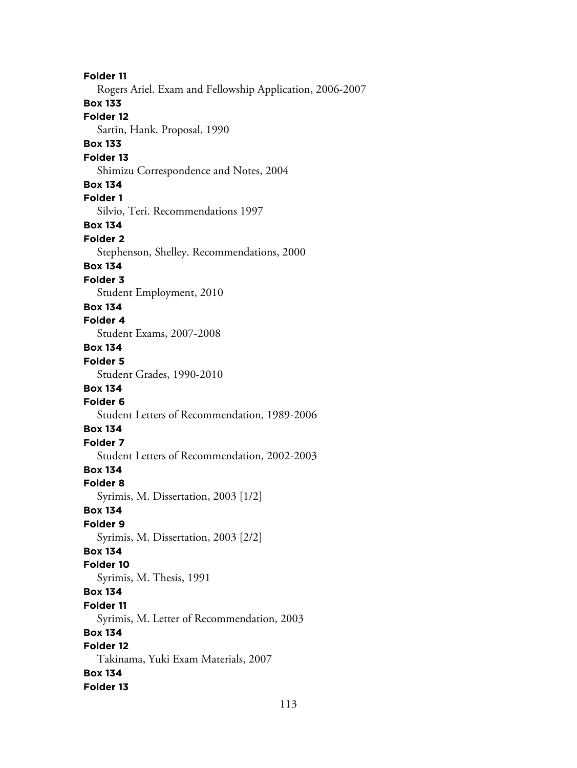**Folder 11**

Rogers Ariel. Exam and Fellowship Application, 2006-2007

**Box 133**

**Folder 12**

Sartin, Hank. Proposal, 1990

**Box 133**

**Folder 13**

Shimizu Correspondence and Notes, 2004

**Box 134**

**Folder 1**

Silvio, Teri. Recommendations 1997

**Box 134**

**Folder 2**

Stephenson, Shelley. Recommendations, 2000

**Box 134**

**Folder 3**

Student Employment, 2010

**Box 134**

**Folder 4**

Student Exams, 2007-2008

**Box 134**

**Folder 5**

Student Grades, 1990-2010

**Box 134**

**Folder 6**

Student Letters of Recommendation, 1989-2006

**Box 134**

**Folder 7**

Student Letters of Recommendation, 2002-2003

**Box 134**

**Folder 8**

Syrimis, M. Dissertation, 2003 [1/2]

**Box 134**

**Folder 9**

Syrimis, M. Dissertation, 2003 [2/2]

**Box 134**

**Folder 10**

Syrimis, M. Thesis, 1991

**Box 134**

**Folder 11**

Syrimis, M. Letter of Recommendation, 2003

**Box 134**

**Folder 12**

Takinama, Yuki Exam Materials, 2007

**Box 134**

**Folder 13**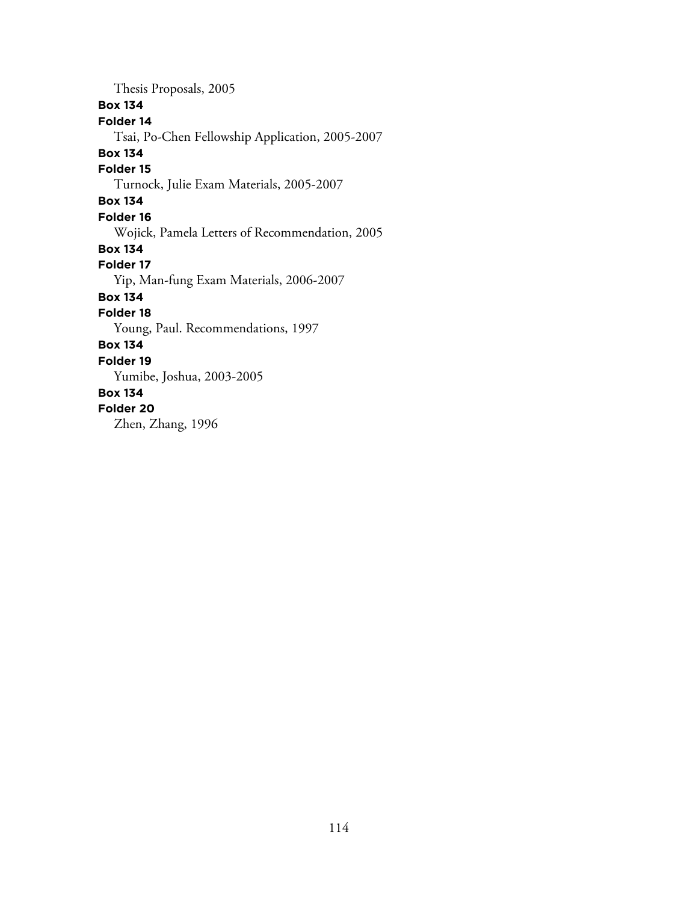Thesis Proposals, 2005

**Box 134**

**Folder 14**

Tsai, Po-Chen Fellowship Application, 2005-2007

**Box 134**

**Folder 15**

Turnock, Julie Exam Materials, 2005-2007

**Box 134**

**Folder 16**

Wojick, Pamela Letters of Recommendation, 2005

**Box 134**

**Folder 17**

Yip, Man-fung Exam Materials, 2006-2007

**Box 134**

**Folder 18**

Young, Paul. Recommendations, 1997

**Box 134**

**Folder 19**

Yumibe, Joshua, 2003-2005

**Box 134**

**Folder 20**

Zhen, Zhang, 1996